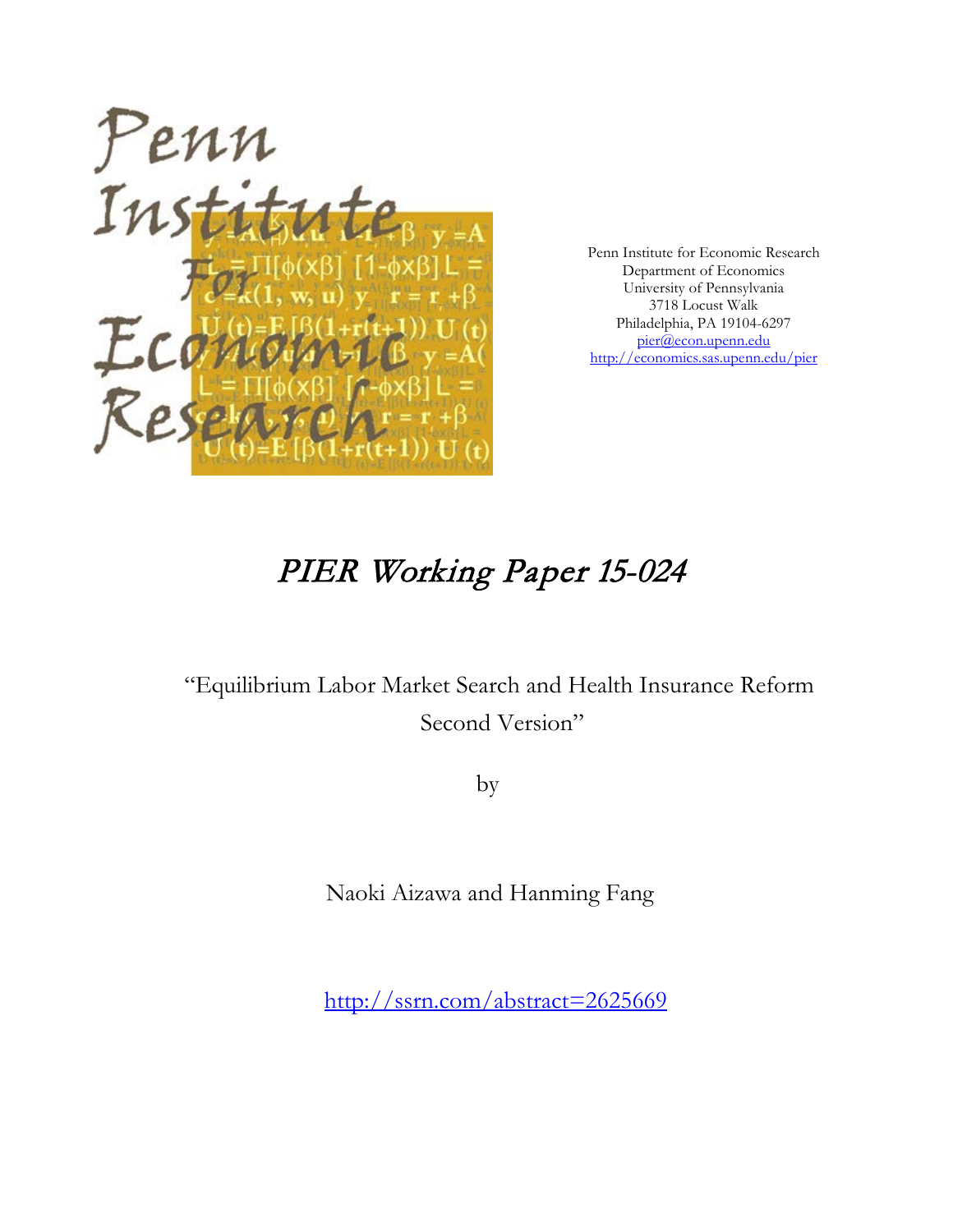Penn Institute for Economic Research
Department of Economics
University of Pennsylvania
3718 Locust Walk
Philadelphia, PA 19104-6297
pier@econ.upenn.edu
http://economics.sas.upenn.edu/pier

# *PIER Working Paper 15-024*

"Equilibrium Labor Market Search and Health Insurance Reform
Second Version"

by

Naoki Aizawa and Hanming Fang

http://ssrn.com/abstract=2625669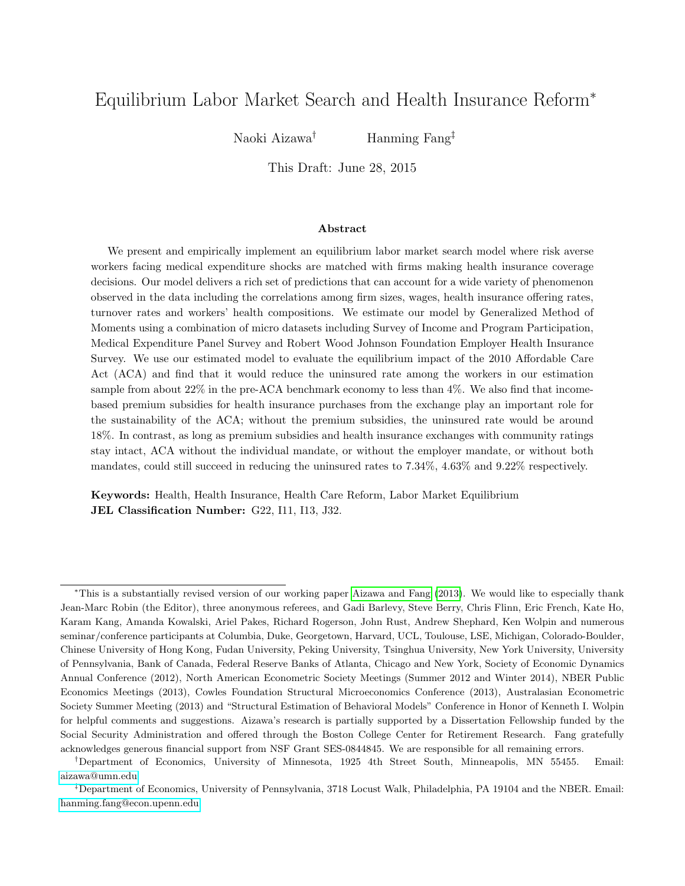# Equilibrium Labor Market Search and Health Insurance Reform*

Naoki Aizawa[†] Hanming Fang[‡]

This Draft: June 28, 2015

### Abstract

We present and empirically implement an equilibrium labor market search model where risk averse workers facing medical expenditure shocks are matched with firms making health insurance coverage decisions. Our model delivers a rich set of predictions that can account for a wide variety of phenomenon observed in the data including the correlations among firm sizes, wages, health insurance offering rates, turnover rates and workers' health compositions. We estimate our model by Generalized Method of Moments using a combination of micro datasets including Survey of Income and Program Participation, Medical Expenditure Panel Survey and Robert Wood Johnson Foundation Employer Health Insurance Survey. We use our estimated model to evaluate the equilibrium impact of the 2010 Affordable Care Act (ACA) and find that it would reduce the uninsured rate among the workers in our estimation sample from about 22% in the pre-ACA benchmark economy to less than 4%. We also find that income-based premium subsidies for health insurance purchases from the exchange play an important role for the sustainability of the ACA; without the premium subsidies, the uninsured rate would be around 18%. In contrast, as long as premium subsidies and health insurance exchanges with community ratings stay intact, ACA without the individual mandate, or without the employer mandate, or without both mandates, could still succeed in reducing the uninsured rates to 7.34%, 4.63% and 9.22% respectively.

**Keywords:** Health, Health Insurance, Health Care Reform, Labor Market Equilibrium
**JEL Classification Number:** G22, I11, I13, J32.

---

*This is a substantially revised version of our working paper Aizawa and Fang (2013). We would like to especially thank Jean-Marc Robin (the Editor), three anonymous referees, and Gadi Barlevy, Steve Berry, Chris Flinn, Eric French, Kate Ho, Karam Kang, Amanda Kowalski, Ariel Pakes, Richard Rogerson, John Rust, Andrew Shephard, Ken Wolpin and numerous seminar/conference participants at Columbia, Duke, Georgetown, Harvard, UCL, Toulouse, LSE, Michigan, Colorado-Boulder, Chinese University of Hong Kong, Fudan University, Peking University, Tsinghua University, New York University, University of Pennsylvania, Bank of Canada, Federal Reserve Banks of Atlanta, Chicago and New York, Society of Economic Dynamics Annual Conference (2012), North American Econometric Society Meetings (Summer 2012 and Winter 2014), NBER Public Economics Meetings (2013), Cowles Foundation Structural Microeconomics Conference (2013), Australasian Econometric Society Summer Meeting (2013) and "Structural Estimation of Behavioral Models" Conference in Honor of Kenneth I. Wolpin for helpful comments and suggestions. Aizawa's research is partially supported by a Dissertation Fellowship funded by the Social Security Administration and offered through the Boston College Center for Retirement Research. Fang gratefully acknowledges generous financial support from NSF Grant SES-0844845. We are responsible for all remaining errors.

†Department of Economics, University of Minnesota, 1925 4th Street South, Minneapolis, MN 55455. Email: aizawa@umn.edu

‡Department of Economics, University of Pennsylvania, 3718 Locust Walk, Philadelphia, PA 19104 and the NBER. Email: hanming.fang@econ.upenn.edu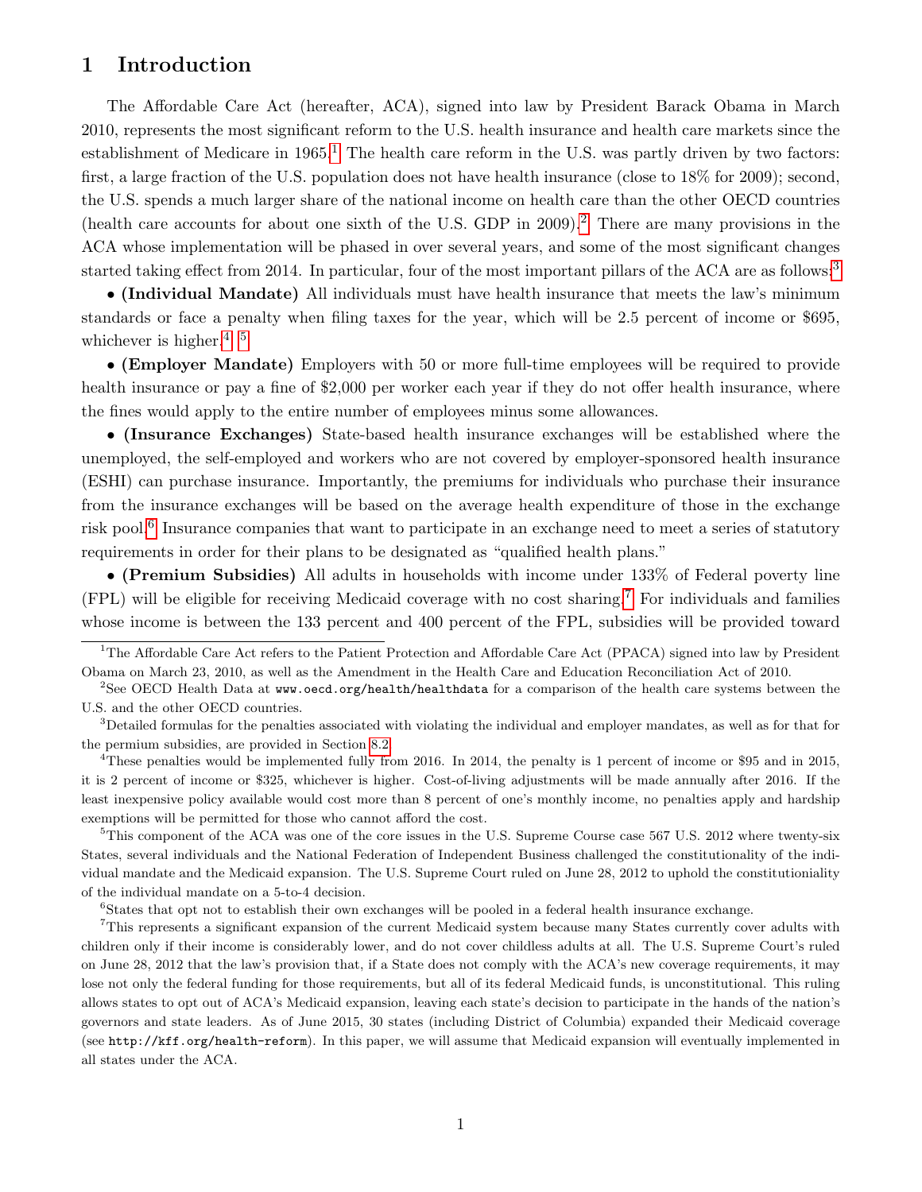# 1 Introduction

The Affordable Care Act (hereafter, ACA), signed into law by President Barack Obama in March 2010, represents the most significant reform to the U.S. health insurance and health care markets since the establishment of Medicare in 1965.[1] The health care reform in the U.S. was partly driven by two factors: first, a large fraction of the U.S. population does not have health insurance (close to 18% for 2009); second, the U.S. spends a much larger share of the national income on health care than the other OECD countries (health care accounts for about one sixth of the U.S. GDP in 2009).[2] There are many provisions in the ACA whose implementation will be phased in over several years, and some of the most significant changes started taking effect from 2014. In particular, four of the most important pillars of the ACA are as follows:[3]

• **(Individual Mandate)** All individuals must have health insurance that meets the law's minimum standards or face a penalty when filing taxes for the year, which will be 2.5 percent of income or $695, whichever is higher.[4], [5]

• **(Employer Mandate)** Employers with 50 or more full-time employees will be required to provide health insurance or pay a fine of $2,000 per worker each year if they do not offer health insurance, where the fines would apply to the entire number of employees minus some allowances.

• **(Insurance Exchanges)** State-based health insurance exchanges will be established where the unemployed, the self-employed and workers who are not covered by employer-sponsored health insurance (ESHI) can purchase insurance. Importantly, the premiums for individuals who purchase their insurance from the insurance exchanges will be based on the average health expenditure of those in the exchange risk pool.[6] Insurance companies that want to participate in an exchange need to meet a series of statutory requirements in order for their plans to be designated as "qualified health plans."

• **(Premium Subsidies)** All adults in households with income under 133% of Federal poverty line (FPL) will be eligible for receiving Medicaid coverage with no cost sharing.[7] For individuals and families whose income is between the 133 percent and 400 percent of the FPL, subsidies will be provided toward

---

[1] The Affordable Care Act refers to the Patient Protection and Affordable Care Act (PPACA) signed into law by President Obama on March 23, 2010, as well as the Amendment in the Health Care and Education Reconciliation Act of 2010.

[2] See OECD Health Data at www.oecd.org/health/healthdata for a comparison of the health care systems between the U.S. and the other OECD countries.

[3] Detailed formulas for the penalties associated with violating the individual and employer mandates, as well as for that for the permium subsidies, are provided in Section 8.2.

[4] These penalties would be implemented fully from 2016. In 2014, the penalty is 1 percent of income or $95 and in 2015, it is 2 percent of income or $325, whichever is higher. Cost-of-living adjustments will be made annually after 2016. If the least inexpensive policy available would cost more than 8 percent of one's monthly income, no penalties apply and hardship exemptions will be permitted for those who cannot afford the cost.

[5] This component of the ACA was one of the core issues in the U.S. Supreme Course case 567 U.S. 2012 where twenty-six States, several individuals and the National Federation of Independent Business challenged the constitutionality of the individual mandate and the Medicaid expansion. The U.S. Supreme Court ruled on June 28, 2012 to uphold the constitutioniality of the individual mandate on a 5-to-4 decision.

[6] States that opt not to establish their own exchanges will be pooled in a federal health insurance exchange.

[7] This represents a significant expansion of the current Medicaid system because many States currently cover adults with children only if their income is considerably lower, and do not cover childless adults at all. The U.S. Supreme Court's ruled on June 28, 2012 that the law's provision that, if a State does not comply with the ACA's new coverage requirements, it may lose not only the federal funding for those requirements, but all of its federal Medicaid funds, is unconstitutional. This ruling allows states to opt out of ACA's Medicaid expansion, leaving each state's decision to participate in the hands of the nation's governors and state leaders. As of June 2015, 30 states (including District of Columbia) expanded their Medicaid coverage (see http://kff.org/health-reform). In this paper, we will assume that Medicaid expansion will eventually implemented in all states under the ACA.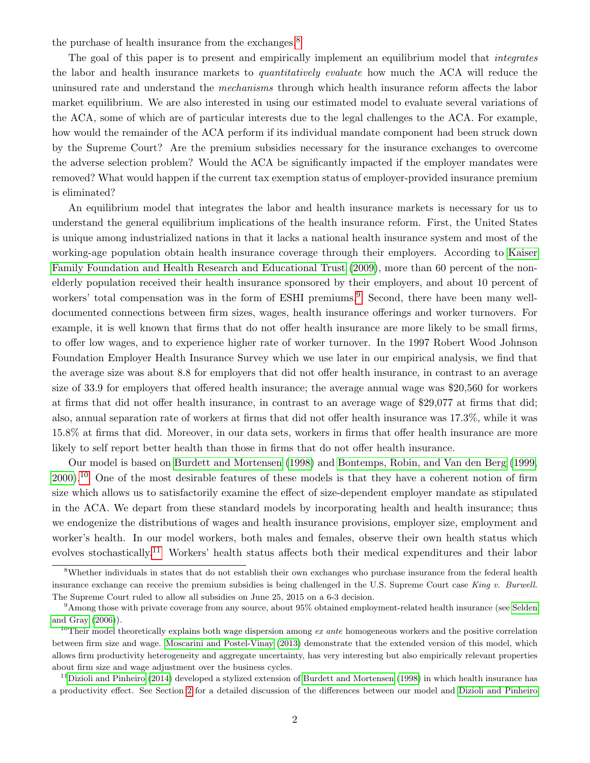the purchase of health insurance from the exchanges.[8]

The goal of this paper is to present and empirically implement an equilibrium model that *integrates* the labor and health insurance markets to *quantitatively evaluate* how much the ACA will reduce the uninsured rate and understand the *mechanisms* through which health insurance reform affects the labor market equilibrium. We are also interested in using our estimated model to evaluate several variations of the ACA, some of which are of particular interests due to the legal challenges to the ACA. For example, how would the remainder of the ACA perform if its individual mandate component had been struck down by the Supreme Court? Are the premium subsidies necessary for the insurance exchanges to overcome the adverse selection problem? Would the ACA be significantly impacted if the employer mandates were removed? What would happen if the current tax exemption status of employer-provided insurance premium is eliminated?

An equilibrium model that integrates the labor and health insurance markets is necessary for us to understand the general equilibrium implications of the health insurance reform. First, the United States is unique among industrialized nations in that it lacks a national health insurance system and most of the working-age population obtain health insurance coverage through their employers. According to Kaiser Family Foundation and Health Research and Educational Trust (2009), more than 60 percent of the non-elderly population received their health insurance sponsored by their employers, and about 10 percent of workers' total compensation was in the form of ESHI premiums.[9] Second, there have been many well-documented connections between firm sizes, wages, health insurance offerings and worker turnovers. For example, it is well known that firms that do not offer health insurance are more likely to be small firms, to offer low wages, and to experience higher rate of worker turnover. In the 1997 Robert Wood Johnson Foundation Employer Health Insurance Survey which we use later in our empirical analysis, we find that the average size was about 8.8 for employers that did not offer health insurance, in contrast to an average size of 33.9 for employers that offered health insurance; the average annual wage was $20,560 for workers at firms that did not offer health insurance, in contrast to an average wage of $29,077 at firms that did; also, annual separation rate of workers at firms that did not offer health insurance was 17.3%, while it was 15.8% at firms that did. Moreover, in our data sets, workers in firms that offer health insurance are more likely to self report better health than those in firms that do not offer health insurance.

Our model is based on Burdett and Mortensen (1998) and Bontemps, Robin, and Van den Berg (1999, 2000).[10] One of the most desirable features of these models is that they have a coherent notion of firm size which allows us to satisfactorily examine the effect of size-dependent employer mandate as stipulated in the ACA. We depart from these standard models by incorporating health and health insurance; thus we endogenize the distributions of wages and health insurance provisions, employer size, employment and worker's health. In our model workers, both males and females, observe their own health status which evolves stochastically.[11] Workers' health status affects both their medical expenditures and their labor

[8] Whether individuals in states that do not establish their own exchanges who purchase insurance from the federal health insurance exchange can receive the premium subsidies is being challenged in the U.S. Supreme Court case *King v. Burwell*. The Supreme Court ruled to allow all subsidies on June 25, 2015 on a 6-3 decision.

[9] Among those with private coverage from any source, about 95% obtained employment-related health insurance (see Selden and Gray (2006)).

[10] Their model theoretically explains both wage dispersion among *ex ante* homogeneous workers and the positive correlation between firm size and wage. Moscarini and Postel-Vinay (2013) demonstrate that the extended version of this model, which allows firm productivity heterogeneity and aggregate uncertainty, has very interesting but also empirically relevant properties about firm size and wage adjustment over the business cycles.

[11] Dizioli and Pinheiro (2014) developed a stylized extension of Burdett and Mortensen (1998) in which health insurance has a productivity effect. See Section 2 for a detailed discussion of the differences between our model and Dizioli and Pinheiro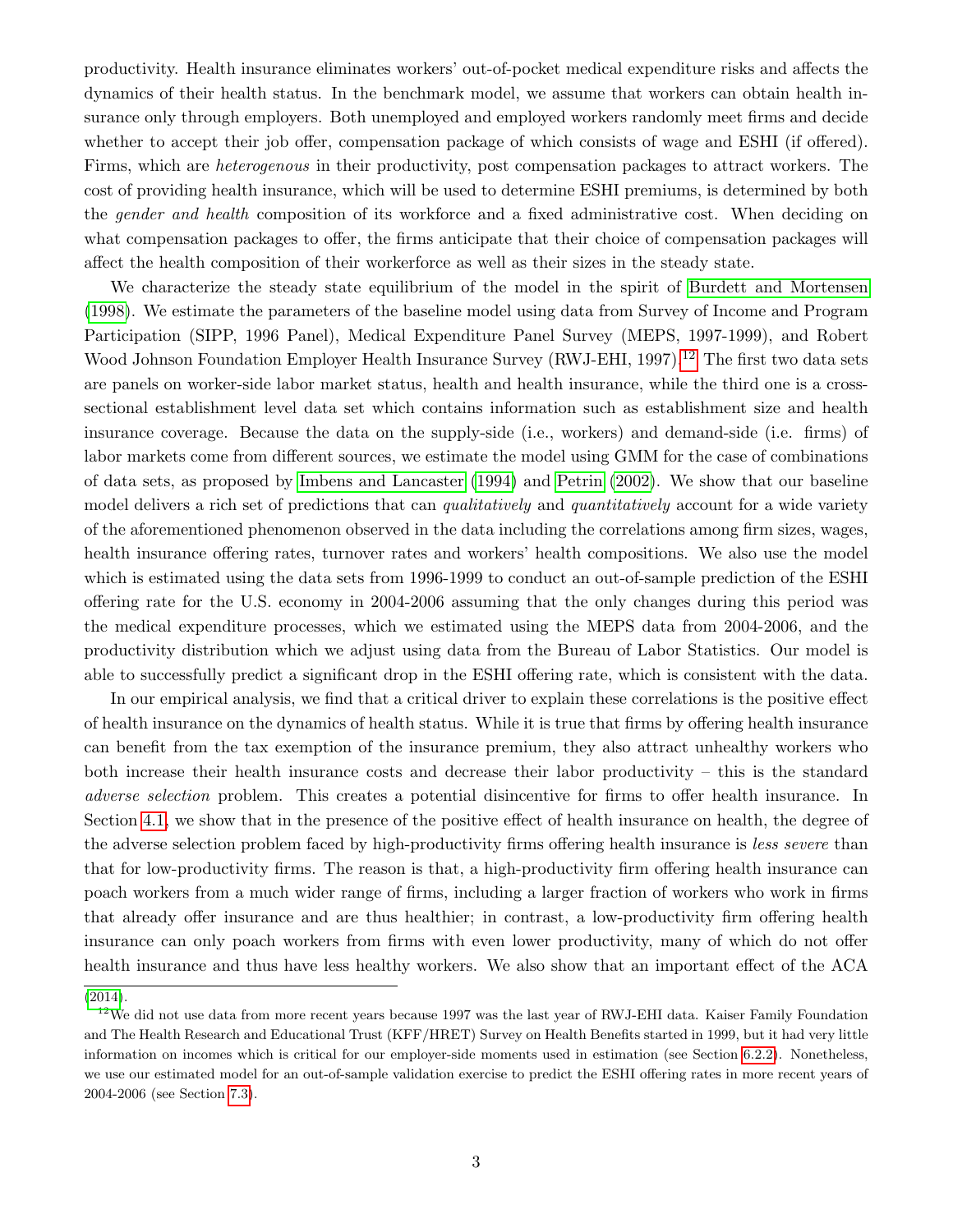productivity. Health insurance eliminates workers' out-of-pocket medical expenditure risks and affects the dynamics of their health status. In the benchmark model, we assume that workers can obtain health insurance only through employers. Both unemployed and employed workers randomly meet firms and decide whether to accept their job offer, compensation package of which consists of wage and ESHI (if offered). Firms, which are *heterogenous* in their productivity, post compensation packages to attract workers. The cost of providing health insurance, which will be used to determine ESHI premiums, is determined by both the *gender and health* composition of its workforce and a fixed administrative cost. When deciding on what compensation packages to offer, the firms anticipate that their choice of compensation packages will affect the health composition of their workerforce as well as their sizes in the steady state.

We characterize the steady state equilibrium of the model in the spirit of Burdett and Mortensen (1998). We estimate the parameters of the baseline model using data from Survey of Income and Program Participation (SIPP, 1996 Panel), Medical Expenditure Panel Survey (MEPS, 1997-1999), and Robert Wood Johnson Foundation Employer Health Insurance Survey (RWJ-EHI, 1997).[12] The first two data sets are panels on worker-side labor market status, health and health insurance, while the third one is a cross-sectional establishment level data set which contains information such as establishment size and health insurance coverage. Because the data on the supply-side (i.e., workers) and demand-side (i.e. firms) of labor markets come from different sources, we estimate the model using GMM for the case of combinations of data sets, as proposed by Imbens and Lancaster (1994) and Petrin (2002). We show that our baseline model delivers a rich set of predictions that can *qualitatively* and *quantitatively* account for a wide variety of the aforementioned phenomenon observed in the data including the correlations among firm sizes, wages, health insurance offering rates, turnover rates and workers' health compositions. We also use the model which is estimated using the data sets from 1996-1999 to conduct an out-of-sample prediction of the ESHI offering rate for the U.S. economy in 2004-2006 assuming that the only changes during this period was the medical expenditure processes, which we estimated using the MEPS data from 2004-2006, and the productivity distribution which we adjust using data from the Bureau of Labor Statistics. Our model is able to successfully predict a significant drop in the ESHI offering rate, which is consistent with the data.

In our empirical analysis, we find that a critical driver to explain these correlations is the positive effect of health insurance on the dynamics of health status. While it is true that firms by offering health insurance can benefit from the tax exemption of the insurance premium, they also attract unhealthy workers who both increase their health insurance costs and decrease their labor productivity – this is the standard *adverse selection* problem. This creates a potential disincentive for firms to offer health insurance. In Section 4.1, we show that in the presence of the positive effect of health insurance on health, the degree of the adverse selection problem faced by high-productivity firms offering health insurance is *less severe* than that for low-productivity firms. The reason is that, a high-productivity firm offering health insurance can poach workers from a much wider range of firms, including a larger fraction of workers who work in firms that already offer insurance and are thus healthier; in contrast, a low-productivity firm offering health insurance can only poach workers from firms with even lower productivity, many of which do not offer health insurance and thus have less healthy workers. We also show that an important effect of the ACA

(2014).

[12] We did not use data from more recent years because 1997 was the last year of RWJ-EHI data. Kaiser Family Foundation and The Health Research and Educational Trust (KFF/HRET) Survey on Health Benefits started in 1999, but it had very little information on incomes which is critical for our employer-side moments used in estimation (see Section 6.2.2). Nonetheless, we use our estimated model for an out-of-sample validation exercise to predict the ESHI offering rates in more recent years of 2004-2006 (see Section 7.3).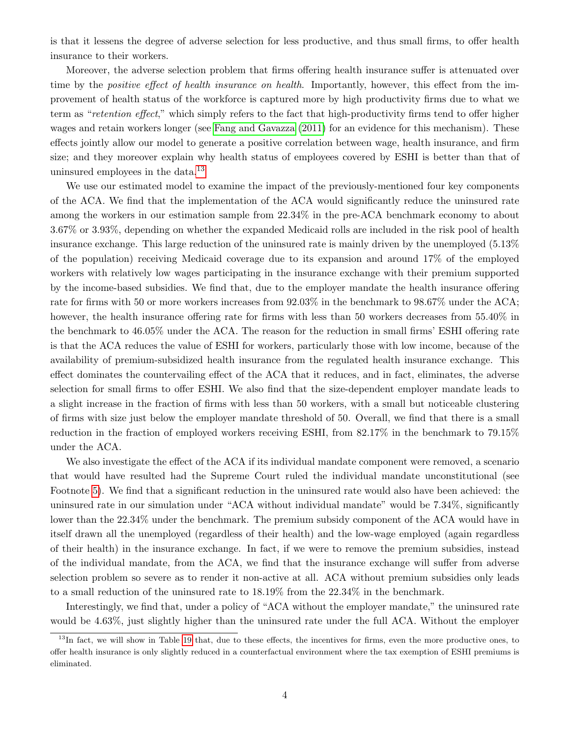is that it lessens the degree of adverse selection for less productive, and thus small firms, to offer health insurance to their workers.

Moreover, the adverse selection problem that firms offering health insurance suffer is attenuated over time by the *positive effect of health insurance on health*. Importantly, however, this effect from the improvement of health status of the workforce is captured more by high productivity firms due to what we term as "*retention effect*," which simply refers to the fact that high-productivity firms tend to offer higher wages and retain workers longer (see Fang and Gavazza (2011) for an evidence for this mechanism). These effects jointly allow our model to generate a positive correlation between wage, health insurance, and firm size; and they moreover explain why health status of employees covered by ESHI is better than that of uninsured employees in the data.[13]

We use our estimated model to examine the impact of the previously-mentioned four key components of the ACA. We find that the implementation of the ACA would significantly reduce the uninsured rate among the workers in our estimation sample from 22.34% in the pre-ACA benchmark economy to about 3.67% or 3.93%, depending on whether the expanded Medicaid rolls are included in the risk pool of health insurance exchange. This large reduction of the uninsured rate is mainly driven by the unemployed (5.13% of the population) receiving Medicaid coverage due to its expansion and around 17% of the employed workers with relatively low wages participating in the insurance exchange with their premium supported by the income-based subsidies. We find that, due to the employer mandate the health insurance offering rate for firms with 50 or more workers increases from 92.03% in the benchmark to 98.67% under the ACA; however, the health insurance offering rate for firms with less than 50 workers decreases from 55.40% in the benchmark to 46.05% under the ACA. The reason for the reduction in small firms' ESHI offering rate is that the ACA reduces the value of ESHI for workers, particularly those with low income, because of the availability of premium-subsidized health insurance from the regulated health insurance exchange. This effect dominates the countervailing effect of the ACA that it reduces, and in fact, eliminates, the adverse selection for small firms to offer ESHI. We also find that the size-dependent employer mandate leads to a slight increase in the fraction of firms with less than 50 workers, with a small but noticeable clustering of firms with size just below the employer mandate threshold of 50. Overall, we find that there is a small reduction in the fraction of employed workers receiving ESHI, from 82.17% in the benchmark to 79.15% under the ACA.

We also investigate the effect of the ACA if its individual mandate component were removed, a scenario that would have resulted had the Supreme Court ruled the individual mandate unconstitutional (see Footnote 5). We find that a significant reduction in the uninsured rate would also have been achieved: the uninsured rate in our simulation under "ACA without individual mandate" would be 7.34%, significantly lower than the 22.34% under the benchmark. The premium subsidy component of the ACA would have in itself drawn all the unemployed (regardless of their health) and the low-wage employed (again regardless of their health) in the insurance exchange. In fact, if we were to remove the premium subsidies, instead of the individual mandate, from the ACA, we find that the insurance exchange will suffer from adverse selection problem so severe as to render it non-active at all. ACA without premium subsidies only leads to a small reduction of the uninsured rate to 18.19% from the 22.34% in the benchmark.

Interestingly, we find that, under a policy of "ACA without the employer mandate," the uninsured rate would be 4.63%, just slightly higher than the uninsured rate under the full ACA. Without the employer

[13] In fact, we will show in Table 19 that, due to these effects, the incentives for firms, even the more productive ones, to offer health insurance is only slightly reduced in a counterfactual environment where the tax exemption of ESHI premiums is eliminated.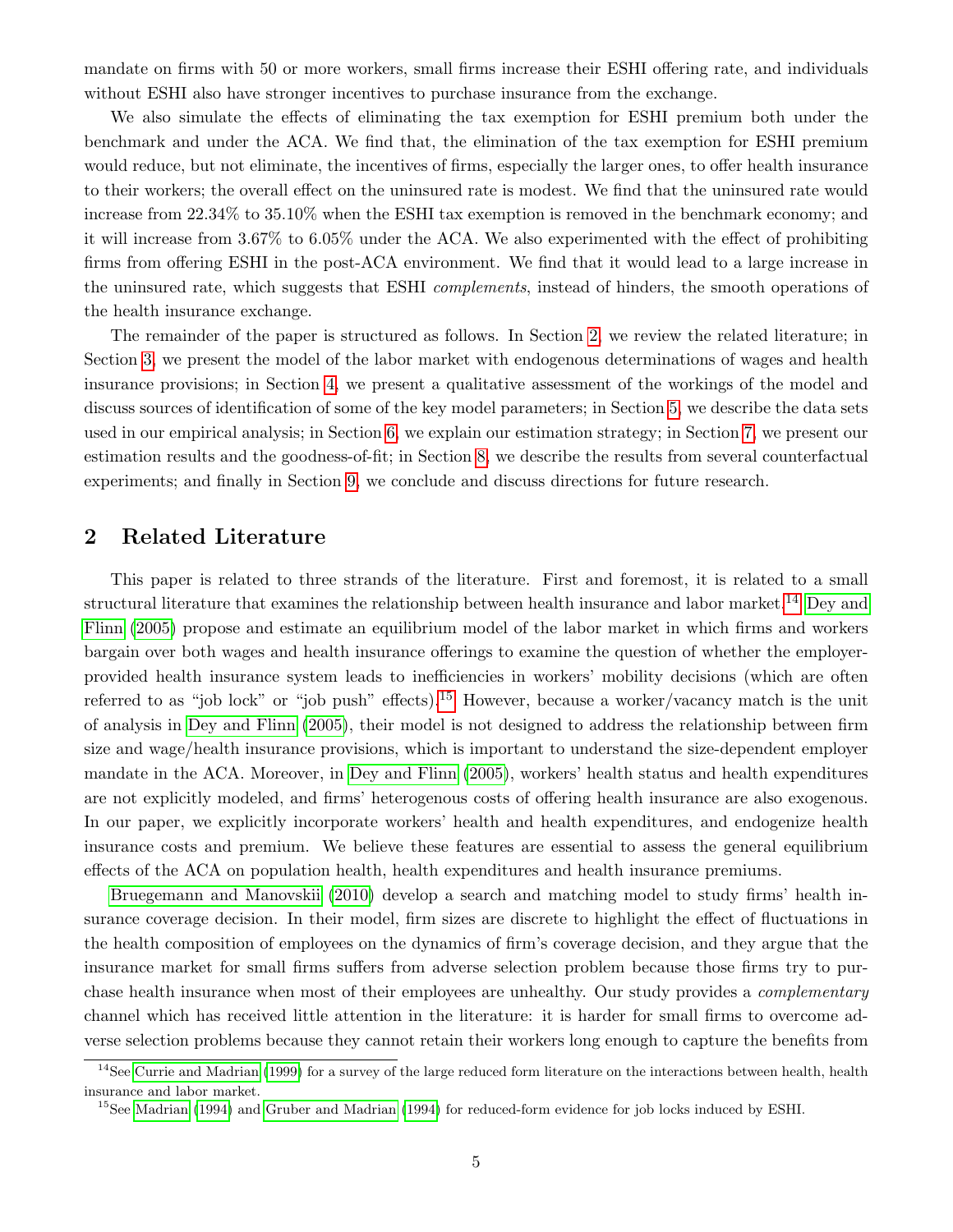mandate on firms with 50 or more workers, small firms increase their ESHI offering rate, and individuals without ESHI also have stronger incentives to purchase insurance from the exchange.

We also simulate the effects of eliminating the tax exemption for ESHI premium both under the benchmark and under the ACA. We find that, the elimination of the tax exemption for ESHI premium would reduce, but not eliminate, the incentives of firms, especially the larger ones, to offer health insurance to their workers; the overall effect on the uninsured rate is modest. We find that the uninsured rate would increase from 22.34% to 35.10% when the ESHI tax exemption is removed in the benchmark economy; and it will increase from 3.67% to 6.05% under the ACA. We also experimented with the effect of prohibiting firms from offering ESHI in the post-ACA environment. We find that it would lead to a large increase in the uninsured rate, which suggests that ESHI *complements*, instead of hinders, the smooth operations of the health insurance exchange.

The remainder of the paper is structured as follows. In Section 2, we review the related literature; in Section 3, we present the model of the labor market with endogenous determinations of wages and health insurance provisions; in Section 4, we present a qualitative assessment of the workings of the model and discuss sources of identification of some of the key model parameters; in Section 5, we describe the data sets used in our empirical analysis; in Section 6, we explain our estimation strategy; in Section 7, we present our estimation results and the goodness-of-fit; in Section 8, we describe the results from several counterfactual experiments; and finally in Section 9, we conclude and discuss directions for future research.[15]

## 2 Related Literature

This paper is related to three strands of the literature. First and foremost, it is related to a small structural literature that examines the relationship between health insurance and labor market.[14] Dey and Flinn (2005) propose and estimate an equilibrium model of the labor market in which firms and workers bargain over both wages and health insurance offerings to examine the question of whether the employer-provided health insurance system leads to inefficiencies in workers' mobility decisions (which are often referred to as "job lock" or "job push" effects).[15] However, because a worker/vacancy match is the unit of analysis in Dey and Flinn (2005), their model is not designed to address the relationship between firm size and wage/health insurance provisions, which is important to understand the size-dependent employer mandate in the ACA. Moreover, in Dey and Flinn (2005), workers' health status and health expenditures are not explicitly modeled, and firms' heterogenous costs of offering health insurance are also exogenous. In our paper, we explicitly incorporate workers' health and health expenditures, and endogenize health insurance costs and premium. We believe these features are essential to assess the general equilibrium effects of the ACA on population health, health expenditures and health insurance premiums.

Bruegemann and Manovskii (2010) develop a search and matching model to study firms' health insurance coverage decision. In their model, firm sizes are discrete to highlight the effect of fluctuations in the health composition of employees on the dynamics of firm's coverage decision, and they argue that the insurance market for small firms suffers from adverse selection problem because those firms try to purchase health insurance when most of their employees are unhealthy. Our study provides a *complementary* channel which has received little attention in the literature: it is harder for small firms to overcome adverse selection problems because they cannot retain their workers long enough to capture the benefits from

[14] See Currie and Madrian (1999) for a survey of the large reduced form literature on the interactions between health, health insurance and labor market.

[15] See Madrian (1994) and Gruber and Madrian (1994) for reduced-form evidence for job locks induced by ESHI.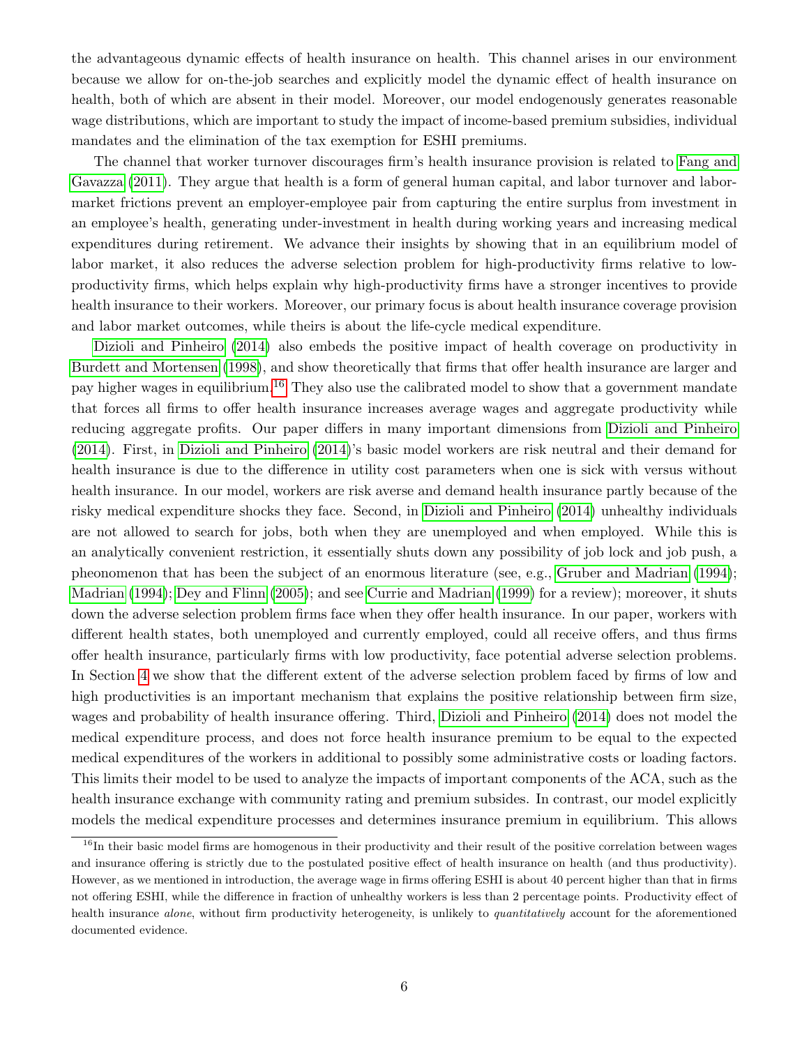the advantageous dynamic effects of health insurance on health. This channel arises in our environment because we allow for on-the-job searches and explicitly model the dynamic effect of health insurance on health, both of which are absent in their model. Moreover, our model endogenously generates reasonable wage distributions, which are important to study the impact of income-based premium subsidies, individual mandates and the elimination of the tax exemption for ESHI premiums.

The channel that worker turnover discourages firm's health insurance provision is related to Fang and Gavazza (2011). They argue that health is a form of general human capital, and labor turnover and labor-market frictions prevent an employer-employee pair from capturing the entire surplus from investment in an employee's health, generating under-investment in health during working years and increasing medical expenditures during retirement. We advance their insights by showing that in an equilibrium model of labor market, it also reduces the adverse selection problem for high-productivity firms relative to low-productivity firms, which helps explain why high-productivity firms have a stronger incentives to provide health insurance to their workers. Moreover, our primary focus is about health insurance coverage provision and labor market outcomes, while theirs is about the life-cycle medical expenditure.

Dizioli and Pinheiro (2014) also embeds the positive impact of health coverage on productivity in Burdett and Mortensen (1998), and show theoretically that firms that offer health insurance are larger and pay higher wages in equilibrium.[16] They also use the calibrated model to show that a government mandate that forces all firms to offer health insurance increases average wages and aggregate productivity while reducing aggregate profits. Our paper differs in many important dimensions from Dizioli and Pinheiro (2014). First, in Dizioli and Pinheiro (2014)'s basic model workers are risk neutral and their demand for health insurance is due to the difference in utility cost parameters when one is sick with versus without health insurance. In our model, workers are risk averse and demand health insurance partly because of the risky medical expenditure shocks they face. Second, in Dizioli and Pinheiro (2014) unhealthy individuals are not allowed to search for jobs, both when they are unemployed and when employed. While this is an analytically convenient restriction, it essentially shuts down any possibility of job lock and job push, a pheonomenon that has been the subject of an enormous literature (see, e.g., Gruber and Madrian (1994); Madrian (1994); Dey and Flinn (2005); and see Currie and Madrian (1999) for a review); moreover, it shuts down the adverse selection problem firms face when they offer health insurance. In our paper, workers with different health states, both unemployed and currently employed, could all receive offers, and thus firms offer health insurance, particularly firms with low productivity, face potential adverse selection problems. In Section 4 we show that the different extent of the adverse selection problem faced by firms of low and high productivities is an important mechanism that explains the positive relationship between firm size, wages and probability of health insurance offering. Third, Dizioli and Pinheiro (2014) does not model the medical expenditure process, and does not force health insurance premium to be equal to the expected medical expenditures of the workers in additional to possibly some administrative costs or loading factors. This limits their model to be used to analyze the impacts of important components of the ACA, such as the health insurance exchange with community rating and premium subsides. In contrast, our model explicitly models the medical expenditure processes and determines insurance premium in equilibrium. This allows

[16] In their basic model firms are homogenous in their productivity and their result of the positive correlation between wages and insurance offering is strictly due to the postulated positive effect of health insurance on health (and thus productivity). However, as we mentioned in introduction, the average wage in firms offering ESHI is about 40 percent higher than that in firms not offering ESHI, while the difference in fraction of unhealthy workers is less than 2 percentage points. Productivity effect of health insurance *alone*, without firm productivity heterogeneity, is unlikely to *quantitatively* account for the aforementioned documented evidence.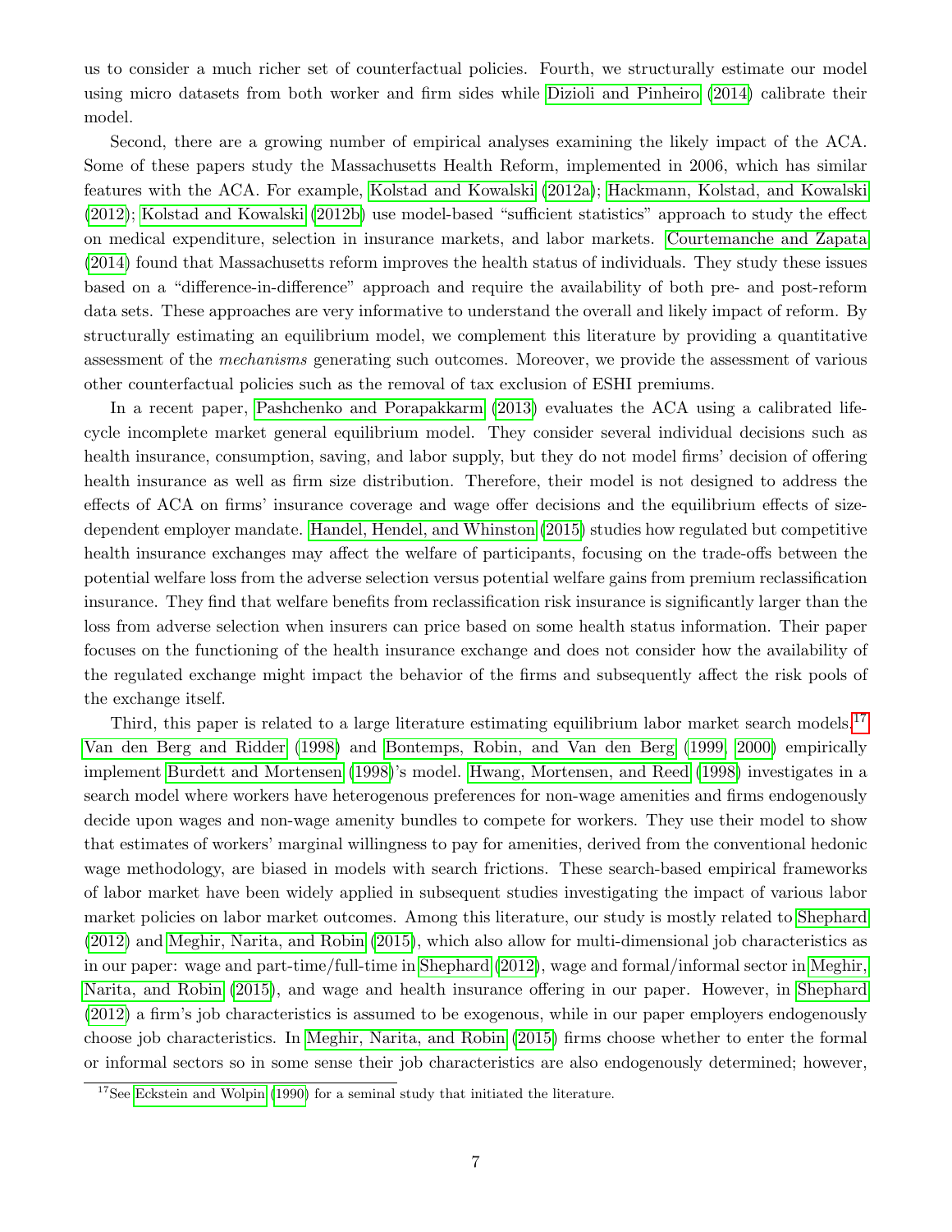us to consider a much richer set of counterfactual policies. Fourth, we structurally estimate our model using micro datasets from both worker and firm sides while Dizioli and Pinheiro (2014) calibrate their model.

Second, there are a growing number of empirical analyses examining the likely impact of the ACA. Some of these papers study the Massachusetts Health Reform, implemented in 2006, which has similar features with the ACA. For example, Kolstad and Kowalski (2012a); Hackmann, Kolstad, and Kowalski (2012); Kolstad and Kowalski (2012b) use model-based "sufficient statistics" approach to study the effect on medical expenditure, selection in insurance markets, and labor markets. Courtemanche and Zapata (2014) found that Massachusetts reform improves the health status of individuals. They study these issues based on a "difference-in-difference" approach and require the availability of both pre- and post-reform data sets. These approaches are very informative to understand the overall and likely impact of reform. By structurally estimating an equilibrium model, we complement this literature by providing a quantitative assessment of the *mechanisms* generating such outcomes. Moreover, we provide the assessment of various other counterfactual policies such as the removal of tax exclusion of ESHI premiums.

In a recent paper, Pashchenko and Porapakkarm (2013) evaluates the ACA using a calibrated life-cycle incomplete market general equilibrium model. They consider several individual decisions such as health insurance, consumption, saving, and labor supply, but they do not model firms' decision of offering health insurance as well as firm size distribution. Therefore, their model is not designed to address the effects of ACA on firms' insurance coverage and wage offer decisions and the equilibrium effects of size-dependent employer mandate. Handel, Hendel, and Whinston (2015) studies how regulated but competitive health insurance exchanges may affect the welfare of participants, focusing on the trade-offs between the potential welfare loss from the adverse selection versus potential welfare gains from premium reclassification insurance. They find that welfare benefits from reclassification risk insurance is significantly larger than the loss from adverse selection when insurers can price based on some health status information. Their paper focuses on the functioning of the health insurance exchange and does not consider how the availability of the regulated exchange might impact the behavior of the firms and subsequently affect the risk pools of the exchange itself.

Third, this paper is related to a large literature estimating equilibrium labor market search models.[17] Van den Berg and Ridder (1998) and Bontemps, Robin, and Van den Berg (1999, 2000) empirically implement Burdett and Mortensen (1998)'s model. Hwang, Mortensen, and Reed (1998) investigates in a search model where workers have heterogenous preferences for non-wage amenities and firms endogenously decide upon wages and non-wage amenity bundles to compete for workers. They use their model to show that estimates of workers' marginal willingness to pay for amenities, derived from the conventional hedonic wage methodology, are biased in models with search frictions. These search-based empirical frameworks of labor market have been widely applied in subsequent studies investigating the impact of various labor market policies on labor market outcomes. Among this literature, our study is mostly related to Shephard (2012) and Meghir, Narita, and Robin (2015), which also allow for multi-dimensional job characteristics as in our paper: wage and part-time/full-time in Shephard (2012), wage and formal/informal sector in Meghir, Narita, and Robin (2015), and wage and health insurance offering in our paper. However, in Shephard (2012) a firm's job characteristics is assumed to be exogenous, while in our paper employers endogenously choose job characteristics. In Meghir, Narita, and Robin (2015) firms choose whether to enter the formal or informal sectors so in some sense their job characteristics are also endogenously determined; however,

[17] See Eckstein and Wolpin (1990) for a seminal study that initiated the literature.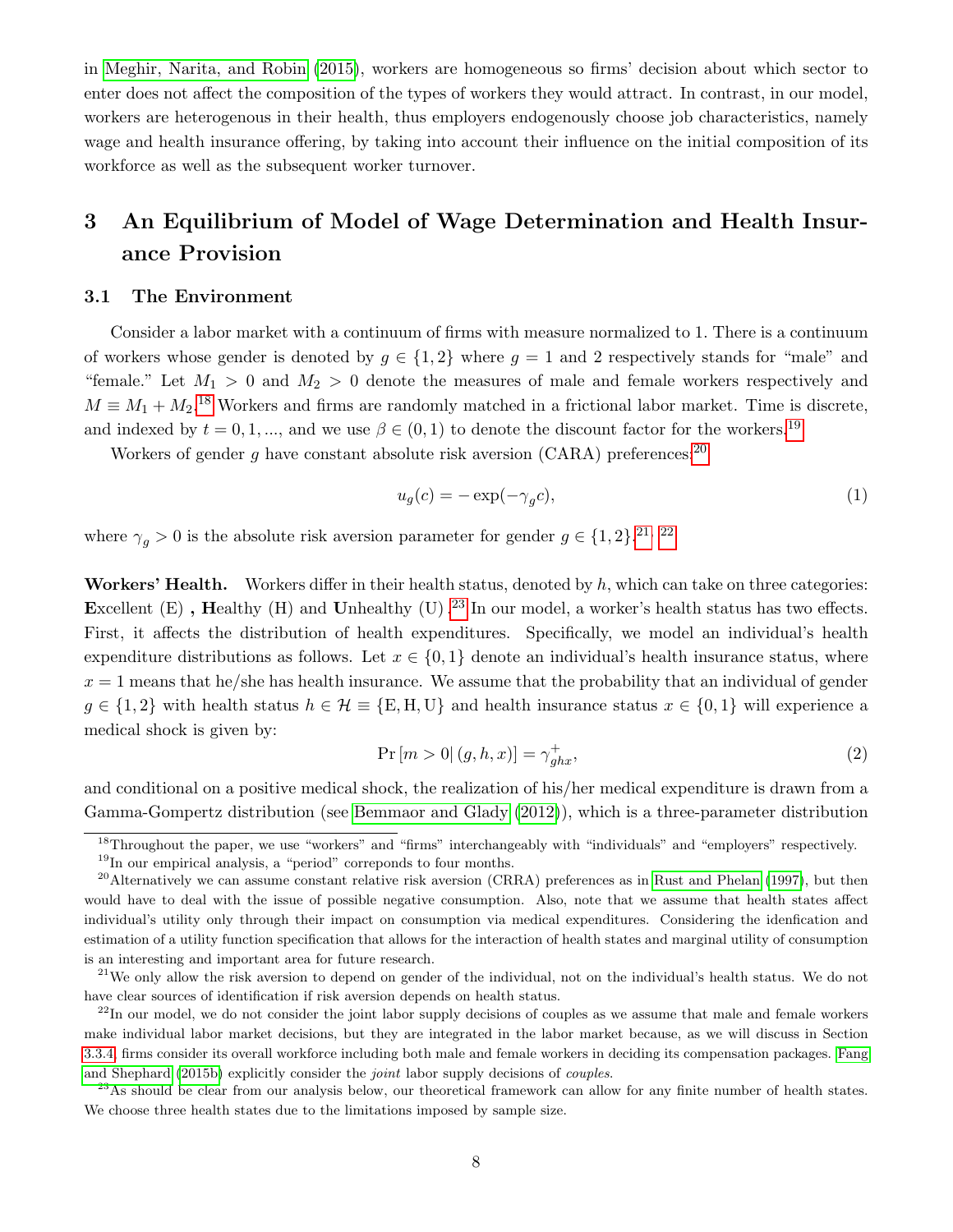in Meghir, Narita, and Robin (2015), workers are homogeneous so firms' decision about which sector to enter does not affect the composition of the types of workers they would attract. In contrast, in our model, workers are heterogenous in their health, thus employers endogenously choose job characteristics, namely wage and health insurance offering, by taking into account their influence on the initial composition of its workforce as well as the subsequent worker turnover.

# 3 An Equilibrium of Model of Wage Determination and Health Insurance Provision

## 3.1 The Environment

Consider a labor market with a continuum of firms with measure normalized to 1. There is a continuum of workers whose gender is denoted by $g \in \{1, 2\}$ where $g = 1$ and 2 respectively stands for "male" and "female." Let $M_1 > 0$ and $M_2 > 0$ denote the measures of male and female workers respectively and $M \equiv M_1 + M_2$.[18] Workers and firms are randomly matched in a frictional labor market. Time is discrete, and indexed by $t = 0, 1, ...$, and we use $\beta \in (0, 1)$ to denote the discount factor for the workers.[19]

Workers of gender $g$ have constant absolute risk aversion (CARA) preferences:[20]

$$u_g(c) = -\exp(-\gamma_g c), \tag{1}$$

where $\gamma_g > 0$ is the absolute risk aversion parameter for gender $g \in \{1, 2\}$.[21], [22]

**Workers' Health.** Workers differ in their health status, denoted by $h$, which can take on three categories: **E**xcellent (E) **, H**ealthy (H) and **U**nhealthy (U) .[23] In our model, a worker's health status has two effects. First, it affects the distribution of health expenditures. Specifically, we model an individual's health expenditure distributions as follows. Let $x \in \{0, 1\}$ denote an individual's health insurance status, where $x = 1$ means that he/she has health insurance. We assume that the probability that an individual of gender $g \in \{1, 2\}$ with health status $h \in \mathcal{H} \equiv \{\text{E}, \text{H}, \text{U}\}$ and health insurance status $x \in \{0, 1\}$ will experience a medical shock is given by:

$$\Pr\left[m > 0 | (g, h, x)\right] = \gamma^{+}_{ghx}, \tag{2}$$

and conditional on a positive medical shock, the realization of his/her medical expenditure is drawn from a Gamma-Gompertz distribution (see Bemmaor and Glady (2012)), which is a three-parameter distribution

---

[18] Throughout the paper, we use "workers" and "firms" interchangeably with "individuals" and "employers" respectively.

[19] In our empirical analysis, a "period" correponds to four months.

[20] Alternatively we can assume constant relative risk aversion (CRRA) preferences as in Rust and Phelan (1997), but then would have to deal with the issue of possible negative consumption. Also, note that we assume that health states affect individual's utility only through their impact on consumption via medical expenditures. Considering the idenfication and estimation of a utility function specification that allows for the interaction of health states and marginal utility of consumption is an interesting and important area for future research.

[21] We only allow the risk aversion to depend on gender of the individual, not on the individual's health status. We do not have clear sources of identification if risk aversion depends on health status.

[22] In our model, we do not consider the joint labor supply decisions of couples as we assume that male and female workers make individual labor market decisions, but they are integrated in the labor market because, as we will discuss in Section 3.3.4, firms consider its overall workforce including both male and female workers in deciding its compensation packages. Fang and Shephard (2015b) explicitly consider the *joint* labor supply decisions of *couples*.

[23] As should be clear from our analysis below, our theoretical framework can allow for any finite number of health states. We choose three health states due to the limitations imposed by sample size.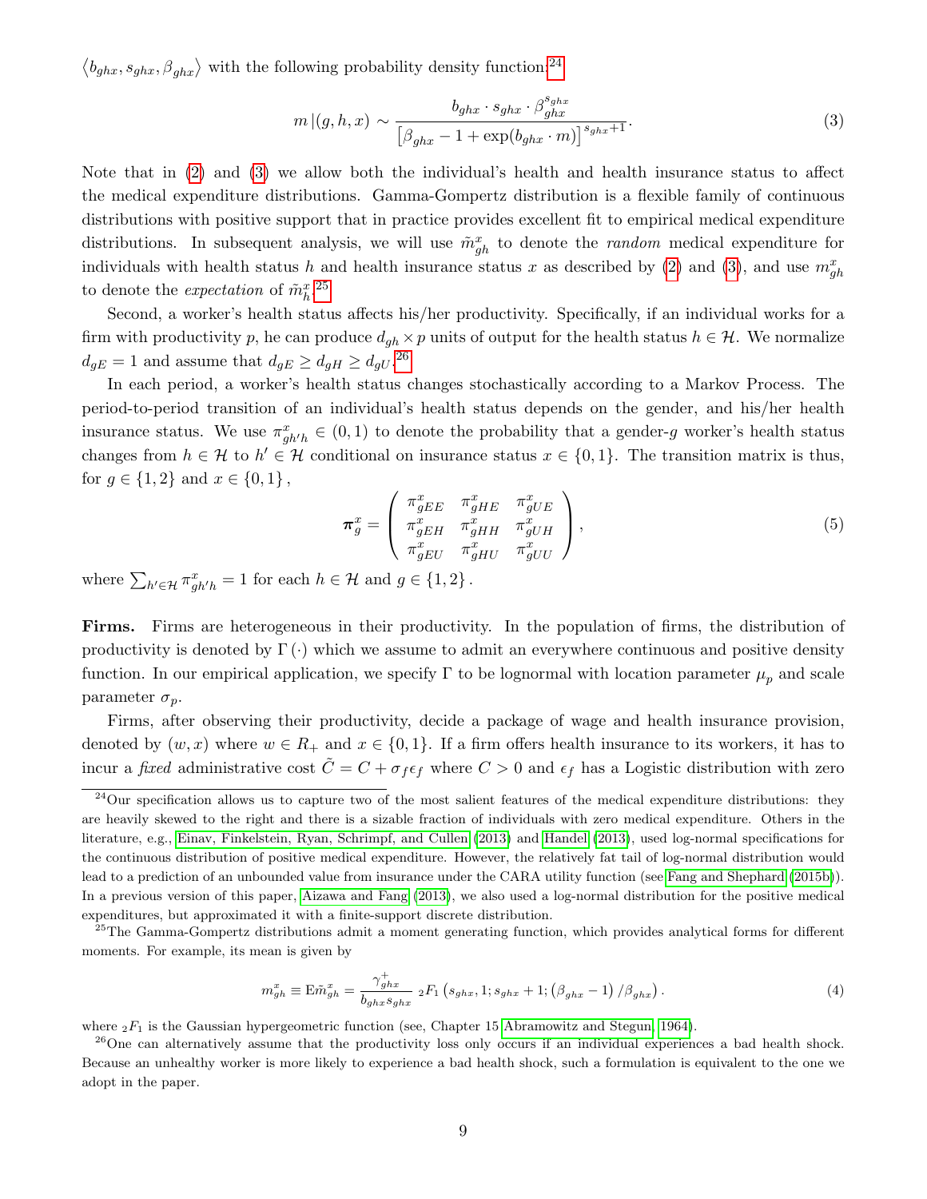$\left\langle b_{ghx}, s_{ghx}, \beta_{ghx}\right\rangle$ with the following probability density function:[24]

$$m\,|(g,h,x) \sim \frac{b_{ghx}\cdot s_{ghx}\cdot \beta_{ghx}^{s_{ghx}}}{\left[\beta_{ghx}-1+\exp(b_{ghx}\cdot m)\right]^{s_{ghx}+1}}. \tag{3}$$

Note that in (2) and (3) we allow both the individual's health and health insurance status to affect the medical expenditure distributions. Gamma-Gompertz distribution is a flexible family of continuous distributions with positive support that in practice provides excellent fit to empirical medical expenditure distributions. In subsequent analysis, we will use $\tilde{m}_{gh}^{x}$ to denote the *random* medical expenditure for individuals with health status $h$ and health insurance status $x$ as described by (2) and (3), and use $m_{gh}^{x}$ to denote the *expectation* of $\tilde{m}_{h}^{x}$.[25]

Second, a worker's health status affects his/her productivity. Specifically, if an individual works for a firm with productivity $p$, he can produce $d_{gh}\times p$ units of output for the health status $h\in\mathcal{H}$. We normalize $d_{gE}=1$ and assume that $d_{gE}\geq d_{gH}\geq d_{gU}$.[26]

In each period, a worker's health status changes stochastically according to a Markov Process. The period-to-period transition of an individual's health status depends on the gender, and his/her health insurance status. We use $\pi_{gh'h}^{x}\in(0,1)$ to denote the probability that a gender-$g$ worker's health status changes from $h\in\mathcal{H}$ to $h'\in\mathcal{H}$ conditional on insurance status $x\in\{0,1\}$. The transition matrix is thus, for $g\in\{1,2\}$ and $x\in\{0,1\}$,

$$\boldsymbol{\pi}_{g}^{x}=\begin{pmatrix} \pi_{gEE}^{x} & \pi_{gHE}^{x} & \pi_{gUE}^{x}\\ \pi_{gEH}^{x} & \pi_{gHH}^{x} & \pi_{gUH}^{x}\\ \pi_{gEU}^{x} & \pi_{gHU}^{x} & \pi_{gUU}^{x}\end{pmatrix}, \tag{5}$$

where $\sum_{h'\in\mathcal{H}}\pi_{gh'h}^{x}=1$ for each $h\in\mathcal{H}$ and $g\in\{1,2\}$.

**Firms.** Firms are heterogeneous in their productivity. In the population of firms, the distribution of productivity is denoted by $\Gamma(\cdot)$ which we assume to admit an everywhere continuous and positive density function. In our empirical application, we specify $\Gamma$ to be lognormal with location parameter $\mu_p$ and scale parameter $\sigma_p$.

Firms, after observing their productivity, decide a package of wage and health insurance provision, denoted by $(w,x)$ where $w\in R_{+}$ and $x\in\{0,1\}$. If a firm offers health insurance to its workers, it has to incur a *fixed* administrative cost $\tilde{C}=C+\sigma_f\epsilon_f$ where $C>0$ and $\epsilon_f$ has a Logistic distribution with zero

---

[24] Our specification allows us to capture two of the most salient features of the medical expenditure distributions: they are heavily skewed to the right and there is a sizable fraction of individuals with zero medical expenditure. Others in the literature, e.g., Einav, Finkelstein, Ryan, Schrimpf, and Cullen (2013) and Handel (2013), used log-normal specifications for the continuous distribution of positive medical expenditure. However, the relatively fat tail of log-normal distribution would lead to a prediction of an unbounded value from insurance under the CARA utility function (see Fang and Shephard (2015b)). In a previous version of this paper, Aizawa and Fang (2013), we also used a log-normal distribution for the positive medical expenditures, but approximated it with a finite-support discrete distribution.

[25] The Gamma-Gompertz distributions admit a moment generating function, which provides analytical forms for different moments. For example, its mean is given by

$$m_{gh}^{x}\equiv \mathrm{E}\tilde{m}_{gh}^{x}=\frac{\gamma_{ghx}^{+}}{b_{ghx}s_{ghx}}\;{}_{2}F_{1}\left(s_{ghx},1;s_{ghx}+1;\left(\beta_{ghx}-1\right)/\beta_{ghx}\right). \tag{4}$$

where ${}_{2}F_{1}$ is the Gaussian hypergeometric function (see, Chapter 15 Abramowitz and Stegun, 1964).

[26] One can alternatively assume that the productivity loss only occurs if an individual experiences a bad health shock. Because an unhealthy worker is more likely to experience a bad health shock, such a formulation is equivalent to the one we adopt in the paper.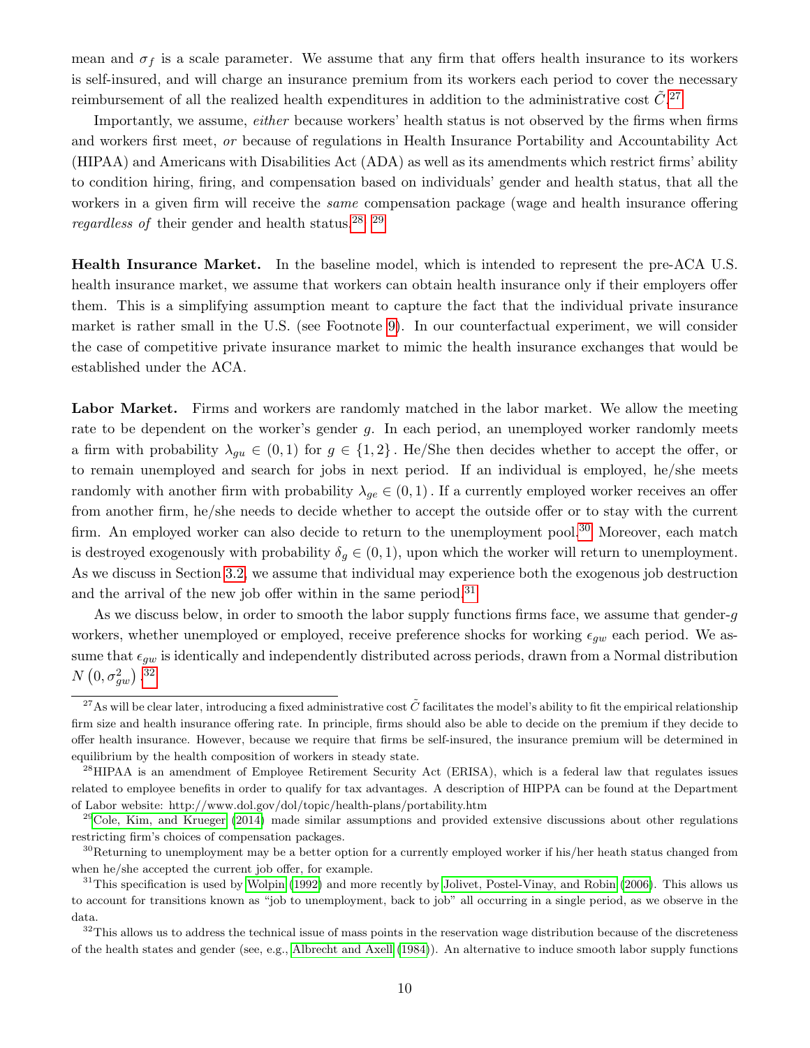mean and $\sigma_f$ is a scale parameter. We assume that any firm that offers health insurance to its workers is self-insured, and will charge an insurance premium from its workers each period to cover the necessary reimbursement of all the realized health expenditures in addition to the administrative cost $\tilde{C}$.[27]

Importantly, we assume, *either* because workers' health status is not observed by the firms when firms and workers first meet, *or* because of regulations in Health Insurance Portability and Accountability Act (HIPAA) and Americans with Disabilities Act (ADA) as well as its amendments which restrict firms' ability to condition hiring, firing, and compensation based on individuals' gender and health status, that all the workers in a given firm will receive the *same* compensation package (wage and health insurance offering *regardless of* their gender and health status.[28], [29]

**Health Insurance Market.** In the baseline model, which is intended to represent the pre-ACA U.S. health insurance market, we assume that workers can obtain health insurance only if their employers offer them. This is a simplifying assumption meant to capture the fact that the individual private insurance market is rather small in the U.S. (see Footnote 9). In our counterfactual experiment, we will consider the case of competitive private insurance market to mimic the health insurance exchanges that would be established under the ACA.

**Labor Market.** Firms and workers are randomly matched in the labor market. We allow the meeting rate to be dependent on the worker's gender $g$. In each period, an unemployed worker randomly meets a firm with probability $\lambda_{gu} \in (0,1)$ for $g \in \{1,2\}$. He/She then decides whether to accept the offer, or to remain unemployed and search for jobs in next period. If an individual is employed, he/she meets randomly with another firm with probability $\lambda_{ge} \in (0,1)$. If a currently employed worker receives an offer from another firm, he/she needs to decide whether to accept the outside offer or to stay with the current firm. An employed worker can also decide to return to the unemployment pool.[30] Moreover, each match is destroyed exogenously with probability $\delta_g \in (0,1)$, upon which the worker will return to unemployment. As we discuss in Section 3.2, we assume that individual may experience both the exogenous job destruction and the arrival of the new job offer within in the same period.[31]

As we discuss below, in order to smooth the labor supply functions firms face, we assume that gender-$g$ workers, whether unemployed or employed, receive preference shocks for working $\epsilon_{gw}$ each period. We assume that $\epsilon_{gw}$ is identically and independently distributed across periods, drawn from a Normal distribution $N\left(0, \sigma_{gw}^2\right)$.[32]

---

[27] As will be clear later, introducing a fixed administrative cost $\tilde{C}$ facilitates the model's ability to fit the empirical relationship firm size and health insurance offering rate. In principle, firms should also be able to decide on the premium if they decide to offer health insurance. However, because we require that firms be self-insured, the insurance premium will be determined in equilibrium by the health composition of workers in steady state.

[28] HIPAA is an amendment of Employee Retirement Security Act (ERISA), which is a federal law that regulates issues related to employee benefits in order to qualify for tax advantages. A description of HIPPA can be found at the Department of Labor website: http://www.dol.gov/dol/topic/health-plans/portability.htm

[29] Cole, Kim, and Krueger (2014) made similar assumptions and provided extensive discussions about other regulations restricting firm's choices of compensation packages.

[30] Returning to unemployment may be a better option for a currently employed worker if his/her heath status changed from when he/she accepted the current job offer, for example.

[31] This specification is used by Wolpin (1992) and more recently by Jolivet, Postel-Vinay, and Robin (2006). This allows us to account for transitions known as "job to unemployment, back to job" all occurring in a single period, as we observe in the data.

[32] This allows us to address the technical issue of mass points in the reservation wage distribution because of the discreteness of the health states and gender (see, e.g., Albrecht and Axell (1984)). An alternative to induce smooth labor supply functions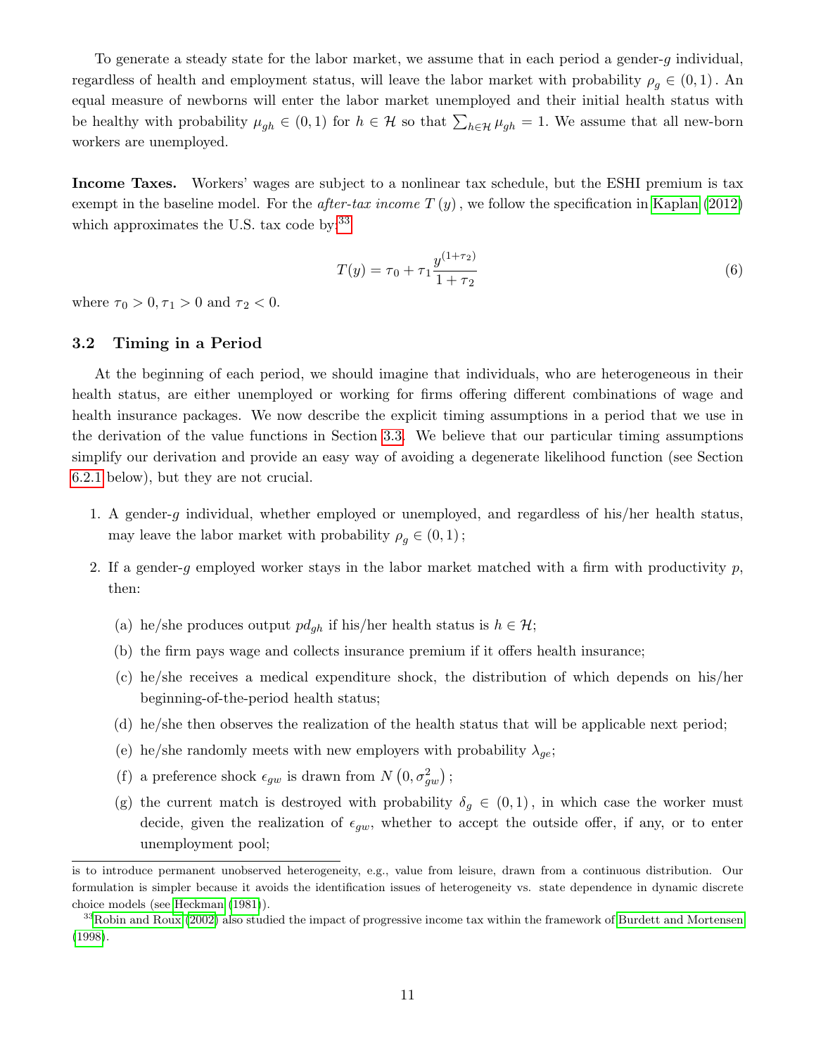To generate a steady state for the labor market, we assume that in each period a gender-$g$ individual, regardless of health and employment status, will leave the labor market with probability $\rho_g \in (0,1)$. An equal measure of newborns will enter the labor market unemployed and their initial health status with be healthy with probability $\mu_{gh} \in (0,1)$ for $h \in \mathcal{H}$ so that $\sum_{h\in\mathcal{H}} \mu_{gh} = 1$. We assume that all new-born workers are unemployed.

**Income Taxes.** Workers' wages are subject to a nonlinear tax schedule, but the ESHI premium is tax exempt in the baseline model. For the *after-tax income* $T(y)$, we follow the specification in Kaplan (2012) which approximates the U.S. tax code by:[33]

$$T(y) = \tau_0 + \tau_1 \frac{y^{(1+\tau_2)}}{1+\tau_2} \tag{6}$$

where $\tau_0 > 0, \tau_1 > 0$ and $\tau_2 < 0$.

### 3.2 Timing in a Period

At the beginning of each period, we should imagine that individuals, who are heterogeneous in their health status, are either unemployed or working for firms offering different combinations of wage and health insurance packages. We now describe the explicit timing assumptions in a period that we use in the derivation of the value functions in Section 3.3. We believe that our particular timing assumptions simplify our derivation and provide an easy way of avoiding a degenerate likelihood function (see Section 6.2.1 below), but they are not crucial.

1. A gender-$g$ individual, whether employed or unemployed, and regardless of his/her health status, may leave the labor market with probability $\rho_g \in (0,1)$;
2. If a gender-$g$ employed worker stays in the labor market matched with a firm with productivity $p$, then:
   (a) he/she produces output $pd_{gh}$ if his/her health status is $h \in \mathcal{H}$;
   (b) the firm pays wage and collects insurance premium if it offers health insurance;
   (c) he/she receives a medical expenditure shock, the distribution of which depends on his/her beginning-of-the-period health status;
   (d) he/she then observes the realization of the health status that will be applicable next period;
   (e) he/she randomly meets with new employers with probability $\lambda_{ge}$;
   (f) a preference shock $\epsilon_{gw}$ is drawn from $N(0, \sigma_{gw}^2)$;
   (g) the current match is destroyed with probability $\delta_g \in (0,1)$, in which case the worker must decide, given the realization of $\epsilon_{gw}$, whether to accept the outside offer, if any, or to enter unemployment pool;

is to introduce permanent unobserved heterogeneity, e.g., value from leisure, drawn from a continuous distribution. Our formulation is simpler because it avoids the identification issues of heterogeneity vs. state dependence in dynamic discrete choice models (see Heckman (1981)).

[33] Robin and Roux (2002) also studied the impact of progressive income tax within the framework of Burdett and Mortensen (1998).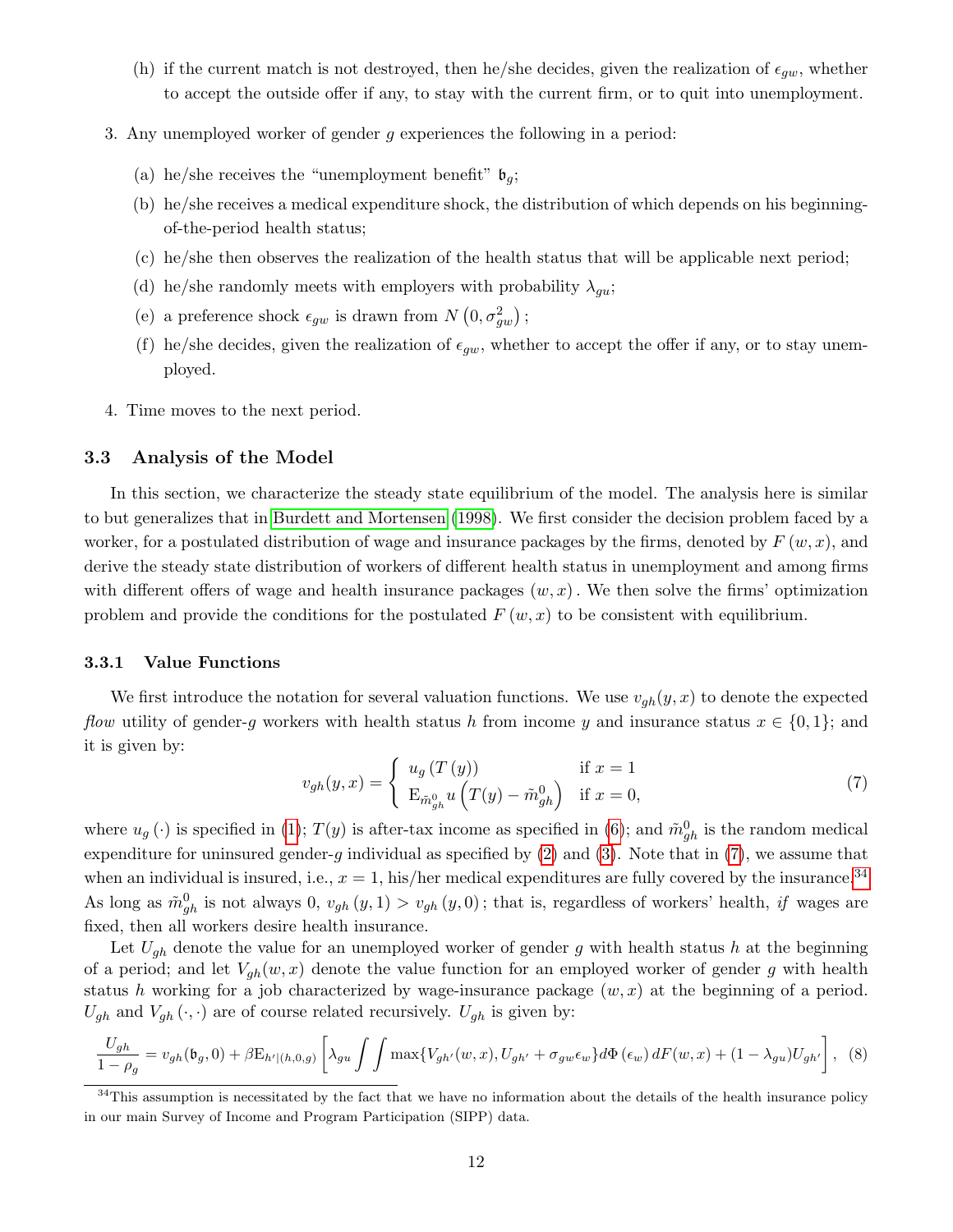(h) if the current match is not destroyed, then he/she decides, given the realization of $\epsilon_{gw}$, whether to accept the outside offer if any, to stay with the current firm, or to quit into unemployment.

3. Any unemployed worker of gender $g$ experiences the following in a period:

   (a) he/she receives the "unemployment benefit" $\mathfrak{b}_g$;

   (b) he/she receives a medical expenditure shock, the distribution of which depends on his beginning-of-the-period health status;

   (c) he/she then observes the realization of the health status that will be applicable next period;

   (d) he/she randomly meets with employers with probability $\lambda_{gu}$;

   (e) a preference shock $\epsilon_{gw}$ is drawn from $N\left(0, \sigma_{gw}^2\right)$;

   (f) he/she decides, given the realization of $\epsilon_{gw}$, whether to accept the offer if any, or to stay unemployed.

4. Time moves to the next period.

### 3.3 Analysis of the Model

In this section, we characterize the steady state equilibrium of the model. The analysis here is similar to but generalizes that in Burdett and Mortensen (1998). We first consider the decision problem faced by a worker, for a postulated distribution of wage and insurance packages by the firms, denoted by $F(w, x)$, and derive the steady state distribution of workers of different health status in unemployment and among firms with different offers of wage and health insurance packages $(w, x)$. We then solve the firms' optimization problem and provide the conditions for the postulated $F(w, x)$ to be consistent with equilibrium.

#### 3.3.1 Value Functions

We first introduce the notation for several valuation functions. We use $v_{gh}(y, x)$ to denote the expected *flow* utility of gender-$g$ workers with health status $h$ from income $y$ and insurance status $x \in \{0, 1\}$; and it is given by:

$$v_{gh}(y, x) = \begin{cases} u_g\left(T\left(y\right)\right) & \text{if } x = 1 \\ \mathrm{E}_{\tilde{m}_{gh}^0} u\left(T(y) - \tilde{m}_{gh}^0\right) & \text{if } x = 0, \end{cases} \tag{7}$$

where $u_g(\cdot)$ is specified in (1); $T(y)$ is after-tax income as specified in (6); and $\tilde{m}_{gh}^0$ is the random medical expenditure for uninsured gender-$g$ individual as specified by (2) and (3). Note that in (7), we assume that when an individual is insured, i.e., $x = 1$, his/her medical expenditures are fully covered by the insurance.[34] As long as $\tilde{m}_{gh}^0$ is not always 0, $v_{gh}(y, 1) > v_{gh}(y, 0)$; that is, regardless of workers' health, *if* wages are fixed, then all workers desire health insurance.

Let $U_{gh}$ denote the value for an unemployed worker of gender $g$ with health status $h$ at the beginning of a period; and let $V_{gh}(w, x)$ denote the value function for an employed worker of gender $g$ with health status $h$ working for a job characterized by wage-insurance package $(w, x)$ at the beginning of a period. $U_{gh}$ and $V_{gh}(\cdot, \cdot)$ are of course related recursively. $U_{gh}$ is given by:

$$\frac{U_{gh}}{1 - \rho_g} = v_{gh}(\mathfrak{b}_g, 0) + \beta \mathrm{E}_{h'|(h,0,g)}\left[\lambda_{gu} \int \int \max\{V_{gh'}(w, x), U_{gh'} + \sigma_{gw}\epsilon_w\} d\Phi\left(\epsilon_w\right) dF(w, x) + (1 - \lambda_{gu}) U_{gh'}\right], \tag{8}$$

[34] This assumption is necessitated by the fact that we have no information about the details of the health insurance policy in our main Survey of Income and Program Participation (SIPP) data.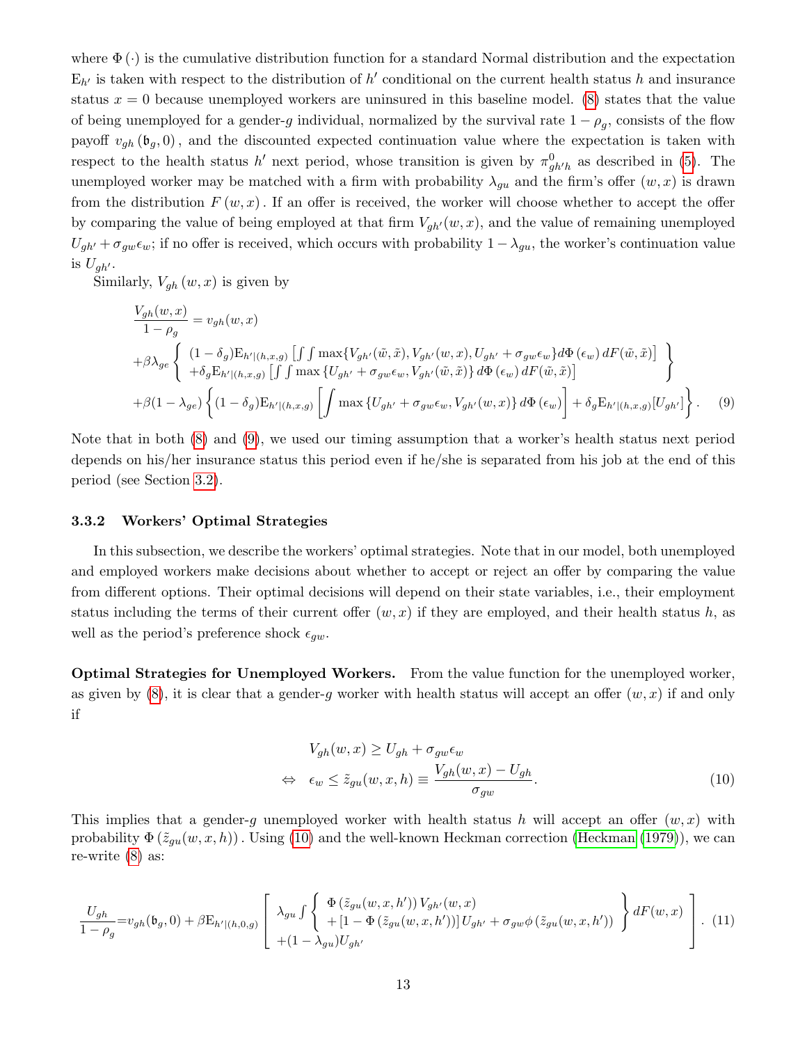where $\Phi(\cdot)$ is the cumulative distribution function for a standard Normal distribution and the expectation $\mathrm{E}_{h'}$ is taken with respect to the distribution of $h'$ conditional on the current health status $h$ and insurance status $x = 0$ because unemployed workers are uninsured in this baseline model. (8) states that the value of being unemployed for a gender-$g$ individual, normalized by the survival rate $1 - \rho_g$, consists of the flow payoff $v_{gh}(\mathfrak{b}_g, 0)$, and the discounted expected continuation value where the expectation is taken with respect to the health status $h'$ next period, whose transition is given by $\pi^0_{gh'h}$ as described in (5). The unemployed worker may be matched with a firm with probability $\lambda_{gu}$ and the firm's offer $(w, x)$ is drawn from the distribution $F(w, x)$. If an offer is received, the worker will choose whether to accept the offer by comparing the value of being employed at that firm $V_{gh'}(w, x)$, and the value of remaining unemployed $U_{gh'} + \sigma_{gw}\epsilon_w$; if no offer is received, which occurs with probability $1 - \lambda_{gu}$, the worker's continuation value is $U_{gh'}$.

Similarly, $V_{gh}(w, x)$ is given by

$$
\begin{aligned}
&\frac{V_{gh}(w,x)}{1-\rho_g} = v_{gh}(w,x) \\
&+\beta\lambda_{ge}\left\{ \begin{array}{l} (1-\delta_g)\mathrm{E}_{h'|(h,x,g)}\left[\int\int \max\{V_{gh'}(\tilde{w},\tilde{x}), V_{gh'}(w,x), U_{gh'}+\sigma_{gw}\epsilon_w\} d\Phi(\epsilon_w)\, dF(\tilde{w},\tilde{x})\right] \\ +\delta_g \mathrm{E}_{h'|(h,x,g)}\left[\int\int \max\{U_{gh'}+\sigma_{gw}\epsilon_w, V_{gh'}(\tilde{w},\tilde{x})\} d\Phi(\epsilon_w)\, dF(\tilde{w},\tilde{x})\right] \end{array} \right\} \\
&+\beta(1-\lambda_{ge})\left\{(1-\delta_g)\mathrm{E}_{h'|(h,x,g)}\left[\int \max\{U_{gh'}+\sigma_{gw}\epsilon_w, V_{gh'}(w,x)\} d\Phi(\epsilon_w)\right] + \delta_g \mathrm{E}_{h'|(h,x,g)}[U_{gh'}]\right\}. \quad (9)
\end{aligned}
$$

Note that in both (8) and (9), we used our timing assumption that a worker's health status next period depends on his/her insurance status this period even if he/she is separated from his job at the end of this period (see Section 3.2).

### 3.3.2 Workers' Optimal Strategies

In this subsection, we describe the workers' optimal strategies. Note that in our model, both unemployed and employed workers make decisions about whether to accept or reject an offer by comparing the value from different options. Their optimal decisions will depend on their state variables, i.e., their employment status including the terms of their current offer $(w, x)$ if they are employed, and their health status $h$, as well as the period's preference shock $\epsilon_{gw}$.

**Optimal Strategies for Unemployed Workers.** From the value function for the unemployed worker, as given by (8), it is clear that a gender-$g$ worker with health status will accept an offer $(w, x)$ if and only if

$$
\begin{aligned}
& V_{gh}(w,x) \geq U_{gh} + \sigma_{gw}\epsilon_w \\
\Leftrightarrow \quad & \epsilon_w \leq \tilde{z}_{gu}(w,x,h) \equiv \frac{V_{gh}(w,x) - U_{gh}}{\sigma_{gw}}. \quad (10)
\end{aligned}
$$

This implies that a gender-$g$ unemployed worker with health status $h$ will accept an offer $(w, x)$ with probability $\Phi(\tilde{z}_{gu}(w, x, h))$. Using (10) and the well-known Heckman correction (Heckman (1979)), we can re-write (8) as:

$$
\frac{U_{gh}}{1-\rho_g} = v_{gh}(\mathfrak{b}_g, 0) + \beta \mathrm{E}_{h'|(h,0,g)}\left[ \begin{array}{l} \lambda_{gu}\int \left\{ \begin{array}{l} \Phi(\tilde{z}_{gu}(w,x,h'))\, V_{gh'}(w,x) \\ +[1-\Phi(\tilde{z}_{gu}(w,x,h'))]\, U_{gh'} + \sigma_{gw}\phi(\tilde{z}_{gu}(w,x,h')) \end{array} \right\} dF(w,x) \\ +(1-\lambda_{gu})U_{gh'} \end{array} \right]. \quad (11)
$$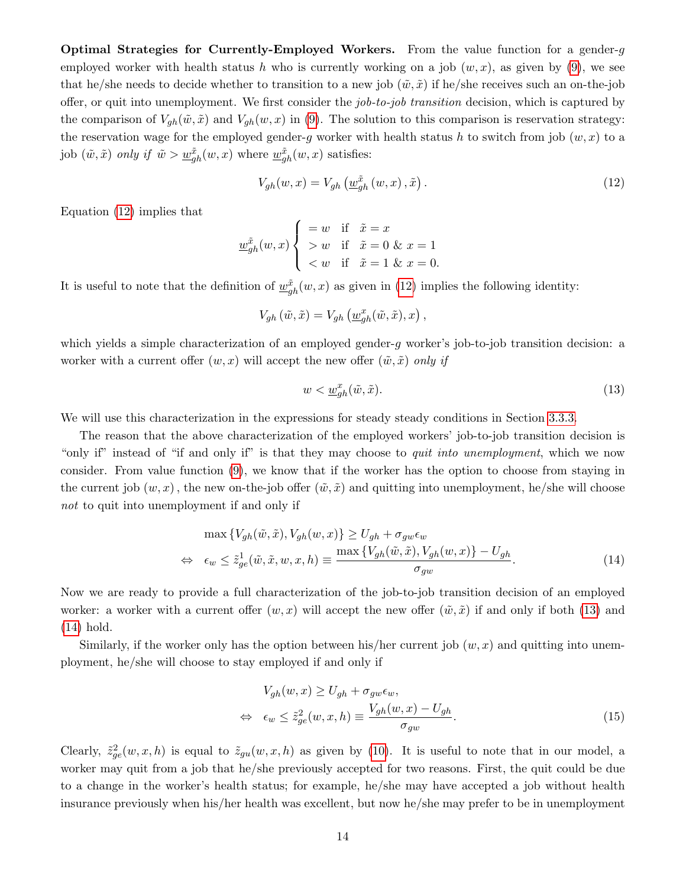**Optimal Strategies for Currently-Employed Workers.** From the value function for a gender-$g$ employed worker with health status $h$ who is currently working on a job $(w, x)$, as given by (9), we see that he/she needs to decide whether to transition to a new job $(\tilde{w}, \tilde{x})$ if he/she receives such an on-the-job offer, or quit into unemployment. We first consider the *job-to-job transition* decision, which is captured by the comparison of $V_{gh}(\tilde{w}, \tilde{x})$ and $V_{gh}(w, x)$ in (9). The solution to this comparison is reservation strategy: the reservation wage for the employed gender-$g$ worker with health status $h$ to switch from job $(w, x)$ to a job $(\tilde{w}, \tilde{x})$ *only if* $\tilde{w} > \underline{w}_{gh}^{\tilde{x}}(w, x)$ where $\underline{w}_{gh}^{\tilde{x}}(w, x)$ satisfies:

$$V_{gh}(w, x) = V_{gh}\left(\underline{w}_{gh}^{\tilde{x}}(w, x), \tilde{x}\right). \tag{12}$$

Equation (12) implies that

$$\underline{w}_{gh}^{\tilde{x}}(w, x) \begin{cases} = w & \text{if} \quad \tilde{x} = x \\ > w & \text{if} \quad \tilde{x} = 0 \ \& \ x = 1 \\ < w & \text{if} \quad \tilde{x} = 1 \ \& \ x = 0. \end{cases}$$

It is useful to note that the definition of $\underline{w}_{gh}^{\tilde{x}}(w, x)$ as given in (12) implies the following identity:

$$V_{gh}(\tilde{w}, \tilde{x}) = V_{gh}\left(\underline{w}_{gh}^{x}(\tilde{w}, \tilde{x}), x\right),$$

which yields a simple characterization of an employed gender-$g$ worker's job-to-job transition decision: a worker with a current offer $(w, x)$ will accept the new offer $(\tilde{w}, \tilde{x})$ *only if*

$$w < \underline{w}_{gh}^{x}(\tilde{w}, \tilde{x}). \tag{13}$$

We will use this characterization in the expressions for steady steady conditions in Section 3.3.3.

The reason that the above characterization of the employed workers' job-to-job transition decision is "only if" instead of "if and only if" is that they may choose to *quit into unemployment*, which we now consider. From value function (9), we know that if the worker has the option to choose from staying in the current job $(w, x)$, the new on-the-job offer $(\tilde{w}, \tilde{x})$ and quitting into unemployment, he/she will choose *not* to quit into unemployment if and only if

$$\begin{aligned} & \max\left\{V_{gh}(\tilde{w}, \tilde{x}), V_{gh}(w, x)\right\} \geq U_{gh} + \sigma_{gw}\epsilon_w \\ \Leftrightarrow \quad & \epsilon_w \leq \tilde{z}_{ge}^{1}(\tilde{w}, \tilde{x}, w, x, h) \equiv \frac{\max\left\{V_{gh}(\tilde{w}, \tilde{x}), V_{gh}(w, x)\right\} - U_{gh}}{\sigma_{gw}}. \end{aligned} \tag{14}$$

Now we are ready to provide a full characterization of the job-to-job transition decision of an employed worker: a worker with a current offer $(w, x)$ will accept the new offer $(\tilde{w}, \tilde{x})$ if and only if both (13) and (14) hold.

Similarly, if the worker only has the option between his/her current job $(w, x)$ and quitting into unemployment, he/she will choose to stay employed if and only if

$$\begin{aligned} & V_{gh}(w, x) \geq U_{gh} + \sigma_{gw}\epsilon_w, \\ \Leftrightarrow \quad & \epsilon_w \leq \tilde{z}_{ge}^{2}(w, x, h) \equiv \frac{V_{gh}(w, x) - U_{gh}}{\sigma_{gw}}. \end{aligned} \tag{15}$$

Clearly, $\tilde{z}_{ge}^{2}(w, x, h)$ is equal to $\tilde{z}_{gu}(w, x, h)$ as given by (10). It is useful to note that in our model, a worker may quit from a job that he/she previously accepted for two reasons. First, the quit could be due to a change in the worker's health status; for example, he/she may have accepted a job without health insurance previously when his/her health was excellent, but now he/she may prefer to be in unemployment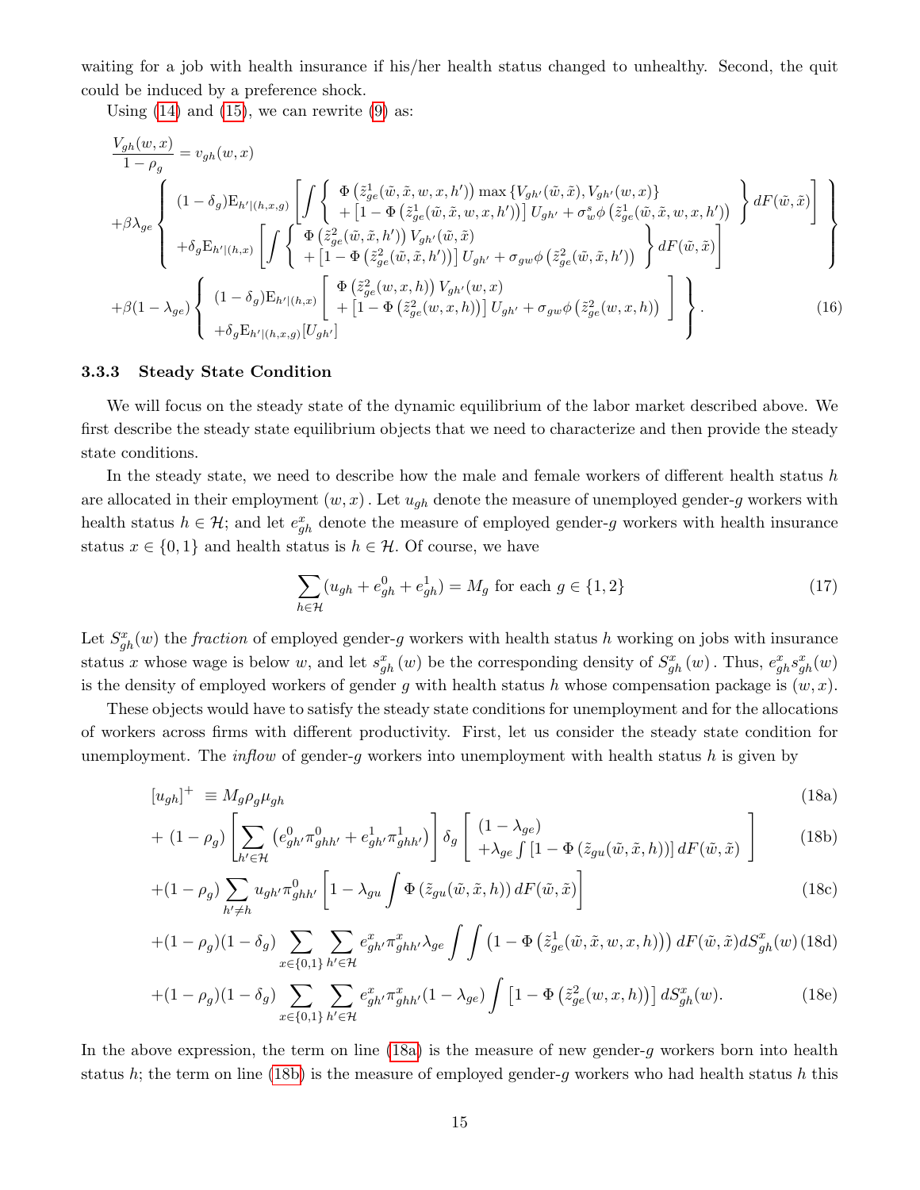waiting for a job with health insurance if his/her health status changed to unhealthy. Second, the quit could be induced by a preference shock.

Using (14) and (15), we can rewrite (9) as:

$$
\begin{aligned}
\frac{V_{gh}(w,x)}{1-\rho_g} &= v_{gh}(w,x) \\
&+\beta\lambda_{ge}\left\{\begin{array}{l}(1-\delta_g)\mathrm{E}_{h'|(h,x,g)}\left[\int\left\{\begin{array}{l}\Phi\left(\tilde{z}^1_{ge}(\tilde{w},\tilde{x},w,x,h')\right)\max\left\{V_{gh'}(\tilde{w},\tilde{x}),V_{gh'}(w,x)\right\}\\+\left[1-\Phi\left(\tilde{z}^1_{ge}(\tilde{w},\tilde{x},w,x,h')\right)\right]U_{gh'}+\sigma^s_w\phi\left(\tilde{z}^1_{ge}(\tilde{w},\tilde{x},w,x,h')\right)\end{array}\right\}dF(\tilde{w},\tilde{x})\right]\\+\delta_g\mathrm{E}_{h'|(h,x)}\left[\int\left\{\begin{array}{l}\Phi\left(\tilde{z}^2_{ge}(\tilde{w},\tilde{x},h')\right)V_{gh'}(\tilde{w},\tilde{x})\\+\left[1-\Phi\left(\tilde{z}^2_{ge}(\tilde{w},\tilde{x},h')\right)\right]U_{gh'}+\sigma_{gw}\phi\left(\tilde{z}^2_{ge}(\tilde{w},\tilde{x},h')\right)\end{array}\right\}dF(\tilde{w},\tilde{x})\right]\end{array}\right\} \\
&+\beta(1-\lambda_{ge})\left\{\begin{array}{l}(1-\delta_g)\mathrm{E}_{h'|(h,x)}\left[\begin{array}{l}\Phi\left(\tilde{z}^2_{ge}(w,x,h)\right)V_{gh'}(w,x)\\+\left[1-\Phi\left(\tilde{z}^2_{ge}(w,x,h)\right)\right]U_{gh'}+\sigma_{gw}\phi\left(\tilde{z}^2_{ge}(w,x,h)\right)\end{array}\right]\\+\delta_g\mathrm{E}_{h'|(h,x,g)}[U_{gh'}]\end{array}\right\}.
\end{aligned}
\tag{16}
$$

### 3.3.3 Steady State Condition

We will focus on the steady state of the dynamic equilibrium of the labor market described above. We first describe the steady state equilibrium objects that we need to characterize and then provide the steady state conditions.

In the steady state, we need to describe how the male and female workers of different health status $h$ are allocated in their employment $(w,x)$. Let $u_{gh}$ denote the measure of unemployed gender-$g$ workers with health status $h\in\mathcal{H}$; and let $e^x_{gh}$ denote the measure of employed gender-$g$ workers with health insurance status $x\in\{0,1\}$ and health status is $h\in\mathcal{H}$. Of course, we have

$$
\sum_{h\in\mathcal{H}}\left(u_{gh}+e^0_{gh}+e^1_{gh}\right)=M_g \text{ for each } g\in\{1,2\} \tag{17}
$$

Let $S^x_{gh}(w)$ the *fraction* of employed gender-$g$ workers with health status $h$ working on jobs with insurance status $x$ whose wage is below $w$, and let $s^x_{gh}(w)$ be the corresponding density of $S^x_{gh}(w)$. Thus, $e^x_{gh}s^x_{gh}(w)$ is the density of employed workers of gender $g$ with health status $h$ whose compensation package is $(w,x)$.

These objects would have to satisfy the steady state conditions for unemployment and for the allocations of workers across firms with different productivity. First, let us consider the steady state condition for unemployment. The *inflow* of gender-$g$ workers into unemployment with health status $h$ is given by

$$
[u_{gh}]^+ \equiv M_g\rho_g\mu_{gh} \tag{18a}
$$

$$
+(1-\rho_g)\left[\sum_{h'\in\mathcal{H}}\left(e^0_{gh'}\pi^0_{ghh'}+e^1_{gh'}\pi^1_{ghh'}\right)\right]\delta_g\left[\begin{array}{l}(1-\lambda_{ge})\\+\lambda_{ge}\int\left[1-\Phi\left(\tilde{z}_{gu}(\tilde{w},\tilde{x},h)\right)\right]dF(\tilde{w},\tilde{x})\end{array}\right] \tag{18b}
$$

$$
+(1-\rho_g)\sum_{h'\neq h}u_{gh'}\pi^0_{ghh'}\left[1-\lambda_{gu}\int\Phi\left(\tilde{z}_{gu}(\tilde{w},\tilde{x},h)\right)dF(\tilde{w},\tilde{x})\right] \tag{18c}
$$

$$
+(1-\rho_g)(1-\delta_g)\sum_{x\in\{0,1\}}\sum_{h'\in\mathcal{H}}e^x_{gh'}\pi^x_{ghh'}\lambda_{ge}\int\int\left(1-\Phi\left(\tilde{z}^1_{ge}(\tilde{w},\tilde{x},w,x,h)\right)\right)dF(\tilde{w},\tilde{x})dS^x_{gh}(w) \tag{18d}
$$

$$
+(1-\rho_g)(1-\delta_g)\sum_{x\in\{0,1\}}\sum_{h'\in\mathcal{H}}e^x_{gh'}\pi^x_{ghh'}(1-\lambda_{ge})\int\left[1-\Phi\left(\tilde{z}^2_{ge}(w,x,h)\right)\right]dS^x_{gh}(w). \tag{18e}
$$

In the above expression, the term on line (18a) is the measure of new gender-$g$ workers born into health status $h$; the term on line (18b) is the measure of employed gender-$g$ workers who had health status $h$ this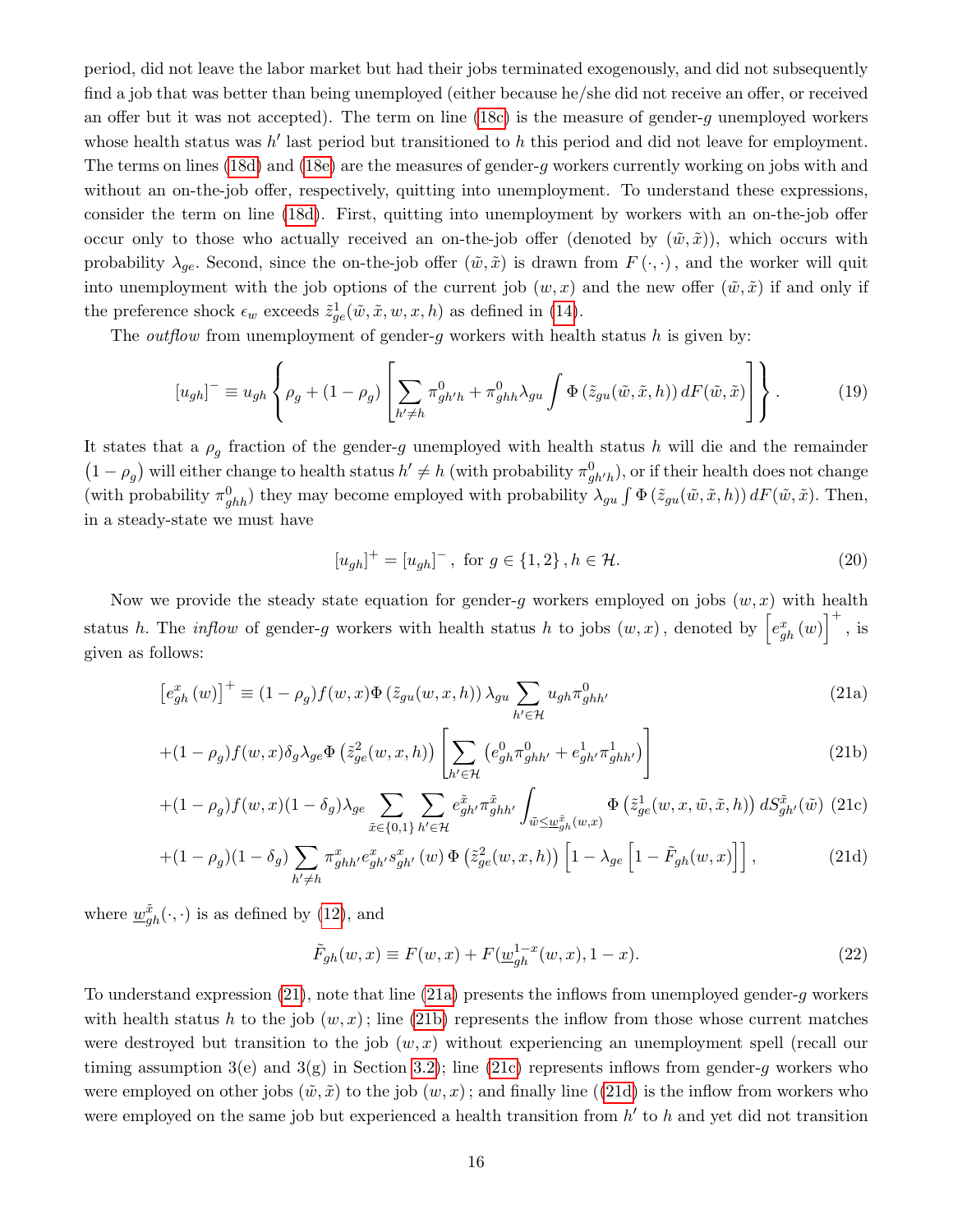period, did not leave the labor market but had their jobs terminated exogenously, and did not subsequently find a job that was better than being unemployed (either because he/she did not receive an offer, or received an offer but it was not accepted). The term on line (18c) is the measure of gender-$g$ unemployed workers whose health status was $h'$ last period but transitioned to $h$ this period and did not leave for employment. The terms on lines (18d) and (18e) are the measures of gender-$g$ workers currently working on jobs with and without an on-the-job offer, respectively, quitting into unemployment. To understand these expressions, consider the term on line (18d). First, quitting into unemployment by workers with an on-the-job offer occur only to those who actually received an on-the-job offer (denoted by $(\tilde{w}, \tilde{x})$), which occurs with probability $\lambda_{ge}$. Second, since the on-the-job offer $(\tilde{w}, \tilde{x})$ is drawn from $F(\cdot, \cdot)$, and the worker will quit into unemployment with the job options of the current job $(w, x)$ and the new offer $(\tilde{w}, \tilde{x})$ if and only if the preference shock $\epsilon_w$ exceeds $\tilde{z}^1_{ge}(\tilde{w}, \tilde{x}, w, x, h)$ as defined in (14).

The *outflow* from unemployment of gender-$g$ workers with health status $h$ is given by:

$$[u_{gh}]^- \equiv u_{gh} \left\{ \rho_g + (1 - \rho_g) \left[ \sum_{h' \neq h} \pi^0_{gh'h} + \pi^0_{ghh} \lambda_{gu} \int \Phi\left(\tilde{z}_{gu}(\tilde{w}, \tilde{x}, h)\right) dF(\tilde{w}, \tilde{x}) \right] \right\}. \tag{19}$$

It states that a $\rho_g$ fraction of the gender-$g$ unemployed with health status $h$ will die and the remainder $(1 - \rho_g)$ will either change to health status $h' \neq h$ (with probability $\pi^0_{gh'h}$), or if their health does not change (with probability $\pi^0_{ghh}$) they may become employed with probability $\lambda_{gu} \int \Phi\left(\tilde{z}_{gu}(\tilde{w}, \tilde{x}, h)\right) dF(\tilde{w}, \tilde{x})$. Then, in a steady-state we must have

$$[u_{gh}]^+ = [u_{gh}]^-, \text{ for } g \in \{1, 2\}, h \in \mathcal{H}. \tag{20}$$

Now we provide the steady state equation for gender-$g$ workers employed on jobs $(w, x)$ with health status $h$. The *inflow* of gender-$g$ workers with health status $h$ to jobs $(w, x)$, denoted by $\left[e^x_{gh}(w)\right]^+$, is given as follows:

$$\left[e^x_{gh}(w)\right]^+ \equiv (1 - \rho_g) f(w, x) \Phi\left(\tilde{z}_{gu}(w, x, h)\right) \lambda_{gu} \sum_{h' \in \mathcal{H}} u_{gh} \pi^0_{ghh'} \tag{21a}$$

$$+ (1 - \rho_g) f(w, x) \delta_g \lambda_{ge} \Phi\left(\tilde{z}^2_{ge}(w, x, h)\right) \left[ \sum_{h' \in \mathcal{H}} \left( e^0_{gh} \pi^0_{ghh'} + e^1_{gh'} \pi^1_{ghh'} \right) \right] \tag{21b}$$

$$+ (1 - \rho_g) f(w, x) (1 - \delta_g) \lambda_{ge} \sum_{\tilde{x} \in \{0,1\}} \sum_{h' \in \mathcal{H}} e^{\tilde{x}}_{gh'} \pi^{\tilde{x}}_{ghh'} \int_{\tilde{w} \leq \underline{w}^{\tilde{x}}_{gh}(w, x)} \Phi\left(\tilde{z}^1_{ge}(w, x, \tilde{w}, \tilde{x}, h)\right) dS^{\tilde{x}}_{gh'}(\tilde{w}) \tag{21c}$$

$$+ (1 - \rho_g)(1 - \delta_g) \sum_{h' \neq h} \pi^x_{ghh'} e^x_{gh'} s^x_{gh'}(w) \Phi\left(\tilde{z}^2_{ge}(w, x, h)\right) \left[ 1 - \lambda_{ge} \left[ 1 - \tilde{F}_{gh}(w, x) \right] \right], \tag{21d}$$

where $\underline{w}^{\tilde{x}}_{gh}(\cdot, \cdot)$ is as defined by (12), and

$$\tilde{F}_{gh}(w, x) \equiv F(w, x) + F(\underline{w}^{1-x}_{gh}(w, x), 1 - x). \tag{22}$$

To understand expression (21), note that line (21a) presents the inflows from unemployed gender-$g$ workers with health status $h$ to the job $(w, x)$; line (21b) represents the inflow from those whose current matches were destroyed but transition to the job $(w, x)$ without experiencing an unemployment spell (recall our timing assumption 3(e) and 3(g) in Section 3.2); line (21c) represents inflows from gender-$g$ workers who were employed on other jobs $(\tilde{w}, \tilde{x})$ to the job $(w, x)$; and finally line ((21d) is the inflow from workers who were employed on the same job but experienced a health transition from $h'$ to $h$ and yet did not transition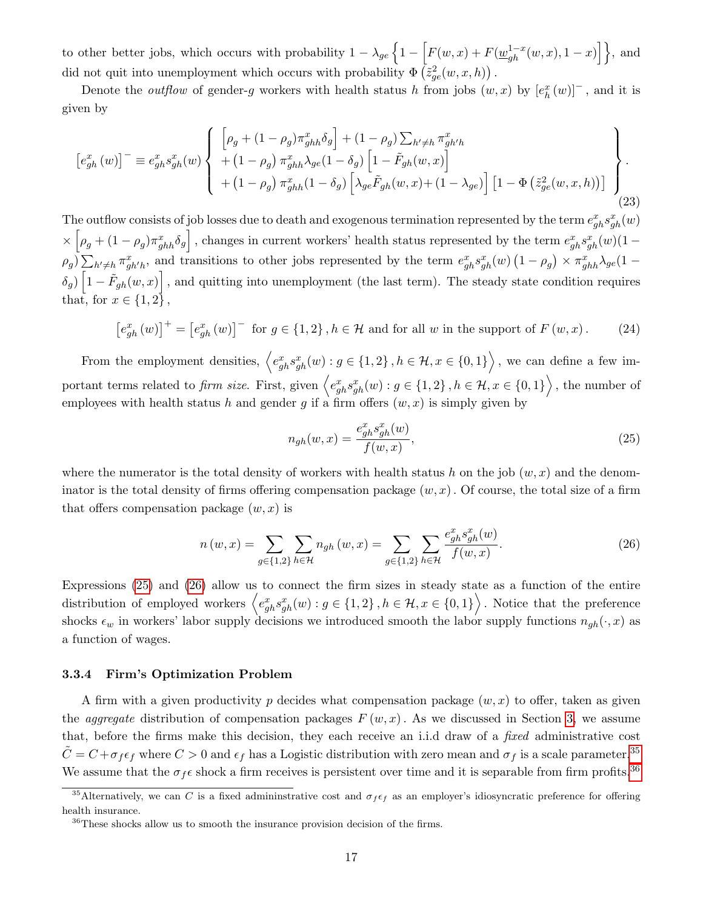to other better jobs, which occurs with probability $1-\lambda_{ge}\left\{1-\left[F(w,x)+F(\underline{w}_{gh}^{1-x}(w,x),1-x)\right]\right\}$, and did not quit into unemployment which occurs with probability $\Phi\left(\tilde{z}_{ge}^{2}(w,x,h)\right)$.

Denote the *outflow* of gender-$g$ workers with health status $h$ from jobs $(w,x)$ by $\left[e_{h}^{x}(w)\right]^{-}$, and it is given by

$$
\left[e_{gh}^{x}(w)\right]^{-}\equiv e_{gh}^{x}s_{gh}^{x}(w)\left\{\begin{array}{l}\left[\rho_{g}+(1-\rho_{g})\pi_{ghh}^{x}\delta_{g}\right]+(1-\rho_{g})\sum_{h'\neq h}\pi_{gh'h}^{x}\\ +\left(1-\rho_{g}\right)\pi_{ghh}^{x}\lambda_{ge}(1-\delta_{g})\left[1-\tilde{F}_{gh}(w,x)\right]\\ +\left(1-\rho_{g}\right)\pi_{ghh}^{x}(1-\delta_{g})\left[\lambda_{ge}\tilde{F}_{gh}(w,x)+(1-\lambda_{ge})\right]\left[1-\Phi\left(\tilde{z}_{ge}^{2}(w,x,h)\right)\right]\end{array}\right\}. \tag{23}
$$

The outflow consists of job losses due to death and exogenous termination represented by the term $e_{gh}^{x}s_{gh}^{x}(w)\times\left[\rho_{g}+(1-\rho_{g})\pi_{ghh}^{x}\delta_{g}\right]$, changes in current workers' health status represented by the term $e_{gh}^{x}s_{gh}^{x}(w)(1-\rho_{g})\sum_{h'\neq h}\pi_{gh'h}^{x}$, and transitions to other jobs represented by the term $e_{gh}^{x}s_{gh}^{x}(w)\left(1-\rho_{g}\right)\times\pi_{ghh}^{x}\lambda_{ge}(1-\delta_{g})\left[1-\tilde{F}_{gh}(w,x)\right]$, and quitting into unemployment (the last term). The steady state condition requires that, for $x\in\{1,2\}$,

$$
\left[e_{gh}^{x}(w)\right]^{+}=\left[e_{gh}^{x}(w)\right]^{-}\text{ for }g\in\{1,2\},h\in\mathcal{H}\text{ and for all }w\text{ in the support of }F(w,x). \tag{24}
$$

From the employment densities, $\left\langle e_{gh}^{x}s_{gh}^{x}(w):g\in\{1,2\},h\in\mathcal{H},x\in\{0,1\}\right\rangle$, we can define a few important terms related to *firm size*. First, given $\left\langle e_{gh}^{x}s_{gh}^{x}(w):g\in\{1,2\},h\in\mathcal{H},x\in\{0,1\}\right\rangle$, the number of employees with health status $h$ and gender $g$ if a firm offers $(w,x)$ is simply given by

$$
n_{gh}(w,x)=\frac{e_{gh}^{x}s_{gh}^{x}(w)}{f(w,x)}, \tag{25}
$$

where the numerator is the total density of workers with health status $h$ on the job $(w,x)$ and the denominator is the total density of firms offering compensation package $(w,x)$. Of course, the total size of a firm that offers compensation package $(w,x)$ is

$$
n(w,x)=\sum_{g\in\{1,2\}}\sum_{h\in\mathcal{H}}n_{gh}(w,x)=\sum_{g\in\{1,2\}}\sum_{h\in\mathcal{H}}\frac{e_{gh}^{x}s_{gh}^{x}(w)}{f(w,x)}. \tag{26}
$$

Expressions (25) and (26) allow us to connect the firm sizes in steady state as a function of the entire distribution of employed workers $\left\langle e_{gh}^{x}s_{gh}^{x}(w):g\in\{1,2\},h\in\mathcal{H},x\in\{0,1\}\right\rangle$. Notice that the preference shocks $\epsilon_{w}$ in workers' labor supply decisions we introduced smooth the labor supply functions $n_{gh}(\cdot,x)$ as a function of wages.

### 3.3.4 Firm's Optimization Problem

A firm with a given productivity $p$ decides what compensation package $(w,x)$ to offer, taken as given the *aggregate* distribution of compensation packages $F(w,x)$. As we discussed in Section 3, we assume that, before the firms make this decision, they each receive an i.i.d draw of a *fixed* administrative cost $\tilde{C}=C+\sigma_{f}\epsilon_{f}$ where $C>0$ and $\epsilon_{f}$ has a Logistic distribution with zero mean and $\sigma_{f}$ is a scale parameter.[35] We assume that the $\sigma_{f}\epsilon$ shock a firm receives is persistent over time and it is separable from firm profits.[36]

[35] Alternatively, we can $C$ is a fixed admininstrative cost and $\sigma_{f}\epsilon_{f}$ as an employer's idiosyncratic preference for offering health insurance.

[36] These shocks allow us to smooth the insurance provision decision of the firms.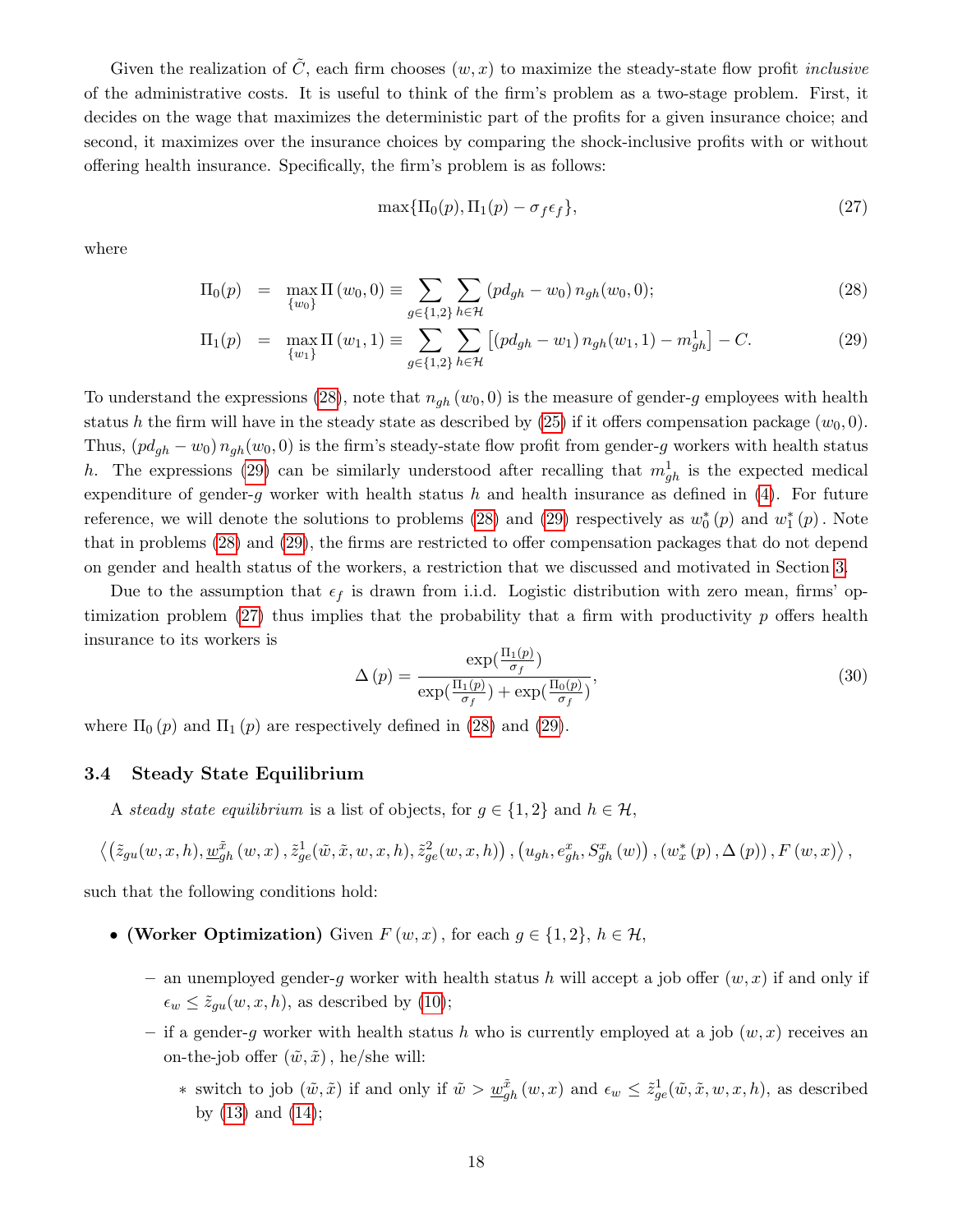Given the realization of $\tilde{C}$, each firm chooses $(w, x)$ to maximize the steady-state flow profit *inclusive* of the administrative costs. It is useful to think of the firm's problem as a two-stage problem. First, it decides on the wage that maximizes the deterministic part of the profits for a given insurance choice; and second, it maximizes over the insurance choices by comparing the shock-inclusive profits with or without offering health insurance. Specifically, the firm's problem is as follows:

$$\max\{\Pi_0(p), \Pi_1(p) - \sigma_f \epsilon_f\}, \tag{27}$$

where

$$\Pi_0(p) = \max_{\{w_0\}} \Pi(w_0, 0) \equiv \sum_{g\in\{1,2\}} \sum_{h\in\mathcal{H}} (pd_{gh} - w_0)\, n_{gh}(w_0, 0); \tag{28}$$

$$\Pi_1(p) = \max_{\{w_1\}} \Pi(w_1, 1) \equiv \sum_{g\in\{1,2\}} \sum_{h\in\mathcal{H}} \left[(pd_{gh} - w_1)\, n_{gh}(w_1, 1) - m^1_{gh}\right] - C. \tag{29}$$

To understand the expressions (28), note that $n_{gh}(w_0, 0)$ is the measure of gender-$g$ employees with health status $h$ the firm will have in the steady state as described by (25) if it offers compensation package $(w_0, 0)$. Thus, $(pd_{gh} - w_0)\, n_{gh}(w_0, 0)$ is the firm's steady-state flow profit from gender-$g$ workers with health status $h$. The expressions (29) can be similarly understood after recalling that $m^1_{gh}$ is the expected medical expenditure of gender-$g$ worker with health status $h$ and health insurance as defined in (4). For future reference, we will denote the solutions to problems (28) and (29) respectively as $w^*_0(p)$ and $w^*_1(p)$. Note that in problems (28) and (29), the firms are restricted to offer compensation packages that do not depend on gender and health status of the workers, a restriction that we discussed and motivated in Section 3.

Due to the assumption that $\epsilon_f$ is drawn from i.i.d. Logistic distribution with zero mean, firms' optimization problem (27) thus implies that the probability that a firm with productivity $p$ offers health insurance to its workers is

$$\Delta(p) = \frac{\exp(\frac{\Pi_1(p)}{\sigma_f})}{\exp(\frac{\Pi_1(p)}{\sigma_f}) + \exp(\frac{\Pi_0(p)}{\sigma_f})}, \tag{30}$$

where $\Pi_0(p)$ and $\Pi_1(p)$ are respectively defined in (28) and (29).

### 3.4 Steady State Equilibrium

A *steady state equilibrium* is a list of objects, for $g \in \{1, 2\}$ and $h \in \mathcal{H}$,

$$\left\langle \left(\tilde{z}_{gu}(w, x, h), \underline{w}^{\tilde{x}}_{gh}(w, x), \tilde{z}^1_{ge}(\tilde{w}, \tilde{x}, w, x, h), \tilde{z}^2_{ge}(w, x, h)\right), \left(u_{gh}, e^x_{gh}, S^x_{gh}(w)\right), \left(w^*_x(p), \Delta(p)\right), F(w, x)\right\rangle,$$

such that the following conditions hold:

- **(Worker Optimization)** Given $F(w, x)$, for each $g \in \{1, 2\}$, $h \in \mathcal{H}$,
  - an unemployed gender-$g$ worker with health status $h$ will accept a job offer $(w, x)$ if and only if $\epsilon_w \le \tilde{z}_{gu}(w, x, h)$, as described by (10);
  - if a gender-$g$ worker with health status $h$ who is currently employed at a job $(w, x)$ receives an on-the-job offer $(\tilde{w}, \tilde{x})$, he/she will:
    - switch to job $(\tilde{w}, \tilde{x})$ if and only if $\tilde{w} > \underline{w}^{\tilde{x}}_{gh}(w, x)$ and $\epsilon_w \le \tilde{z}^1_{ge}(\tilde{w}, \tilde{x}, w, x, h)$, as described by (13) and (14);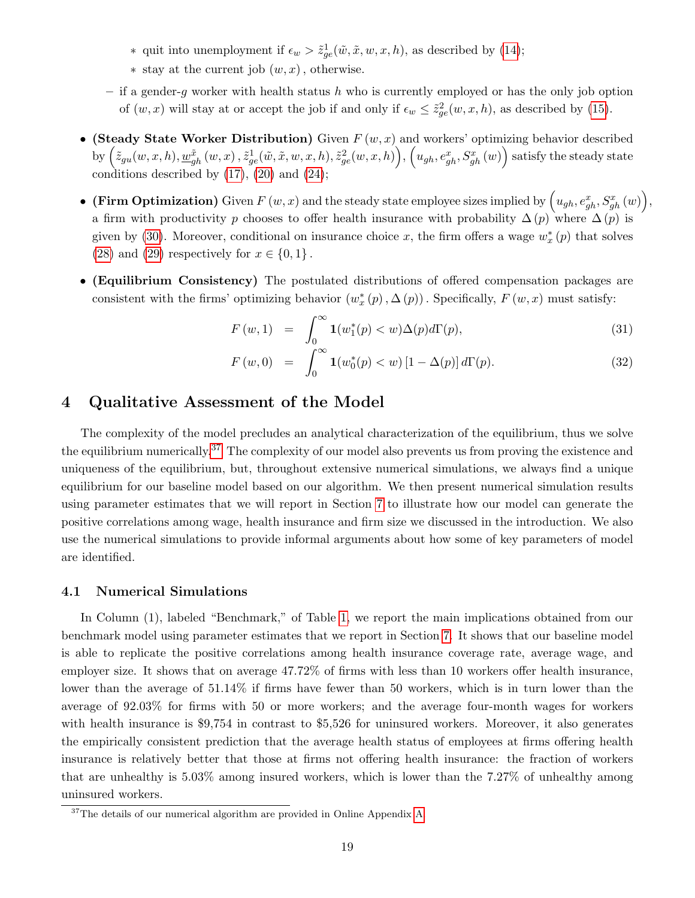* quit into unemployment if $\epsilon_w > \tilde{z}^1_{ge}(\tilde{w}, \tilde{x}, w, x, h)$, as described by (14);
    * stay at the current job $(w, x)$, otherwise.
  - if a gender-$g$ worker with health status $h$ who is currently employed or has the only job option of $(w, x)$ will stay at or accept the job if and only if $\epsilon_w \leq \tilde{z}^2_{ge}(w, x, h)$, as described by (15).

- **(Steady State Worker Distribution)** Given $F(w, x)$ and workers' optimizing behavior described by $\left(\tilde{z}_{gu}(w, x, h), \underline{w}^{\tilde{x}}_{gh}(w, x), \tilde{z}^1_{ge}(\tilde{w}, \tilde{x}, w, x, h), \tilde{z}^2_{ge}(w, x, h)\right)$, $\left(u_{gh}, e^x_{gh}, S^x_{gh}(w)\right)$ satisfy the steady state conditions described by (17), (20) and (24);

- **(Firm Optimization)** Given $F(w, x)$ and the steady state employee sizes implied by $\left(u_{gh}, e^x_{gh}, S^x_{gh}(w)\right)$, a firm with productivity $p$ chooses to offer health insurance with probability $\Delta(p)$ where $\Delta(p)$ is given by (30). Moreover, conditional on insurance choice $x$, the firm offers a wage $w^*_x(p)$ that solves (28) and (29) respectively for $x \in \{0, 1\}$.

- **(Equilibrium Consistency)** The postulated distributions of offered compensation packages are consistent with the firms' optimizing behavior $(w^*_x(p), \Delta(p))$. Specifically, $F(w, x)$ must satisfy:

$$F(w, 1) = \int_0^\infty \mathbf{1}(w^*_1(p) < w)\Delta(p)d\Gamma(p), \tag{31}$$

$$F(w, 0) = \int_0^\infty \mathbf{1}(w^*_0(p) < w)\left[1 - \Delta(p)\right]d\Gamma(p). \tag{32}$$

# 4 Qualitative Assessment of the Model

The complexity of the model precludes an analytical characterization of the equilibrium, thus we solve the equilibrium numerically.[37] The complexity of our model also prevents us from proving the existence and uniqueness of the equilibrium, but, throughout extensive numerical simulations, we always find a unique equilibrium for our baseline model based on our algorithm. We then present numerical simulation results using parameter estimates that we will report in Section 7 to illustrate how our model can generate the positive correlations among wage, health insurance and firm size we discussed in the introduction. We also use the numerical simulations to provide informal arguments about how some of key parameters of model are identified.

## 4.1 Numerical Simulations

In Column (1), labeled "Benchmark," of Table 1, we report the main implications obtained from our benchmark model using parameter estimates that we report in Section 7. It shows that our baseline model is able to replicate the positive correlations among health insurance coverage rate, average wage, and employer size. It shows that on average 47.72% of firms with less than 10 workers offer health insurance, lower than the average of 51.14% if firms have fewer than 50 workers, which is in turn lower than the average of 92.03% for firms with 50 or more workers; and the average four-month wages for workers with health insurance is \$9,754 in contrast to \$5,526 for uninsured workers. Moreover, it also generates the empirically consistent prediction that the average health status of employees at firms offering health insurance is relatively better that those at firms not offering health insurance: the fraction of workers that are unhealthy is 5.03% among insured workers, which is lower than the 7.27% of unhealthy among uninsured workers.

[37] The details of our numerical algorithm are provided in Online Appendix A.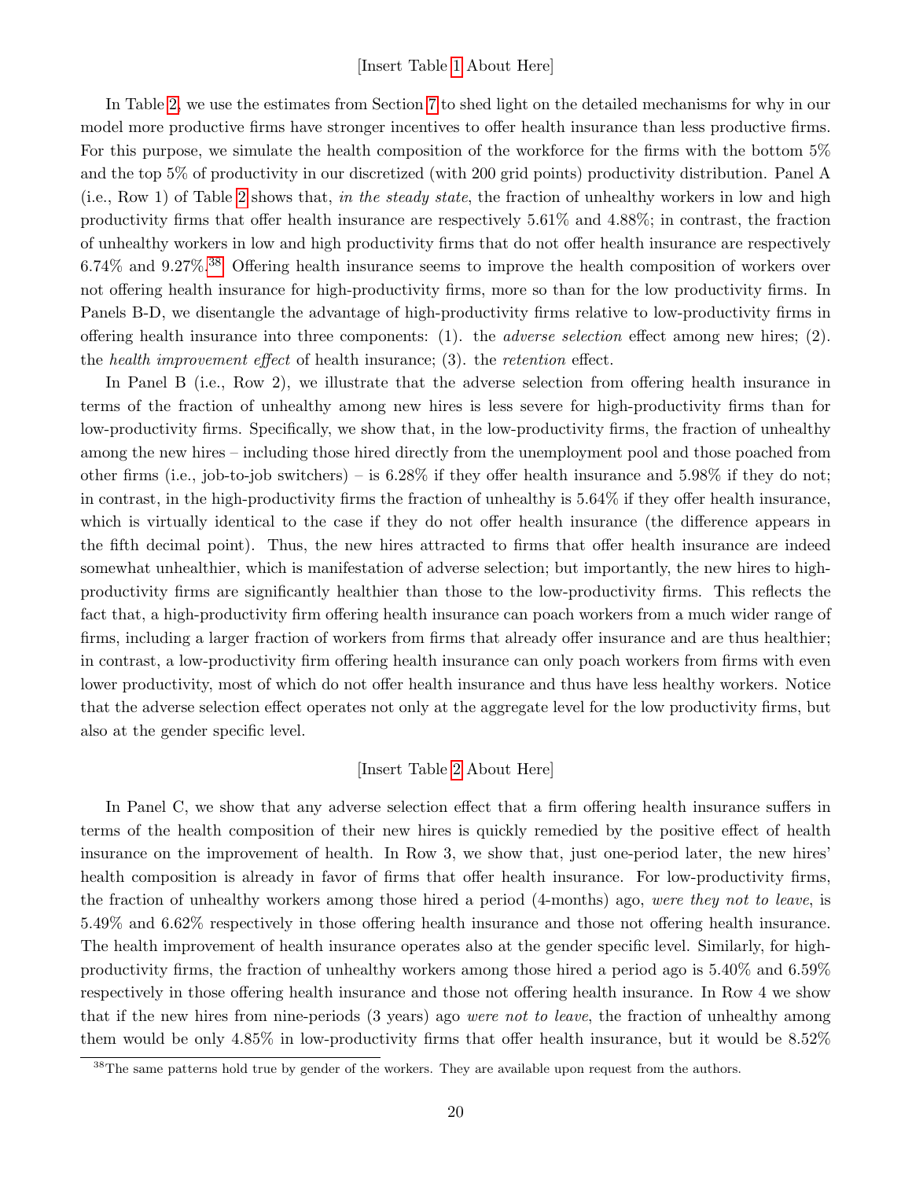[Insert Table 1 About Here]

In Table 2, we use the estimates from Section 7 to shed light on the detailed mechanisms for why in our model more productive firms have stronger incentives to offer health insurance than less productive firms. For this purpose, we simulate the health composition of the workforce for the firms with the bottom 5% and the top 5% of productivity in our discretized (with 200 grid points) productivity distribution. Panel A (i.e., Row 1) of Table 2 shows that, *in the steady state*, the fraction of unhealthy workers in low and high productivity firms that offer health insurance are respectively 5.61% and 4.88%; in contrast, the fraction of unhealthy workers in low and high productivity firms that do not offer health insurance are respectively 6.74% and 9.27%.[38] Offering health insurance seems to improve the health composition of workers over not offering health insurance for high-productivity firms, more so than for the low productivity firms. In Panels B-D, we disentangle the advantage of high-productivity firms relative to low-productivity firms in offering health insurance into three components: (1). the *adverse selection* effect among new hires; (2). the *health improvement effect* of health insurance; (3). the *retention* effect.

In Panel B (i.e., Row 2), we illustrate that the adverse selection from offering health insurance in terms of the fraction of unhealthy among new hires is less severe for high-productivity firms than for low-productivity firms. Specifically, we show that, in the low-productivity firms, the fraction of unhealthy among the new hires – including those hired directly from the unemployment pool and those poached from other firms (i.e., job-to-job switchers) – is 6.28% if they offer health insurance and 5.98% if they do not; in contrast, in the high-productivity firms the fraction of unhealthy is 5.64% if they offer health insurance, which is virtually identical to the case if they do not offer health insurance (the difference appears in the fifth decimal point). Thus, the new hires attracted to firms that offer health insurance are indeed somewhat unhealthier, which is manifestation of adverse selection; but importantly, the new hires to high-productivity firms are significantly healthier than those to the low-productivity firms. This reflects the fact that, a high-productivity firm offering health insurance can poach workers from a much wider range of firms, including a larger fraction of workers from firms that already offer insurance and are thus healthier; in contrast, a low-productivity firm offering health insurance can only poach workers from firms with even lower productivity, most of which do not offer health insurance and thus have less healthy workers. Notice that the adverse selection effect operates not only at the aggregate level for the low productivity firms, but also at the gender specific level.

[Insert Table 2 About Here]

In Panel C, we show that any adverse selection effect that a firm offering health insurance suffers in terms of the health composition of their new hires is quickly remedied by the positive effect of health insurance on the improvement of health. In Row 3, we show that, just one-period later, the new hires' health composition is already in favor of firms that offer health insurance. For low-productivity firms, the fraction of unhealthy workers among those hired a period (4-months) ago, *were they not to leave*, is 5.49% and 6.62% respectively in those offering health insurance and those not offering health insurance. The health improvement of health insurance operates also at the gender specific level. Similarly, for high-productivity firms, the fraction of unhealthy workers among those hired a period ago is 5.40% and 6.59% respectively in those offering health insurance and those not offering health insurance. In Row 4 we show that if the new hires from nine-periods (3 years) ago *were not to leave*, the fraction of unhealthy among them would be only 4.85% in low-productivity firms that offer health insurance, but it would be 8.52%

[38] The same patterns hold true by gender of the workers. They are available upon request from the authors.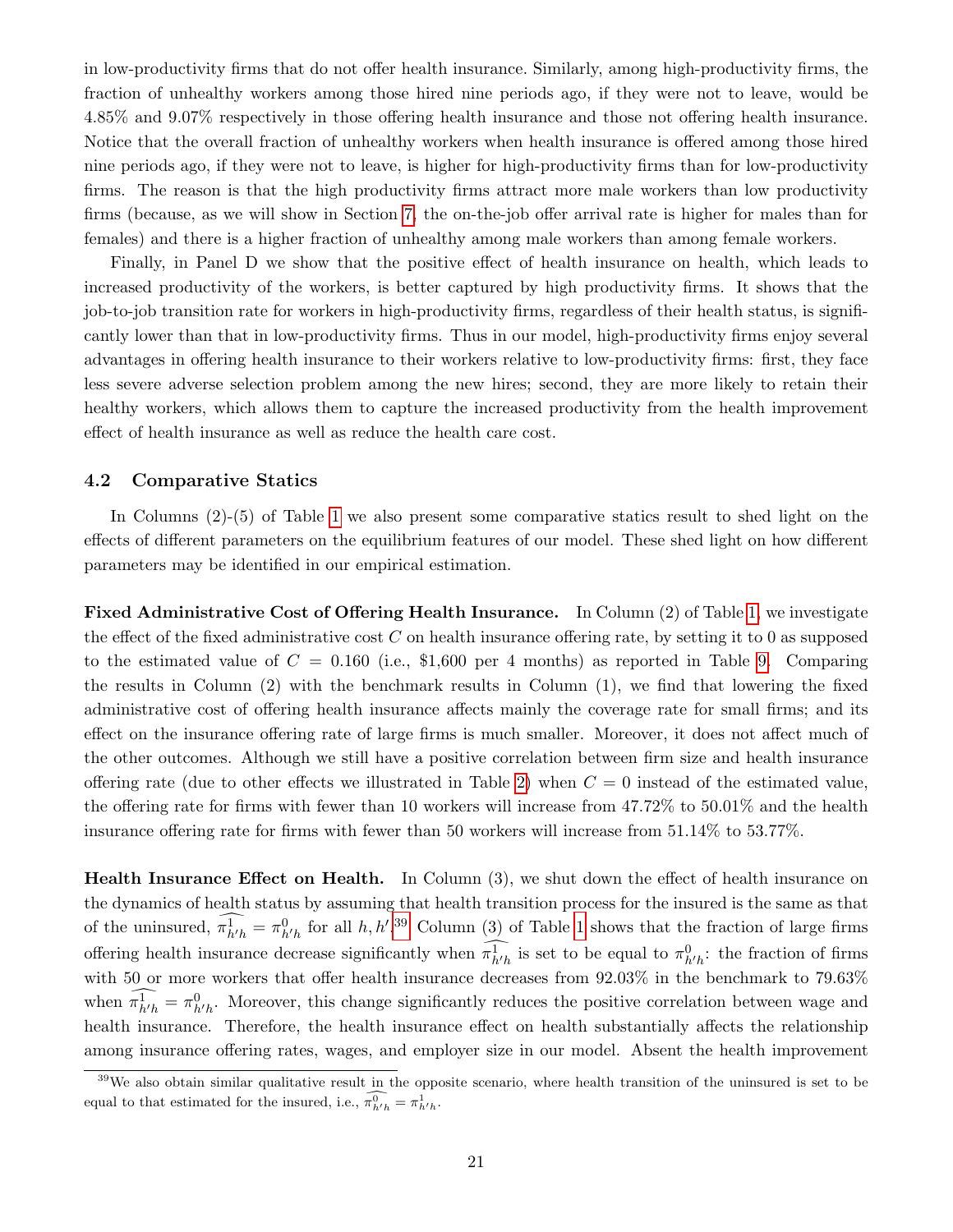in low-productivity firms that do not offer health insurance. Similarly, among high-productivity firms, the fraction of unhealthy workers among those hired nine periods ago, if they were not to leave, would be 4.85% and 9.07% respectively in those offering health insurance and those not offering health insurance. Notice that the overall fraction of unhealthy workers when health insurance is offered among those hired nine periods ago, if they were not to leave, is higher for high-productivity firms than for low-productivity firms. The reason is that the high productivity firms attract more male workers than low productivity firms (because, as we will show in Section 7, the on-the-job offer arrival rate is higher for males than for females) and there is a higher fraction of unhealthy among male workers than among female workers.

Finally, in Panel D we show that the positive effect of health insurance on health, which leads to increased productivity of the workers, is better captured by high productivity firms. It shows that the job-to-job transition rate for workers in high-productivity firms, regardless of their health status, is significantly lower than that in low-productivity firms. Thus in our model, high-productivity firms enjoy several advantages in offering health insurance to their workers relative to low-productivity firms: first, they face less severe adverse selection problem among the new hires; second, they are more likely to retain their healthy workers, which allows them to capture the increased productivity from the health improvement effect of health insurance as well as reduce the health care cost.

### 4.2 Comparative Statics

In Columns (2)-(5) of Table 1 we also present some comparative statics result to shed light on the effects of different parameters on the equilibrium features of our model. These shed light on how different parameters may be identified in our empirical estimation.

**Fixed Administrative Cost of Offering Health Insurance.** In Column (2) of Table 1, we investigate the effect of the fixed administrative cost $C$ on health insurance offering rate, by setting it to 0 as supposed to the estimated value of $C = 0.160$ (i.e., \$1,600 per 4 months) as reported in Table 9. Comparing the results in Column (2) with the benchmark results in Column (1), we find that lowering the fixed administrative cost of offering health insurance affects mainly the coverage rate for small firms; and its effect on the insurance offering rate of large firms is much smaller. Moreover, it does not affect much of the other outcomes. Although we still have a positive correlation between firm size and health insurance offering rate (due to other effects we illustrated in Table 2) when $C = 0$ instead of the estimated value, the offering rate for firms with fewer than 10 workers will increase from 47.72% to 50.01% and the health insurance offering rate for firms with fewer than 50 workers will increase from 51.14% to 53.77%.

**Health Insurance Effect on Health.** In Column (3), we shut down the effect of health insurance on the dynamics of health status by assuming that health transition process for the insured is the same as that of the uninsured, $\widehat{\pi^1_{h'h}} = \pi^0_{h'h}$ for all $h, h'$.[39] Column (3) of Table 1 shows that the fraction of large firms offering health insurance decrease significantly when $\widehat{\pi^1_{h'h}}$ is set to be equal to $\pi^0_{h'h}$: the fraction of firms with 50 or more workers that offer health insurance decreases from 92.03% in the benchmark to 79.63% when $\widehat{\pi^1_{h'h}} = \pi^0_{h'h}$. Moreover, this change significantly reduces the positive correlation between wage and health insurance. Therefore, the health insurance effect on health substantially affects the relationship among insurance offering rates, wages, and employer size in our model. Absent the health improvement

[39] We also obtain similar qualitative result in the opposite scenario, where health transition of the uninsured is set to be equal to that estimated for the insured, i.e., $\widehat{\pi^0_{h'h}} = \pi^1_{h'h}$.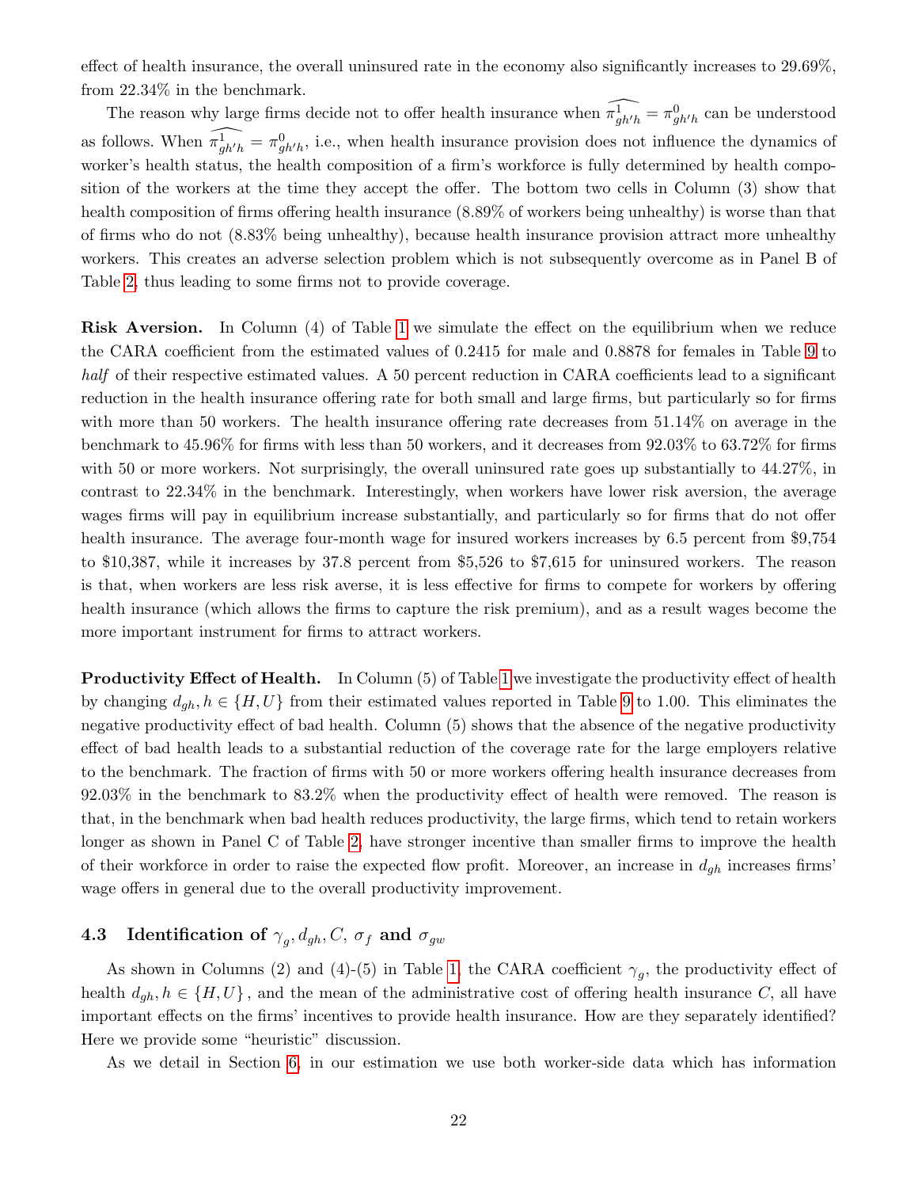effect of health insurance, the overall uninsured rate in the economy also significantly increases to 29.69%, from 22.34% in the benchmark.

The reason why large firms decide not to offer health insurance when $\widehat{\pi^1_{gh'h}} = \pi^0_{gh'h}$ can be understood as follows. When $\widehat{\pi^1_{gh'h}} = \pi^0_{gh'h}$, i.e., when health insurance provision does not influence the dynamics of worker's health status, the health composition of a firm's workforce is fully determined by health composition of the workers at the time they accept the offer. The bottom two cells in Column (3) show that health composition of firms offering health insurance (8.89% of workers being unhealthy) is worse than that of firms who do not (8.83% being unhealthy), because health insurance provision attract more unhealthy workers. This creates an adverse selection problem which is not subsequently overcome as in Panel B of Table 2, thus leading to some firms not to provide coverage.

**Risk Aversion.** In Column (4) of Table 1 we simulate the effect on the equilibrium when we reduce the CARA coefficient from the estimated values of 0.2415 for male and 0.8878 for females in Table 9 to *half* of their respective estimated values. A 50 percent reduction in CARA coefficients lead to a significant reduction in the health insurance offering rate for both small and large firms, but particularly so for firms with more than 50 workers. The health insurance offering rate decreases from 51.14% on average in the benchmark to 45.96% for firms with less than 50 workers, and it decreases from 92.03% to 63.72% for firms with 50 or more workers. Not surprisingly, the overall uninsured rate goes up substantially to 44.27%, in contrast to 22.34% in the benchmark. Interestingly, when workers have lower risk aversion, the average wages firms will pay in equilibrium increase substantially, and particularly so for firms that do not offer health insurance. The average four-month wage for insured workers increases by 6.5 percent from \$9,754 to \$10,387, while it increases by 37.8 percent from \$5,526 to \$7,615 for uninsured workers. The reason is that, when workers are less risk averse, it is less effective for firms to compete for workers by offering health insurance (which allows the firms to capture the risk premium), and as a result wages become the more important instrument for firms to attract workers.

**Productivity Effect of Health.** In Column (5) of Table 1 we investigate the productivity effect of health by changing $d_{gh}, h \in \{H, U\}$ from their estimated values reported in Table 9 to 1.00. This eliminates the negative productivity effect of bad health. Column (5) shows that the absence of the negative productivity effect of bad health leads to a substantial reduction of the coverage rate for the large employers relative to the benchmark. The fraction of firms with 50 or more workers offering health insurance decreases from 92.03% in the benchmark to 83.2% when the productivity effect of health were removed. The reason is that, in the benchmark when bad health reduces productivity, the large firms, which tend to retain workers longer as shown in Panel C of Table 2, have stronger incentive than smaller firms to improve the health of their workforce in order to raise the expected flow profit. Moreover, an increase in $d_{gh}$ increases firms' wage offers in general due to the overall productivity improvement.

## 4.3 Identification of $\gamma_g, d_{gh}, C, \sigma_f$ and $\sigma_{gw}$

As shown in Columns (2) and (4)-(5) in Table 1, the CARA coefficient $\gamma_g$, the productivity effect of health $d_{gh}, h \in \{H, U\}$, and the mean of the administrative cost of offering health insurance $C$, all have important effects on the firms' incentives to provide health insurance. How are they separately identified? Here we provide some "heuristic" discussion.

As we detail in Section 6, in our estimation we use both worker-side data which has information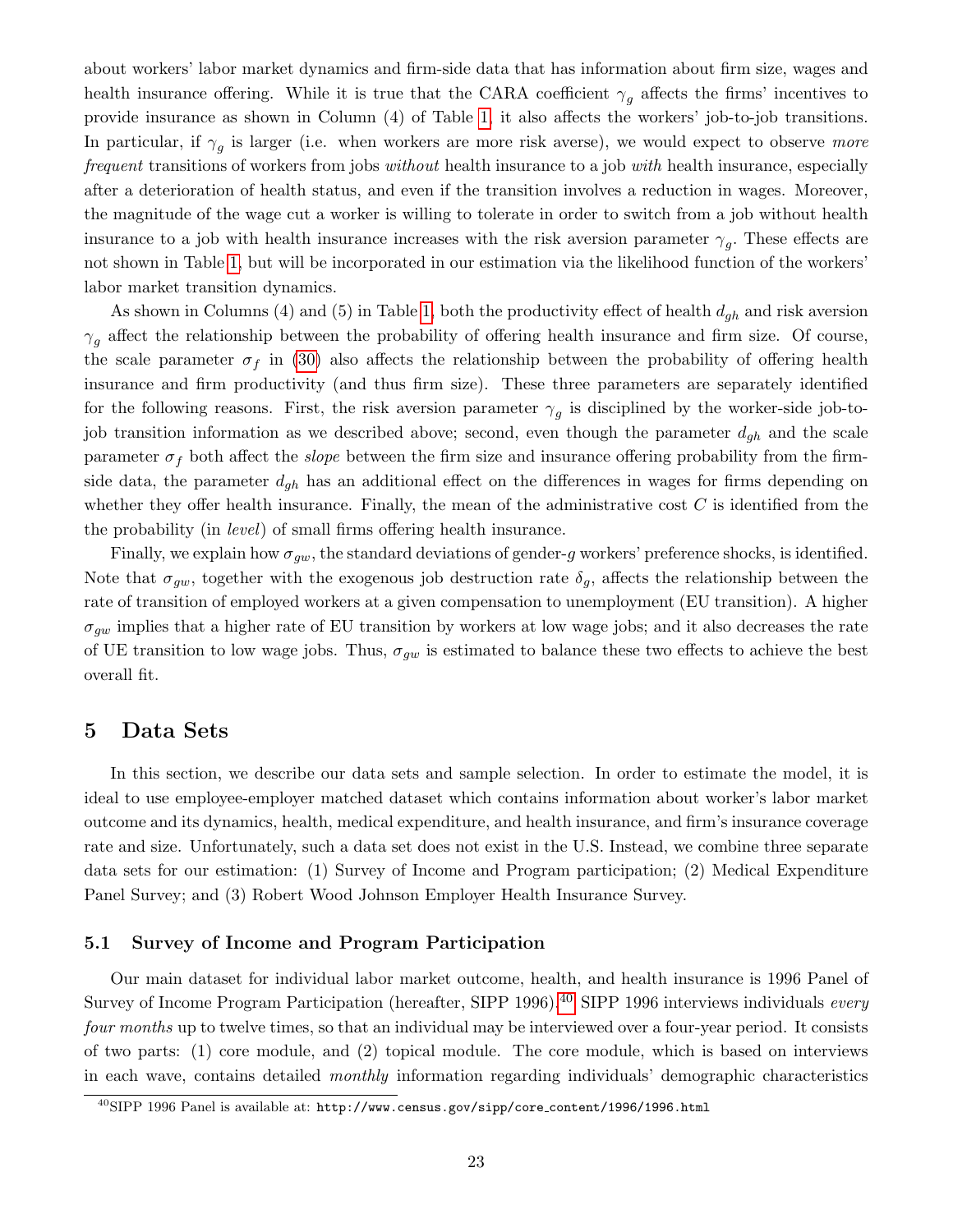about workers' labor market dynamics and firm-side data that has information about firm size, wages and health insurance offering. While it is true that the CARA coefficient $\gamma_g$ affects the firms' incentives to provide insurance as shown in Column (4) of Table 1, it also affects the workers' job-to-job transitions. In particular, if $\gamma_g$ is larger (i.e. when workers are more risk averse), we would expect to observe *more frequent* transitions of workers from jobs *without* health insurance to a job *with* health insurance, especially after a deterioration of health status, and even if the transition involves a reduction in wages. Moreover, the magnitude of the wage cut a worker is willing to tolerate in order to switch from a job without health insurance to a job with health insurance increases with the risk aversion parameter $\gamma_g$. These effects are not shown in Table 1, but will be incorporated in our estimation via the likelihood function of the workers' labor market transition dynamics.

As shown in Columns (4) and (5) in Table 1, both the productivity effect of health $d_{gh}$ and risk aversion $\gamma_g$ affect the relationship between the probability of offering health insurance and firm size. Of course, the scale parameter $\sigma_f$ in (30) also affects the relationship between the probability of offering health insurance and firm productivity (and thus firm size). These three parameters are separately identified for the following reasons. First, the risk aversion parameter $\gamma_g$ is disciplined by the worker-side job-to-job transition information as we described above; second, even though the parameter $d_{gh}$ and the scale parameter $\sigma_f$ both affect the *slope* between the firm size and insurance offering probability from the firm-side data, the parameter $d_{gh}$ has an additional effect on the differences in wages for firms depending on whether they offer health insurance. Finally, the mean of the administrative cost $C$ is identified from the the probability (in *level*) of small firms offering health insurance.

Finally, we explain how $\sigma_{gw}$, the standard deviations of gender-$g$ workers' preference shocks, is identified. Note that $\sigma_{gw}$, together with the exogenous job destruction rate $\delta_g$, affects the relationship between the rate of transition of employed workers at a given compensation to unemployment (EU transition). A higher $\sigma_{gw}$ implies that a higher rate of EU transition by workers at low wage jobs; and it also decreases the rate of UE transition to low wage jobs. Thus, $\sigma_{gw}$ is estimated to balance these two effects to achieve the best overall fit.

# 5 Data Sets

In this section, we describe our data sets and sample selection. In order to estimate the model, it is ideal to use employee-employer matched dataset which contains information about worker's labor market outcome and its dynamics, health, medical expenditure, and health insurance, and firm's insurance coverage rate and size. Unfortunately, such a data set does not exist in the U.S. Instead, we combine three separate data sets for our estimation: (1) Survey of Income and Program participation; (2) Medical Expenditure Panel Survey; and (3) Robert Wood Johnson Employer Health Insurance Survey.

## 5.1 Survey of Income and Program Participation

Our main dataset for individual labor market outcome, health, and health insurance is 1996 Panel of Survey of Income Program Participation (hereafter, SIPP 1996).[40] SIPP 1996 interviews individuals *every four months* up to twelve times, so that an individual may be interviewed over a four-year period. It consists of two parts: (1) core module, and (2) topical module. The core module, which is based on interviews in each wave, contains detailed *monthly* information regarding individuals' demographic characteristics

[40] SIPP 1996 Panel is available at: `http://www.census.gov/sipp/core_content/1996/1996.html`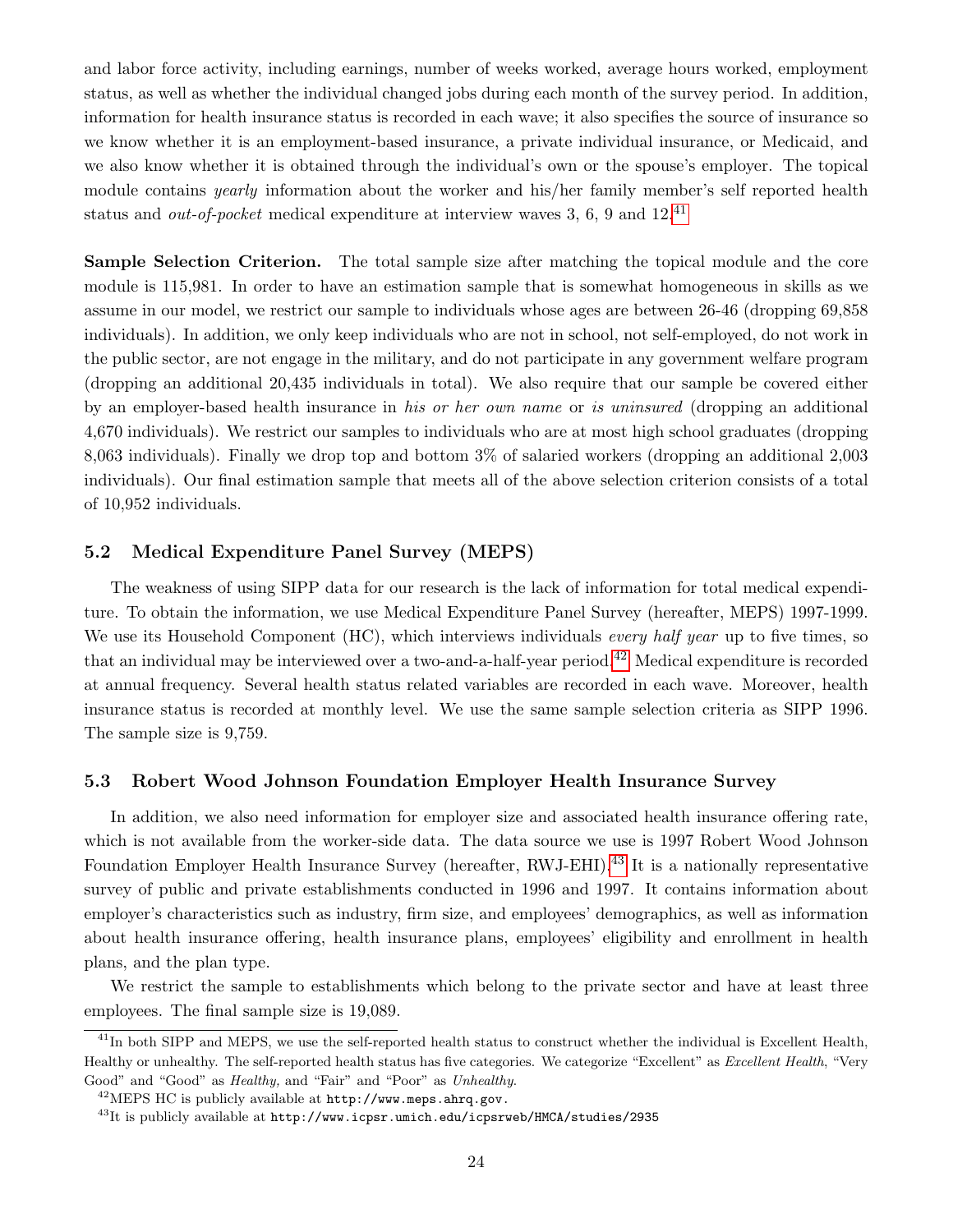and labor force activity, including earnings, number of weeks worked, average hours worked, employment status, as well as whether the individual changed jobs during each month of the survey period. In addition, information for health insurance status is recorded in each wave; it also specifies the source of insurance so we know whether it is an employment-based insurance, a private individual insurance, or Medicaid, and we also know whether it is obtained through the individual's own or the spouse's employer. The topical module contains *yearly* information about the worker and his/her family member's self reported health status and *out-of-pocket* medical expenditure at interview waves 3, 6, 9 and 12.[41]

**Sample Selection Criterion.** The total sample size after matching the topical module and the core module is 115,981. In order to have an estimation sample that is somewhat homogeneous in skills as we assume in our model, we restrict our sample to individuals whose ages are between 26-46 (dropping 69,858 individuals). In addition, we only keep individuals who are not in school, not self-employed, do not work in the public sector, are not engage in the military, and do not participate in any government welfare program (dropping an additional 20,435 individuals in total). We also require that our sample be covered either by an employer-based health insurance in *his or her own name* or *is uninsured* (dropping an additional 4,670 individuals). We restrict our samples to individuals who are at most high school graduates (dropping 8,063 individuals). Finally we drop top and bottom 3% of salaried workers (dropping an additional 2,003 individuals). Our final estimation sample that meets all of the above selection criterion consists of a total of 10,952 individuals.

## 5.2 Medical Expenditure Panel Survey (MEPS)

The weakness of using SIPP data for our research is the lack of information for total medical expenditure. To obtain the information, we use Medical Expenditure Panel Survey (hereafter, MEPS) 1997-1999. We use its Household Component (HC), which interviews individuals *every half year* up to five times, so that an individual may be interviewed over a two-and-a-half-year period.[42] Medical expenditure is recorded at annual frequency. Several health status related variables are recorded in each wave. Moreover, health insurance status is recorded at monthly level. We use the same sample selection criteria as SIPP 1996. The sample size is 9,759.

## 5.3 Robert Wood Johnson Foundation Employer Health Insurance Survey

In addition, we also need information for employer size and associated health insurance offering rate, which is not available from the worker-side data. The data source we use is 1997 Robert Wood Johnson Foundation Employer Health Insurance Survey (hereafter, RWJ-EHI).[43] It is a nationally representative survey of public and private establishments conducted in 1996 and 1997. It contains information about employer's characteristics such as industry, firm size, and employees' demographics, as well as information about health insurance offering, health insurance plans, employees' eligibility and enrollment in health plans, and the plan type.

We restrict the sample to establishments which belong to the private sector and have at least three employees. The final sample size is 19,089.

---

[41] In both SIPP and MEPS, we use the self-reported health status to construct whether the individual is Excellent Health, Healthy or unhealthy. The self-reported health status has five categories. We categorize "Excellent" as *Excellent Health*, "Very Good" and "Good" as *Healthy,* and "Fair" and "Poor" as *Unhealthy*.

[42] MEPS HC is publicly available at `http://www.meps.ahrq.gov.`

[43] It is publicly available at `http://www.icpsr.umich.edu/icpsrweb/HMCA/studies/2935`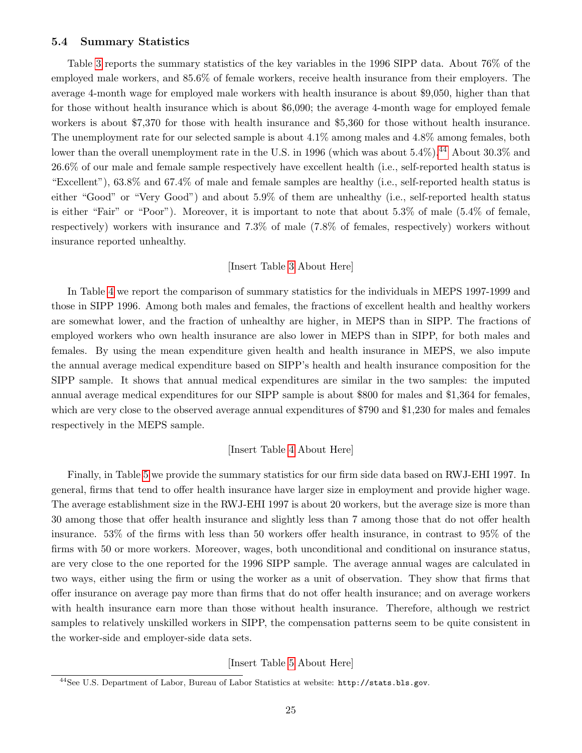### 5.4 Summary Statistics

Table 3 reports the summary statistics of the key variables in the 1996 SIPP data. About 76% of the employed male workers, and 85.6% of female workers, receive health insurance from their employers. The average 4-month wage for employed male workers with health insurance is about $9,050, higher than that for those without health insurance which is about $6,090; the average 4-month wage for employed female workers is about $7,370 for those with health insurance and $5,360 for those without health insurance. The unemployment rate for our selected sample is about 4.1% among males and 4.8% among females, both lower than the overall unemployment rate in the U.S. in 1996 (which was about 5.4%).[44] About 30.3% and 26.6% of our male and female sample respectively have excellent health (i.e., self-reported health status is "Excellent"), 63.8% and 67.4% of male and female samples are healthy (i.e., self-reported health status is either "Good" or "Very Good") and about 5.9% of them are unhealthy (i.e., self-reported health status is either "Fair" or "Poor"). Moreover, it is important to note that about 5.3% of male (5.4% of female, respectively) workers with insurance and 7.3% of male (7.8% of females, respectively) workers without insurance reported unhealthy.

[Insert Table 3 About Here]

In Table 4 we report the comparison of summary statistics for the individuals in MEPS 1997-1999 and those in SIPP 1996. Among both males and females, the fractions of excellent health and healthy workers are somewhat lower, and the fraction of unhealthy are higher, in MEPS than in SIPP. The fractions of employed workers who own health insurance are also lower in MEPS than in SIPP, for both males and females. By using the mean expenditure given health and health insurance in MEPS, we also impute the annual average medical expenditure based on SIPP's health and health insurance composition for the SIPP sample. It shows that annual medical expenditures are similar in the two samples: the imputed annual average medical expenditures for our SIPP sample is about $800 for males and $1,364 for females, which are very close to the observed average annual expenditures of $790 and $1,230 for males and females respectively in the MEPS sample.

[Insert Table 4 About Here]

Finally, in Table 5 we provide the summary statistics for our firm side data based on RWJ-EHI 1997. In general, firms that tend to offer health insurance have larger size in employment and provide higher wage. The average establishment size in the RWJ-EHI 1997 is about 20 workers, but the average size is more than 30 among those that offer health insurance and slightly less than 7 among those that do not offer health insurance. 53% of the firms with less than 50 workers offer health insurance, in contrast to 95% of the firms with 50 or more workers. Moreover, wages, both unconditional and conditional on insurance status, are very close to the one reported for the 1996 SIPP sample. The average annual wages are calculated in two ways, either using the firm or using the worker as a unit of observation. They show that firms that offer insurance on average pay more than firms that do not offer health insurance; and on average workers with health insurance earn more than those without health insurance. Therefore, although we restrict samples to relatively unskilled workers in SIPP, the compensation patterns seem to be quite consistent in the worker-side and employer-side data sets.

[Insert Table 5 About Here]

[44] See U.S. Department of Labor, Bureau of Labor Statistics at website: `http://stats.bls.gov`.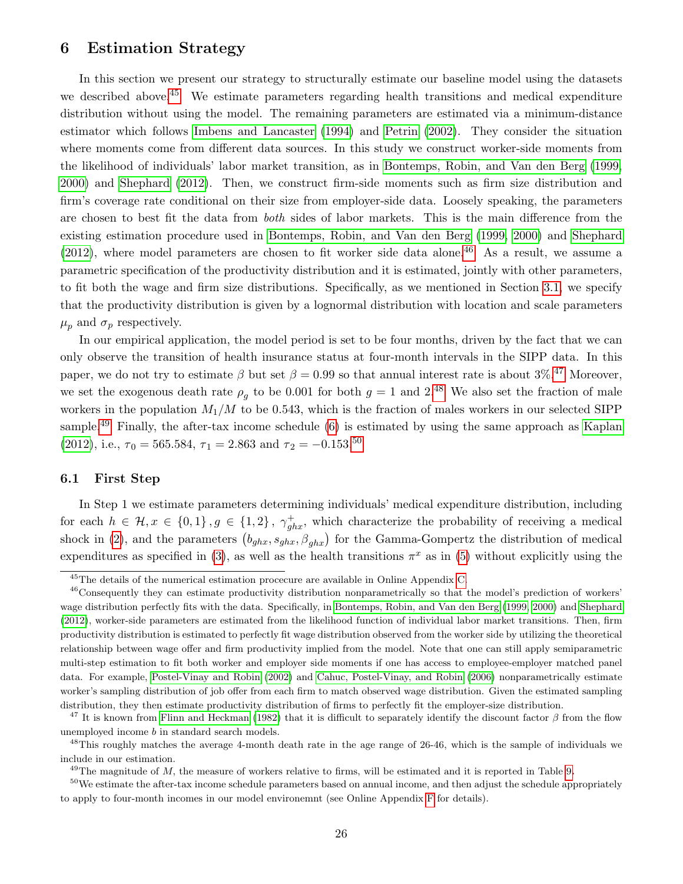## 6 Estimation Strategy

In this section we present our strategy to structurally estimate our baseline model using the datasets we described above.[45] We estimate parameters regarding health transitions and medical expenditure distribution without using the model. The remaining parameters are estimated via a minimum-distance estimator which follows Imbens and Lancaster (1994) and Petrin (2002). They consider the situation where moments come from different data sources. In this study we construct worker-side moments from the likelihood of individuals' labor market transition, as in Bontemps, Robin, and Van den Berg (1999, 2000) and Shephard (2012). Then, we construct firm-side moments such as firm size distribution and firm's coverage rate conditional on their size from employer-side data. Loosely speaking, the parameters are chosen to best fit the data from *both* sides of labor markets. This is the main difference from the existing estimation procedure used in Bontemps, Robin, and Van den Berg (1999, 2000) and Shephard (2012), where model parameters are chosen to fit worker side data alone.[46] As a result, we assume a parametric specification of the productivity distribution and it is estimated, jointly with other parameters, to fit both the wage and firm size distributions. Specifically, as we mentioned in Section 3.1, we specify that the productivity distribution is given by a lognormal distribution with location and scale parameters $\mu_p$ and $\sigma_p$ respectively.

In our empirical application, the model period is set to be four months, driven by the fact that we can only observe the transition of health insurance status at four-month intervals in the SIPP data. In this paper, we do not try to estimate $\beta$ but set $\beta = 0.99$ so that annual interest rate is about 3%.[47] Moreover, we set the exogenous death rate $\rho_g$ to be 0.001 for both $g = 1$ and 2.[48] We also set the fraction of male workers in the population $M_1/M$ to be 0.543, which is the fraction of males workers in our selected SIPP sample.[49] Finally, the after-tax income schedule (6) is estimated by using the same approach as Kaplan (2012), i.e., $\tau_0 = 565.584$, $\tau_1 = 2.863$ and $\tau_2 = -0.153$.[50]

### 6.1 First Step

In Step 1 we estimate parameters determining individuals' medical expenditure distribution, including for each $h \in \mathcal{H}, x \in \{0, 1\}, g \in \{1, 2\}$, $\gamma^{+}_{ghx}$, which characterize the probability of receiving a medical shock in (2), and the parameters $(b_{ghx}, s_{ghx}, \beta_{ghx})$ for the Gamma-Gompertz the distribution of medical expenditures as specified in (3), as well as the health transitions $\pi^x$ as in (5) without explicitly using the

---

[45] The details of the numerical estimation procecure are available in Online Appendix C.

[46] Consequently they can estimate productivity distribution nonparametrically so that the model's prediction of workers' wage distribution perfectly fits with the data. Specifically, in Bontemps, Robin, and Van den Berg (1999, 2000) and Shephard (2012), worker-side parameters are estimated from the likelihood function of individual labor market transitions. Then, firm productivity distribution is estimated to perfectly fit wage distribution observed from the worker side by utilizing the theoretical relationship between wage offer and firm productivity implied from the model. Note that one can still apply semiparametric multi-step estimation to fit both worker and employer side moments if one has access to employee-employer matched panel data. For example, Postel-Vinay and Robin (2002) and Cahuc, Postel-Vinay, and Robin (2006) nonparametrically estimate worker's sampling distribution of job offer from each firm to match observed wage distribution. Given the estimated sampling distribution, they then estimate productivity distribution of firms to perfectly fit the employer-size distribution.

[47] It is known from Flinn and Heckman (1982) that it is difficult to separately identify the discount factor $\beta$ from the flow unemployed income $b$ in standard search models.

[48] This roughly matches the average 4-month death rate in the age range of 26-46, which is the sample of individuals we include in our estimation.

[49] The magnitude of $M$, the measure of workers relative to firms, will be estimated and it is reported in Table 9.

[50] We estimate the after-tax income schedule parameters based on annual income, and then adjust the schedule appropriately to apply to four-month incomes in our model environemnt (see Online Appendix F for details).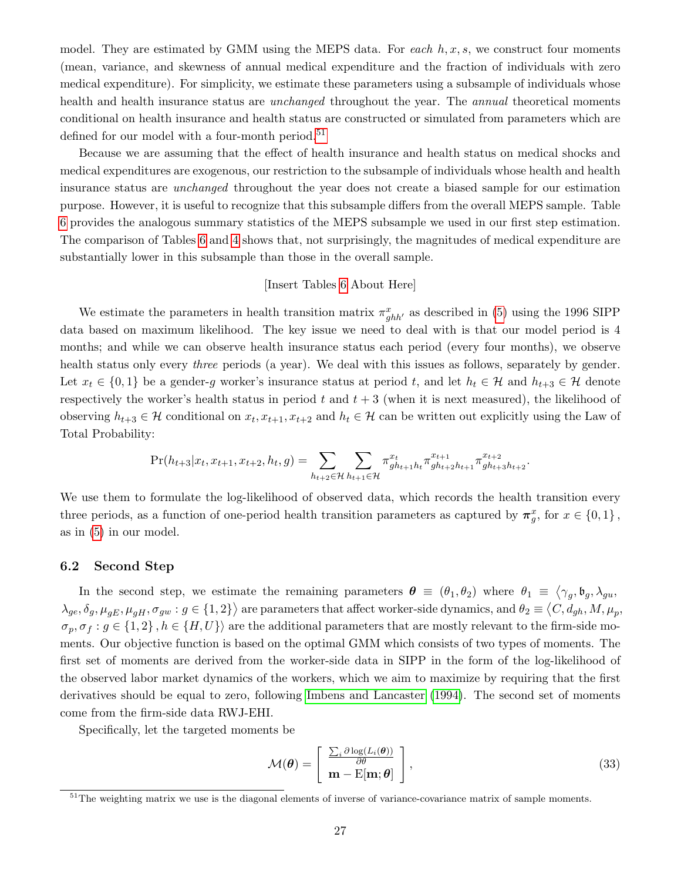model. They are estimated by GMM using the MEPS data. For *each* $h, x, s$, we construct four moments (mean, variance, and skewness of annual medical expenditure and the fraction of individuals with zero medical expenditure). For simplicity, we estimate these parameters using a subsample of individuals whose health and health insurance status are *unchanged* throughout the year. The *annual* theoretical moments conditional on health insurance and health status are constructed or simulated from parameters which are defined for our model with a four-month period.[51]

Because we are assuming that the effect of health insurance and health status on medical shocks and medical expenditures are exogenous, our restriction to the subsample of individuals whose health and health insurance status are *unchanged* throughout the year does not create a biased sample for our estimation purpose. However, it is useful to recognize that this subsample differs from the overall MEPS sample. Table 6 provides the analogous summary statistics of the MEPS subsample we used in our first step estimation. The comparison of Tables 6 and 4 shows that, not surprisingly, the magnitudes of medical expenditure are substantially lower in this subsample than those in the overall sample.

[Insert Tables 6 About Here]

We estimate the parameters in health transition matrix $\pi^x_{ghh'}$ as described in (5) using the 1996 SIPP data based on maximum likelihood. The key issue we need to deal with is that our model period is 4 months; and while we can observe health insurance status each period (every four months), we observe health status only every *three* periods (a year). We deal with this issues as follows, separately by gender. Let $x_t \in \{0,1\}$ be a gender-$g$ worker's insurance status at period $t$, and let $h_t \in \mathcal{H}$ and $h_{t+3} \in \mathcal{H}$ denote respectively the worker's health status in period $t$ and $t+3$ (when it is next measured), the likelihood of observing $h_{t+3} \in \mathcal{H}$ conditional on $x_t, x_{t+1}, x_{t+2}$ and $h_t \in \mathcal{H}$ can be written out explicitly using the Law of Total Probability:

$$\Pr(h_{t+3}|x_t, x_{t+1}, x_{t+2}, h_t, g) = \sum_{h_{t+2}\in\mathcal{H}} \sum_{h_{t+1}\in\mathcal{H}} \pi^{x_t}_{gh_{t+1}h_t} \pi^{x_{t+1}}_{gh_{t+2}h_{t+1}} \pi^{x_{t+2}}_{gh_{t+3}h_{t+2}}.$$

We use them to formulate the log-likelihood of observed data, which records the health transition every three periods, as a function of one-period health transition parameters as captured by $\boldsymbol{\pi}^x_g$, for $x \in \{0,1\}$, as in (5) in our model.

### 6.2 Second Step

In the second step, we estimate the remaining parameters $\boldsymbol{\theta} \equiv (\theta_1, \theta_2)$ where $\theta_1 \equiv \langle \gamma_g, \mathfrak{b}_g, \lambda_{gu}, \lambda_{ge}, \delta_g, \mu_{gE}, \mu_{gH}, \sigma_{gw} : g \in \{1,2\} \rangle$ are parameters that affect worker-side dynamics, and $\theta_2 \equiv \langle C, d_{gh}, M, \mu_p, \sigma_p, \sigma_f : g \in \{1,2\}, h \in \{H, U\} \rangle$ are the additional parameters that are mostly relevant to the firm-side moments. Our objective function is based on the optimal GMM which consists of two types of moments. The first set of moments are derived from the worker-side data in SIPP in the form of the log-likelihood of the observed labor market dynamics of the workers, which we aim to maximize by requiring that the first derivatives should be equal to zero, following Imbens and Lancaster (1994). The second set of moments come from the firm-side data RWJ-EHI.

Specifically, let the targeted moments be

$$\mathcal{M}(\boldsymbol{\theta}) = \begin{bmatrix} \frac{\sum_i \partial \log(L_i(\boldsymbol{\theta}))}{\partial \theta} \\ \mathbf{m} - \mathrm{E}[\mathbf{m}; \boldsymbol{\theta}] \end{bmatrix}, \tag{33}$$

[51] The weighting matrix we use is the diagonal elements of inverse of variance-covariance matrix of sample moments.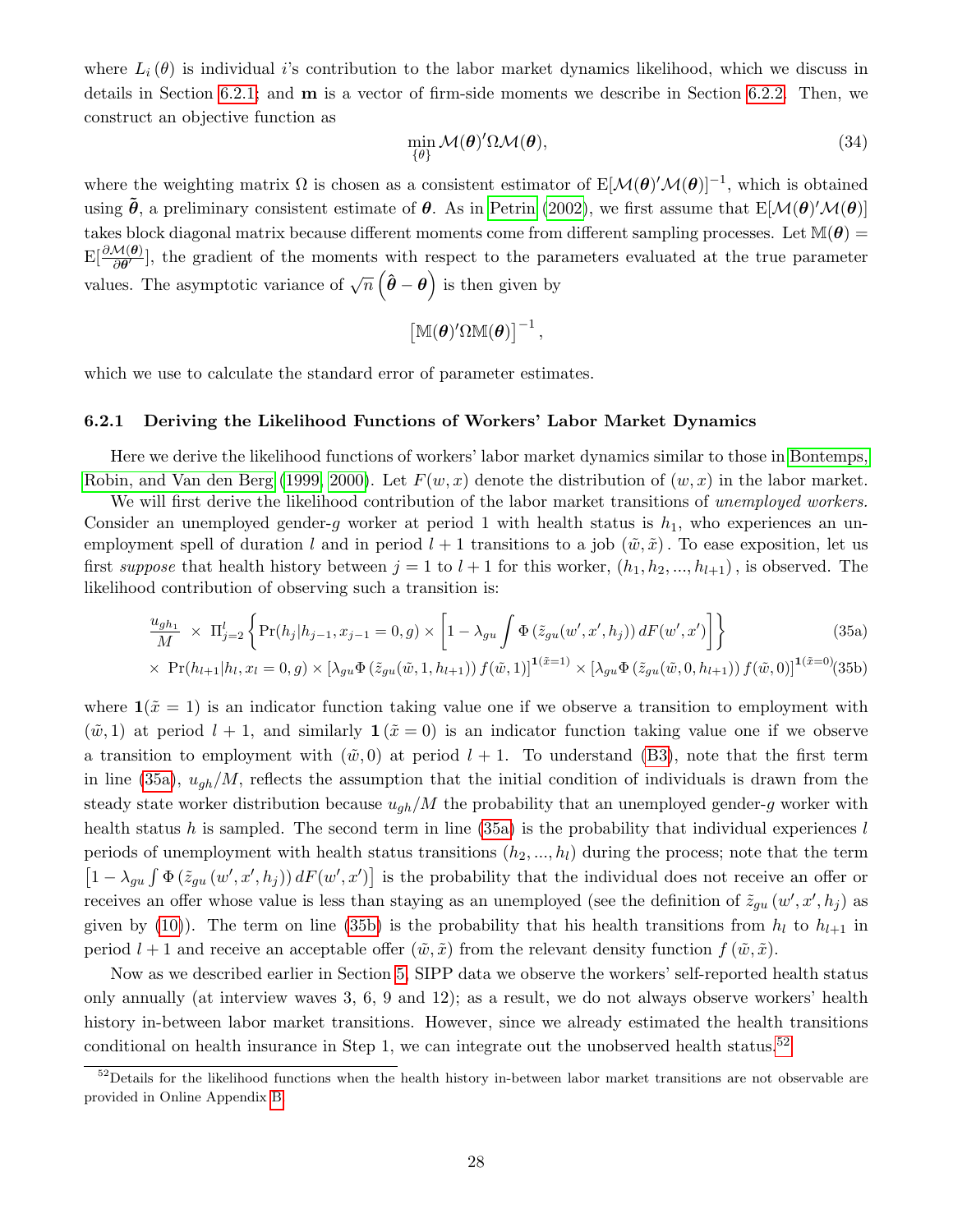where $L_i(\theta)$ is individual $i$'s contribution to the labor market dynamics likelihood, which we discuss in details in Section 6.2.1; and $\mathbf{m}$ is a vector of firm-side moments we describe in Section 6.2.2. Then, we construct an objective function as

$$\min_{\{\theta\}} \mathcal{M}(\boldsymbol{\theta})'\Omega\mathcal{M}(\boldsymbol{\theta}), \tag{34}$$

where the weighting matrix $\Omega$ is chosen as a consistent estimator of $\mathrm{E}[\mathcal{M}(\boldsymbol{\theta})'\mathcal{M}(\boldsymbol{\theta})]^{-1}$, which is obtained using $\tilde{\boldsymbol{\theta}}$, a preliminary consistent estimate of $\boldsymbol{\theta}$. As in Petrin (2002), we first assume that $\mathrm{E}[\mathcal{M}(\boldsymbol{\theta})'\mathcal{M}(\boldsymbol{\theta})]$ takes block diagonal matrix because different moments come from different sampling processes. Let $\mathbb{M}(\boldsymbol{\theta}) = \mathrm{E}[\frac{\partial \mathcal{M}(\boldsymbol{\theta})}{\partial \boldsymbol{\theta}'}]$, the gradient of the moments with respect to the parameters evaluated at the true parameter values. The asymptotic variance of $\sqrt{n}\left(\hat{\boldsymbol{\theta}} - \boldsymbol{\theta}\right)$ is then given by

$$\left[\mathbb{M}(\boldsymbol{\theta})'\Omega\mathbb{M}(\boldsymbol{\theta})\right]^{-1},$$

which we use to calculate the standard error of parameter estimates.

### 6.2.1 Deriving the Likelihood Functions of Workers' Labor Market Dynamics

Here we derive the likelihood functions of workers' labor market dynamics similar to those in Bontemps, Robin, and Van den Berg (1999, 2000). Let $F(w, x)$ denote the distribution of $(w, x)$ in the labor market.

We will first derive the likelihood contribution of the labor market transitions of *unemployed workers.* Consider an unemployed gender-$g$ worker at period 1 with health status is $h_1$, who experiences an unemployment spell of duration $l$ and in period $l+1$ transitions to a job $(\tilde{w}, \tilde{x})$. To ease exposition, let us first *suppose* that health history between $j = 1$ to $l+1$ for this worker, $(h_1, h_2, ..., h_{l+1})$, is observed. The likelihood contribution of observing such a transition is:

$$\frac{u_{gh_1}}{M} \times \Pi_{j=2}^{l}\left\{\Pr(h_j|h_{j-1}, x_{j-1}=0, g) \times \left[1 - \lambda_{gu}\int \Phi\left(\tilde{z}_{gu}(w', x', h_j)\right) dF(w', x')\right]\right\} \tag{35a}$$

$$\times \Pr(h_{l+1}|h_l, x_l = 0, g) \times \left[\lambda_{gu}\Phi\left(\tilde{z}_{gu}(\tilde{w}, 1, h_{l+1})\right) f(\tilde{w}, 1)\right]^{\mathbf{1}(\tilde{x}=1)} \times \left[\lambda_{gu}\Phi\left(\tilde{z}_{gu}(\tilde{w}, 0, h_{l+1})\right) f(\tilde{w}, 0)\right]^{\mathbf{1}(\tilde{x}=0)} \tag{35b}$$

where $\mathbf{1}(\tilde{x} = 1)$ is an indicator function taking value one if we observe a transition to employment with $(\tilde{w}, 1)$ at period $l+1$, and similarly $\mathbf{1}(\tilde{x} = 0)$ is an indicator function taking value one if we observe a transition to employment with $(\tilde{w}, 0)$ at period $l+1$. To understand (B3), note that the first term in line (35a), $u_{gh}/M$, reflects the assumption that the initial condition of individuals is drawn from the steady state worker distribution because $u_{gh}/M$ the probability that an unemployed gender-$g$ worker with health status $h$ is sampled. The second term in line (35a) is the probability that individual experiences $l$ periods of unemployment with health status transitions $(h_2, ..., h_l)$ during the process; note that the term $\left[1 - \lambda_{gu}\int \Phi\left(\tilde{z}_{gu}(w', x', h_j)\right) dF(w', x')\right]$ is the probability that the individual does not receive an offer or receives an offer whose value is less than staying as an unemployed (see the definition of $\tilde{z}_{gu}(w', x', h_j)$ as given by (10)). The term on line (35b) is the probability that his health transitions from $h_l$ to $h_{l+1}$ in period $l+1$ and receive an acceptable offer $(\tilde{w}, \tilde{x})$ from the relevant density function $f(\tilde{w}, \tilde{x})$.

Now as we described earlier in Section 5, SIPP data we observe the workers' self-reported health status only annually (at interview waves 3, 6, 9 and 12); as a result, we do not always observe workers' health history in-between labor market transitions. However, since we already estimated the health transitions conditional on health insurance in Step 1, we can integrate out the unobserved health status.[52]

[52] Details for the likelihood functions when the health history in-between labor market transitions are not observable are provided in Online Appendix B.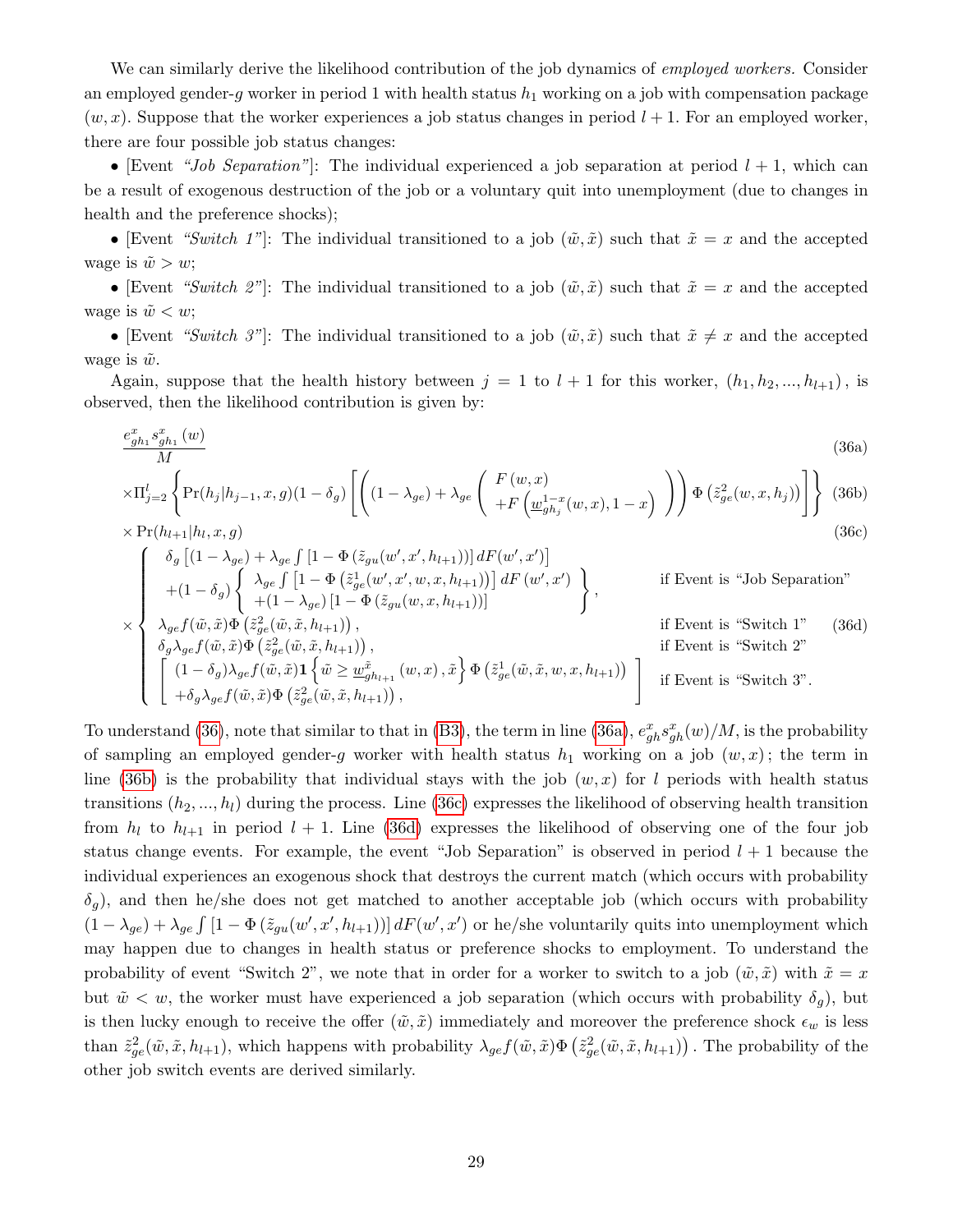We can similarly derive the likelihood contribution of the job dynamics of *employed workers.* Consider an employed gender-$g$ worker in period 1 with health status $h_1$ working on a job with compensation package $(w, x)$. Suppose that the worker experiences a job status changes in period $l+1$. For an employed worker, there are four possible job status changes:

• [Event *"Job Separation"*]: The individual experienced a job separation at period $l+1$, which can be a result of exogenous destruction of the job or a voluntary quit into unemployment (due to changes in health and the preference shocks);

• [Event *"Switch 1"*]: The individual transitioned to a job $(\tilde{w}, \tilde{x})$ such that $\tilde{x} = x$ and the accepted wage is $\tilde{w} > w$;

• [Event *"Switch 2"*]: The individual transitioned to a job $(\tilde{w}, \tilde{x})$ such that $\tilde{x} = x$ and the accepted wage is $\tilde{w} < w$;

• [Event *"Switch 3"*]: The individual transitioned to a job $(\tilde{w}, \tilde{x})$ such that $\tilde{x} \neq x$ and the accepted wage is $\tilde{w}$.

Again, suppose that the health history between $j = 1$ to $l+1$ for this worker, $(h_1, h_2, ..., h_{l+1})$, is observed, then the likelihood contribution is given by:

$$\frac{e^x_{gh_1} s^x_{gh_1}(w)}{M} \tag{36a}$$

$$\times \Pi^l_{j=2} \left\{ \Pr(h_j | h_{j-1}, x, g)(1-\delta_g) \left[ \left( (1-\lambda_{ge}) + \lambda_{ge} \left( \begin{array}{c} F(w,x) \\ +F\left(\underline{w}^{1-x}_{gh_j}(w,x), 1-x\right) \end{array} \right) \right) \Phi\left(\tilde{z}^2_{ge}(w,x,h_j)\right) \right] \right\} \tag{36b}$$

$$\times \Pr(h_{l+1} | h_l, x, g) \tag{36c}$$

$$\times \begin{cases} \begin{array}{l} \delta_g \left[ (1-\lambda_{ge}) + \lambda_{ge} \int \left[1 - \Phi\left(\tilde{z}_{gu}(w', x', h_{l+1})\right)\right] dF(w', x') \right] \\ +(1-\delta_g) \left\{ \begin{array}{l} \lambda_{ge} \int \left[1 - \Phi\left(\tilde{z}^1_{ge}(w', x', w, x, h_{l+1})\right)\right] dF(w', x') \\ +(1-\lambda_{ge}) \left[1 - \Phi\left(\tilde{z}_{gu}(w, x, h_{l+1})\right)\right] \end{array} \right\}, \end{array} & \text{if Event is "Job Separation"} \\ \lambda_{ge} f(\tilde{w}, \tilde{x}) \Phi\left(\tilde{z}^2_{ge}(\tilde{w}, \tilde{x}, h_{l+1})\right), & \text{if Event is "Switch 1"} \\ \delta_g \lambda_{ge} f(\tilde{w}, \tilde{x}) \Phi\left(\tilde{z}^2_{ge}(\tilde{w}, \tilde{x}, h_{l+1})\right), & \text{if Event is "Switch 2"} \\ \left[ \begin{array}{l} (1-\delta_g) \lambda_{ge} f(\tilde{w}, \tilde{x}) \mathbf{1}\left\{ \tilde{w} \geq \underline{w}^{\tilde{x}}_{gh_{l+1}}(w, x), \tilde{x} \right\} \Phi\left(\tilde{z}^1_{ge}(\tilde{w}, \tilde{x}, w, x, h_{l+1})\right) \\ +\delta_g \lambda_{ge} f(\tilde{w}, \tilde{x}) \Phi\left(\tilde{z}^2_{ge}(\tilde{w}, \tilde{x}, h_{l+1})\right), \end{array} \right] & \text{if Event is "Switch 3".} \end{cases} \tag{36d}$$

To understand (36), note that similar to that in (B3), the term in line (36a), $e^x_{gh} s^x_{gh}(w)/M$, is the probability of sampling an employed gender-$g$ worker with health status $h_1$ working on a job $(w, x)$; the term in line (36b) is the probability that individual stays with the job $(w, x)$ for $l$ periods with health status transitions $(h_2, ..., h_l)$ during the process. Line (36c) expresses the likelihood of observing health transition from $h_l$ to $h_{l+1}$ in period $l+1$. Line (36d) expresses the likelihood of observing one of the four job status change events. For example, the event "Job Separation" is observed in period $l+1$ because the individual experiences an exogenous shock that destroys the current match (which occurs with probability $\delta_g$), and then he/she does not get matched to another acceptable job (which occurs with probability $(1-\lambda_{ge}) + \lambda_{ge} \int \left[1 - \Phi\left(\tilde{z}_{gu}(w', x', h_{l+1})\right)\right] dF(w', x')$ or he/she voluntarily quits into unemployment which may happen due to changes in health status or preference shocks to employment. To understand the probability of event "Switch 2", we note that in order for a worker to switch to a job $(\tilde{w}, \tilde{x})$ with $\tilde{x} = x$ but $\tilde{w} < w$, the worker must have experienced a job separation (which occurs with probability $\delta_g$), but is then lucky enough to receive the offer $(\tilde{w}, \tilde{x})$ immediately and moreover the preference shock $\epsilon_w$ is less than $\tilde{z}^2_{ge}(\tilde{w}, \tilde{x}, h_{l+1})$, which happens with probability $\lambda_{ge} f(\tilde{w}, \tilde{x}) \Phi\left(\tilde{z}^2_{ge}(\tilde{w}, \tilde{x}, h_{l+1})\right)$. The probability of the other job switch events are derived similarly.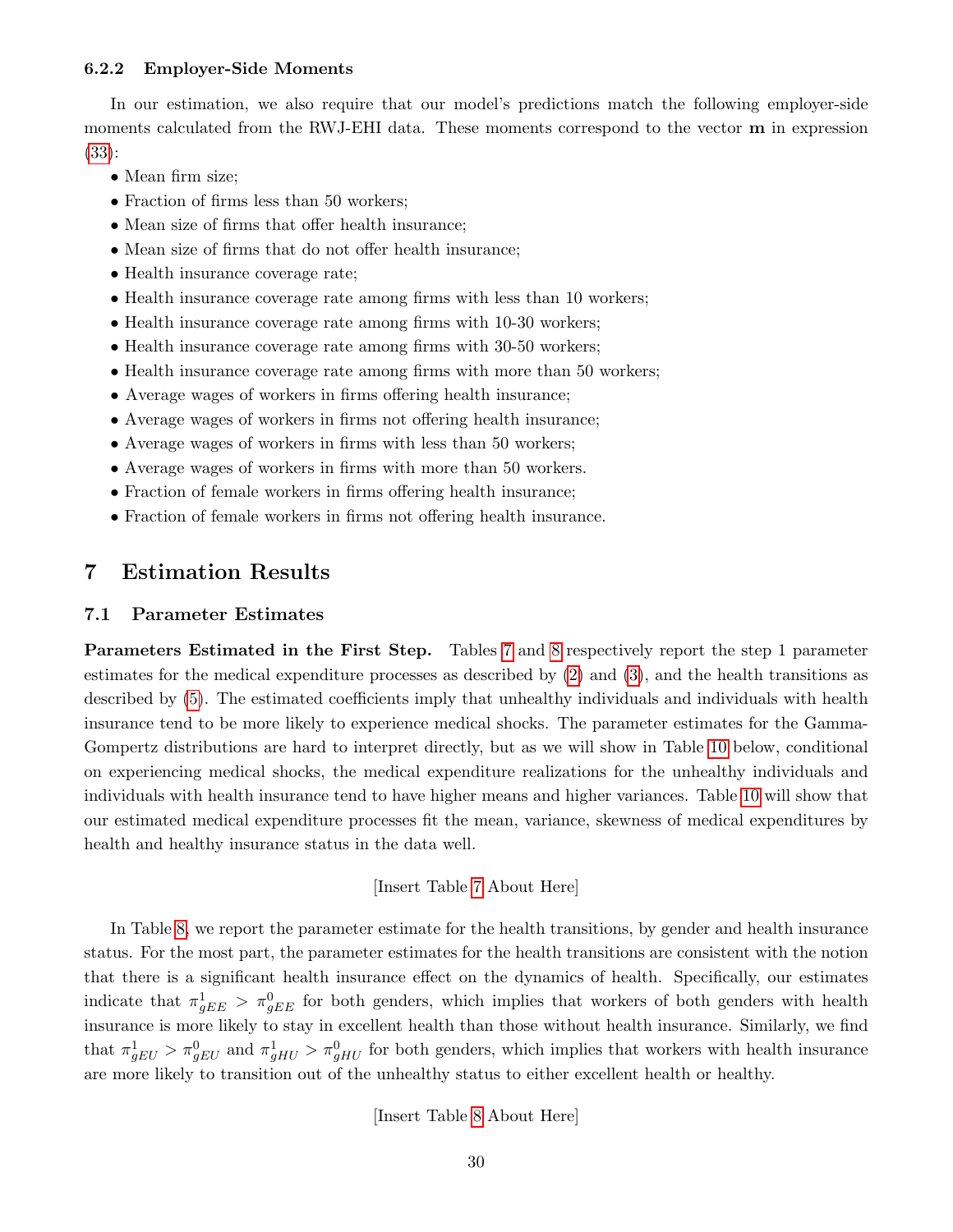### 6.2.2 Employer-Side Moments

In our estimation, we also require that our model's predictions match the following employer-side moments calculated from the RWJ-EHI data. These moments correspond to the vector $\mathbf{m}$ in expression (33):

- Mean firm size;
- Fraction of firms less than 50 workers;
- Mean size of firms that offer health insurance;
- Mean size of firms that do not offer health insurance;
- Health insurance coverage rate;
- Health insurance coverage rate among firms with less than 10 workers;
- Health insurance coverage rate among firms with 10-30 workers;
- Health insurance coverage rate among firms with 30-50 workers;
- Health insurance coverage rate among firms with more than 50 workers;
- Average wages of workers in firms offering health insurance;
- Average wages of workers in firms not offering health insurance;
- Average wages of workers in firms with less than 50 workers;
- Average wages of workers in firms with more than 50 workers.
- Fraction of female workers in firms offering health insurance;
- Fraction of female workers in firms not offering health insurance.

# 7 Estimation Results

## 7.1 Parameter Estimates

**Parameters Estimated in the First Step.** Tables 7 and 8 respectively report the step 1 parameter estimates for the medical expenditure processes as described by (2) and (3), and the health transitions as described by (5). The estimated coefficients imply that unhealthy individuals and individuals with health insurance tend to be more likely to experience medical shocks. The parameter estimates for the Gamma-Gompertz distributions are hard to interpret directly, but as we will show in Table 10 below, conditional on experiencing medical shocks, the medical expenditure realizations for the unhealthy individuals and individuals with health insurance tend to have higher means and higher variances. Table 10 will show that our estimated medical expenditure processes fit the mean, variance, skewness of medical expenditures by health and healthy insurance status in the data well.

[Insert Table 7 About Here]

In Table 8, we report the parameter estimate for the health transitions, by gender and health insurance status. For the most part, the parameter estimates for the health transitions are consistent with the notion that there is a significant health insurance effect on the dynamics of health. Specifically, our estimates indicate that $\pi^1_{gEE} > \pi^0_{gEE}$ for both genders, which implies that workers of both genders with health insurance is more likely to stay in excellent health than those without health insurance. Similarly, we find that $\pi^1_{gEU} > \pi^0_{gEU}$ and $\pi^1_{gHU} > \pi^0_{gHU}$ for both genders, which implies that workers with health insurance are more likely to transition out of the unhealthy status to either excellent health or healthy.

[Insert Table 8 About Here]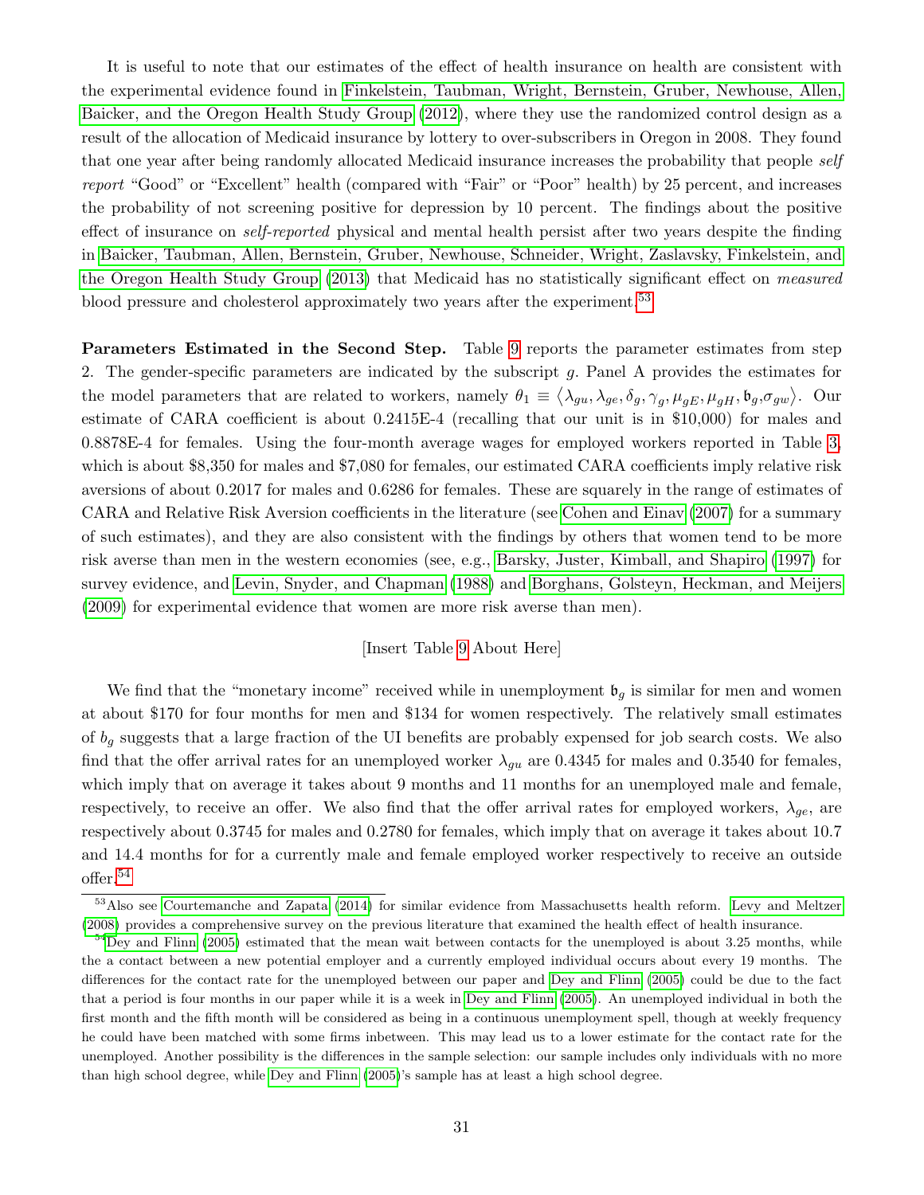It is useful to note that our estimates of the effect of health insurance on health are consistent with the experimental evidence found in Finkelstein, Taubman, Wright, Bernstein, Gruber, Newhouse, Allen, Baicker, and the Oregon Health Study Group (2012), where they use the randomized control design as a result of the allocation of Medicaid insurance by lottery to over-subscribers in Oregon in 2008. They found that one year after being randomly allocated Medicaid insurance increases the probability that people *self report* "Good" or "Excellent" health (compared with "Fair" or "Poor" health) by 25 percent, and increases the probability of not screening positive for depression by 10 percent. The findings about the positive effect of insurance on *self-reported* physical and mental health persist after two years despite the finding in Baicker, Taubman, Allen, Bernstein, Gruber, Newhouse, Schneider, Wright, Zaslavsky, Finkelstein, and the Oregon Health Study Group (2013) that Medicaid has no statistically significant effect on *measured* blood pressure and cholesterol approximately two years after the experiment.[53]

**Parameters Estimated in the Second Step.** Table 9 reports the parameter estimates from step 2. The gender-specific parameters are indicated by the subscript $g$. Panel A provides the estimates for the model parameters that are related to workers, namely $\theta_1 \equiv \langle \lambda_{gu}, \lambda_{ge}, \delta_g, \gamma_g, \mu_{gE}, \mu_{gH}, \mathfrak{b}_g, \sigma_{gw} \rangle$. Our estimate of CARA coefficient is about 0.2415E-4 (recalling that our unit is in \$10,000) for males and 0.8878E-4 for females. Using the four-month average wages for employed workers reported in Table 3, which is about \$8,350 for males and \$7,080 for females, our estimated CARA coefficients imply relative risk aversions of about 0.2017 for males and 0.6286 for females. These are squarely in the range of estimates of CARA and Relative Risk Aversion coefficients in the literature (see Cohen and Einav (2007) for a summary of such estimates), and they are also consistent with the findings by others that women tend to be more risk averse than men in the western economies (see, e.g., Barsky, Juster, Kimball, and Shapiro (1997) for survey evidence, and Levin, Snyder, and Chapman (1988) and Borghans, Golsteyn, Heckman, and Meijers (2009) for experimental evidence that women are more risk averse than men).

[Insert Table 9 About Here]

We find that the "monetary income" received while in unemployment $\mathfrak{b}_g$ is similar for men and women at about \$170 for four months for men and \$134 for women respectively. The relatively small estimates of $b_g$ suggests that a large fraction of the UI benefits are probably expensed for job search costs. We also find that the offer arrival rates for an unemployed worker $\lambda_{gu}$ are 0.4345 for males and 0.3540 for females, which imply that on average it takes about 9 months and 11 months for an unemployed male and female, respectively, to receive an offer. We also find that the offer arrival rates for employed workers, $\lambda_{ge}$, are respectively about 0.3745 for males and 0.2780 for females, which imply that on average it takes about 10.7 and 14.4 months for for a currently male and female employed worker respectively to receive an outside offer.[54]

[53] Also see Courtemanche and Zapata (2014) for similar evidence from Massachusetts health reform. Levy and Meltzer (2008) provides a comprehensive survey on the previous literature that examined the health effect of health insurance.

[54] Dey and Flinn (2005) estimated that the mean wait between contacts for the unemployed is about 3.25 months, while the a contact between a new potential employer and a currently employed individual occurs about every 19 months. The differences for the contact rate for the unemployed between our paper and Dey and Flinn (2005) could be due to the fact that a period is four months in our paper while it is a week in Dey and Flinn (2005). An unemployed individual in both the first month and the fifth month will be considered as being in a continuous unemployment spell, though at weekly frequency he could have been matched with some firms inbetween. This may lead us to a lower estimate for the contact rate for the unemployed. Another possibility is the differences in the sample selection: our sample includes only individuals with no more than high school degree, while Dey and Flinn (2005)'s sample has at least a high school degree.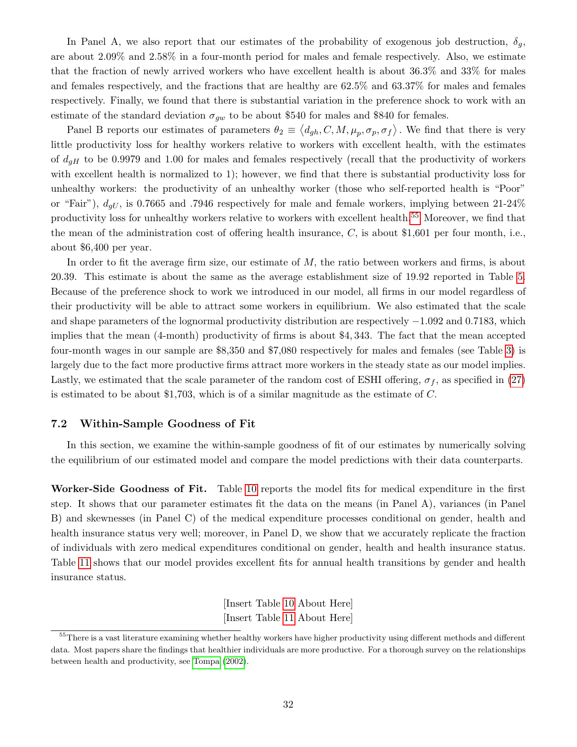In Panel A, we also report that our estimates of the probability of exogenous job destruction, $\delta_g$, are about 2.09% and 2.58% in a four-month period for males and female respectively. Also, we estimate that the fraction of newly arrived workers who have excellent health is about 36.3% and 33% for males and females respectively, and the fractions that are healthy are 62.5% and 63.37% for males and females respectively. Finally, we found that there is substantial variation in the preference shock to work with an estimate of the standard deviation $\sigma_{gw}$ to be about \$540 for males and \$840 for females.

Panel B reports our estimates of parameters $\theta_2 \equiv \langle d_{gh}, C, M, \mu_p, \sigma_p, \sigma_f \rangle$. We find that there is very little productivity loss for healthy workers relative to workers with excellent health, with the estimates of $d_{gH}$ to be 0.9979 and 1.00 for males and females respectively (recall that the productivity of workers with excellent health is normalized to 1); however, we find that there is substantial productivity loss for unhealthy workers: the productivity of an unhealthy worker (those who self-reported health is "Poor" or "Fair"), $d_{gU}$, is 0.7665 and .7946 respectively for male and female workers, implying between 21-24% productivity loss for unhealthy workers relative to workers with excellent health.[55] Moreover, we find that the mean of the administration cost of offering health insurance, $C$, is about \$1,601 per four month, i.e., about \$6,400 per year.

In order to fit the average firm size, our estimate of $M$, the ratio between workers and firms, is about 20.39. This estimate is about the same as the average establishment size of 19.92 reported in Table 5. Because of the preference shock to work we introduced in our model, all firms in our model regardless of their productivity will be able to attract some workers in equilibrium. We also estimated that the scale and shape parameters of the lognormal productivity distribution are respectively $-1.092$ and 0.7183, which implies that the mean (4-month) productivity of firms is about \$4,343. The fact that the mean accepted four-month wages in our sample are \$8,350 and \$7,080 respectively for males and females (see Table 3) is largely due to the fact more productive firms attract more workers in the steady state as our model implies. Lastly, we estimated that the scale parameter of the random cost of ESHI offering, $\sigma_f$, as specified in (27) is estimated to be about \$1,703, which is of a similar magnitude as the estimate of $C$.

### 7.2 Within-Sample Goodness of Fit

In this section, we examine the within-sample goodness of fit of our estimates by numerically solving the equilibrium of our estimated model and compare the model predictions with their data counterparts.

**Worker-Side Goodness of Fit.** Table 10 reports the model fits for medical expenditure in the first step. It shows that our parameter estimates fit the data on the means (in Panel A), variances (in Panel B) and skewnesses (in Panel C) of the medical expenditure processes conditional on gender, health and health insurance status very well; moreover, in Panel D, we show that we accurately replicate the fraction of individuals with zero medical expenditures conditional on gender, health and health insurance status. Table 11 shows that our model provides excellent fits for annual health transitions by gender and health insurance status.

[Insert Table 10 About Here]
[Insert Table 11 About Here]

---

[55] There is a vast literature examining whether healthy workers have higher productivity using different methods and different data. Most papers share the findings that healthier individuals are more productive. For a thorough survey on the relationships between health and productivity, see Tompa (2002).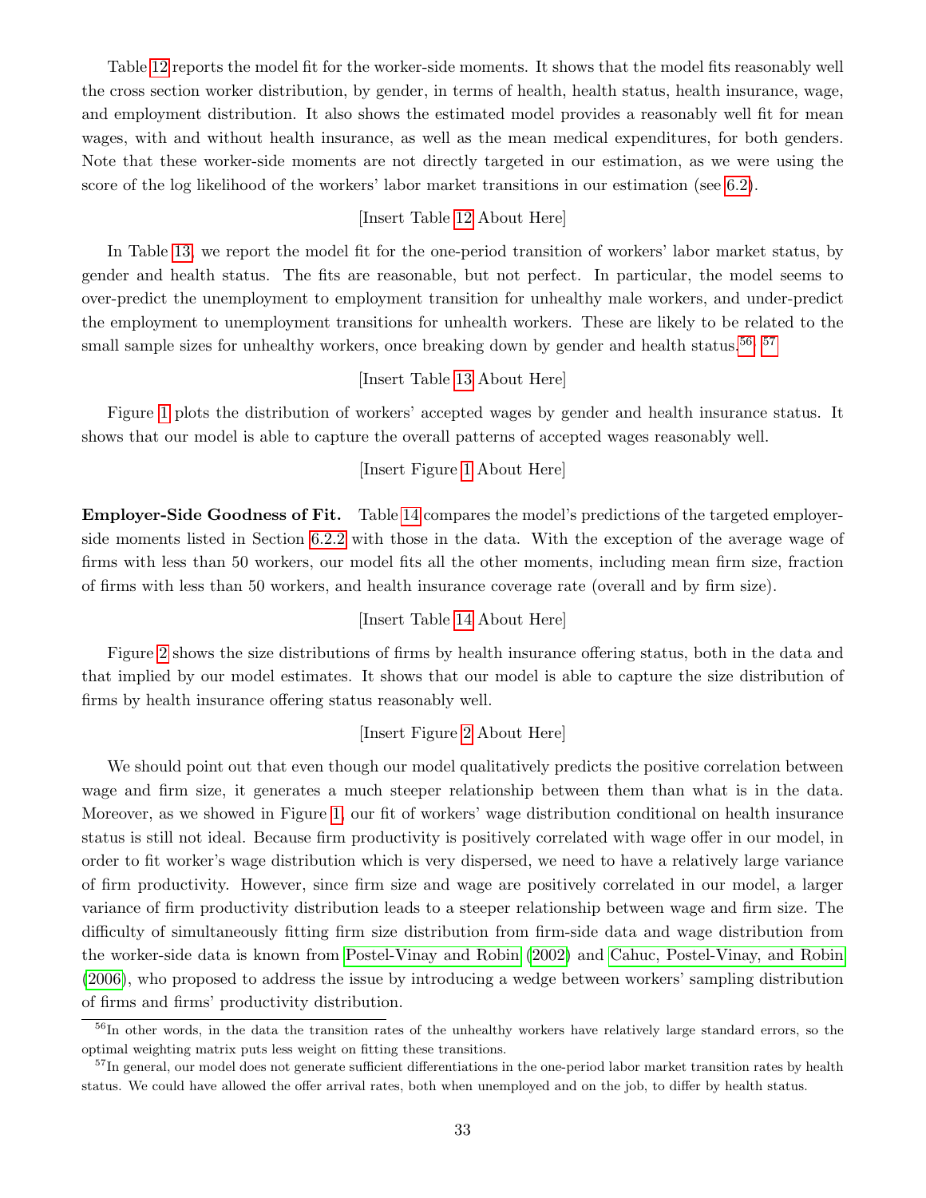Table 12 reports the model fit for the worker-side moments. It shows that the model fits reasonably well the cross section worker distribution, by gender, in terms of health, health status, health insurance, wage, and employment distribution. It also shows the estimated model provides a reasonably well fit for mean wages, with and without health insurance, as well as the mean medical expenditures, for both genders. Note that these worker-side moments are not directly targeted in our estimation, as we were using the score of the log likelihood of the workers' labor market transitions in our estimation (see 6.2).

[Insert Table 12 About Here]

In Table 13, we report the model fit for the one-period transition of workers' labor market status, by gender and health status. The fits are reasonable, but not perfect. In particular, the model seems to over-predict the unemployment to employment transition for unhealthy male workers, and under-predict the employment to unemployment transitions for unhealth workers. These are likely to be related to the small sample sizes for unhealthy workers, once breaking down by gender and health status.[56], [57]

[Insert Table 13 About Here]

Figure 1 plots the distribution of workers' accepted wages by gender and health insurance status. It shows that our model is able to capture the overall patterns of accepted wages reasonably well.

[Insert Figure 1 About Here]

**Employer-Side Goodness of Fit.** Table 14 compares the model's predictions of the targeted employer-side moments listed in Section 6.2.2 with those in the data. With the exception of the average wage of firms with less than 50 workers, our model fits all the other moments, including mean firm size, fraction of firms with less than 50 workers, and health insurance coverage rate (overall and by firm size).

[Insert Table 14 About Here]

Figure 2 shows the size distributions of firms by health insurance offering status, both in the data and that implied by our model estimates. It shows that our model is able to capture the size distribution of firms by health insurance offering status reasonably well.

[Insert Figure 2 About Here]

We should point out that even though our model qualitatively predicts the positive correlation between wage and firm size, it generates a much steeper relationship between them than what is in the data. Moreover, as we showed in Figure 1, our fit of workers' wage distribution conditional on health insurance status is still not ideal. Because firm productivity is positively correlated with wage offer in our model, in order to fit worker's wage distribution which is very dispersed, we need to have a relatively large variance of firm productivity. However, since firm size and wage are positively correlated in our model, a larger variance of firm productivity distribution leads to a steeper relationship between wage and firm size. The difficulty of simultaneously fitting firm size distribution from firm-side data and wage distribution from the worker-side data is known from Postel-Vinay and Robin (2002) and Cahuc, Postel-Vinay, and Robin (2006), who proposed to address the issue by introducing a wedge between workers' sampling distribution of firms and firms' productivity distribution.

[56] In other words, in the data the transition rates of the unhealthy workers have relatively large standard errors, so the optimal weighting matrix puts less weight on fitting these transitions.

[57] In general, our model does not generate sufficient differentiations in the one-period labor market transition rates by health status. We could have allowed the offer arrival rates, both when unemployed and on the job, to differ by health status.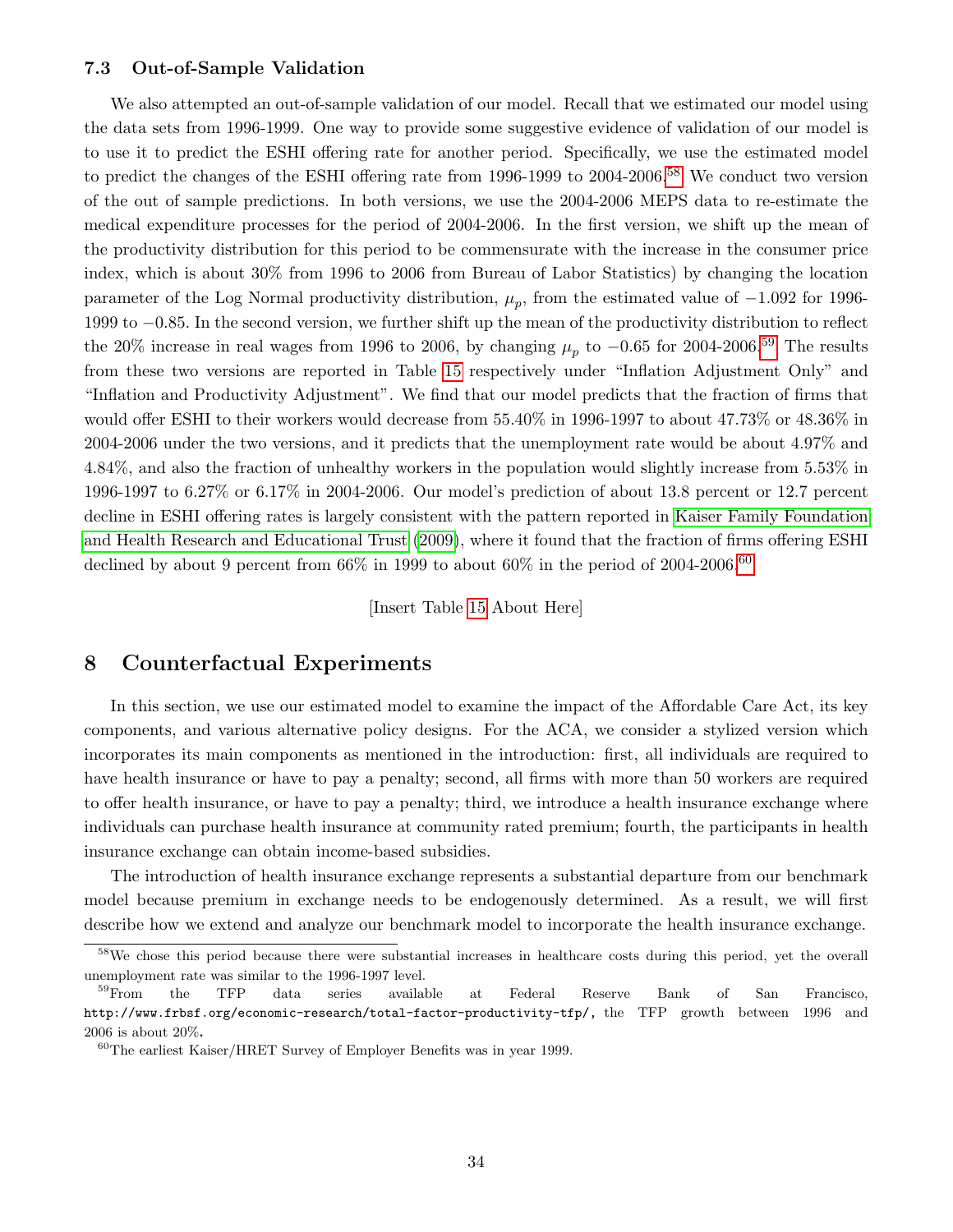### 7.3 Out-of-Sample Validation

We also attempted an out-of-sample validation of our model. Recall that we estimated our model using the data sets from 1996-1999. One way to provide some suggestive evidence of validation of our model is to use it to predict the ESHI offering rate for another period. Specifically, we use the estimated model to predict the changes of the ESHI offering rate from 1996-1999 to 2004-2006.[58] We conduct two version of the out of sample predictions. In both versions, we use the 2004-2006 MEPS data to re-estimate the medical expenditure processes for the period of 2004-2006. In the first version, we shift up the mean of the productivity distribution for this period to be commensurate with the increase in the consumer price index, which is about 30% from 1996 to 2006 from Bureau of Labor Statistics) by changing the location parameter of the Log Normal productivity distribution, $\mu_p$, from the estimated value of $-1.092$ for 1996-1999 to $-0.85$. In the second version, we further shift up the mean of the productivity distribution to reflect the 20% increase in real wages from 1996 to 2006, by changing $\mu_p$ to $-0.65$ for 2004-2006.[59] The results from these two versions are reported in Table 15 respectively under "Inflation Adjustment Only" and "Inflation and Productivity Adjustment". We find that our model predicts that the fraction of firms that would offer ESHI to their workers would decrease from 55.40% in 1996-1997 to about 47.73% or 48.36% in 2004-2006 under the two versions, and it predicts that the unemployment rate would be about 4.97% and 4.84%, and also the fraction of unhealthy workers in the population would slightly increase from 5.53% in 1996-1997 to 6.27% or 6.17% in 2004-2006. Our model's prediction of about 13.8 percent or 12.7 percent decline in ESHI offering rates is largely consistent with the pattern reported in Kaiser Family Foundation and Health Research and Educational Trust (2009), where it found that the fraction of firms offering ESHI declined by about 9 percent from 66% in 1999 to about 60% in the period of 2004-2006.[60]

[Insert Table 15 About Here]

## 8 Counterfactual Experiments

In this section, we use our estimated model to examine the impact of the Affordable Care Act, its key components, and various alternative policy designs. For the ACA, we consider a stylized version which incorporates its main components as mentioned in the introduction: first, all individuals are required to have health insurance or have to pay a penalty; second, all firms with more than 50 workers are required to offer health insurance, or have to pay a penalty; third, we introduce a health insurance exchange where individuals can purchase health insurance at community rated premium; fourth, the participants in health insurance exchange can obtain income-based subsidies.

The introduction of health insurance exchange represents a substantial departure from our benchmark model because premium in exchange needs to be endogenously determined. As a result, we will first describe how we extend and analyze our benchmark model to incorporate the health insurance exchange.

[58] We chose this period because there were substantial increases in healthcare costs during this period, yet the overall unemployment rate was similar to the 1996-1997 level.

[59] From the TFP data series available at Federal Reserve Bank of San Francisco, http://www.frbsf.org/economic-research/total-factor-productivity-tfp/, the TFP growth between 1996 and 2006 is about 20%.

[60] The earliest Kaiser/HRET Survey of Employer Benefits was in year 1999.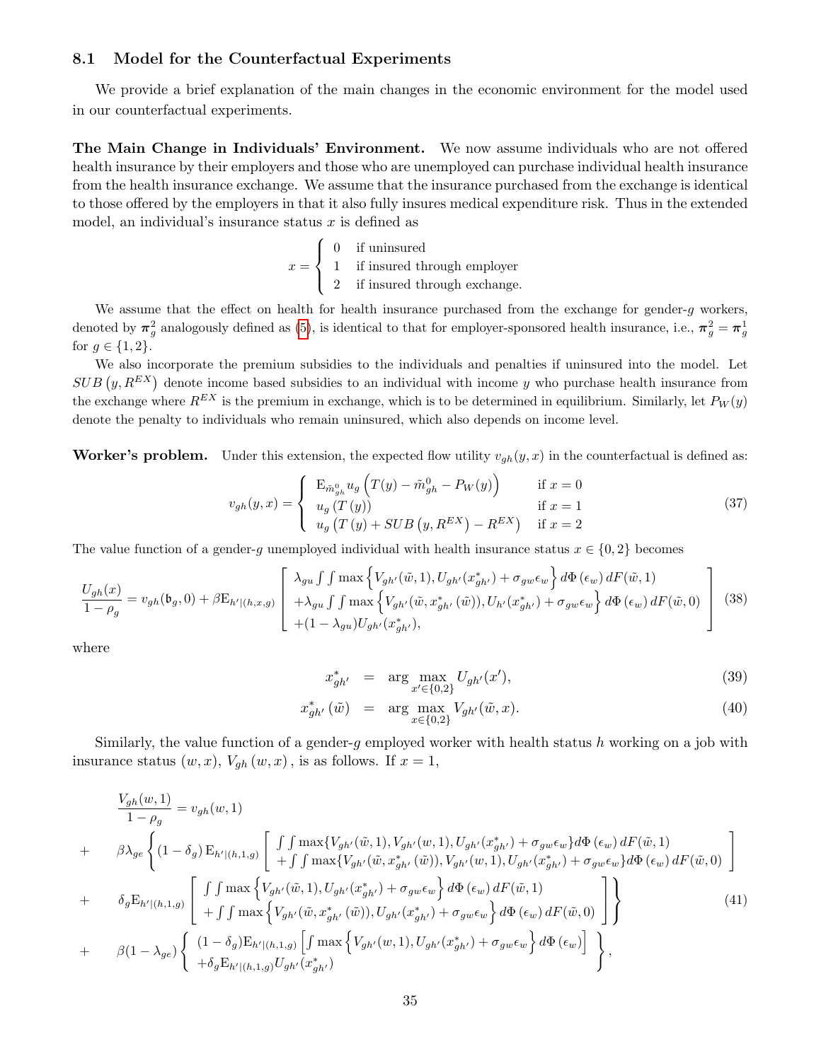### 8.1 Model for the Counterfactual Experiments

We provide a brief explanation of the main changes in the economic environment for the model used in our counterfactual experiments.

**The Main Change in Individuals' Environment.** We now assume individuals who are not offered health insurance by their employers and those who are unemployed can purchase individual health insurance from the health insurance exchange. We assume that the insurance purchased from the exchange is identical to those offered by the employers in that it also fully insures medical expenditure risk. Thus in the extended model, an individual's insurance status $x$ is defined as

$$
x = \begin{cases} 0 & \text{if uninsured} \\ 1 & \text{if insured through employer} \\ 2 & \text{if insured through exchange.} \end{cases}
$$

We assume that the effect on health for health insurance purchased from the exchange for gender-$g$ workers, denoted by $\boldsymbol{\pi}_g^2$ analogously defined as (5), is identical to that for employer-sponsored health insurance, i.e., $\boldsymbol{\pi}_g^2 = \boldsymbol{\pi}_g^1$ for $g \in \{1, 2\}$.

We also incorporate the premium subsidies to the individuals and penalties if uninsured into the model. Let $SUB\left(y, R^{EX}\right)$ denote income based subsidies to an individual with income $y$ who purchase health insurance from the exchange where $R^{EX}$ is the premium in exchange, which is to be determined in equilibrium. Similarly, let $P_W(y)$ denote the penalty to individuals who remain uninsured, which also depends on income level.

**Worker's problem.** Under this extension, the expected flow utility $v_{gh}(y, x)$ in the counterfactual is defined as:

$$
v_{gh}(y, x) = \begin{cases} \mathrm{E}_{\tilde{m}_{gh}^0} u_g\left(T(y) - \tilde{m}_{gh}^0 - P_W(y)\right) & \text{if } x = 0 \\ u_g\left(T\left(y\right)\right) & \text{if } x = 1 \\ u_g\left(T\left(y\right) + SUB\left(y, R^{EX}\right) - R^{EX}\right) & \text{if } x = 2 \end{cases} \tag{37}
$$

The value function of a gender-$g$ unemployed individual with health insurance status $x \in \{0, 2\}$ becomes

$$
\frac{U_{gh}(x)}{1-\rho_g} = v_{gh}(\mathfrak{b}_g, 0) + \beta \mathrm{E}_{h'|(h,x,g)} \left[ \begin{array}{l} \lambda_{gu} \int\int \max\left\{V_{gh'}(\tilde{w}, 1), U_{gh'}(x_{gh'}^*) + \sigma_{gw}\epsilon_w\right\} d\Phi\left(\epsilon_w\right) dF(\tilde{w}, 1) \\ +\lambda_{gu} \int\int \max\left\{V_{gh'}(\tilde{w}, x_{gh'}^*\left(\tilde{w}\right)), U_{h'}(x_{gh'}^*) + \sigma_{gw}\epsilon_w\right\} d\Phi\left(\epsilon_w\right) dF(\tilde{w}, 0) \\ +(1-\lambda_{gu}) U_{gh'}(x_{gh'}^*), \end{array} \right] \tag{38}
$$

where

$$
x_{gh'}^* = \arg\max_{x' \in \{0,2\}} U_{gh'}(x'), \tag{39}
$$

$$
x_{gh'}^*\left(\tilde{w}\right) = \arg\max_{x \in \{0,2\}} V_{gh'}(\tilde{w}, x). \tag{40}
$$

Similarly, the value function of a gender-$g$ employed worker with health status $h$ working on a job with insurance status $(w, x)$, $V_{gh}\left(w, x\right)$, is as follows. If $x = 1$,

$$
\begin{aligned}
& \frac{V_{gh}(w, 1)}{1-\rho_g} = v_{gh}(w, 1) \\
+ \quad & \beta\lambda_{ge} \left\{ (1-\delta_g) \mathrm{E}_{h'|(h,1,g)} \left[ \begin{array}{l} \int\int \max\{V_{gh'}(\tilde{w}, 1), V_{gh'}(w, 1), U_{gh'}(x_{gh'}^*) + \sigma_{gw}\epsilon_w\} d\Phi\left(\epsilon_w\right) dF(\tilde{w}, 1) \\ +\int\int \max\{V_{gh'}(\tilde{w}, x_{gh'}^*\left(\tilde{w}\right)), V_{gh'}(w, 1), U_{gh'}(x_{gh'}^*) + \sigma_{gw}\epsilon_w\} d\Phi\left(\epsilon_w\right) dF(\tilde{w}, 0) \end{array} \right] \right. \\
+ \quad & \left. \delta_g \mathrm{E}_{h'|(h,1,g)} \left[ \begin{array}{l} \int\int \max\left\{V_{gh'}(\tilde{w}, 1), U_{gh'}(x_{gh'}^*) + \sigma_{gw}\epsilon_w\right\} d\Phi\left(\epsilon_w\right) dF(\tilde{w}, 1) \\ +\int\int \max\left\{V_{gh'}(\tilde{w}, x_{gh'}^*\left(\tilde{w}\right)), U_{gh'}(x_{gh'}^*) + \sigma_{gw}\epsilon_w\right\} d\Phi\left(\epsilon_w\right) dF(\tilde{w}, 0) \end{array} \right] \right\} \\
+ \quad & \beta(1-\lambda_{ge}) \left\{ \begin{array}{l} (1-\delta_g) \mathrm{E}_{h'|(h,1,g)} \left[\int \max\left\{V_{gh'}(w, 1), U_{gh'}(x_{gh'}^*) + \sigma_{gw}\epsilon_w\right\} d\Phi\left(\epsilon_w\right)\right] \\ +\delta_g \mathrm{E}_{h'|(h,1,g)} U_{gh'}(x_{gh'}^*) \end{array} \right\},
\end{aligned} \tag{41}
$$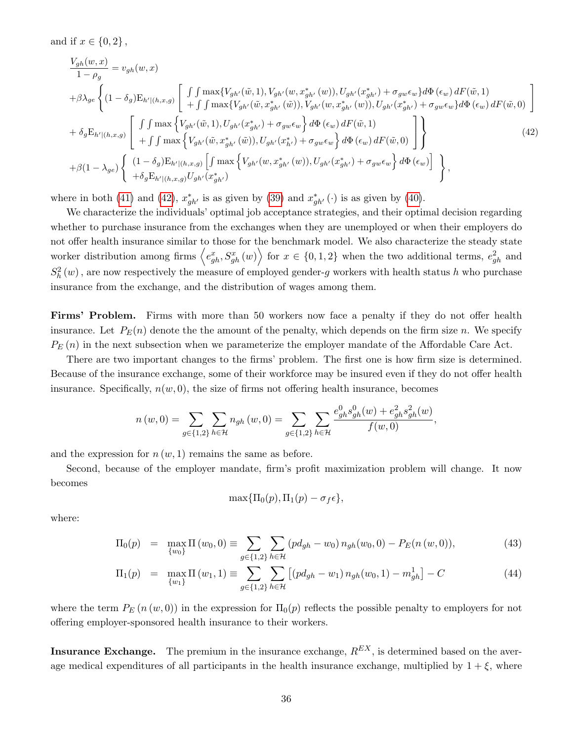and if $x \in \{0, 2\}$,

$$
\begin{aligned}
&\frac{V_{gh}(w,x)}{1-\rho_g} = v_{gh}(w,x) \\
&+\beta\lambda_{ge}\left\{(1-\delta_g)\mathrm{E}_{h'|(h,x,g)}\left[\begin{array}{l}\int\int \max\{V_{gh'}(\tilde{w},1), V_{gh'}(w,x^*_{gh'}(w)), U_{gh'}(x^*_{gh'})+\sigma_{gw}\epsilon_w\}d\Phi(\epsilon_w)\,dF(\tilde{w},1) \\ +\int\int \max\{V_{gh'}(\tilde{w},x^*_{gh'}(\tilde{w})), V_{gh'}(w,x^*_{gh'}(w)), U_{gh'}(x^*_{gh'})+\sigma_{gw}\epsilon_w\}d\Phi(\epsilon_w)\,dF(\tilde{w},0)\end{array}\right]\right. \\
&\left.+\ \delta_g\mathrm{E}_{h'|(h,x,g)}\left[\begin{array}{l}\int\int \max\left\{V_{gh'}(\tilde{w},1), U_{gh'}(x^*_{gh'})+\sigma_{gw}\epsilon_w\right\}d\Phi(\epsilon_w)\,dF(\tilde{w},1) \\ +\int\int \max\left\{V_{gh'}(\tilde{w},x^*_{gh'}(\tilde{w})), U_{gh'}(x^*_{h'})+\sigma_{gw}\epsilon_w\right\}d\Phi(\epsilon_w)\,dF(\tilde{w},0)\end{array}\right]\right\} \\
&+\beta(1-\lambda_{ge})\left\{\begin{array}{l}(1-\delta_g)\mathrm{E}_{h'|(h,x,g)}\left[\int \max\left\{V_{gh'}(w,x^*_{gh'}(w)), U_{gh'}(x^*_{gh'})+\sigma_{gw}\epsilon_w\right\}d\Phi(\epsilon_w)\right] \\ +\delta_g\mathrm{E}_{h'|(h,x,g)}U_{gh'}(x^*_{gh'})\end{array}\right\},
\end{aligned}
\tag{42}
$$

where in both (41) and (42), $x^*_{gh'}$ is as given by (39) and $x^*_{gh'}(\cdot)$ is as given by (40).

We characterize the individuals' optimal job acceptance strategies, and their optimal decision regarding whether to purchase insurance from the exchanges when they are unemployed or when their employers do not offer health insurance similar to those for the benchmark model. We also characterize the steady state worker distribution among firms $\left\langle e^x_{gh}, S^x_{gh}(w)\right\rangle$ for $x \in \{0,1,2\}$ when the two additional terms, $e^2_{gh}$ and $S^2_h(w)$, are now respectively the measure of employed gender-$g$ workers with health status $h$ who purchase insurance from the exchange, and the distribution of wages among them.

**Firms' Problem.** Firms with more than 50 workers now face a penalty if they do not offer health insurance. Let $P_E(n)$ denote the the amount of the penalty, which depends on the firm size $n$. We specify $P_E(n)$ in the next subsection when we parameterize the employer mandate of the Affordable Care Act.

There are two important changes to the firms' problem. The first one is how firm size is determined. Because of the insurance exchange, some of their workforce may be insured even if they do not offer health insurance. Specifically, $n(w,0)$, the size of firms not offering health insurance, becomes

$$
n(w,0) = \sum_{g\in\{1,2\}}\sum_{h\in\mathcal{H}} n_{gh}(w,0) = \sum_{g\in\{1,2\}}\sum_{h\in\mathcal{H}} \frac{e^0_{gh}s^0_{gh}(w) + e^2_{gh}s^2_{gh}(w)}{f(w,0)},
$$

and the expression for $n(w,1)$ remains the same as before.

Second, because of the employer mandate, firm's profit maximization problem will change. It now becomes

$$
\max\{\Pi_0(p), \Pi_1(p) - \sigma_f\epsilon\},
$$

where:

$$
\Pi_0(p) = \max_{\{w_0\}} \Pi(w_0, 0) \equiv \sum_{g\in\{1,2\}}\sum_{h\in\mathcal{H}} (pd_{gh} - w_0)\, n_{gh}(w_0, 0) - P_E(n(w,0)), \tag{43}
$$

$$
\Pi_1(p) = \max_{\{w_1\}} \Pi(w_1, 1) \equiv \sum_{g\in\{1,2\}}\sum_{h\in\mathcal{H}} \left[(pd_{gh} - w_1)\, n_{gh}(w_0, 1) - m^1_{gh}\right] - C \tag{44}
$$

where the term $P_E(n(w,0))$ in the expression for $\Pi_0(p)$ reflects the possible penalty to employers for not offering employer-sponsored health insurance to their workers.

**Insurance Exchange.** The premium in the insurance exchange, $R^{EX}$, is determined based on the average medical expenditures of all participants in the health insurance exchange, multiplied by $1+\xi$, where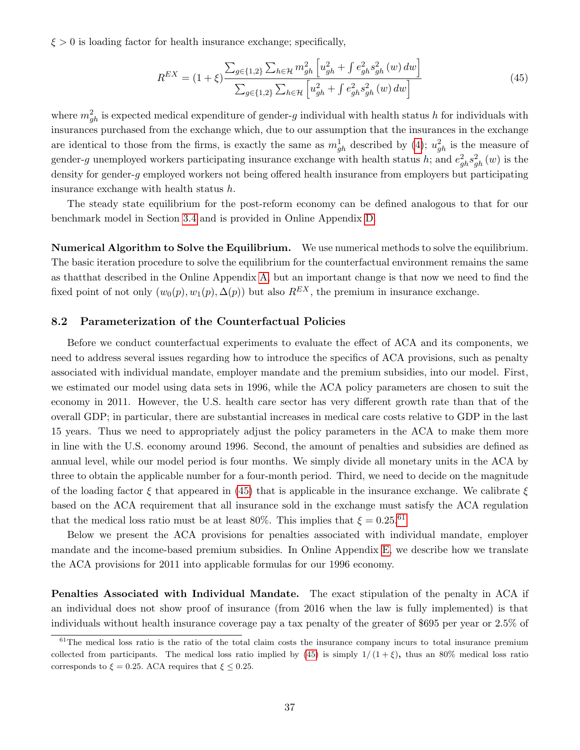$\xi > 0$ is loading factor for health insurance exchange; specifically,

$$R^{EX} = (1+\xi)\frac{\sum_{g\in\{1,2\}}\sum_{h\in\mathcal{H}} m_{gh}^2\left[u_{gh}^2 + \int e_{gh}^2 s_{gh}^2(w)\,dw\right]}{\sum_{g\in\{1,2\}}\sum_{h\in\mathcal{H}}\left[u_{gh}^2 + \int e_{gh}^2 s_{gh}^2(w)\,dw\right]} \tag{45}$$

where $m_{gh}^2$ is expected medical expenditure of gender-$g$ individual with health status $h$ for individuals with insurances purchased from the exchange which, due to our assumption that the insurances in the exchange are identical to those from the firms, is exactly the same as $m_{gh}^1$ described by (4); $u_{gh}^2$ is the measure of gender-$g$ unemployed workers participating insurance exchange with health status $h$; and $e_{gh}^2 s_{gh}^2(w)$ is the density for gender-$g$ employed workers not being offered health insurance from employers but participating insurance exchange with health status $h$.

The steady state equilibrium for the post-reform economy can be defined analogous to that for our benchmark model in Section 3.4 and is provided in Online Appendix D.

**Numerical Algorithm to Solve the Equilibrium.** We use numerical methods to solve the equilibrium. The basic iteration procedure to solve the equilibrium for the counterfactual environment remains the same as thatthat described in the Online Appendix A, but an important change is that now we need to find the fixed point of not only $(w_0(p), w_1(p), \Delta(p))$ but also $R^{EX}$, the premium in insurance exchange.

## 8.2 Parameterization of the Counterfactual Policies

Before we conduct counterfactual experiments to evaluate the effect of ACA and its components, we need to address several issues regarding how to introduce the specifics of ACA provisions, such as penalty associated with individual mandate, employer mandate and the premium subsidies, into our model. First, we estimated our model using data sets in 1996, while the ACA policy parameters are chosen to suit the economy in 2011. However, the U.S. health care sector has very different growth rate than that of the overall GDP; in particular, there are substantial increases in medical care costs relative to GDP in the last 15 years. Thus we need to appropriately adjust the policy parameters in the ACA to make them more in line with the U.S. economy around 1996. Second, the amount of penalties and subsidies are defined as annual level, while our model period is four months. We simply divide all monetary units in the ACA by three to obtain the applicable number for a four-month period. Third, we need to decide on the magnitude of the loading factor $\xi$ that appeared in (45) that is applicable in the insurance exchange. We calibrate $\xi$ based on the ACA requirement that all insurance sold in the exchange must satisfy the ACA regulation that the medical loss ratio must be at least 80%. This implies that $\xi = 0.25$.[61]

Below we present the ACA provisions for penalties associated with individual mandate, employer mandate and the income-based premium subsidies. In Online Appendix E, we describe how we translate the ACA provisions for 2011 into applicable formulas for our 1996 economy.

**Penalties Associated with Individual Mandate.** The exact stipulation of the penalty in ACA if an individual does not show proof of insurance (from 2016 when the law is fully implemented) is that individuals without health insurance coverage pay a tax penalty of the greater of \$695 per year or 2.5% of

[61] The medical loss ratio is the ratio of the total claim costs the insurance company incurs to total insurance premium collected from participants. The medical loss ratio implied by (45) is simply $1/(1+\xi)$, thus an 80% medical loss ratio corresponds to $\xi = 0.25$. ACA requires that $\xi \leq 0.25$.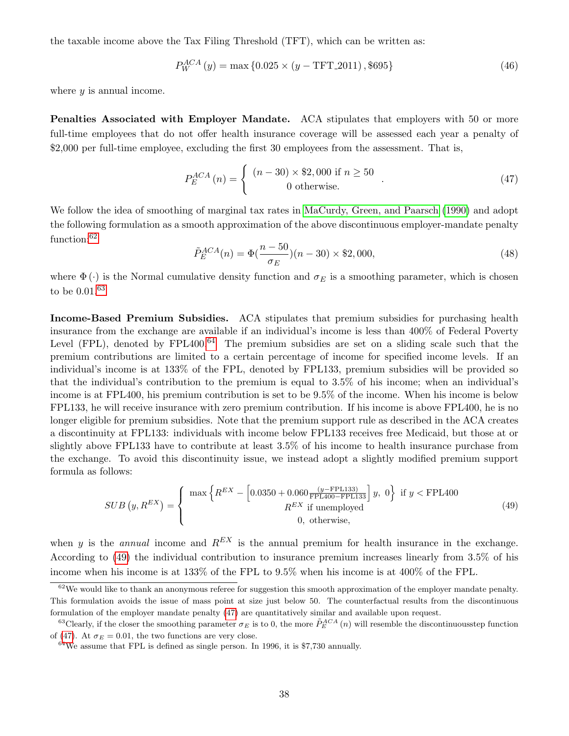the taxable income above the Tax Filing Threshold (TFT), which can be written as:

$$P_W^{ACA}(y) = \max\{0.025 \times (y - \text{TFT\_2011}), \$695\} \tag{46}$$

where $y$ is annual income.

**Penalties Associated with Employer Mandate.** ACA stipulates that employers with 50 or more full-time employees that do not offer health insurance coverage will be assessed each year a penalty of \$2,000 per full-time employee, excluding the first 30 employees from the assessment. That is,

$$P_E^{ACA}(n) = \begin{cases} (n-30) \times \$2,000 \text{ if } n \geq 50 \\ 0 \text{ otherwise.} \end{cases} \tag{47}$$

We follow the idea of smoothing of marginal tax rates in MaCurdy, Green, and Paarsch (1990) and adopt the following formulation as a smooth approximation of the above discontinuous employer-mandate penalty function:[62]

$$\tilde{P}_E^{ACA}(n) = \Phi\left(\frac{n-50}{\sigma_E}\right)(n-30) \times \$2,000, \tag{48}$$

where $\Phi(\cdot)$ is the Normal cumulative density function and $\sigma_E$ is a smoothing parameter, which is chosen to be 0.01.[63]

**Income-Based Premium Subsidies.** ACA stipulates that premium subsidies for purchasing health insurance from the exchange are available if an individual's income is less than 400% of Federal Poverty Level (FPL), denoted by FPL400.[64] The premium subsidies are set on a sliding scale such that the premium contributions are limited to a certain percentage of income for specified income levels. If an individual's income is at 133% of the FPL, denoted by FPL133, premium subsidies will be provided so that the individual's contribution to the premium is equal to 3.5% of his income; when an individual's income is at FPL400, his premium contribution is set to be 9.5% of the income. When his income is below FPL133, he will receive insurance with zero premium contribution. If his income is above FPL400, he is no longer eligible for premium subsidies. Note that the premium support rule as described in the ACA creates a discontinuity at FPL133: individuals with income below FPL133 receives free Medicaid, but those at or slightly above FPL133 have to contribute at least 3.5% of his income to health insurance purchase from the exchange. To avoid this discontinuity issue, we instead adopt a slightly modified premium support formula as follows:

$$SUB\left(y, R^{EX}\right) = \begin{cases} \max\left\{R^{EX} - \left[0.0350 + 0.060\frac{(y-\text{FPL133})}{\text{FPL400}-\text{FPL133}}\right]y,\ 0\right\} \text{ if } y < \text{FPL400} \\ R^{EX} \text{ if unemployed} \\ 0, \text{ otherwise,} \end{cases} \tag{49}$$

when $y$ is the *annual* income and $R^{EX}$ is the annual premium for health insurance in the exchange. According to (49) the individual contribution to insurance premium increases linearly from 3.5% of his income when his income is at 133% of the FPL to 9.5% when his income is at 400% of the FPL.

---

[62] We would like to thank an anonymous referee for suggestion this smooth approximation of the employer mandate penalty. This formulation avoids the issue of mass point at size just below 50. The counterfactual results from the discontinuous formulation of the employer mandate penalty (47) are quantitatively similar and available upon request.

[63] Clearly, if the closer the smoothing parameter $\sigma_E$ is to 0, the more $\tilde{P}_E^{ACA}(n)$ will resemble the discontinuousstep function of (47). At $\sigma_E = 0.01$, the two functions are very close.

[64] We assume that FPL is defined as single person. In 1996, it is \$7,730 annually.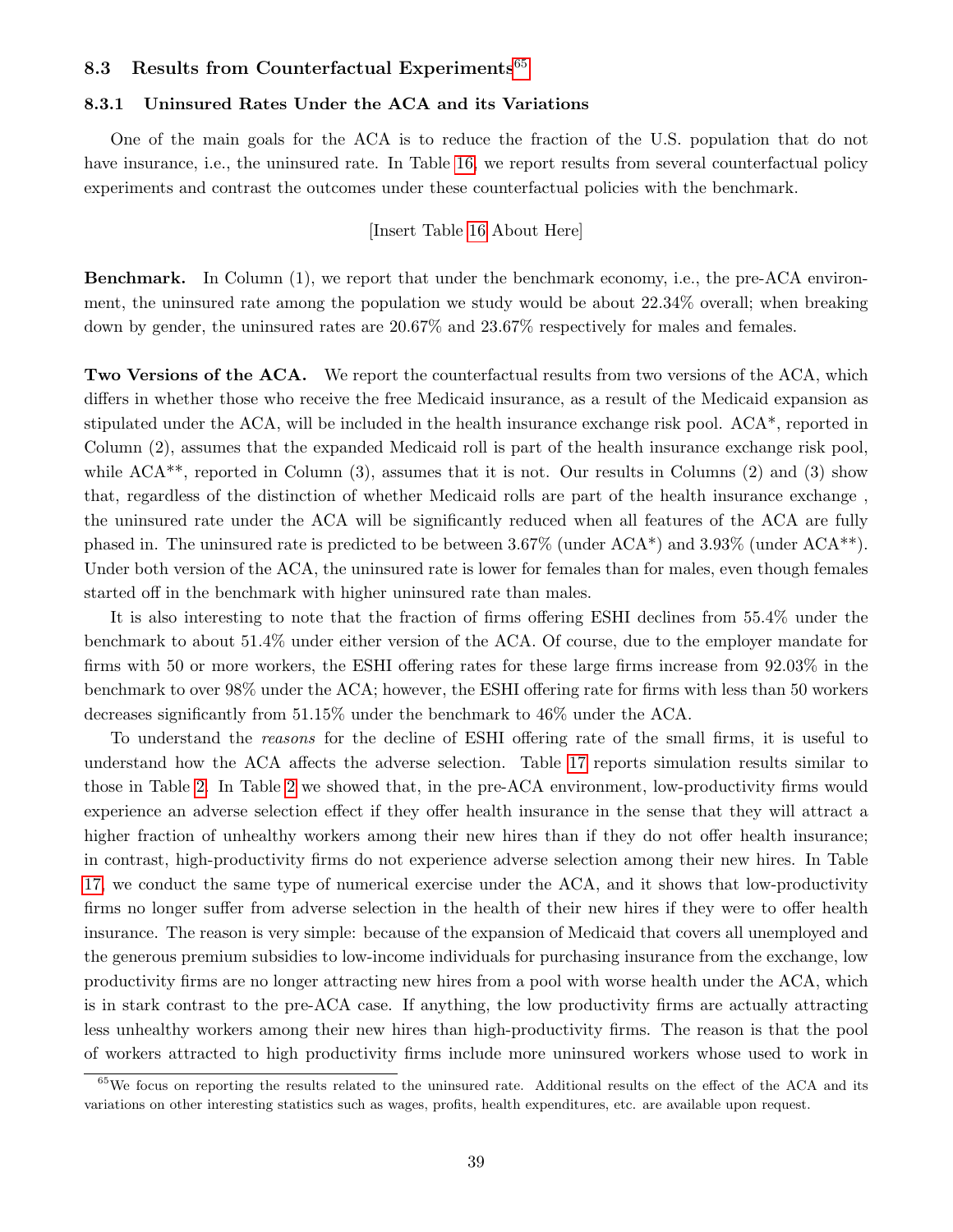### 8.3 Results from Counterfactual Experiments[65]

#### 8.3.1 Uninsured Rates Under the ACA and its Variations

One of the main goals for the ACA is to reduce the fraction of the U.S. population that do not have insurance, i.e., the uninsured rate. In Table 16, we report results from several counterfactual policy experiments and contrast the outcomes under these counterfactual policies with the benchmark.

[Insert Table 16 About Here]

**Benchmark.** In Column (1), we report that under the benchmark economy, i.e., the pre-ACA environment, the uninsured rate among the population we study would be about 22.34% overall; when breaking down by gender, the uninsured rates are 20.67% and 23.67% respectively for males and females.

**Two Versions of the ACA.** We report the counterfactual results from two versions of the ACA, which differs in whether those who receive the free Medicaid insurance, as a result of the Medicaid expansion as stipulated under the ACA, will be included in the health insurance exchange risk pool. ACA*, reported in Column (2), assumes that the expanded Medicaid roll is part of the health insurance exchange risk pool, while ACA**, reported in Column (3), assumes that it is not. Our results in Columns (2) and (3) show that, regardless of the distinction of whether Medicaid rolls are part of the health insurance exchange , the uninsured rate under the ACA will be significantly reduced when all features of the ACA are fully phased in. The uninsured rate is predicted to be between 3.67% (under ACA*) and 3.93% (under ACA**). Under both version of the ACA, the uninsured rate is lower for females than for males, even though females started off in the benchmark with higher uninsured rate than males.

It is also interesting to note that the fraction of firms offering ESHI declines from 55.4% under the benchmark to about 51.4% under either version of the ACA. Of course, due to the employer mandate for firms with 50 or more workers, the ESHI offering rates for these large firms increase from 92.03% in the benchmark to over 98% under the ACA; however, the ESHI offering rate for firms with less than 50 workers decreases significantly from 51.15% under the benchmark to 46% under the ACA.

To understand the *reasons* for the decline of ESHI offering rate of the small firms, it is useful to understand how the ACA affects the adverse selection. Table 17 reports simulation results similar to those in Table 2. In Table 2 we showed that, in the pre-ACA environment, low-productivity firms would experience an adverse selection effect if they offer health insurance in the sense that they will attract a higher fraction of unhealthy workers among their new hires than if they do not offer health insurance; in contrast, high-productivity firms do not experience adverse selection among their new hires. In Table 17, we conduct the same type of numerical exercise under the ACA, and it shows that low-productivity firms no longer suffer from adverse selection in the health of their new hires if they were to offer health insurance. The reason is very simple: because of the expansion of Medicaid that covers all unemployed and the generous premium subsidies to low-income individuals for purchasing insurance from the exchange, low productivity firms are no longer attracting new hires from a pool with worse health under the ACA, which is in stark contrast to the pre-ACA case. If anything, the low productivity firms are actually attracting less unhealthy workers among their new hires than high-productivity firms. The reason is that the pool of workers attracted to high productivity firms include more uninsured workers whose used to work in

[65] We focus on reporting the results related to the uninsured rate. Additional results on the effect of the ACA and its variations on other interesting statistics such as wages, profits, health expenditures, etc. are available upon request.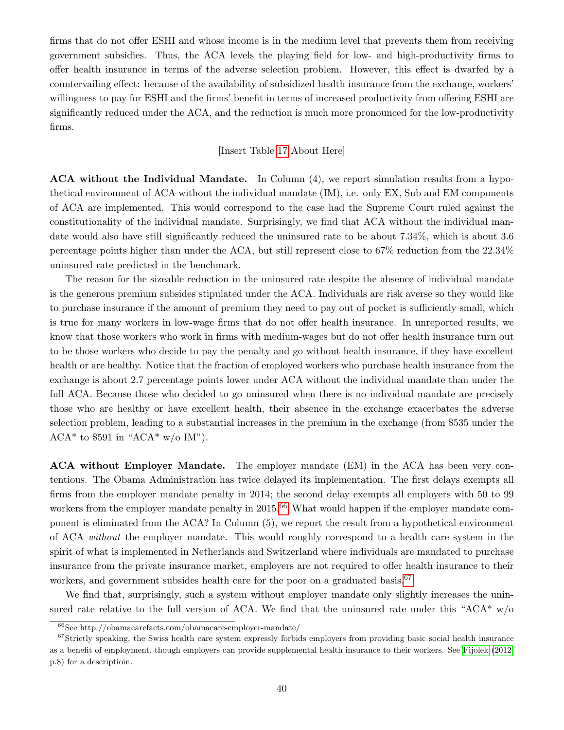firms that do not offer ESHI and whose income is in the medium level that prevents them from receiving government subsidies. Thus, the ACA levels the playing field for low- and high-productivity firms to offer health insurance in terms of the adverse selection problem. However, this effect is dwarfed by a countervailing effect: because of the availability of subsidized health insurance from the exchange, workers' willingness to pay for ESHI and the firms' benefit in terms of increased productivity from offering ESHI are significantly reduced under the ACA, and the reduction is much more pronounced for the low-productivity firms.

[Insert Table 17 About Here]

**ACA without the Individual Mandate.** In Column (4), we report simulation results from a hypothetical environment of ACA without the individual mandate (IM), i.e. only EX, Sub and EM components of ACA are implemented. This would correspond to the case had the Supreme Court ruled against the constitutionality of the individual mandate. Surprisingly, we find that ACA without the individual mandate would also have still significantly reduced the uninsured rate to be about 7.34%, which is about 3.6 percentage points higher than under the ACA, but still represent close to 67% reduction from the 22.34% uninsured rate predicted in the benchmark.

The reason for the sizeable reduction in the uninsured rate despite the absence of individual mandate is the generous premium subsides stipulated under the ACA. Individuals are risk averse so they would like to purchase insurance if the amount of premium they need to pay out of pocket is sufficiently small, which is true for many workers in low-wage firms that do not offer health insurance. In unreported results, we know that those workers who work in firms with medium-wages but do not offer health insurance turn out to be those workers who decide to pay the penalty and go without health insurance, if they have excellent health or are healthy. Notice that the fraction of employed workers who purchase health insurance from the exchange is about 2.7 percentage points lower under ACA without the individual mandate than under the full ACA. Because those who decided to go uninsured when there is no individual mandate are precisely those who are healthy or have excellent health, their absence in the exchange exacerbates the adverse selection problem, leading to a substantial increases in the premium in the exchange (from \$535 under the ACA* to \$591 in "ACA* w/o IM").

**ACA without Employer Mandate.** The employer mandate (EM) in the ACA has been very contentious. The Obama Administration has twice delayed its implementation. The first delays exempts all firms from the employer mandate penalty in 2014; the second delay exempts all employers with 50 to 99 workers from the employer mandate penalty in 2015.[66] What would happen if the employer mandate component is eliminated from the ACA? In Column (5), we report the result from a hypothetical environment of ACA *without* the employer mandate. This would roughly correspond to a health care system in the spirit of what is implemented in Netherlands and Switzerland where individuals are mandated to purchase insurance from the private insurance market, employers are not required to offer health insurance to their workers, and government subsides health care for the poor on a graduated basis.[67]

We find that, surprisingly, such a system without employer mandate only slightly increases the uninsured rate relative to the full version of ACA. We find that the uninsured rate under this "ACA* w/o

[66] See http://obamacarefacts.com/obamacare-employer-mandate/

[67] Strictly speaking, the Swiss health care system expressly forbids employers from providing basic social health insurance as a benefit of employment, though employers can provide supplemental health insurance to their workers. See Fijolek (2012, p.8) for a descriptioin.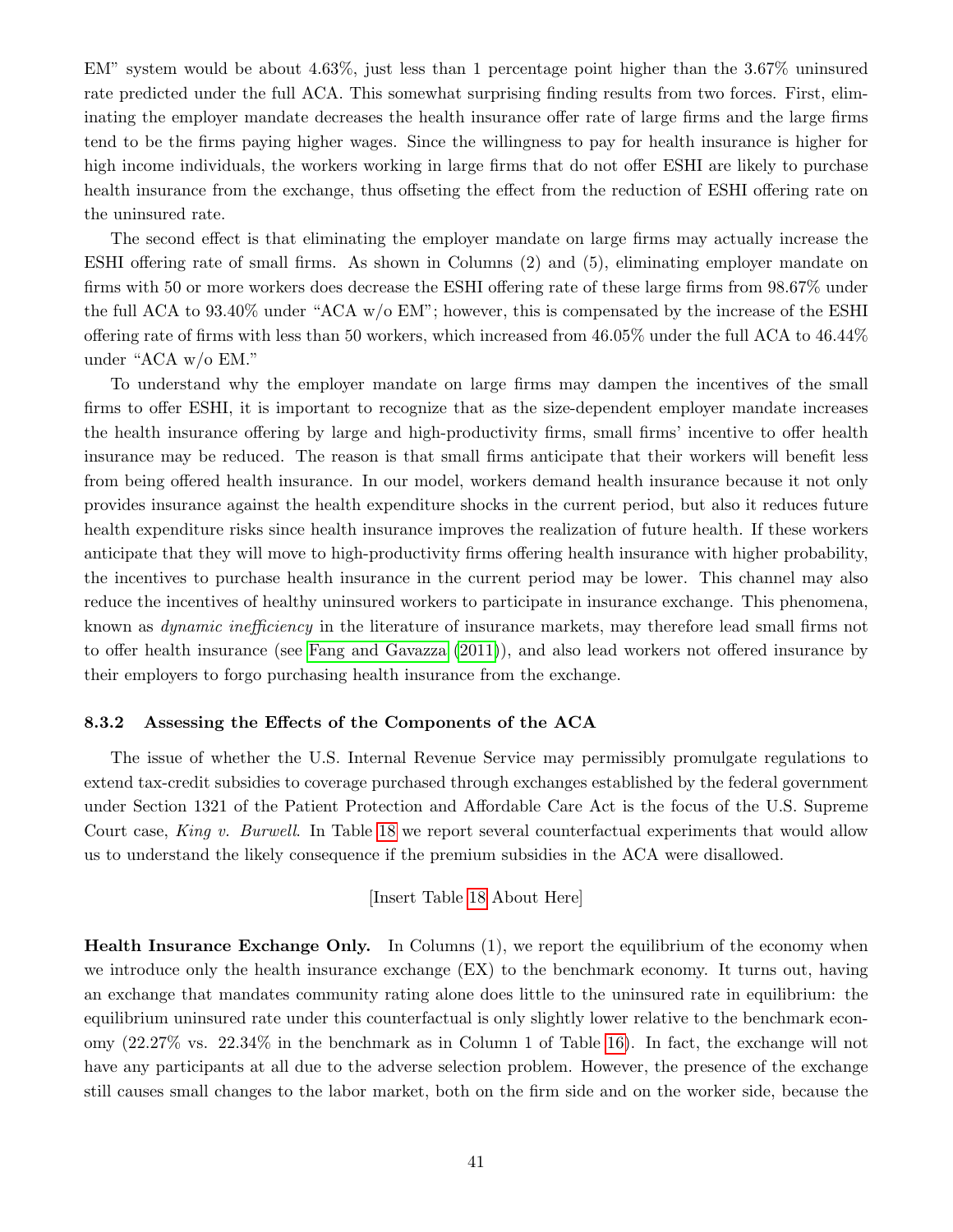EM" system would be about 4.63%, just less than 1 percentage point higher than the 3.67% uninsured rate predicted under the full ACA. This somewhat surprising finding results from two forces. First, eliminating the employer mandate decreases the health insurance offer rate of large firms and the large firms tend to be the firms paying higher wages. Since the willingness to pay for health insurance is higher for high income individuals, the workers working in large firms that do not offer ESHI are likely to purchase health insurance from the exchange, thus offseting the effect from the reduction of ESHI offering rate on the uninsured rate.

The second effect is that eliminating the employer mandate on large firms may actually increase the ESHI offering rate of small firms. As shown in Columns (2) and (5), eliminating employer mandate on firms with 50 or more workers does decrease the ESHI offering rate of these large firms from 98.67% under the full ACA to 93.40% under "ACA w/o EM"; however, this is compensated by the increase of the ESHI offering rate of firms with less than 50 workers, which increased from 46.05% under the full ACA to 46.44% under "ACA w/o EM."

To understand why the employer mandate on large firms may dampen the incentives of the small firms to offer ESHI, it is important to recognize that as the size-dependent employer mandate increases the health insurance offering by large and high-productivity firms, small firms' incentive to offer health insurance may be reduced. The reason is that small firms anticipate that their workers will benefit less from being offered health insurance. In our model, workers demand health insurance because it not only provides insurance against the health expenditure shocks in the current period, but also it reduces future health expenditure risks since health insurance improves the realization of future health. If these workers anticipate that they will move to high-productivity firms offering health insurance with higher probability, the incentives to purchase health insurance in the current period may be lower. This channel may also reduce the incentives of healthy uninsured workers to participate in insurance exchange. This phenomena, known as *dynamic inefficiency* in the literature of insurance markets, may therefore lead small firms not to offer health insurance (see Fang and Gavazza (2011)), and also lead workers not offered insurance by their employers to forgo purchasing health insurance from the exchange.

### 8.3.2 Assessing the Effects of the Components of the ACA

The issue of whether the U.S. Internal Revenue Service may permissibly promulgate regulations to extend tax-credit subsidies to coverage purchased through exchanges established by the federal government under Section 1321 of the Patient Protection and Affordable Care Act is the focus of the U.S. Supreme Court case, *King v. Burwell*. In Table 18 we report several counterfactual experiments that would allow us to understand the likely consequence if the premium subsidies in the ACA were disallowed.

[Insert Table 18 About Here]

**Health Insurance Exchange Only.** In Columns (1), we report the equilibrium of the economy when we introduce only the health insurance exchange (EX) to the benchmark economy. It turns out, having an exchange that mandates community rating alone does little to the uninsured rate in equilibrium: the equilibrium uninsured rate under this counterfactual is only slightly lower relative to the benchmark economy (22.27% vs. 22.34% in the benchmark as in Column 1 of Table 16). In fact, the exchange will not have any participants at all due to the adverse selection problem. However, the presence of the exchange still causes small changes to the labor market, both on the firm side and on the worker side, because the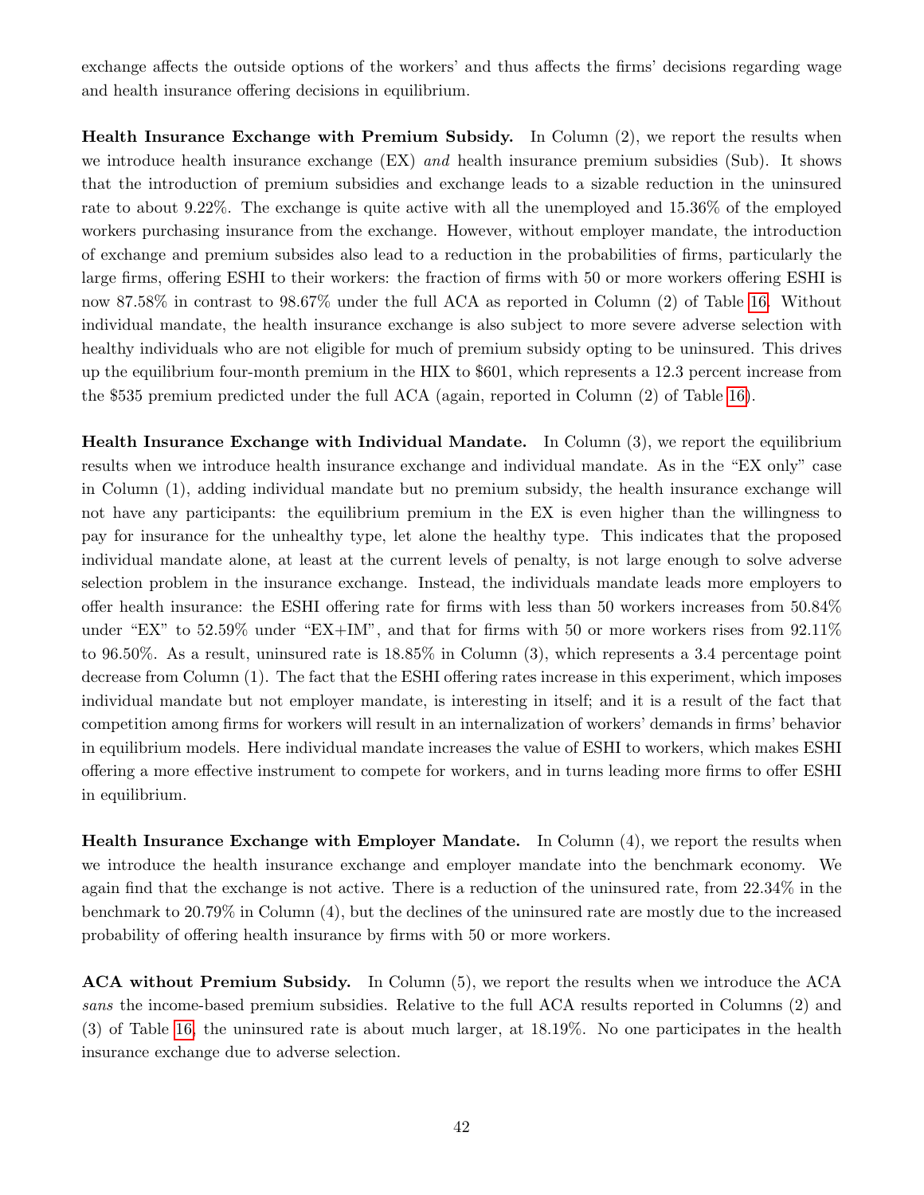exchange affects the outside options of the workers' and thus affects the firms' decisions regarding wage and health insurance offering decisions in equilibrium.

**Health Insurance Exchange with Premium Subsidy.** In Column (2), we report the results when we introduce health insurance exchange (EX) *and* health insurance premium subsidies (Sub). It shows that the introduction of premium subsidies and exchange leads to a sizable reduction in the uninsured rate to about 9.22%. The exchange is quite active with all the unemployed and 15.36% of the employed workers purchasing insurance from the exchange. However, without employer mandate, the introduction of exchange and premium subsides also lead to a reduction in the probabilities of firms, particularly the large firms, offering ESHI to their workers: the fraction of firms with 50 or more workers offering ESHI is now 87.58% in contrast to 98.67% under the full ACA as reported in Column (2) of Table 16. Without individual mandate, the health insurance exchange is also subject to more severe adverse selection with healthy individuals who are not eligible for much of premium subsidy opting to be uninsured. This drives up the equilibrium four-month premium in the HIX to $601, which represents a 12.3 percent increase from the $535 premium predicted under the full ACA (again, reported in Column (2) of Table 16).

**Health Insurance Exchange with Individual Mandate.** In Column (3), we report the equilibrium results when we introduce health insurance exchange and individual mandate. As in the "EX only" case in Column (1), adding individual mandate but no premium subsidy, the health insurance exchange will not have any participants: the equilibrium premium in the EX is even higher than the willingness to pay for insurance for the unhealthy type, let alone the healthy type. This indicates that the proposed individual mandate alone, at least at the current levels of penalty, is not large enough to solve adverse selection problem in the insurance exchange. Instead, the individuals mandate leads more employers to offer health insurance: the ESHI offering rate for firms with less than 50 workers increases from 50.84% under "EX" to 52.59% under "EX+IM", and that for firms with 50 or more workers rises from 92.11% to 96.50%. As a result, uninsured rate is 18.85% in Column (3), which represents a 3.4 percentage point decrease from Column (1). The fact that the ESHI offering rates increase in this experiment, which imposes individual mandate but not employer mandate, is interesting in itself; and it is a result of the fact that competition among firms for workers will result in an internalization of workers' demands in firms' behavior in equilibrium models. Here individual mandate increases the value of ESHI to workers, which makes ESHI offering a more effective instrument to compete for workers, and in turns leading more firms to offer ESHI in equilibrium.

**Health Insurance Exchange with Employer Mandate.** In Column (4), we report the results when we introduce the health insurance exchange and employer mandate into the benchmark economy. We again find that the exchange is not active. There is a reduction of the uninsured rate, from 22.34% in the benchmark to 20.79% in Column (4), but the declines of the uninsured rate are mostly due to the increased probability of offering health insurance by firms with 50 or more workers.

**ACA without Premium Subsidy.** In Column (5), we report the results when we introduce the ACA *sans* the income-based premium subsidies. Relative to the full ACA results reported in Columns (2) and (3) of Table 16, the uninsured rate is about much larger, at 18.19%. No one participates in the health insurance exchange due to adverse selection.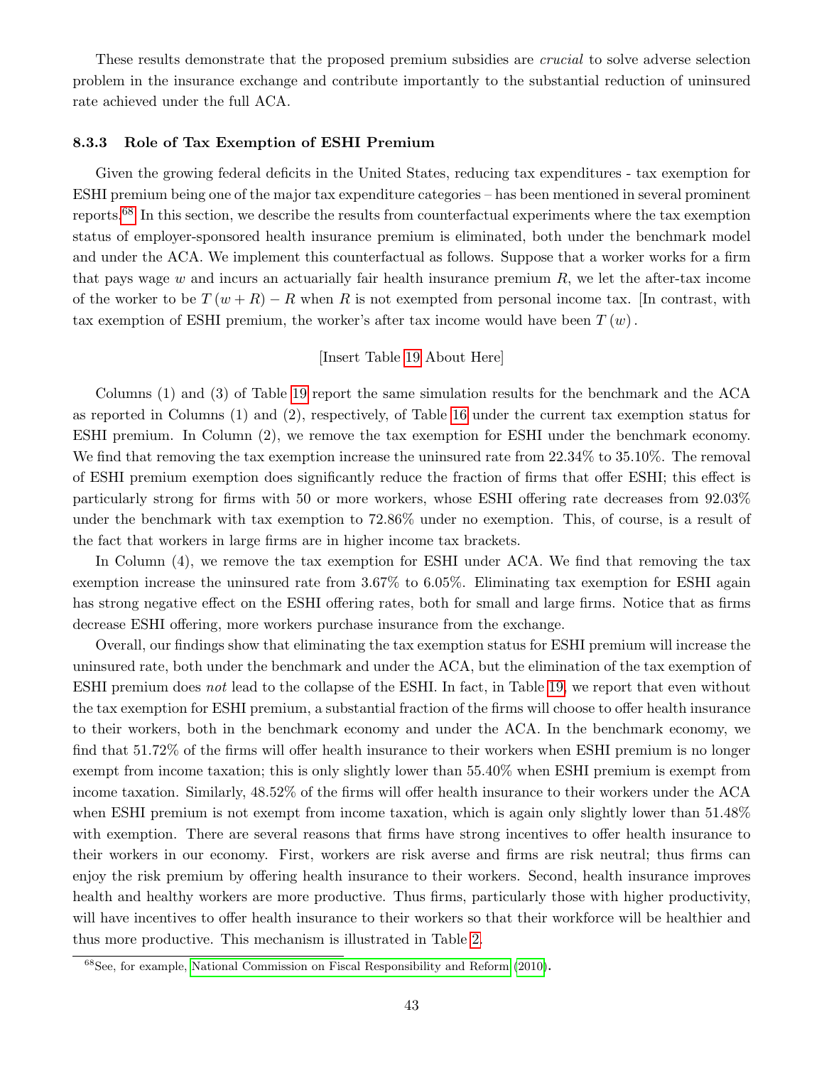These results demonstrate that the proposed premium subsidies are *crucial* to solve adverse selection problem in the insurance exchange and contribute importantly to the substantial reduction of uninsured rate achieved under the full ACA.

#### 8.3.3 Role of Tax Exemption of ESHI Premium

Given the growing federal deficits in the United States, reducing tax expenditures - tax exemption for ESHI premium being one of the major tax expenditure categories – has been mentioned in several prominent reports.[68] In this section, we describe the results from counterfactual experiments where the tax exemption status of employer-sponsored health insurance premium is eliminated, both under the benchmark model and under the ACA. We implement this counterfactual as follows. Suppose that a worker works for a firm that pays wage $w$ and incurs an actuarially fair health insurance premium $R$, we let the after-tax income of the worker to be $T(w+R)-R$ when $R$ is not exempted from personal income tax. [In contrast, with tax exemption of ESHI premium, the worker's after tax income would have been $T(w)$.

[Insert Table 19 About Here]

Columns (1) and (3) of Table 19 report the same simulation results for the benchmark and the ACA as reported in Columns (1) and (2), respectively, of Table 16 under the current tax exemption status for ESHI premium. In Column (2), we remove the tax exemption for ESHI under the benchmark economy. We find that removing the tax exemption increase the uninsured rate from 22.34% to 35.10%. The removal of ESHI premium exemption does significantly reduce the fraction of firms that offer ESHI; this effect is particularly strong for firms with 50 or more workers, whose ESHI offering rate decreases from 92.03% under the benchmark with tax exemption to 72.86% under no exemption. This, of course, is a result of the fact that workers in large firms are in higher income tax brackets.

In Column (4), we remove the tax exemption for ESHI under ACA. We find that removing the tax exemption increase the uninsured rate from 3.67% to 6.05%. Eliminating tax exemption for ESHI again has strong negative effect on the ESHI offering rates, both for small and large firms. Notice that as firms decrease ESHI offering, more workers purchase insurance from the exchange.

Overall, our findings show that eliminating the tax exemption status for ESHI premium will increase the uninsured rate, both under the benchmark and under the ACA, but the elimination of the tax exemption of ESHI premium does *not* lead to the collapse of the ESHI. In fact, in Table 19, we report that even without the tax exemption for ESHI premium, a substantial fraction of the firms will choose to offer health insurance to their workers, both in the benchmark economy and under the ACA. In the benchmark economy, we find that 51.72% of the firms will offer health insurance to their workers when ESHI premium is no longer exempt from income taxation; this is only slightly lower than 55.40% when ESHI premium is exempt from income taxation. Similarly, 48.52% of the firms will offer health insurance to their workers under the ACA when ESHI premium is not exempt from income taxation, which is again only slightly lower than 51.48% with exemption. There are several reasons that firms have strong incentives to offer health insurance to their workers in our economy. First, workers are risk averse and firms are risk neutral; thus firms can enjoy the risk premium by offering health insurance to their workers. Second, health insurance improves health and healthy workers are more productive. Thus firms, particularly those with higher productivity, will have incentives to offer health insurance to their workers so that their workforce will be healthier and thus more productive. This mechanism is illustrated in Table 2.

[68] See, for example, National Commission on Fiscal Responsibility and Reform (2010).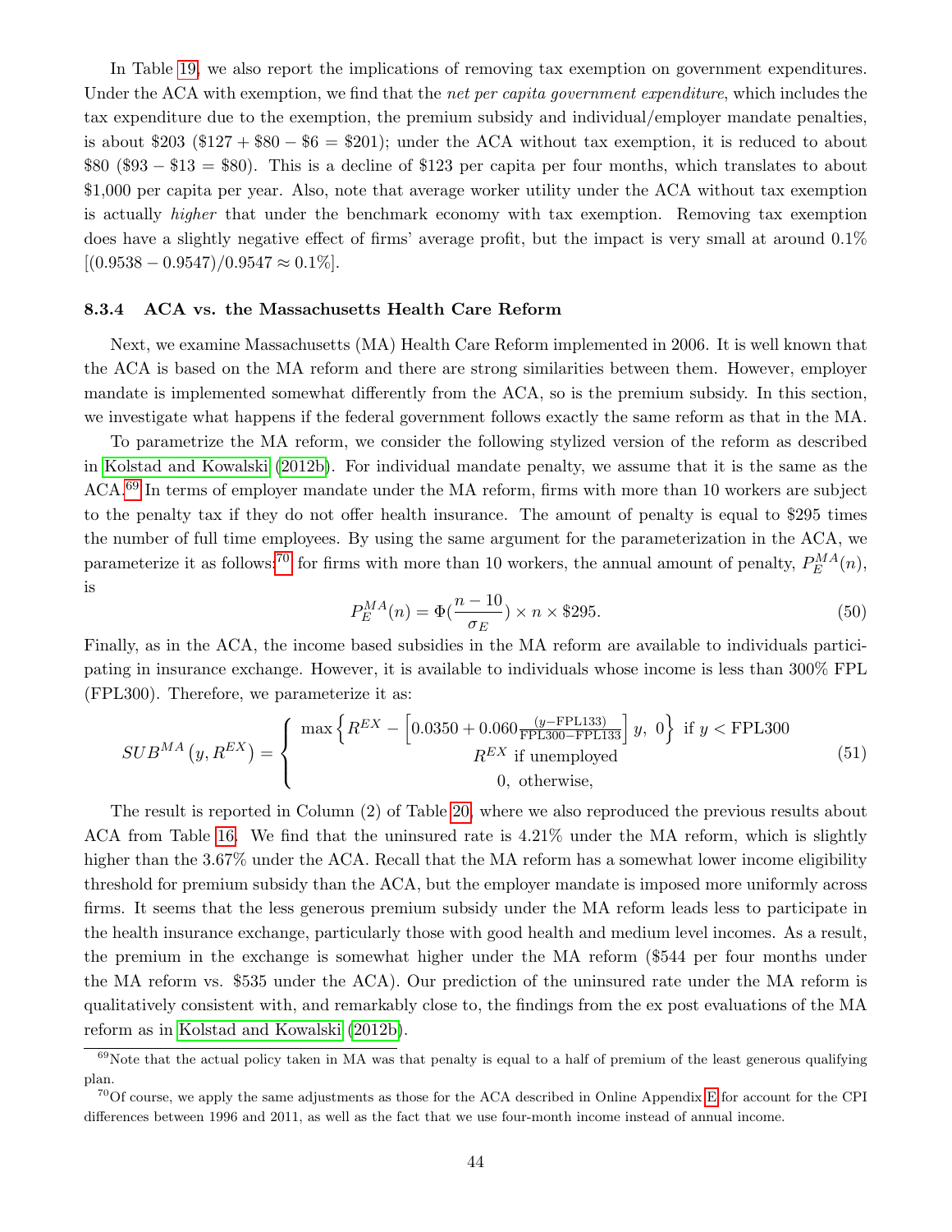In Table 19, we also report the implications of removing tax exemption on government expenditures. Under the ACA with exemption, we find that the *net per capita government expenditure*, which includes the tax expenditure due to the exemption, the premium subsidy and individual/employer mandate penalties, is about \$203 (\$127 + \$80 − \$6 = \$201); under the ACA without tax exemption, it is reduced to about \$80 (\$93 − \$13 = \$80). This is a decline of \$123 per capita per four months, which translates to about \$1,000 per capita per year. Also, note that average worker utility under the ACA without tax exemption is actually *higher* that under the benchmark economy with tax exemption. Removing tax exemption does have a slightly negative effect of firms' average profit, but the impact is very small at around 0.1% $[(0.9538 - 0.9547)/0.9547 \approx 0.1\%]$.

### 8.3.4 ACA vs. the Massachusetts Health Care Reform

Next, we examine Massachusetts (MA) Health Care Reform implemented in 2006. It is well known that the ACA is based on the MA reform and there are strong similarities between them. However, employer mandate is implemented somewhat differently from the ACA, so is the premium subsidy. In this section, we investigate what happens if the federal government follows exactly the same reform as that in the MA.

To parametrize the MA reform, we consider the following stylized version of the reform as described in Kolstad and Kowalski (2012b). For individual mandate penalty, we assume that it is the same as the ACA.[69] In terms of employer mandate under the MA reform, firms with more than 10 workers are subject to the penalty tax if they do not offer health insurance. The amount of penalty is equal to \$295 times the number of full time employees. By using the same argument for the parameterization in the ACA, we parameterize it as follows:[70] for firms with more than 10 workers, the annual amount of penalty, $P_E^{MA}(n)$, is

$$P_E^{MA}(n) = \Phi(\frac{n-10}{\sigma_E}) \times n \times \$295. \tag{50}$$

Finally, as in the ACA, the income based subsidies in the MA reform are available to individuals participating in insurance exchange. However, it is available to individuals whose income is less than 300% FPL (FPL300). Therefore, we parameterize it as:

$$SUB^{MA}\left(y, R^{EX}\right) = \begin{cases} \max\left\{R^{EX} - \left[0.0350 + 0.060\frac{(y - \text{FPL133})}{\text{FPL300} - \text{FPL133}}\right] y,\ 0\right\} \text{ if } y < \text{FPL300} \\ R^{EX} \text{ if unemployed} \\ 0, \text{ otherwise,} \end{cases} \tag{51}$$

The result is reported in Column (2) of Table 20, where we also reproduced the previous results about ACA from Table 16. We find that the uninsured rate is 4.21% under the MA reform, which is slightly higher than the 3.67% under the ACA. Recall that the MA reform has a somewhat lower income eligibility threshold for premium subsidy than the ACA, but the employer mandate is imposed more uniformly across firms. It seems that the less generous premium subsidy under the MA reform leads less to participate in the health insurance exchange, particularly those with good health and medium level incomes. As a result, the premium in the exchange is somewhat higher under the MA reform (\$544 per four months under the MA reform vs. \$535 under the ACA). Our prediction of the uninsured rate under the MA reform is qualitatively consistent with, and remarkably close to, the findings from the ex post evaluations of the MA reform as in Kolstad and Kowalski (2012b).

---

[69] Note that the actual policy taken in MA was that penalty is equal to a half of premium of the least generous qualifying plan.

[70] Of course, we apply the same adjustments as those for the ACA described in Online Appendix E for account for the CPI differences between 1996 and 2011, as well as the fact that we use four-month income instead of annual income.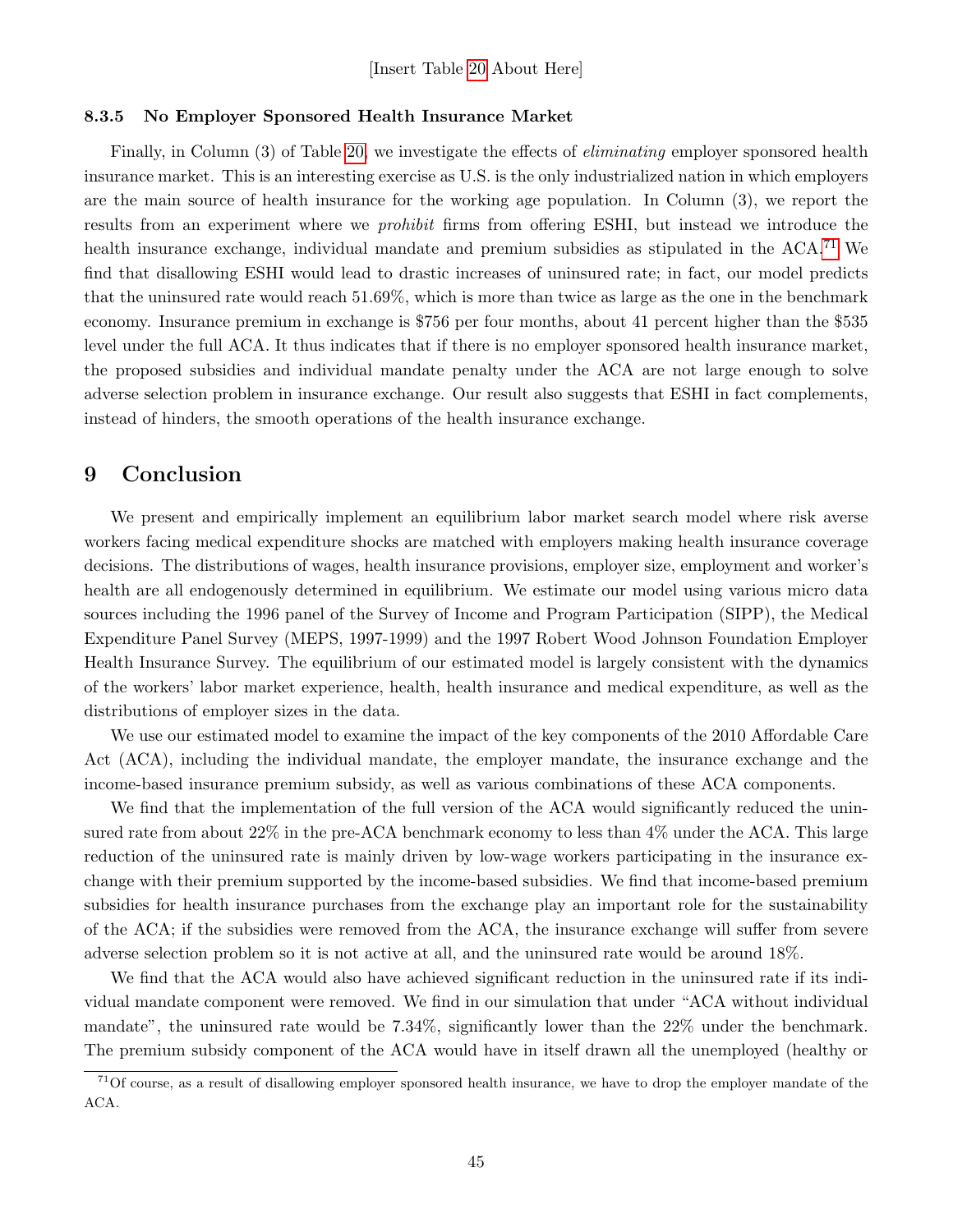[Insert Table 20 About Here]

#### 8.3.5 No Employer Sponsored Health Insurance Market

Finally, in Column (3) of Table 20, we investigate the effects of *eliminating* employer sponsored health insurance market. This is an interesting exercise as U.S. is the only industrialized nation in which employers are the main source of health insurance for the working age population. In Column (3), we report the results from an experiment where we *prohibit* firms from offering ESHI, but instead we introduce the health insurance exchange, individual mandate and premium subsidies as stipulated in the ACA.[71] We find that disallowing ESHI would lead to drastic increases of uninsured rate; in fact, our model predicts that the uninsured rate would reach 51.69%, which is more than twice as large as the one in the benchmark economy. Insurance premium in exchange is $756 per four months, about 41 percent higher than the $535 level under the full ACA. It thus indicates that if there is no employer sponsored health insurance market, the proposed subsidies and individual mandate penalty under the ACA are not large enough to solve adverse selection problem in insurance exchange. Our result also suggests that ESHI in fact complements, instead of hinders, the smooth operations of the health insurance exchange.

## 9 Conclusion

We present and empirically implement an equilibrium labor market search model where risk averse workers facing medical expenditure shocks are matched with employers making health insurance coverage decisions. The distributions of wages, health insurance provisions, employer size, employment and worker's health are all endogenously determined in equilibrium. We estimate our model using various micro data sources including the 1996 panel of the Survey of Income and Program Participation (SIPP), the Medical Expenditure Panel Survey (MEPS, 1997-1999) and the 1997 Robert Wood Johnson Foundation Employer Health Insurance Survey. The equilibrium of our estimated model is largely consistent with the dynamics of the workers' labor market experience, health, health insurance and medical expenditure, as well as the distributions of employer sizes in the data.

We use our estimated model to examine the impact of the key components of the 2010 Affordable Care Act (ACA), including the individual mandate, the employer mandate, the insurance exchange and the income-based insurance premium subsidy, as well as various combinations of these ACA components.

We find that the implementation of the full version of the ACA would significantly reduced the uninsured rate from about 22% in the pre-ACA benchmark economy to less than 4% under the ACA. This large reduction of the uninsured rate is mainly driven by low-wage workers participating in the insurance exchange with their premium supported by the income-based subsidies. We find that income-based premium subsidies for health insurance purchases from the exchange play an important role for the sustainability of the ACA; if the subsidies were removed from the ACA, the insurance exchange will suffer from severe adverse selection problem so it is not active at all, and the uninsured rate would be around 18%.

We find that the ACA would also have achieved significant reduction in the uninsured rate if its individual mandate component were removed. We find in our simulation that under "ACA without individual mandate", the uninsured rate would be 7.34%, significantly lower than the 22% under the benchmark. The premium subsidy component of the ACA would have in itself drawn all the unemployed (healthy or

[71] Of course, as a result of disallowing employer sponsored health insurance, we have to drop the employer mandate of the ACA.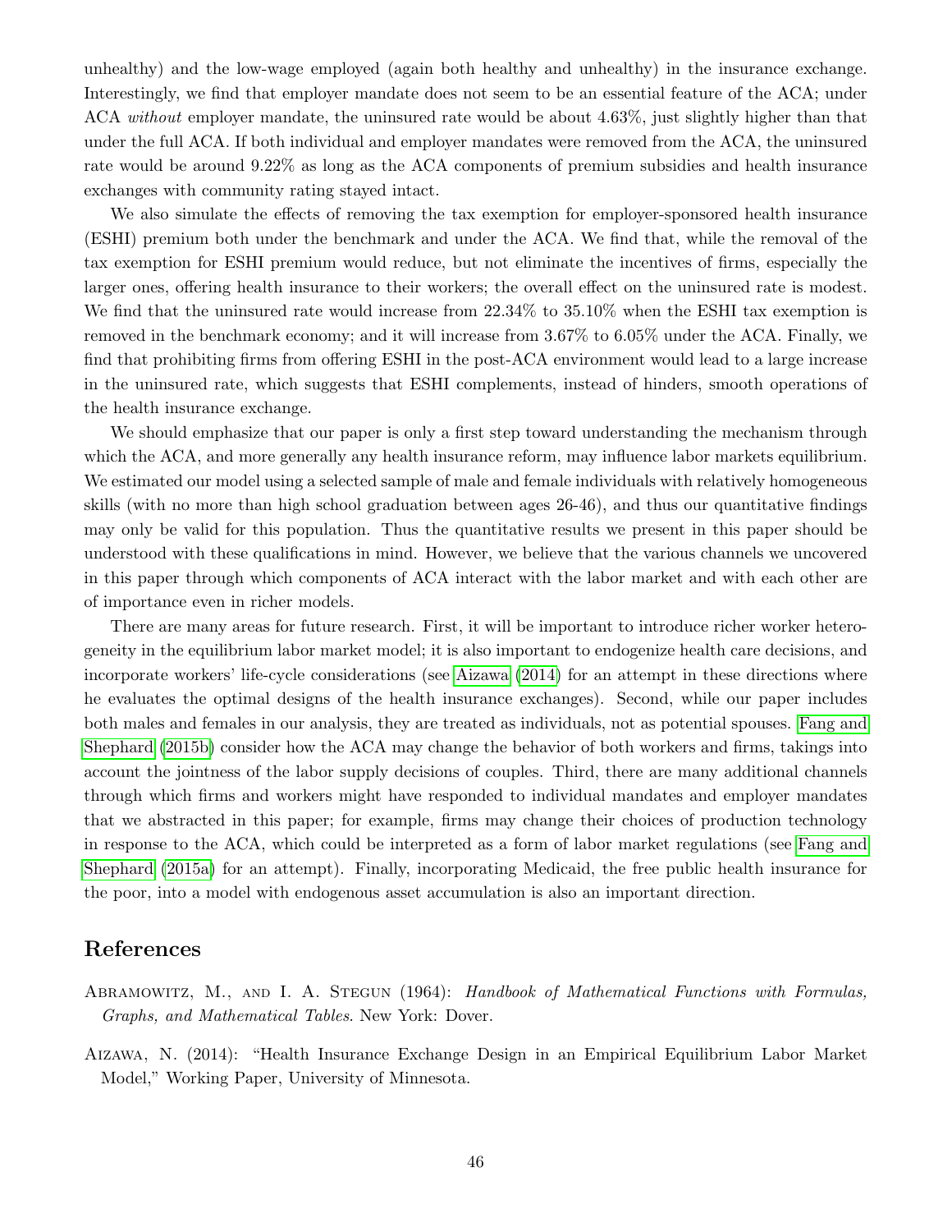unhealthy) and the low-wage employed (again both healthy and unhealthy) in the insurance exchange. Interestingly, we find that employer mandate does not seem to be an essential feature of the ACA; under ACA *without* employer mandate, the uninsured rate would be about 4.63%, just slightly higher than that under the full ACA. If both individual and employer mandates were removed from the ACA, the uninsured rate would be around 9.22% as long as the ACA components of premium subsidies and health insurance exchanges with community rating stayed intact.

We also simulate the effects of removing the tax exemption for employer-sponsored health insurance (ESHI) premium both under the benchmark and under the ACA. We find that, while the removal of the tax exemption for ESHI premium would reduce, but not eliminate the incentives of firms, especially the larger ones, offering health insurance to their workers; the overall effect on the uninsured rate is modest. We find that the uninsured rate would increase from 22.34% to 35.10% when the ESHI tax exemption is removed in the benchmark economy; and it will increase from 3.67% to 6.05% under the ACA. Finally, we find that prohibiting firms from offering ESHI in the post-ACA environment would lead to a large increase in the uninsured rate, which suggests that ESHI complements, instead of hinders, smooth operations of the health insurance exchange.

We should emphasize that our paper is only a first step toward understanding the mechanism through which the ACA, and more generally any health insurance reform, may influence labor markets equilibrium. We estimated our model using a selected sample of male and female individuals with relatively homogeneous skills (with no more than high school graduation between ages 26-46), and thus our quantitative findings may only be valid for this population. Thus the quantitative results we present in this paper should be understood with these qualifications in mind. However, we believe that the various channels we uncovered in this paper through which components of ACA interact with the labor market and with each other are of importance even in richer models.

There are many areas for future research. First, it will be important to introduce richer worker heterogeneity in the equilibrium labor market model; it is also important to endogenize health care decisions, and incorporate workers' life-cycle considerations (see Aizawa (2014) for an attempt in these directions where he evaluates the optimal designs of the health insurance exchanges). Second, while our paper includes both males and females in our analysis, they are treated as individuals, not as potential spouses. Fang and Shephard (2015b) consider how the ACA may change the behavior of both workers and firms, takings into account the jointness of the labor supply decisions of couples. Third, there are many additional channels through which firms and workers might have responded to individual mandates and employer mandates that we abstracted in this paper; for example, firms may change their choices of production technology in response to the ACA, which could be interpreted as a form of labor market regulations (see Fang and Shephard (2015a) for an attempt). Finally, incorporating Medicaid, the free public health insurance for the poor, into a model with endogenous asset accumulation is also an important direction.

## References

Abramowitz, M., and I. A. Stegun (1964): *Handbook of Mathematical Functions with Formulas, Graphs, and Mathematical Tables*. New York: Dover.

Aizawa, N. (2014): "Health Insurance Exchange Design in an Empirical Equilibrium Labor Market Model," Working Paper, University of Minnesota.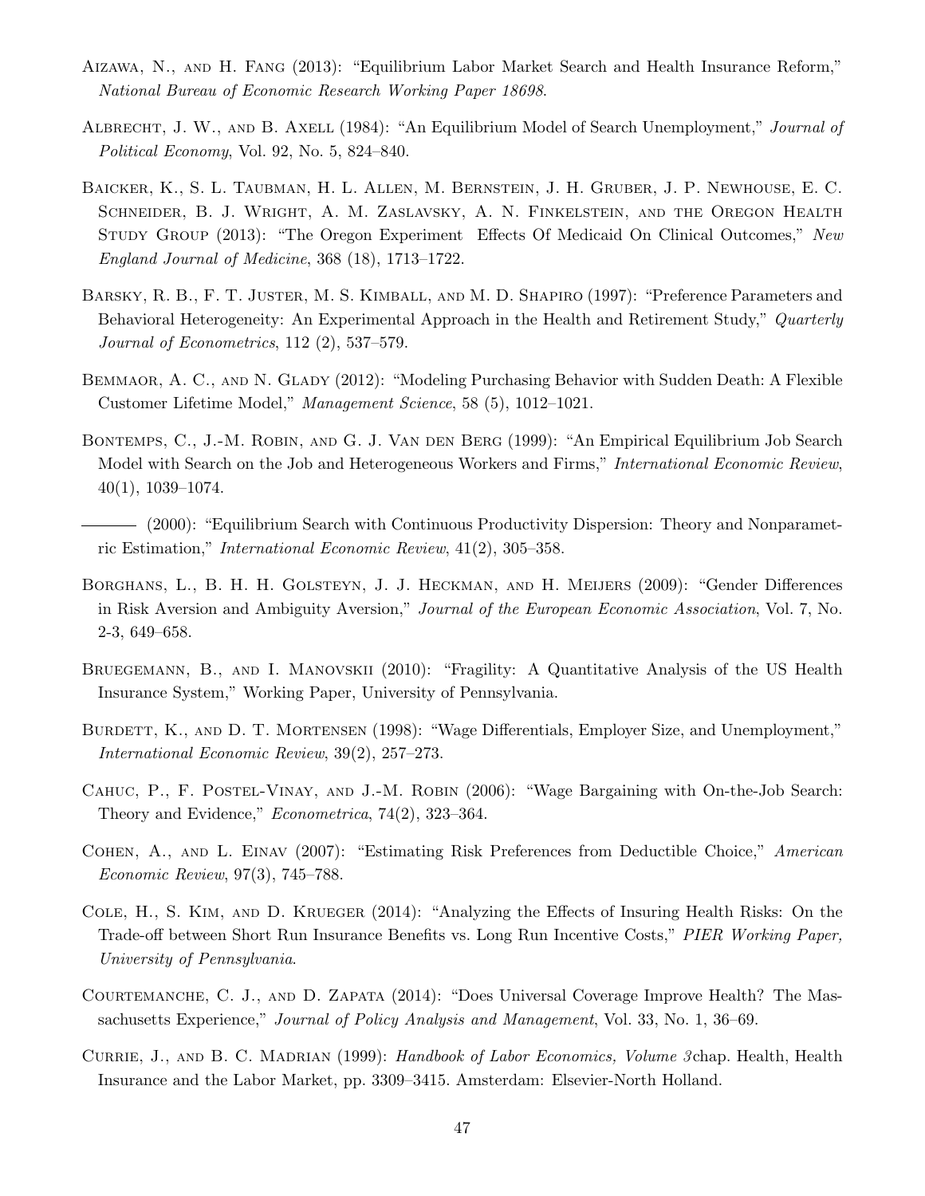Aizawa, N., and H. Fang (2013): "Equilibrium Labor Market Search and Health Insurance Reform," *National Bureau of Economic Research Working Paper 18698*.

Albrecht, J. W., and B. Axell (1984): "An Equilibrium Model of Search Unemployment," *Journal of Political Economy*, Vol. 92, No. 5, 824–840.

Baicker, K., S. L. Taubman, H. L. Allen, M. Bernstein, J. H. Gruber, J. P. Newhouse, E. C. Schneider, B. J. Wright, A. M. Zaslavsky, A. N. Finkelstein, and the Oregon Health Study Group (2013): "The Oregon Experiment Effects Of Medicaid On Clinical Outcomes," *New England Journal of Medicine*, 368 (18), 1713–1722.

Barsky, R. B., F. T. Juster, M. S. Kimball, and M. D. Shapiro (1997): "Preference Parameters and Behavioral Heterogeneity: An Experimental Approach in the Health and Retirement Study," *Quarterly Journal of Econometrics*, 112 (2), 537–579.

Bemmaor, A. C., and N. Glady (2012): "Modeling Purchasing Behavior with Sudden Death: A Flexible Customer Lifetime Model," *Management Science*, 58 (5), 1012–1021.

Bontemps, C., J.-M. Robin, and G. J. van den Berg (1999): "An Empirical Equilibrium Job Search Model with Search on the Job and Heterogeneous Workers and Firms," *International Economic Review*, 40(1), 1039–1074.

——— (2000): "Equilibrium Search with Continuous Productivity Dispersion: Theory and Nonparametric Estimation," *International Economic Review*, 41(2), 305–358.

Borghans, L., B. H. H. Golsteyn, J. J. Heckman, and H. Meijers (2009): "Gender Differences in Risk Aversion and Ambiguity Aversion," *Journal of the European Economic Association*, Vol. 7, No. 2-3, 649–658.

Bruegemann, B., and I. Manovskii (2010): "Fragility: A Quantitative Analysis of the US Health Insurance System," Working Paper, University of Pennsylvania.

Burdett, K., and D. T. Mortensen (1998): "Wage Differentials, Employer Size, and Unemployment," *International Economic Review*, 39(2), 257–273.

Cahuc, P., F. Postel-Vinay, and J.-M. Robin (2006): "Wage Bargaining with On-the-Job Search: Theory and Evidence," *Econometrica*, 74(2), 323–364.

Cohen, A., and L. Einav (2007): "Estimating Risk Preferences from Deductible Choice," *American Economic Review*, 97(3), 745–788.

Cole, H., S. Kim, and D. Krueger (2014): "Analyzing the Effects of Insuring Health Risks: On the Trade-off between Short Run Insurance Benefits vs. Long Run Incentive Costs," *PIER Working Paper, University of Pennsylvania*.

Courtemanche, C. J., and D. Zapata (2014): "Does Universal Coverage Improve Health? The Massachusetts Experience," *Journal of Policy Analysis and Management*, Vol. 33, No. 1, 36–69.

Currie, J., and B. C. Madrian (1999): *Handbook of Labor Economics, Volume 3* chap. Health, Health Insurance and the Labor Market, pp. 3309–3415. Amsterdam: Elsevier-North Holland.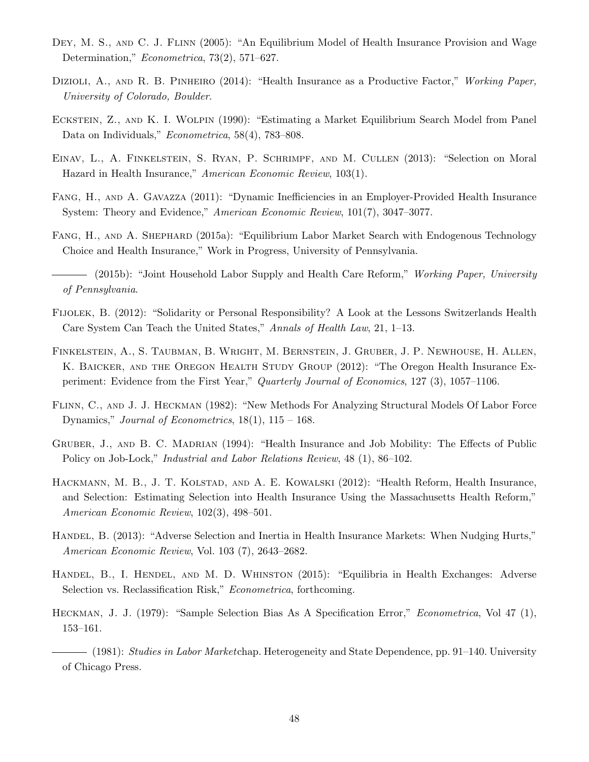Dey, M. S., and C. J. Flinn (2005): "An Equilibrium Model of Health Insurance Provision and Wage Determination," *Econometrica*, 73(2), 571–627.

Dizioli, A., and R. B. Pinheiro (2014): "Health Insurance as a Productive Factor," *Working Paper, University of Colorado, Boulder.*

Eckstein, Z., and K. I. Wolpin (1990): "Estimating a Market Equilibrium Search Model from Panel Data on Individuals," *Econometrica*, 58(4), 783–808.

Einav, L., A. Finkelstein, S. Ryan, P. Schrimpf, and M. Cullen (2013): "Selection on Moral Hazard in Health Insurance," *American Economic Review*, 103(1).

Fang, H., and A. Gavazza (2011): "Dynamic Inefficiencies in an Employer-Provided Health Insurance System: Theory and Evidence," *American Economic Review*, 101(7), 3047–3077.

Fang, H., and A. Shephard (2015a): "Equilibrium Labor Market Search with Endogenous Technology Choice and Health Insurance," Work in Progress, University of Pennsylvania.

——— (2015b): "Joint Household Labor Supply and Health Care Reform," *Working Paper, University of Pennsylvania*.

Fijolek, B. (2012): "Solidarity or Personal Responsibility? A Look at the Lessons Switzerlands Health Care System Can Teach the United States," *Annals of Health Law*, 21, 1–13.

Finkelstein, A., S. Taubman, B. Wright, M. Bernstein, J. Gruber, J. P. Newhouse, H. Allen, K. Baicker, and the Oregon Health Study Group (2012): "The Oregon Health Insurance Experiment: Evidence from the First Year," *Quarterly Journal of Economics*, 127 (3), 1057–1106.

Flinn, C., and J. J. Heckman (1982): "New Methods For Analyzing Structural Models Of Labor Force Dynamics," *Journal of Econometrics*, 18(1), 115 – 168.

Gruber, J., and B. C. Madrian (1994): "Health Insurance and Job Mobility: The Effects of Public Policy on Job-Lock," *Industrial and Labor Relations Review*, 48 (1), 86–102.

Hackmann, M. B., J. T. Kolstad, and A. E. Kowalski (2012): "Health Reform, Health Insurance, and Selection: Estimating Selection into Health Insurance Using the Massachusetts Health Reform," *American Economic Review*, 102(3), 498–501.

Handel, B. (2013): "Adverse Selection and Inertia in Health Insurance Markets: When Nudging Hurts," *American Economic Review*, Vol. 103 (7), 2643–2682.

Handel, B., I. Hendel, and M. D. Whinston (2015): "Equilibria in Health Exchanges: Adverse Selection vs. Reclassification Risk," *Econometrica*, forthcoming.

Heckman, J. J. (1979): "Sample Selection Bias As A Specification Error," *Econometrica*, Vol 47 (1), 153–161.

——— (1981): *Studies in Labor Market*chap. Heterogeneity and State Dependence, pp. 91–140. University of Chicago Press.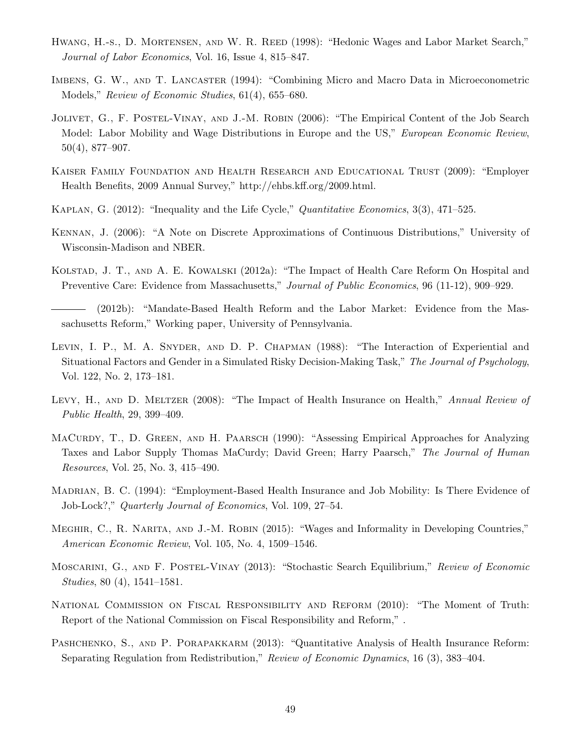Hwang, H.-s., D. Mortensen, and W. R. Reed (1998): "Hedonic Wages and Labor Market Search," *Journal of Labor Economics*, Vol. 16, Issue 4, 815–847.

Imbens, G. W., and T. Lancaster (1994): "Combining Micro and Macro Data in Microeconometric Models," *Review of Economic Studies*, 61(4), 655–680.

Jolivet, G., F. Postel-Vinay, and J.-M. Robin (2006): "The Empirical Content of the Job Search Model: Labor Mobility and Wage Distributions in Europe and the US," *European Economic Review*, 50(4), 877–907.

Kaiser Family Foundation and Health Research and Educational Trust (2009): "Employer Health Benefits, 2009 Annual Survey," http://ehbs.kff.org/2009.html.

Kaplan, G. (2012): "Inequality and the Life Cycle," *Quantitative Economics*, 3(3), 471–525.

Kennan, J. (2006): "A Note on Discrete Approximations of Continuous Distributions," University of Wisconsin-Madison and NBER.

Kolstad, J. T., and A. E. Kowalski (2012a): "The Impact of Health Care Reform On Hospital and Preventive Care: Evidence from Massachusetts," *Journal of Public Economics*, 96 (11-12), 909–929.

——— (2012b): "Mandate-Based Health Reform and the Labor Market: Evidence from the Massachusetts Reform," Working paper, University of Pennsylvania.

Levin, I. P., M. A. Snyder, and D. P. Chapman (1988): "The Interaction of Experiential and Situational Factors and Gender in a Simulated Risky Decision-Making Task," *The Journal of Psychology*, Vol. 122, No. 2, 173–181.

Levy, H., and D. Meltzer (2008): "The Impact of Health Insurance on Health," *Annual Review of Public Health*, 29, 399–409.

MaCurdy, T., D. Green, and H. Paarsch (1990): "Assessing Empirical Approaches for Analyzing Taxes and Labor Supply Thomas MaCurdy; David Green; Harry Paarsch," *The Journal of Human Resources*, Vol. 25, No. 3, 415–490.

Madrian, B. C. (1994): "Employment-Based Health Insurance and Job Mobility: Is There Evidence of Job-Lock?," *Quarterly Journal of Economics*, Vol. 109, 27–54.

Meghir, C., R. Narita, and J.-M. Robin (2015): "Wages and Informality in Developing Countries," *American Economic Review*, Vol. 105, No. 4, 1509–1546.

Moscarini, G., and F. Postel-Vinay (2013): "Stochastic Search Equilibrium," *Review of Economic Studies*, 80 (4), 1541–1581.

National Commission on Fiscal Responsibility and Reform (2010): "The Moment of Truth: Report of the National Commission on Fiscal Responsibility and Reform," .

Pashchenko, S., and P. Porapakkarm (2013): "Quantitative Analysis of Health Insurance Reform: Separating Regulation from Redistribution," *Review of Economic Dynamics*, 16 (3), 383–404.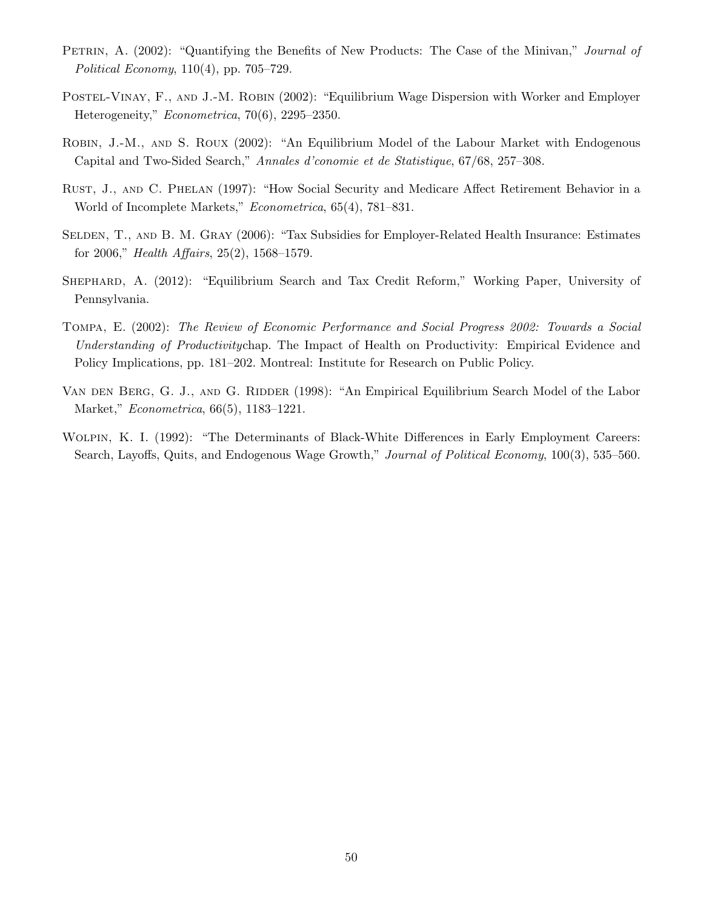Petrin, A. (2002): "Quantifying the Benefits of New Products: The Case of the Minivan," *Journal of Political Economy*, 110(4), pp. 705–729.

Postel-Vinay, F., and J.-M. Robin (2002): "Equilibrium Wage Dispersion with Worker and Employer Heterogeneity," *Econometrica*, 70(6), 2295–2350.

Robin, J.-M., and S. Roux (2002): "An Equilibrium Model of the Labour Market with Endogenous Capital and Two-Sided Search," *Annales d'conomie et de Statistique*, 67/68, 257–308.

Rust, J., and C. Phelan (1997): "How Social Security and Medicare Affect Retirement Behavior in a World of Incomplete Markets," *Econometrica*, 65(4), 781–831.

Selden, T., and B. M. Gray (2006): "Tax Subsidies for Employer-Related Health Insurance: Estimates for 2006," *Health Affairs*, 25(2), 1568–1579.

Shephard, A. (2012): "Equilibrium Search and Tax Credit Reform," Working Paper, University of Pennsylvania.

Tompa, E. (2002): *The Review of Economic Performance and Social Progress 2002: Towards a Social Understanding of Productivity*chap. The Impact of Health on Productivity: Empirical Evidence and Policy Implications, pp. 181–202. Montreal: Institute for Research on Public Policy.

Van den Berg, G. J., and G. Ridder (1998): "An Empirical Equilibrium Search Model of the Labor Market," *Econometrica*, 66(5), 1183–1221.

Wolpin, K. I. (1992): "The Determinants of Black-White Differences in Early Employment Careers: Search, Layoffs, Quits, and Endogenous Wage Growth," *Journal of Political Economy*, 100(3), 535–560.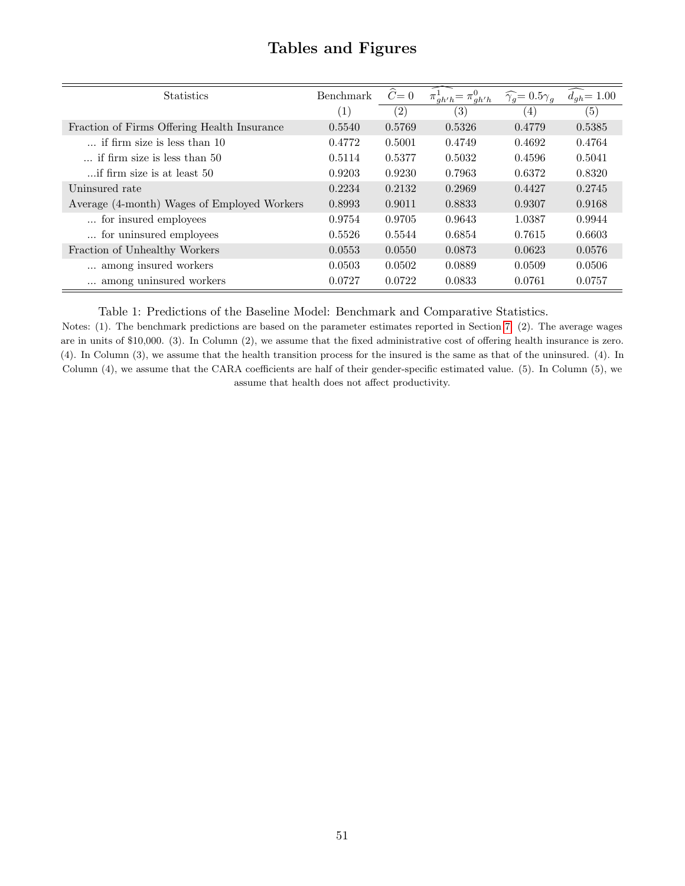# Tables and Figures

| Statistics | Benchmark | $\widehat{C}=0$ | $\widehat{\pi^1_{gh'h}=\pi^0_{gh'h}}$ | $\widehat{\gamma_g}=0.5\gamma_g$ | $\widehat{d_{gh}}=1.00$ |
|---|---|---|---|---|---|
| | (1) | (2) | (3) | (4) | (5) |
| Fraction of Firms Offering Health Insurance | 0.5540 | 0.5769 | 0.5326 | 0.4779 | 0.5385 |
| ... if firm size is less than 10 | 0.4772 | 0.5001 | 0.4749 | 0.4692 | 0.4764 |
| ... if firm size is less than 50 | 0.5114 | 0.5377 | 0.5032 | 0.4596 | 0.5041 |
| ...if firm size is at least 50 | 0.9203 | 0.9230 | 0.7963 | 0.6372 | 0.8320 |
| Uninsured rate | 0.2234 | 0.2132 | 0.2969 | 0.4427 | 0.2745 |
| Average (4-month) Wages of Employed Workers | 0.8993 | 0.9011 | 0.8833 | 0.9307 | 0.9168 |
| ... for insured employees | 0.9754 | 0.9705 | 0.9643 | 1.0387 | 0.9944 |
| ... for uninsured employees | 0.5526 | 0.5544 | 0.6854 | 0.7615 | 0.6603 |
| Fraction of Unhealthy Workers | 0.0553 | 0.0550 | 0.0873 | 0.0623 | 0.0576 |
| ... among insured workers | 0.0503 | 0.0502 | 0.0889 | 0.0509 | 0.0506 |
| ... among uninsured workers | 0.0727 | 0.0722 | 0.0833 | 0.0761 | 0.0757 |

Table 1: Predictions of the Baseline Model: Benchmark and Comparative Statistics.

Notes: (1). The benchmark predictions are based on the parameter estimates reported in Section 7. (2). The average wages are in units of $10,000. (3). In Column (2), we assume that the fixed administrative cost of offering health insurance is zero. (4). In Column (3), we assume that the health transition process for the insured is the same as that of the uninsured. (4). In Column (4), we assume that the CARA coefficients are half of their gender-specific estimated value. (5). In Column (5), we assume that health does not affect productivity.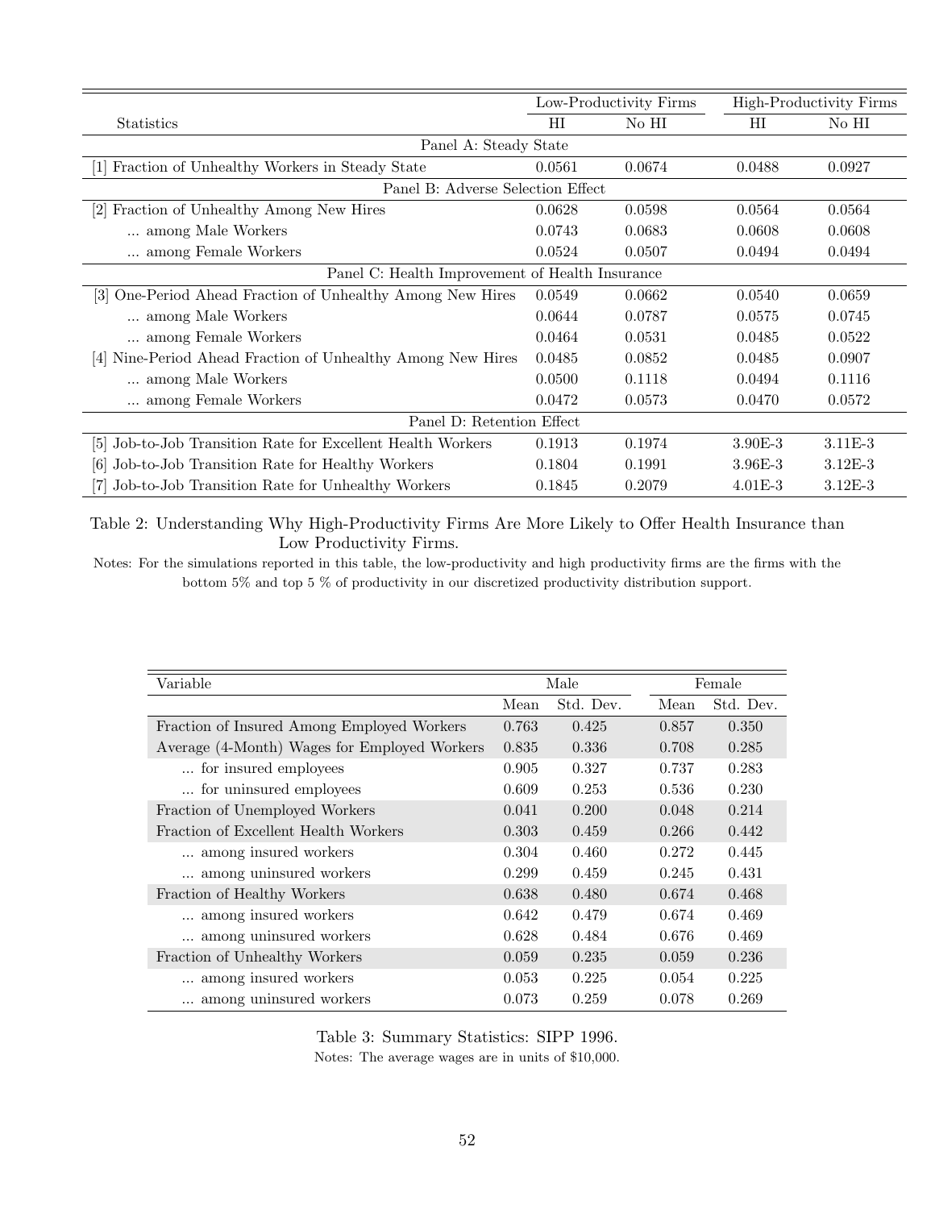| Statistics | Low-Productivity Firms | | High-Productivity Firms | |
|---|---|---|---|---|
| | HI | No HI | HI | No HI |
| **Panel A: Steady State** | | | | |
| [1] Fraction of Unhealthy Workers in Steady State | 0.0561 | 0.0674 | 0.0488 | 0.0927 |
| **Panel B: Adverse Selection Effect** | | | | |
| [2] Fraction of Unhealthy Among New Hires | 0.0628 | 0.0598 | 0.0564 | 0.0564 |
| ... among Male Workers | 0.0743 | 0.0683 | 0.0608 | 0.0608 |
| ... among Female Workers | 0.0524 | 0.0507 | 0.0494 | 0.0494 |
| **Panel C: Health Improvement of Health Insurance** | | | | |
| [3] One-Period Ahead Fraction of Unhealthy Among New Hires | 0.0549 | 0.0662 | 0.0540 | 0.0659 |
| ... among Male Workers | 0.0644 | 0.0787 | 0.0575 | 0.0745 |
| ... among Female Workers | 0.0464 | 0.0531 | 0.0485 | 0.0522 |
| [4] Nine-Period Ahead Fraction of Unhealthy Among New Hires | 0.0485 | 0.0852 | 0.0485 | 0.0907 |
| ... among Male Workers | 0.0500 | 0.1118 | 0.0494 | 0.1116 |
| ... among Female Workers | 0.0472 | 0.0573 | 0.0470 | 0.0572 |
| **Panel D: Retention Effect** | | | | |
| [5] Job-to-Job Transition Rate for Excellent Health Workers | 0.1913 | 0.1974 | 3.90E-3 | 3.11E-3 |
| [6] Job-to-Job Transition Rate for Healthy Workers | 0.1804 | 0.1991 | 3.96E-3 | 3.12E-3 |
| [7] Job-to-Job Transition Rate for Unhealthy Workers | 0.1845 | 0.2079 | 4.01E-3 | 3.12E-3 |

Table 2: Understanding Why High-Productivity Firms Are More Likely to Offer Health Insurance than Low Productivity Firms.

Notes: For the simulations reported in this table, the low-productivity and high productivity firms are the firms with the bottom 5% and top 5 % of productivity in our discretized productivity distribution support.

| Variable | Male | | Female | |
|---|---|---|---|---|
| | Mean | Std. Dev. | Mean | Std. Dev. |
| Fraction of Insured Among Employed Workers | 0.763 | 0.425 | 0.857 | 0.350 |
| Average (4-Month) Wages for Employed Workers | 0.835 | 0.336 | 0.708 | 0.285 |
| ... for insured employees | 0.905 | 0.327 | 0.737 | 0.283 |
| ... for uninsured employees | 0.609 | 0.253 | 0.536 | 0.230 |
| Fraction of Unemployed Workers | 0.041 | 0.200 | 0.048 | 0.214 |
| Fraction of Excellent Health Workers | 0.303 | 0.459 | 0.266 | 0.442 |
| ... among insured workers | 0.304 | 0.460 | 0.272 | 0.445 |
| ... among uninsured workers | 0.299 | 0.459 | 0.245 | 0.431 |
| Fraction of Healthy Workers | 0.638 | 0.480 | 0.674 | 0.468 |
| ... among insured workers | 0.642 | 0.479 | 0.674 | 0.469 |
| ... among uninsured workers | 0.628 | 0.484 | 0.676 | 0.469 |
| Fraction of Unhealthy Workers | 0.059 | 0.235 | 0.059 | 0.236 |
| ... among insured workers | 0.053 | 0.225 | 0.054 | 0.225 |
| ... among uninsured workers | 0.073 | 0.259 | 0.078 | 0.269 |

Table 3: Summary Statistics: SIPP 1996.

Notes: The average wages are in units of $10,000.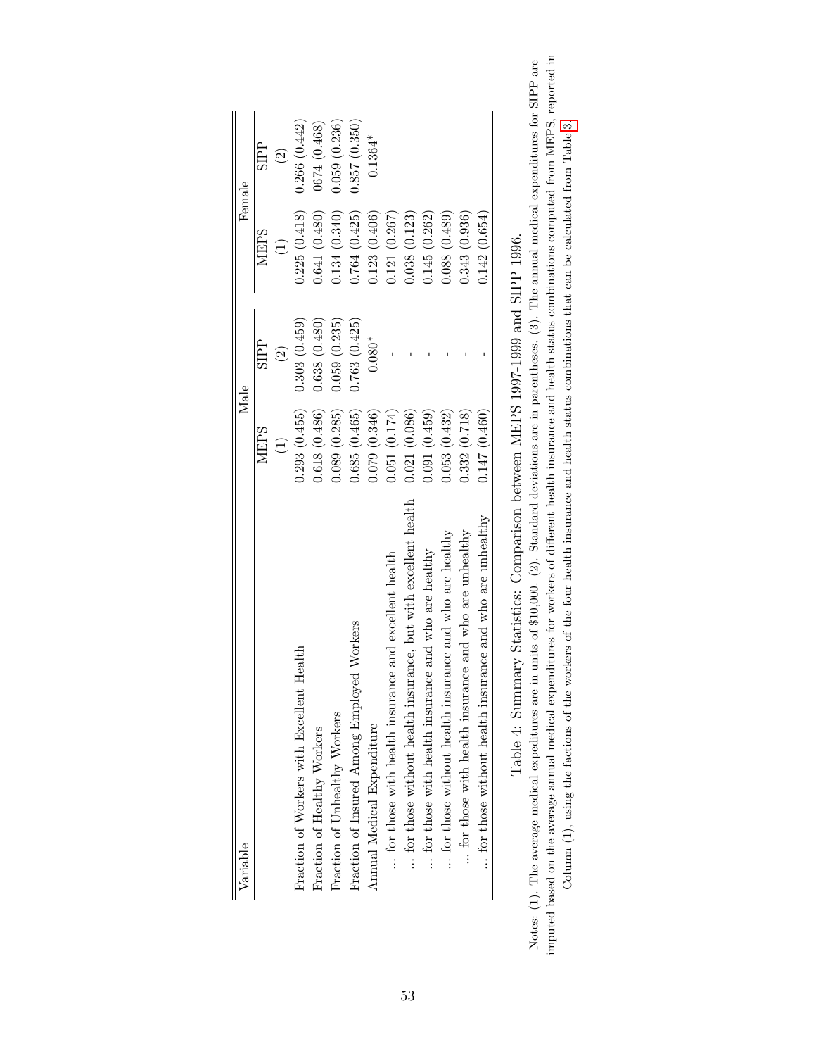| Variable | Male | | Female | |
|---|---|---|---|---|
| | MEPS | SIPP | MEPS | SIPP |
| | (1) | (2) | (1) | (2) |
| Fraction of Workers with Excellent Health | 0.293 (0.455) | 0.303 (0.459) | 0.225 (0.418) | 0.266 (0.442) |
| Fraction of Healthy Workers | 0.618 (0.486) | 0.638 (0.480) | 0.641 (0.480) | 0674 (0.468) |
| Fraction of Unhealthy Workers | 0.089 (0.285) | 0.059 (0.235) | 0.134 (0.340) | 0.059 (0.236) |
| Fraction of Insured Among Employed Workers | 0.685 (0.465) | 0.763 (0.425) | 0.764 (0.425) | 0.857 (0.350) |
| Annual Medical Expenditure | 0.079 (0.346) | 0.080* | 0.123 (0.406) | 0.1364* |
| ... for those with health insurance and excellent health | 0.051 (0.174) | - | 0.121 (0.267) | |
| ... for those without health insurance, but with excellent health | 0.021 (0.086) | - | 0.038 (0.123) | |
| ... for those with health insurance and who are healthy | 0.091 (0.459) | - | 0.145 (0.262) | |
| ... for those without health insurance and who are healthy | 0.053 (0.432) | - | 0.088 (0.489) | |
| ... for those with health insurance and who are unhealthy | 0.332 (0.718) | - | 0.343 (0.936) | |
| ... for those without health insurance and who are unhealthy | 0.147 (0.460) | - | 0.142 (0.654) | |

Table 4: Summary Statistics: Comparison between MEPS 1997-1999 and SIPP 1996.

Notes: (1). The average medical expeditures are in units of \$10,000. (2). Standard deviations are in parentheses. (3). The annual medical expenditures for SIPP are imputed based on the average annual medical expenditures for workers of different health insurance and health status combinations computed from MEPS, reported in Column (1), using the factions of the workers of the four health insurance and health status combinations that can be calculated from Table 3.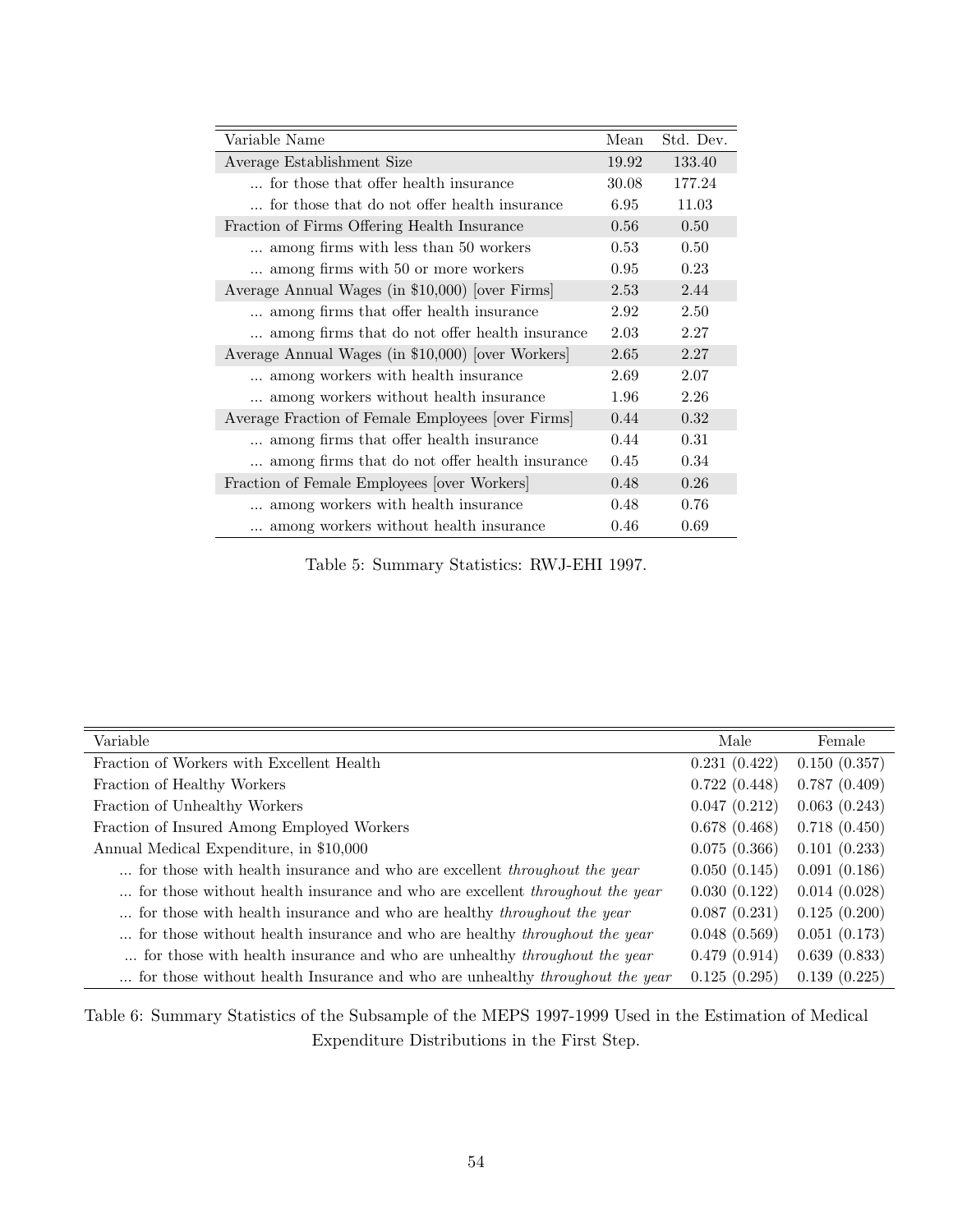| Variable Name | Mean | Std. Dev. |
|---|---|---|
| Average Establishment Size | 19.92 | 133.40 |
| ... for those that offer health insurance | 30.08 | 177.24 |
| ... for those that do not offer health insurance | 6.95 | 11.03 |
| Fraction of Firms Offering Health Insurance | 0.56 | 0.50 |
| ... among firms with less than 50 workers | 0.53 | 0.50 |
| ... among firms with 50 or more workers | 0.95 | 0.23 |
| Average Annual Wages (in $10,000) [over Firms] | 2.53 | 2.44 |
| ... among firms that offer health insurance | 2.92 | 2.50 |
| ... among firms that do not offer health insurance | 2.03 | 2.27 |
| Average Annual Wages (in $10,000) [over Workers] | 2.65 | 2.27 |
| ... among workers with health insurance | 2.69 | 2.07 |
| ... among workers without health insurance | 1.96 | 2.26 |
| Average Fraction of Female Employees [over Firms] | 0.44 | 0.32 |
| ... among firms that offer health insurance | 0.44 | 0.31 |
| ... among firms that do not offer health insurance | 0.45 | 0.34 |
| Fraction of Female Employees [over Workers] | 0.48 | 0.26 |
| ... among workers with health insurance | 0.48 | 0.76 |
| ... among workers without health insurance | 0.46 | 0.69 |

Table 5: Summary Statistics: RWJ-EHI 1997.

| Variable | Male | Female |
|---|---|---|
| Fraction of Workers with Excellent Health | 0.231 (0.422) | 0.150 (0.357) |
| Fraction of Healthy Workers | 0.722 (0.448) | 0.787 (0.409) |
| Fraction of Unhealthy Workers | 0.047 (0.212) | 0.063 (0.243) |
| Fraction of Insured Among Employed Workers | 0.678 (0.468) | 0.718 (0.450) |
| Annual Medical Expenditure, in $10,000 | 0.075 (0.366) | 0.101 (0.233) |
| ... for those with health insurance and who are excellent *throughout the year* | 0.050 (0.145) | 0.091 (0.186) |
| ... for those without health insurance and who are excellent *throughout the year* | 0.030 (0.122) | 0.014 (0.028) |
| ... for those with health insurance and who are healthy *throughout the year* | 0.087 (0.231) | 0.125 (0.200) |
| ... for those without health insurance and who are healthy *throughout the year* | 0.048 (0.569) | 0.051 (0.173) |
| ... for those with health insurance and who are unhealthy *throughout the year* | 0.479 (0.914) | 0.639 (0.833) |
| ... for those without health Insurance and who are unhealthy *throughout the year* | 0.125 (0.295) | 0.139 (0.225) |

Table 6: Summary Statistics of the Subsample of the MEPS 1997-1999 Used in the Estimation of Medical Expenditure Distributions in the First Step.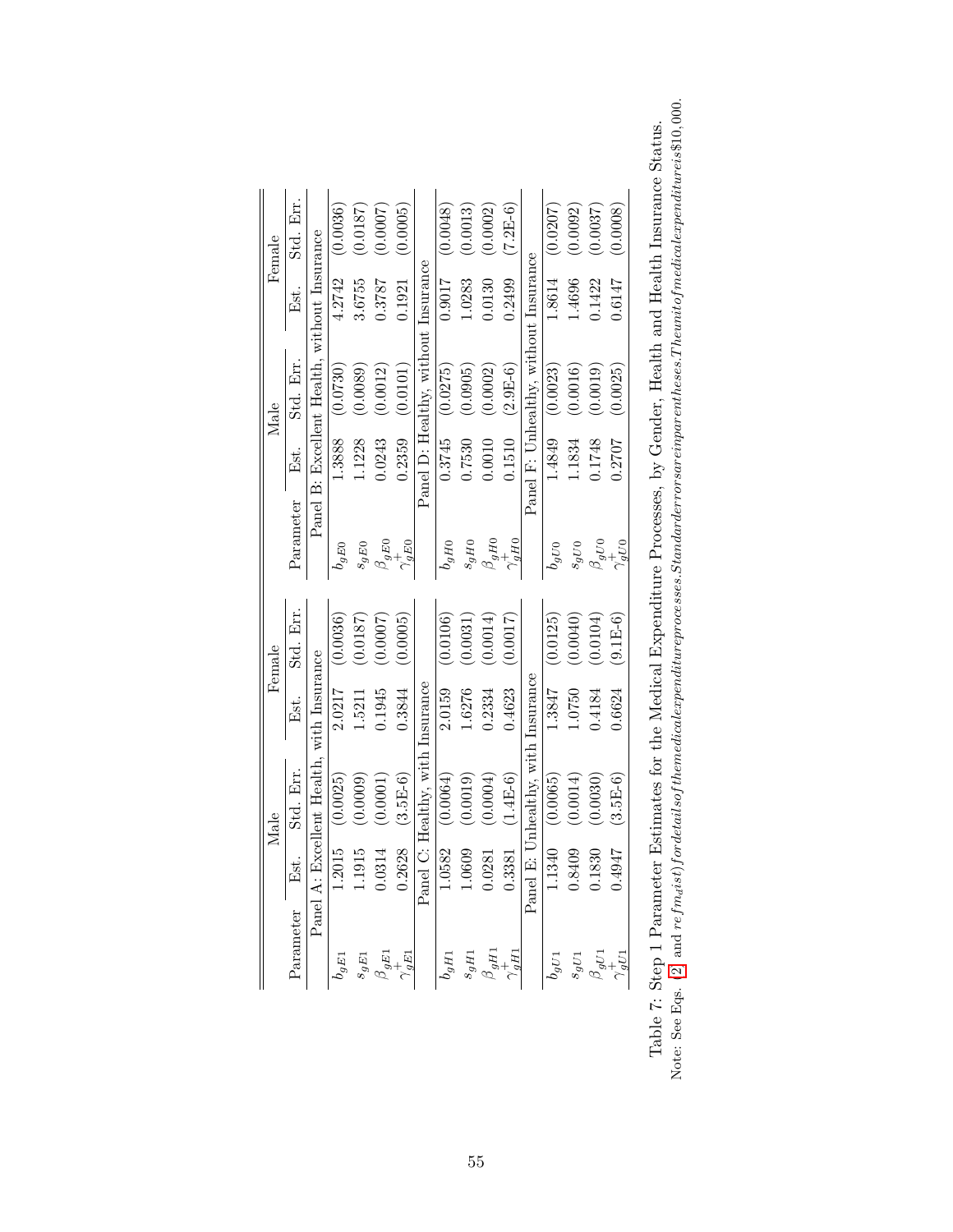| Parameter | Male Est. | Male Std. Err. | Female Est. | Female Std. Err. | Parameter | Male Est. | Male Std. Err. | Female Est. | Female Std. Err. |
|---|---|---|---|---|---|---|---|---|---|
| | Panel A: Excellent Health, with Insurance | | | | | Panel B: Excellent Health, without Insurance | | | |
| $b_{gE1}$ | 1.2015 | (0.0025) | 2.0217 | (0.0036) | $b_{gE0}$ | 1.3888 | (0.0730) | 4.2742 | (0.0036) |
| $s_{gE1}$ | 1.1915 | (0.0009) | 1.5211 | (0.0187) | $s_{gE0}$ | 1.1228 | (0.0089) | 3.6755 | (0.0187) |
| $\beta_{gE1}$ | 0.0314 | (0.0001) | 0.1945 | (0.0007) | $\beta_{gE0}$ | 0.0243 | (0.0012) | 0.3787 | (0.0007) |
| $\gamma^+_{gE1}$ | 0.2628 | (3.5E-6) | 0.3844 | (0.0005) | $\gamma^+_{gE0}$ | 0.2359 | (0.0101) | 0.1921 | (0.0005) |
| | Panel C: Healthy, with Insurance | | | | | Panel D: Healthy, without Insurance | | | |
| $b_{gH1}$ | 1.0582 | (0.0064) | 2.0159 | (0.0106) | $b_{gH0}$ | 0.3745 | (0.0275) | 0.9017 | (0.0048) |
| $s_{gH1}$ | 1.0609 | (0.0019) | 1.6276 | (0.0031) | $s_{gH0}$ | 0.7530 | (0.0905) | 1.0283 | (0.0013) |
| $\beta_{gH1}$ | 0.0281 | (0.0004) | 0.2334 | (0.0014) | $\beta_{gH0}$ | 0.0010 | (0.0002) | 0.0130 | (0.0002) |
| $\gamma^+_{gH1}$ | 0.3381 | (1.4E-6) | 0.4623 | (0.0017) | $\gamma^+_{gH0}$ | 0.1510 | (2.9E-6) | 0.2499 | (7.2E-6) |
| | Panel E: Unhealthy, with Insurance | | | | | Panel F: Unhealthy, without Insurance | | | |
| $b_{gU1}$ | 1.1340 | (0.0065) | 1.3847 | (0.0125) | $b_{gU0}$ | 1.4849 | (0.0023) | 1.8614 | (0.0207) |
| $s_{gU1}$ | 0.8409 | (0.0014) | 1.0750 | (0.0040) | $s_{gU0}$ | 1.1834 | (0.0016) | 1.4696 | (0.0092) |
| $\beta_{gU1}$ | 0.1830 | (0.0030) | 0.4184 | (0.0104) | $\beta_{gU0}$ | 0.1748 | (0.0019) | 0.1422 | (0.0037) |
| $\gamma^+_{gU1}$ | 0.4947 | (3.5E-6) | 0.6624 | (9.1E-6) | $\gamma^+_{gU0}$ | 0.2707 | (0.0025) | 0.6147 | (0.0008) |

Table 7: Step 1 Parameter Estimates for the Medical Expenditure Processes, by Gender, Health and Health Insurance Status.
Note: See Eqs. [2] and ref fm_dist) for details of the medical expenditure processes. Standard errors are in parentheses. The unit of medical expenditure is \$10,000.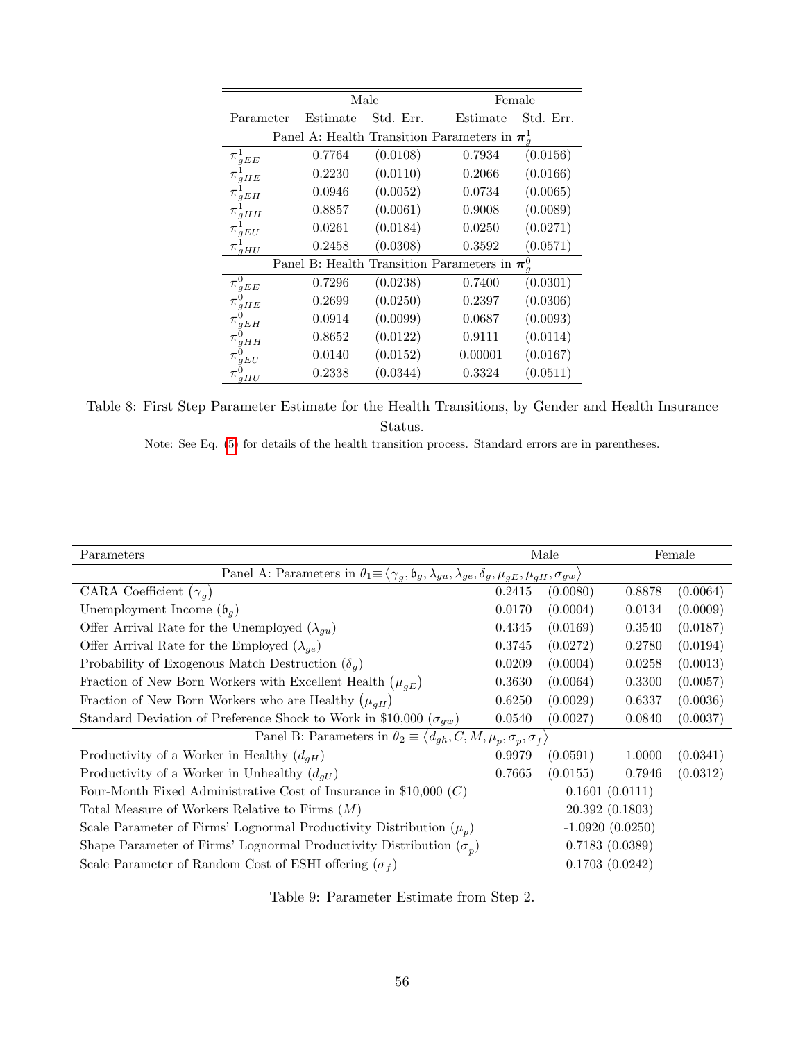| Parameter | Male | | Female | |
|---|---|---|---|---|
| | Estimate | Std. Err. | Estimate | Std. Err. |
| Panel A: Health Transition Parameters in $\boldsymbol{\pi}_g^1$ | | | | |
| $\pi_{gEE}^1$ | 0.7764 | (0.0108) | 0.7934 | (0.0156) |
| $\pi_{gHE}^1$ | 0.2230 | (0.0110) | 0.2066 | (0.0166) |
| $\pi_{gEH}^1$ | 0.0946 | (0.0052) | 0.0734 | (0.0065) |
| $\pi_{gHH}^1$ | 0.8857 | (0.0061) | 0.9008 | (0.0089) |
| $\pi_{gEU}^1$ | 0.0261 | (0.0184) | 0.0250 | (0.0271) |
| $\pi_{gHU}^1$ | 0.2458 | (0.0308) | 0.3592 | (0.0571) |
| Panel B: Health Transition Parameters in $\boldsymbol{\pi}_g^0$ | | | | |
| $\pi_{gEE}^0$ | 0.7296 | (0.0238) | 0.7400 | (0.0301) |
| $\pi_{gHE}^0$ | 0.2699 | (0.0250) | 0.2397 | (0.0306) |
| $\pi_{gEH}^0$ | 0.0914 | (0.0099) | 0.0687 | (0.0093) |
| $\pi_{gHH}^0$ | 0.8652 | (0.0122) | 0.9111 | (0.0114) |
| $\pi_{gEU}^0$ | 0.0140 | (0.0152) | 0.00001 | (0.0167) |
| $\pi_{gHU}^0$ | 0.2338 | (0.0344) | 0.3324 | (0.0511) |

Table 8: First Step Parameter Estimate for the Health Transitions, by Gender and Health Insurance Status.

Note: See Eq. (5) for details of the health transition process. Standard errors are in parentheses.

| Parameters | Male | | Female | |
|---|---|---|---|---|
| Panel A: Parameters in $\theta_1 \equiv \langle \gamma_g, \mathfrak{b}_g, \lambda_{gu}, \lambda_{ge}, \delta_g, \mu_{gE}, \mu_{gH}, \sigma_{gw} \rangle$ | | | | |
| CARA Coefficient $(\gamma_g)$ | 0.2415 | (0.0080) | 0.8878 | (0.0064) |
| Unemployment Income $(\mathfrak{b}_g)$ | 0.0170 | (0.0004) | 0.0134 | (0.0009) |
| Offer Arrival Rate for the Unemployed $(\lambda_{gu})$ | 0.4345 | (0.0169) | 0.3540 | (0.0187) |
| Offer Arrival Rate for the Employed $(\lambda_{ge})$ | 0.3745 | (0.0272) | 0.2780 | (0.0194) |
| Probability of Exogenous Match Destruction $(\delta_g)$ | 0.0209 | (0.0004) | 0.0258 | (0.0013) |
| Fraction of New Born Workers with Excellent Health $(\mu_{gE})$ | 0.3630 | (0.0064) | 0.3300 | (0.0057) |
| Fraction of New Born Workers who are Healthy $(\mu_{gH})$ | 0.6250 | (0.0029) | 0.6337 | (0.0036) |
| Standard Deviation of Preference Shock to Work in \$10,000 $(\sigma_{gw})$ | 0.0540 | (0.0027) | 0.0840 | (0.0037) |
| Panel B: Parameters in $\theta_2 \equiv \langle d_{gh}, C, M, \mu_p, \sigma_p, \sigma_f \rangle$ | | | | |
| Productivity of a Worker in Healthy $(d_{gH})$ | 0.9979 | (0.0591) | 1.0000 | (0.0341) |
| Productivity of a Worker in Unhealthy $(d_{gU})$ | 0.7665 | (0.0155) | 0.7946 | (0.0312) |
| Four-Month Fixed Administrative Cost of Insurance in \$10,000 $(C)$ | 0.1601 (0.0111) | | | |
| Total Measure of Workers Relative to Firms $(M)$ | 20.392 (0.1803) | | | |
| Scale Parameter of Firms' Lognormal Productivity Distribution $(\mu_p)$ | -1.0920 (0.0250) | | | |
| Shape Parameter of Firms' Lognormal Productivity Distribution $(\sigma_p)$ | 0.7183 (0.0389) | | | |
| Scale Parameter of Random Cost of ESHI offering $(\sigma_f)$ | 0.1703 (0.0242) | | | |

Table 9: Parameter Estimate from Step 2.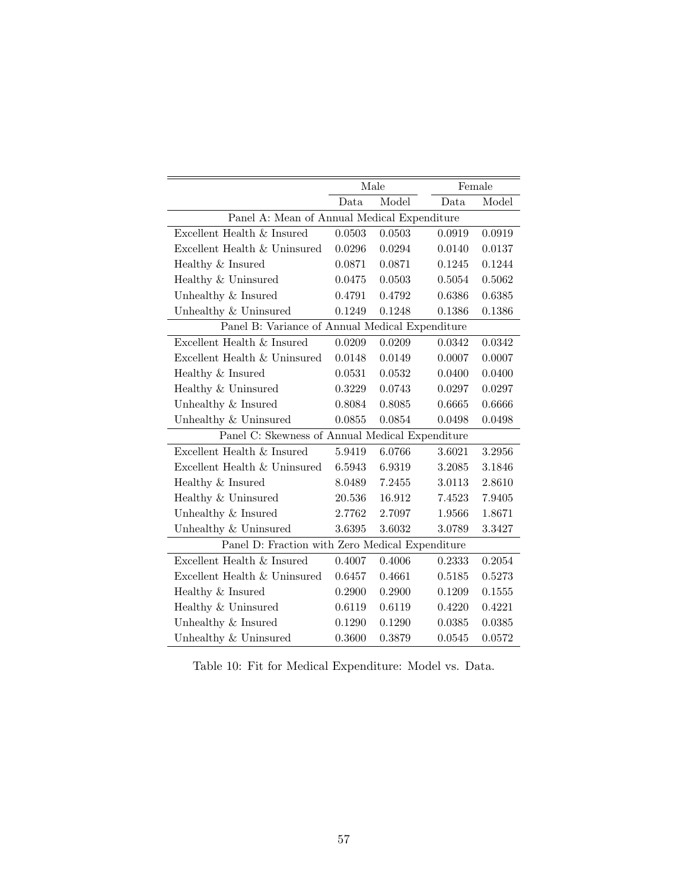| | Male | | Female | |
|---|---|---|---|---|
| | Data | Model | Data | Model |
| **Panel A: Mean of Annual Medical Expenditure** | | | | |
| Excellent Health & Insured | 0.0503 | 0.0503 | 0.0919 | 0.0919 |
| Excellent Health & Uninsured | 0.0296 | 0.0294 | 0.0140 | 0.0137 |
| Healthy & Insured | 0.0871 | 0.0871 | 0.1245 | 0.1244 |
| Healthy & Uninsured | 0.0475 | 0.0503 | 0.5054 | 0.5062 |
| Unhealthy & Insured | 0.4791 | 0.4792 | 0.6386 | 0.6385 |
| Unhealthy & Uninsured | 0.1249 | 0.1248 | 0.1386 | 0.1386 |
| **Panel B: Variance of Annual Medical Expenditure** | | | | |
| Excellent Health & Insured | 0.0209 | 0.0209 | 0.0342 | 0.0342 |
| Excellent Health & Uninsured | 0.0148 | 0.0149 | 0.0007 | 0.0007 |
| Healthy & Insured | 0.0531 | 0.0532 | 0.0400 | 0.0400 |
| Healthy & Uninsured | 0.3229 | 0.0743 | 0.0297 | 0.0297 |
| Unhealthy & Insured | 0.8084 | 0.8085 | 0.6665 | 0.6666 |
| Unhealthy & Uninsured | 0.0855 | 0.0854 | 0.0498 | 0.0498 |
| **Panel C: Skewness of Annual Medical Expenditure** | | | | |
| Excellent Health & Insured | 5.9419 | 6.0766 | 3.6021 | 3.2956 |
| Excellent Health & Uninsured | 6.5943 | 6.9319 | 3.2085 | 3.1846 |
| Healthy & Insured | 8.0489 | 7.2455 | 3.0113 | 2.8610 |
| Healthy & Uninsured | 20.536 | 16.912 | 7.4523 | 7.9405 |
| Unhealthy & Insured | 2.7762 | 2.7097 | 1.9566 | 1.8671 |
| Unhealthy & Uninsured | 3.6395 | 3.6032 | 3.0789 | 3.3427 |
| **Panel D: Fraction with Zero Medical Expenditure** | | | | |
| Excellent Health & Insured | 0.4007 | 0.4006 | 0.2333 | 0.2054 |
| Excellent Health & Uninsured | 0.6457 | 0.4661 | 0.5185 | 0.5273 |
| Healthy & Insured | 0.2900 | 0.2900 | 0.1209 | 0.1555 |
| Healthy & Uninsured | 0.6119 | 0.6119 | 0.4220 | 0.4221 |
| Unhealthy & Insured | 0.1290 | 0.1290 | 0.0385 | 0.0385 |
| Unhealthy & Uninsured | 0.3600 | 0.3879 | 0.0545 | 0.0572 |

Table 10: Fit for Medical Expenditure: Model vs. Data.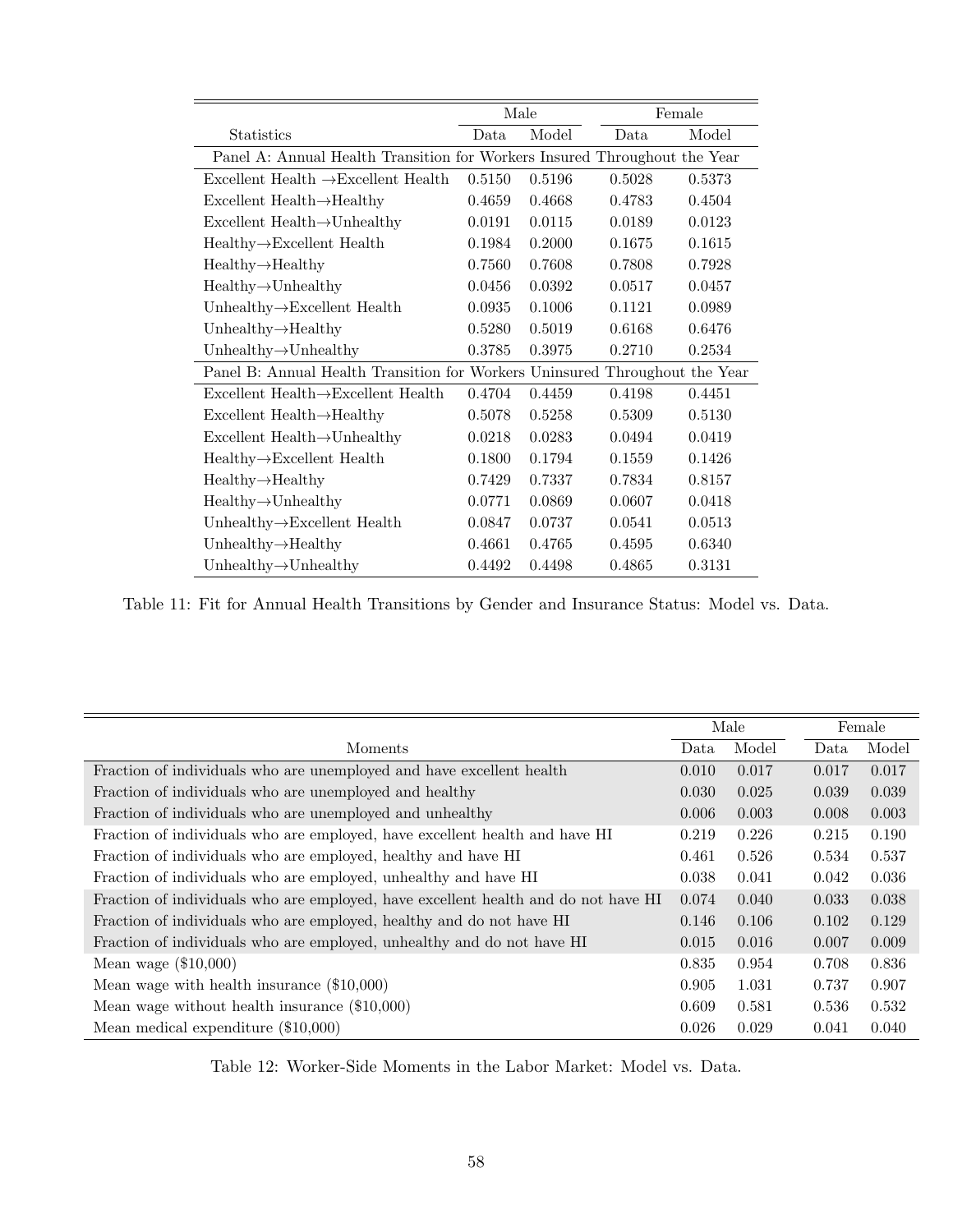| Statistics | Male | | Female | |
|---|---|---|---|---|
| | Data | Model | Data | Model |
| Panel A: Annual Health Transition for Workers Insured Throughout the Year | | | | |
| Excellent Health →Excellent Health | 0.5150 | 0.5196 | 0.5028 | 0.5373 |
| Excellent Health→Healthy | 0.4659 | 0.4668 | 0.4783 | 0.4504 |
| Excellent Health→Unhealthy | 0.0191 | 0.0115 | 0.0189 | 0.0123 |
| Healthy→Excellent Health | 0.1984 | 0.2000 | 0.1675 | 0.1615 |
| Healthy→Healthy | 0.7560 | 0.7608 | 0.7808 | 0.7928 |
| Healthy→Unhealthy | 0.0456 | 0.0392 | 0.0517 | 0.0457 |
| Unhealthy→Excellent Health | 0.0935 | 0.1006 | 0.1121 | 0.0989 |
| Unhealthy→Healthy | 0.5280 | 0.5019 | 0.6168 | 0.6476 |
| Unhealthy→Unhealthy | 0.3785 | 0.3975 | 0.2710 | 0.2534 |
| Panel B: Annual Health Transition for Workers Uninsured Throughout the Year | | | | |
| Excellent Health→Excellent Health | 0.4704 | 0.4459 | 0.4198 | 0.4451 |
| Excellent Health→Healthy | 0.5078 | 0.5258 | 0.5309 | 0.5130 |
| Excellent Health→Unhealthy | 0.0218 | 0.0283 | 0.0494 | 0.0419 |
| Healthy→Excellent Health | 0.1800 | 0.1794 | 0.1559 | 0.1426 |
| Healthy→Healthy | 0.7429 | 0.7337 | 0.7834 | 0.8157 |
| Healthy→Unhealthy | 0.0771 | 0.0869 | 0.0607 | 0.0418 |
| Unhealthy→Excellent Health | 0.0847 | 0.0737 | 0.0541 | 0.0513 |
| Unhealthy→Healthy | 0.4661 | 0.4765 | 0.4595 | 0.6340 |
| Unhealthy→Unhealthy | 0.4492 | 0.4498 | 0.4865 | 0.3131 |

Table 11: Fit for Annual Health Transitions by Gender and Insurance Status: Model vs. Data.

| Moments | Male | | Female | |
|---|---|---|---|---|
| | Data | Model | Data | Model |
| Fraction of individuals who are unemployed and have excellent health | 0.010 | 0.017 | 0.017 | 0.017 |
| Fraction of individuals who are unemployed and healthy | 0.030 | 0.025 | 0.039 | 0.039 |
| Fraction of individuals who are unemployed and unhealthy | 0.006 | 0.003 | 0.008 | 0.003 |
| Fraction of individuals who are employed, have excellent health and have HI | 0.219 | 0.226 | 0.215 | 0.190 |
| Fraction of individuals who are employed, healthy and have HI | 0.461 | 0.526 | 0.534 | 0.537 |
| Fraction of individuals who are employed, unhealthy and have HI | 0.038 | 0.041 | 0.042 | 0.036 |
| Fraction of individuals who are employed, have excellent health and do not have HI | 0.074 | 0.040 | 0.033 | 0.038 |
| Fraction of individuals who are employed, healthy and do not have HI | 0.146 | 0.106 | 0.102 | 0.129 |
| Fraction of individuals who are employed, unhealthy and do not have HI | 0.015 | 0.016 | 0.007 | 0.009 |
| Mean wage ($10,000) | 0.835 | 0.954 | 0.708 | 0.836 |
| Mean wage with health insurance ($10,000) | 0.905 | 1.031 | 0.737 | 0.907 |
| Mean wage without health insurance ($10,000) | 0.609 | 0.581 | 0.536 | 0.532 |
| Mean medical expenditure ($10,000) | 0.026 | 0.029 | 0.041 | 0.040 |

Table 12: Worker-Side Moments in the Labor Market: Model vs. Data.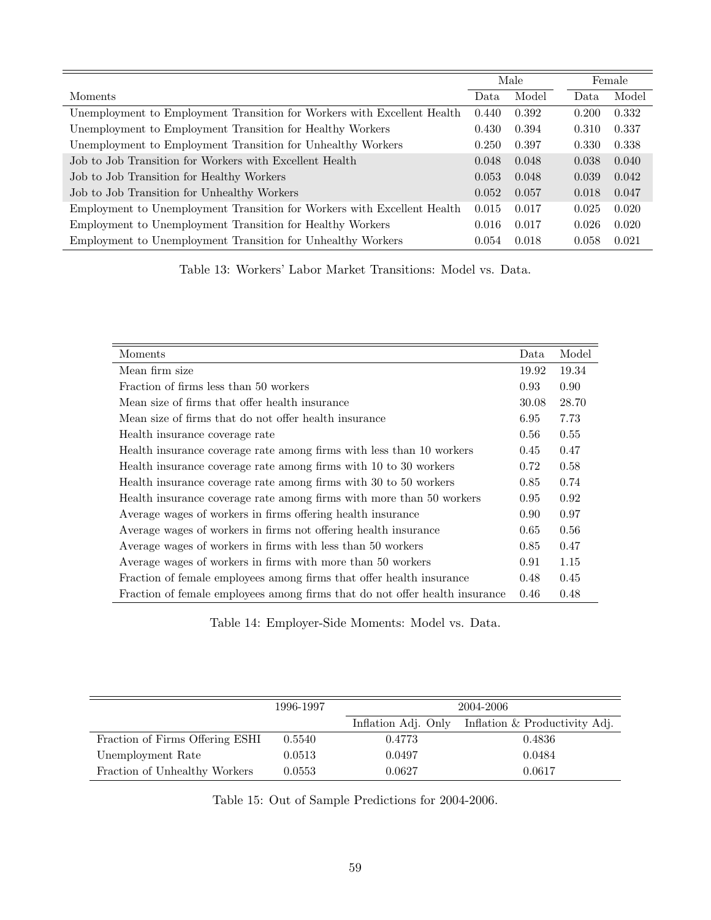| Moments | Male | | Female | |
|---|---|---|---|---|
| | Data | Model | Data | Model |
| Unemployment to Employment Transition for Workers with Excellent Health | 0.440 | 0.392 | 0.200 | 0.332 |
| Unemployment to Employment Transition for Healthy Workers | 0.430 | 0.394 | 0.310 | 0.337 |
| Unemployment to Employment Transition for Unhealthy Workers | 0.250 | 0.397 | 0.330 | 0.338 |
| Job to Job Transition for Workers with Excellent Health | 0.048 | 0.048 | 0.038 | 0.040 |
| Job to Job Transition for Healthy Workers | 0.053 | 0.048 | 0.039 | 0.042 |
| Job to Job Transition for Unhealthy Workers | 0.052 | 0.057 | 0.018 | 0.047 |
| Employment to Unemployment Transition for Workers with Excellent Health | 0.015 | 0.017 | 0.025 | 0.020 |
| Employment to Unemployment Transition for Healthy Workers | 0.016 | 0.017 | 0.026 | 0.020 |
| Employment to Unemployment Transition for Unhealthy Workers | 0.054 | 0.018 | 0.058 | 0.021 |

Table 13: Workers' Labor Market Transitions: Model vs. Data.

| Moments | Data | Model |
|---|---|---|
| Mean firm size | 19.92 | 19.34 |
| Fraction of firms less than 50 workers | 0.93 | 0.90 |
| Mean size of firms that offer health insurance | 30.08 | 28.70 |
| Mean size of firms that do not offer health insurance | 6.95 | 7.73 |
| Health insurance coverage rate | 0.56 | 0.55 |
| Health insurance coverage rate among firms with less than 10 workers | 0.45 | 0.47 |
| Health insurance coverage rate among firms with 10 to 30 workers | 0.72 | 0.58 |
| Health insurance coverage rate among firms with 30 to 50 workers | 0.85 | 0.74 |
| Health insurance coverage rate among firms with more than 50 workers | 0.95 | 0.92 |
| Average wages of workers in firms offering health insurance | 0.90 | 0.97 |
| Average wages of workers in firms not offering health insurance | 0.65 | 0.56 |
| Average wages of workers in firms with less than 50 workers | 0.85 | 0.47 |
| Average wages of workers in firms with more than 50 workers | 0.91 | 1.15 |
| Fraction of female employees among firms that offer health insurance | 0.48 | 0.45 |
| Fraction of female employees among firms that do not offer health insurance | 0.46 | 0.48 |

Table 14: Employer-Side Moments: Model vs. Data.

| | 1996-1997 | 2004-2006 | |
|---|---|---|---|
| | | Inflation Adj. Only | Inflation & Productivity Adj. |
| Fraction of Firms Offering ESHI | 0.5540 | 0.4773 | 0.4836 |
| Unemployment Rate | 0.0513 | 0.0497 | 0.0484 |
| Fraction of Unhealthy Workers | 0.0553 | 0.0627 | 0.0617 |

Table 15: Out of Sample Predictions for 2004-2006.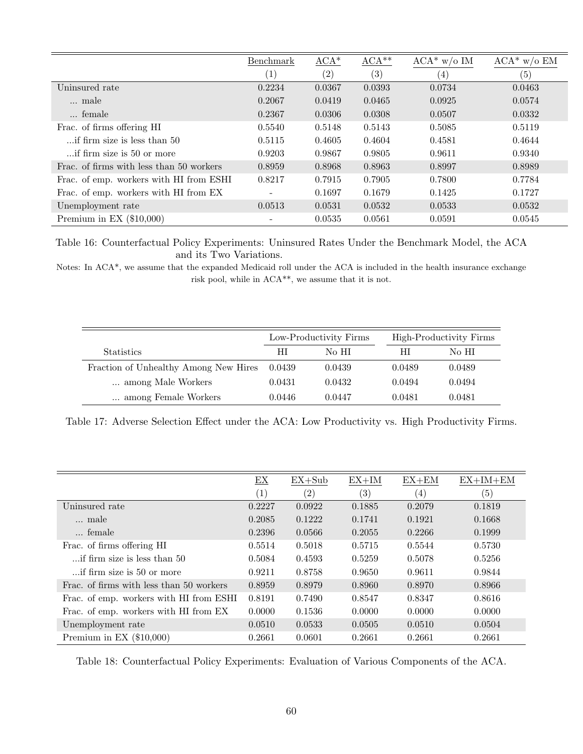| | Benchmark | ACA* | ACA** | ACA* w/o IM | ACA* w/o EM |
|---|---|---|---|---|---|
| | (1) | (2) | (3) | (4) | (5) |
| Uninsured rate | 0.2234 | 0.0367 | 0.0393 | 0.0734 | 0.0463 |
| ... male | 0.2067 | 0.0419 | 0.0465 | 0.0925 | 0.0574 |
| ... female | 0.2367 | 0.0306 | 0.0308 | 0.0507 | 0.0332 |
| Frac. of firms offering HI | 0.5540 | 0.5148 | 0.5143 | 0.5085 | 0.5119 |
| ...if firm size is less than 50 | 0.5115 | 0.4605 | 0.4604 | 0.4581 | 0.4644 |
| ...if firm size is 50 or more | 0.9203 | 0.9867 | 0.9805 | 0.9611 | 0.9340 |
| Frac. of firms with less than 50 workers | 0.8959 | 0.8968 | 0.8963 | 0.8997 | 0.8989 |
| Frac. of emp. workers with HI from ESHI | 0.8217 | 0.7915 | 0.7905 | 0.7800 | 0.7784 |
| Frac. of emp. workers with HI from EX | - | 0.1697 | 0.1679 | 0.1425 | 0.1727 |
| Unemployment rate | 0.0513 | 0.0531 | 0.0532 | 0.0533 | 0.0532 |
| Premium in EX ($10,000) | - | 0.0535 | 0.0561 | 0.0591 | 0.0545 |

Table 16: Counterfactual Policy Experiments: Uninsured Rates Under the Benchmark Model, the ACA and its Two Variations.

Notes: In ACA*, we assume that the expanded Medicaid roll under the ACA is included in the health insurance exchange risk pool, while in ACA**, we assume that it is not.

| | Low-Productivity Firms | | High-Productivity Firms | |
|---|---|---|---|---|
| Statistics | HI | No HI | HI | No HI |
| Fraction of Unhealthy Among New Hires | 0.0439 | 0.0439 | 0.0489 | 0.0489 |
| ... among Male Workers | 0.0431 | 0.0432 | 0.0494 | 0.0494 |
| ... among Female Workers | 0.0446 | 0.0447 | 0.0481 | 0.0481 |

Table 17: Adverse Selection Effect under the ACA: Low Productivity vs. High Productivity Firms.

| | EX | EX+Sub | EX+IM | EX+EM | EX+IM+EM |
|---|---|---|---|---|---|
| | (1) | (2) | (3) | (4) | (5) |
| Uninsured rate | 0.2227 | 0.0922 | 0.1885 | 0.2079 | 0.1819 |
| ... male | 0.2085 | 0.1222 | 0.1741 | 0.1921 | 0.1668 |
| ... female | 0.2396 | 0.0566 | 0.2055 | 0.2266 | 0.1999 |
| Frac. of firms offering HI | 0.5514 | 0.5018 | 0.5715 | 0.5544 | 0.5730 |
| ...if firm size is less than 50 | 0.5084 | 0.4593 | 0.5259 | 0.5078 | 0.5256 |
| ...if firm size is 50 or more | 0.9211 | 0.8758 | 0.9650 | 0.9611 | 0.9844 |
| Frac. of firms with less than 50 workers | 0.8959 | 0.8979 | 0.8960 | 0.8970 | 0.8966 |
| Frac. of emp. workers with HI from ESHI | 0.8191 | 0.7490 | 0.8547 | 0.8347 | 0.8616 |
| Frac. of emp. workers with HI from EX | 0.0000 | 0.1536 | 0.0000 | 0.0000 | 0.0000 |
| Unemployment rate | 0.0510 | 0.0533 | 0.0505 | 0.0510 | 0.0504 |
| Premium in EX ($10,000) | 0.2661 | 0.0601 | 0.2661 | 0.2661 | 0.2661 |

Table 18: Counterfactual Policy Experiments: Evaluation of Various Components of the ACA.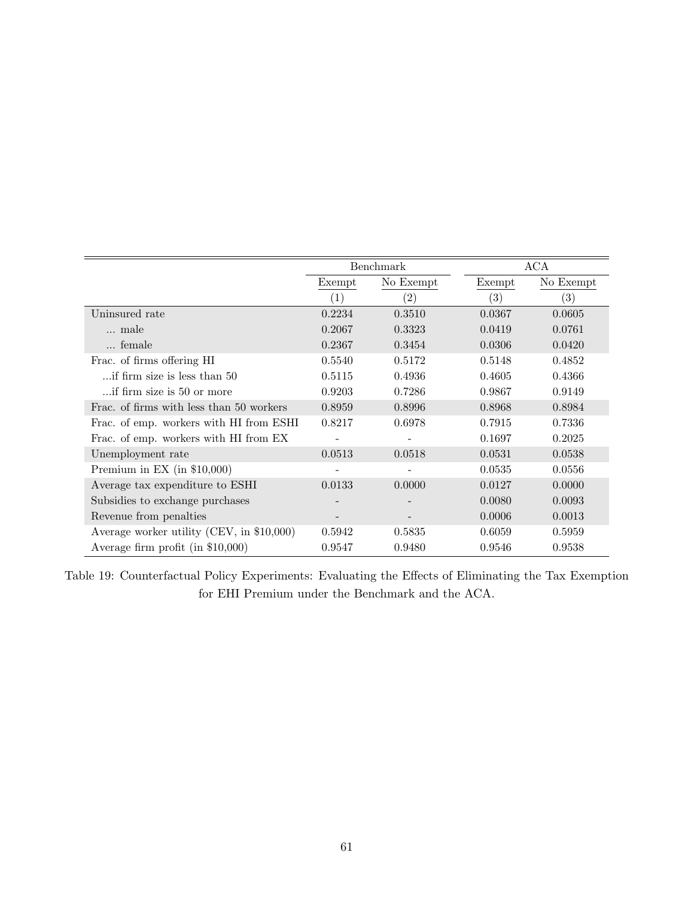| | Benchmark | | ACA | |
|---|---|---|---|---|
| | Exempt | No Exempt | Exempt | No Exempt |
| | (1) | (2) | (3) | (3) |
| Uninsured rate | 0.2234 | 0.3510 | 0.0367 | 0.0605 |
| ... male | 0.2067 | 0.3323 | 0.0419 | 0.0761 |
| ... female | 0.2367 | 0.3454 | 0.0306 | 0.0420 |
| Frac. of firms offering HI | 0.5540 | 0.5172 | 0.5148 | 0.4852 |
| ...if firm size is less than 50 | 0.5115 | 0.4936 | 0.4605 | 0.4366 |
| ...if firm size is 50 or more | 0.9203 | 0.7286 | 0.9867 | 0.9149 |
| Frac. of firms with less than 50 workers | 0.8959 | 0.8996 | 0.8968 | 0.8984 |
| Frac. of emp. workers with HI from ESHI | 0.8217 | 0.6978 | 0.7915 | 0.7336 |
| Frac. of emp. workers with HI from EX | - | - | 0.1697 | 0.2025 |
| Unemployment rate | 0.0513 | 0.0518 | 0.0531 | 0.0538 |
| Premium in EX (in $10,000) | - | - | 0.0535 | 0.0556 |
| Average tax expenditure to ESHI | 0.0133 | 0.0000 | 0.0127 | 0.0000 |
| Subsidies to exchange purchases | - | - | 0.0080 | 0.0093 |
| Revenue from penalties | - | - | 0.0006 | 0.0013 |
| Average worker utility (CEV, in $10,000) | 0.5942 | 0.5835 | 0.6059 | 0.5959 |
| Average firm profit (in $10,000) | 0.9547 | 0.9480 | 0.9546 | 0.9538 |

Table 19: Counterfactual Policy Experiments: Evaluating the Effects of Eliminating the Tax Exemption for EHI Premium under the Benchmark and the ACA.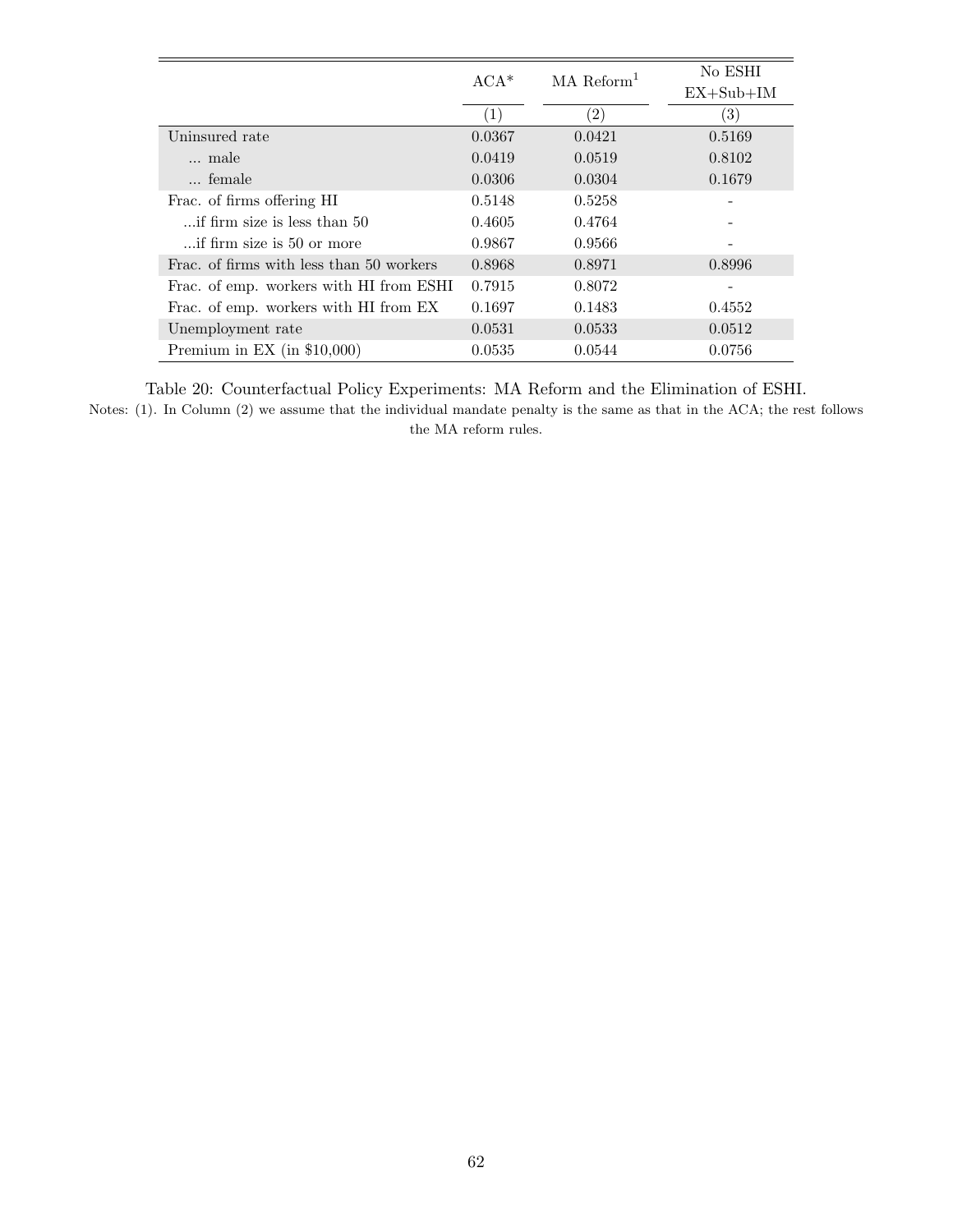| | ACA* | MA Reform[1] | No ESHI EX+Sub+IM |
|---|---|---|---|
| | (1) | (2) | (3) |
| Uninsured rate | 0.0367 | 0.0421 | 0.5169 |
| ... male | 0.0419 | 0.0519 | 0.8102 |
| ... female | 0.0306 | 0.0304 | 0.1679 |
| Frac. of firms offering HI | 0.5148 | 0.5258 | - |
| ...if firm size is less than 50 | 0.4605 | 0.4764 | - |
| ...if firm size is 50 or more | 0.9867 | 0.9566 | - |
| Frac. of firms with less than 50 workers | 0.8968 | 0.8971 | 0.8996 |
| Frac. of emp. workers with HI from ESHI | 0.7915 | 0.8072 | - |
| Frac. of emp. workers with HI from EX | 0.1697 | 0.1483 | 0.4552 |
| Unemployment rate | 0.0531 | 0.0533 | 0.0512 |
| Premium in EX (in $10,000) | 0.0535 | 0.0544 | 0.0756 |

Table 20: Counterfactual Policy Experiments: MA Reform and the Elimination of ESHI.

Notes: (1). In Column (2) we assume that the individual mandate penalty is the same as that in the ACA; the rest follows the MA reform rules.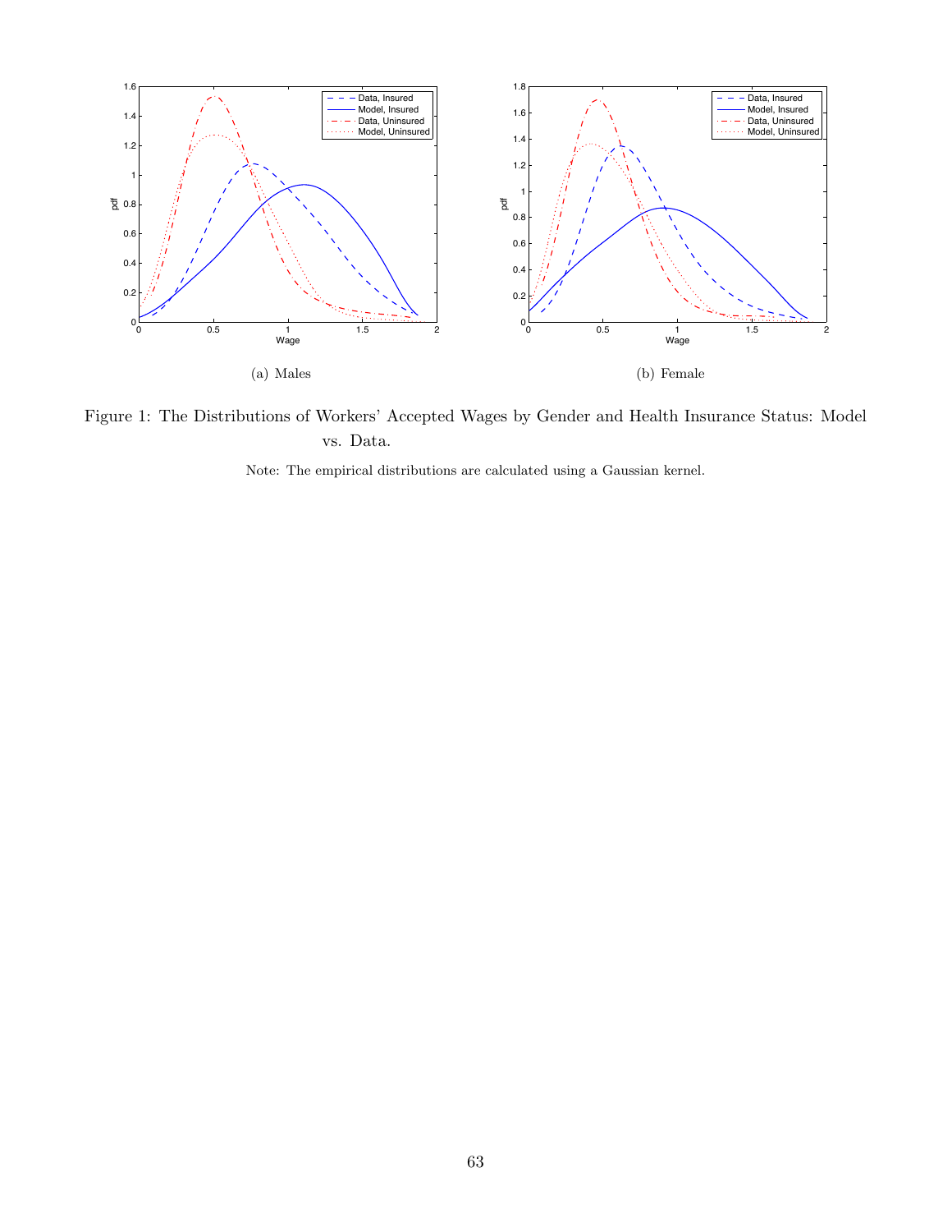(a) Males

(b) Female

Figure 1: The Distributions of Workers' Accepted Wages by Gender and Health Insurance Status: Model vs. Data.

Note: The empirical distributions are calculated using a Gaussian kernel.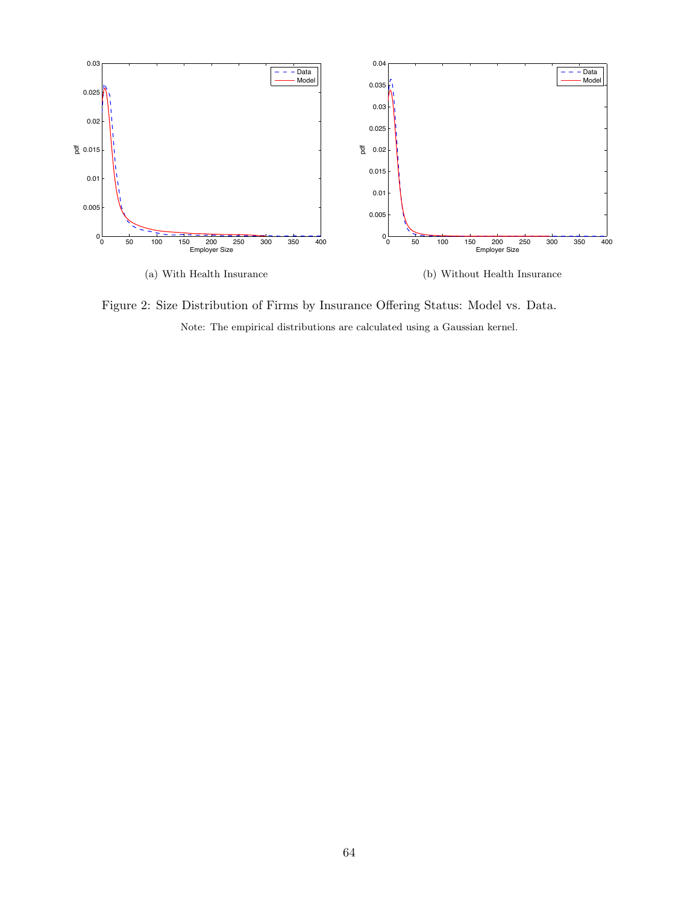(a) With Health Insurance

(b) Without Health Insurance

Figure 2: Size Distribution of Firms by Insurance Offering Status: Model vs. Data.

Note: The empirical distributions are calculated using a Gaussian kernel.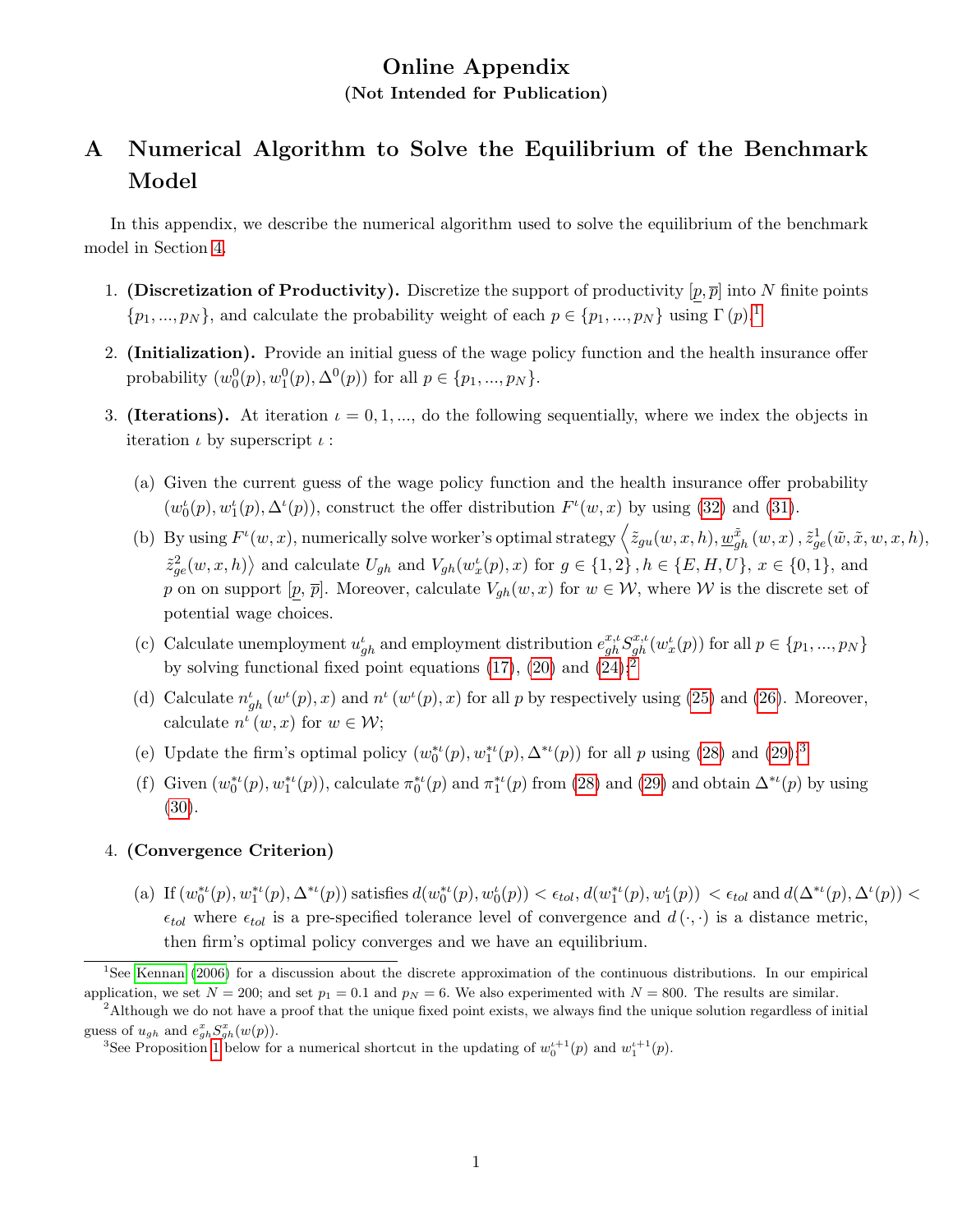# Online Appendix

**(Not Intended for Publication)**

## A Numerical Algorithm to Solve the Equilibrium of the Benchmark Model

In this appendix, we describe the numerical algorithm used to solve the equilibrium of the benchmark model in Section 4.

1. **(Discretization of Productivity).** Discretize the support of productivity $[\underline{p}, \overline{p}]$ into $N$ finite points $\{p_1, ..., p_N\}$, and calculate the probability weight of each $p \in \{p_1, ..., p_N\}$ using $\Gamma(p)$.[1]

2. **(Initialization).** Provide an initial guess of the wage policy function and the health insurance offer probability $(w_0^0(p), w_1^0(p), \Delta^0(p))$ for all $p \in \{p_1, ..., p_N\}$.

3. **(Iterations).** At iteration $\iota = 0, 1, ...$, do the following sequentially, where we index the objects in iteration $\iota$ by superscript $\iota$ :

   (a) Given the current guess of the wage policy function and the health insurance offer probability $(w_0^\iota(p), w_1^\iota(p), \Delta^\iota(p))$, construct the offer distribution $F^\iota(w, x)$ by using (32) and (31).

   (b) By using $F^\iota(w, x)$, numerically solve worker's optimal strategy $\left\langle \tilde{z}_{gu}(w, x, h), \underline{w}_{gh}^{\tilde{x}}(w, x), \tilde{z}_{ge}^1(\tilde{w}, \tilde{x}, w, x, h), \tilde{z}_{ge}^2(w, x, h) \right\rangle$ and calculate $U_{gh}$ and $V_{gh}(w_x^\iota(p), x)$ for $g \in \{1, 2\}, h \in \{E, H, U\}$, $x \in \{0, 1\}$, and $p$ on on support $[\underline{p}, \overline{p}]$. Moreover, calculate $V_{gh}(w, x)$ for $w \in \mathcal{W}$, where $\mathcal{W}$ is the discrete set of potential wage choices.

   (c) Calculate unemployment $u_{gh}^\iota$ and employment distribution $e_{gh}^{x,\iota} S_{gh}^{x,\iota}(w_x^\iota(p))$ for all $p \in \{p_1, ..., p_N\}$ by solving functional fixed point equations (17), (20) and (24).[2]

   (d) Calculate $n_{gh}^\iota(w^\iota(p), x)$ and $n^\iota(w^\iota(p), x)$ for all $p$ by respectively using (25) and (26). Moreover, calculate $n^\iota(w, x)$ for $w \in \mathcal{W}$;

   (e) Update the firm's optimal policy $(w_0^{*\iota}(p), w_1^{*\iota}(p), \Delta^{*\iota}(p))$ for all $p$ using (28) and (29).[3]

   (f) Given $(w_0^{*\iota}(p), w_1^{*\iota}(p))$, calculate $\pi_0^{*\iota}(p)$ and $\pi_1^{*\iota}(p)$ from (28) and (29) and obtain $\Delta^{*\iota}(p)$ by using (30).

4. **(Convergence Criterion)**

   (a) If $(w_0^{*\iota}(p), w_1^{*\iota}(p), \Delta^{*\iota}(p))$ satisfies $d(w_0^{*\iota}(p), w_0^\iota(p)) < \epsilon_{tol}$, $d(w_1^{*\iota}(p), w_1^\iota(p)) < \epsilon_{tol}$ and $d(\Delta^{*\iota}(p), \Delta^\iota(p)) < \epsilon_{tol}$ where $\epsilon_{tol}$ is a pre-specified tolerance level of convergence and $d(\cdot, \cdot)$ is a distance metric, then firm's optimal policy converges and we have an equilibrium.

[1] See Kennan (2006) for a discussion about the discrete approximation of the continuous distributions. In our empirical application, we set $N = 200$; and set $p_1 = 0.1$ and $p_N = 6$. We also experimented with $N = 800$. The results are similar.

[2] Although we do not have a proof that the unique fixed point exists, we always find the unique solution regardless of initial guess of $u_{gh}$ and $e_{gh}^x S_{gh}^x(w(p))$.

[3] See Proposition 1 below for a numerical shortcut in the updating of $w_0^{\iota+1}(p)$ and $w_1^{\iota+1}(p)$.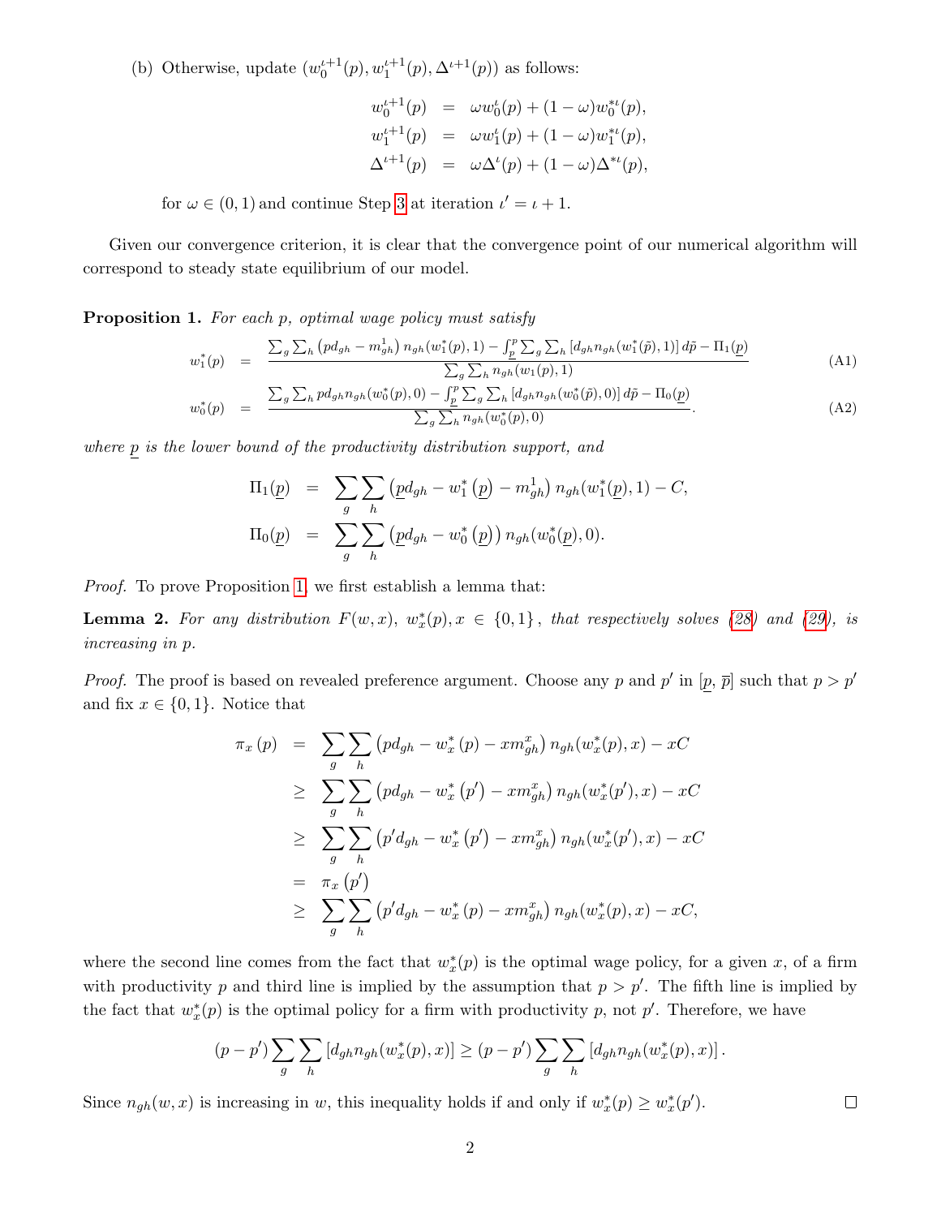(b) Otherwise, update $(w_0^{\iota+1}(p), w_1^{\iota+1}(p), \Delta^{\iota+1}(p))$ as follows:

$$
\begin{aligned}
w_0^{\iota+1}(p) &= \omega w_0^{\iota}(p) + (1-\omega) w_0^{*\iota}(p), \\
w_1^{\iota+1}(p) &= \omega w_1^{\iota}(p) + (1-\omega) w_1^{*\iota}(p), \\
\Delta^{\iota+1}(p) &= \omega \Delta^{\iota}(p) + (1-\omega) \Delta^{*\iota}(p),
\end{aligned}
$$

for $\omega \in (0,1)$ and continue Step 3 at iteration $\iota' = \iota + 1$.

Given our convergence criterion, it is clear that the convergence point of our numerical algorithm will correspond to steady state equilibrium of our model.

**Proposition 1.** *For each $p$, optimal wage policy must satisfy*

$$
w_1^*(p) = \frac{\sum_g \sum_h \left(p d_{gh} - m_{gh}^1\right) n_{gh}(w_1^*(p), 1) - \int_{\underline{p}}^{p} \sum_g \sum_h \left[d_{gh} n_{gh}(w_1^*(\tilde{p}), 1)\right] d\tilde{p} - \Pi_1(\underline{p})}{\sum_g \sum_h n_{gh}(w_1(p), 1)} \tag{A1}
$$

$$
w_0^*(p) = \frac{\sum_g \sum_h p d_{gh} n_{gh}(w_0^*(p), 0) - \int_{\underline{p}}^{p} \sum_g \sum_h \left[d_{gh} n_{gh}(w_0^*(\tilde{p}), 0)\right] d\tilde{p} - \Pi_0(\underline{p})}{\sum_g \sum_h n_{gh}(w_0^*(p), 0)}. \tag{A2}
$$

*where $\underline{p}$ is the lower bound of the productivity distribution support, and*

$$
\begin{aligned}
\Pi_1(\underline{p}) &= \sum_g \sum_h \left(\underline{p} d_{gh} - w_1^*\left(\underline{p}\right) - m_{gh}^1\right) n_{gh}(w_1^*(\underline{p}), 1) - C, \\
\Pi_0(\underline{p}) &= \sum_g \sum_h \left(\underline{p} d_{gh} - w_0^*\left(\underline{p}\right)\right) n_{gh}(w_0^*(\underline{p}), 0).
\end{aligned}
$$

*Proof.* To prove Proposition 1, we first establish a lemma that:

**Lemma 2.** *For any distribution $F(w,x)$, $w_x^*(p), x \in \{0,1\}$, that respectively solves (28) and (29), is increasing in $p$.*

*Proof.* The proof is based on revealed preference argument. Choose any $p$ and $p'$ in $[\underline{p}, \overline{p}]$ such that $p > p'$ and fix $x \in \{0,1\}$. Notice that

$$
\begin{aligned}
\pi_x(p) &= \sum_g \sum_h \left(p d_{gh} - w_x^*(p) - x m_{gh}^x\right) n_{gh}(w_x^*(p), x) - xC \\
&\geq \sum_g \sum_h \left(p d_{gh} - w_x^*\left(p'\right) - x m_{gh}^x\right) n_{gh}(w_x^*(p'), x) - xC \\
&\geq \sum_g \sum_h \left(p' d_{gh} - w_x^*\left(p'\right) - x m_{gh}^x\right) n_{gh}(w_x^*(p'), x) - xC \\
&= \pi_x\left(p'\right) \\
&\geq \sum_g \sum_h \left(p' d_{gh} - w_x^*(p) - x m_{gh}^x\right) n_{gh}(w_x^*(p), x) - xC,
\end{aligned}
$$

where the second line comes from the fact that $w_x^*(p)$ is the optimal wage policy, for a given $x$, of a firm with productivity $p$ and third line is implied by the assumption that $p > p'$. The fifth line is implied by the fact that $w_x^*(p)$ is the optimal policy for a firm with productivity $p$, not $p'$. Therefore, we have

$$
(p - p') \sum_g \sum_h \left[d_{gh} n_{gh}(w_x^*(p), x)\right] \geq (p - p') \sum_g \sum_h \left[d_{gh} n_{gh}(w_x^*(p), x)\right].
$$

Since $n_{gh}(w,x)$ is increasing in $w$, this inequality holds if and only if $w_x^*(p) \geq w_x^*(p')$. $\square$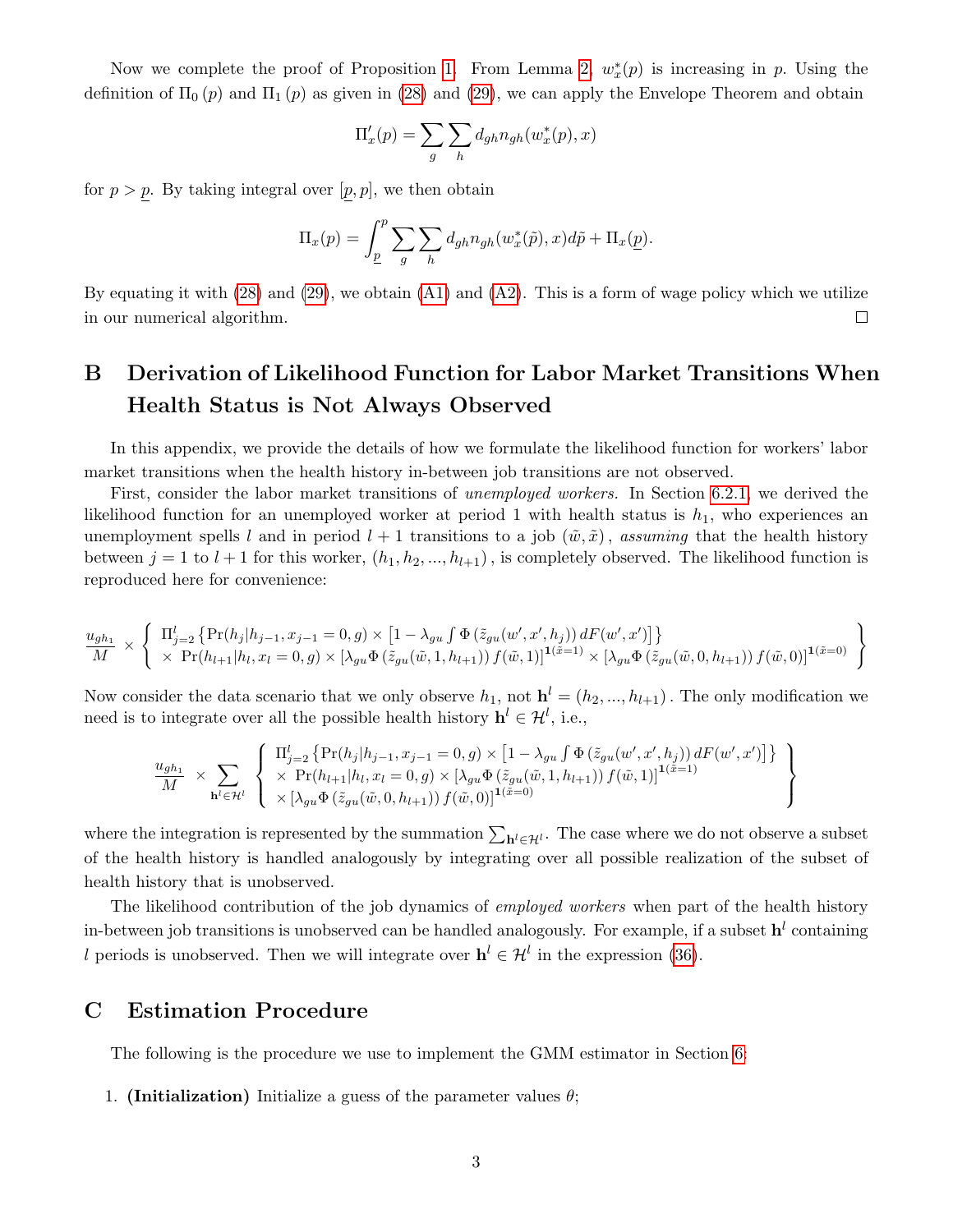Now we complete the proof of Proposition 1. From Lemma 2, $w_x^*(p)$ is increasing in $p$. Using the definition of $\Pi_0(p)$ and $\Pi_1(p)$ as given in (28) and (29), we can apply the Envelope Theorem and obtain

$$\Pi_x'(p) = \sum_g \sum_h d_{gh} n_{gh}(w_x^*(p), x)$$

for $p > \underline{p}$. By taking integral over $[\underline{p}, p]$, we then obtain

$$\Pi_x(p) = \int_{\underline{p}}^{p} \sum_g \sum_h d_{gh} n_{gh}(w_x^*(\tilde{p}), x) d\tilde{p} + \Pi_x(\underline{p}).$$

By equating it with (28) and (29), we obtain (A1) and (A2). This is a form of wage policy which we utilize in our numerical algorithm. □

# B Derivation of Likelihood Function for Labor Market Transitions When Health Status is Not Always Observed

In this appendix, we provide the details of how we formulate the likelihood function for workers' labor market transitions when the health history in-between job transitions are not observed.

First, consider the labor market transitions of *unemployed workers.* In Section 6.2.1, we derived the likelihood function for an unemployed worker at period 1 with health status is $h_1$, who experiences an unemployment spells $l$ and in period $l+1$ transitions to a job $(\tilde{w}, \tilde{x})$, *assuming* that the health history between $j = 1$ to $l+1$ for this worker, $(h_1, h_2, ..., h_{l+1})$, is completely observed. The likelihood function is reproduced here for convenience:

$$\frac{u_{gh_1}}{M} \times \left\{ \begin{array}{l} \Pi_{j=2}^{l} \left\{ \Pr(h_j | h_{j-1}, x_{j-1} = 0, g) \times \left[ 1 - \lambda_{gu} \int \Phi\left( \tilde{z}_{gu}(w', x', h_j) \right) dF(w', x') \right] \right\} \\ \times \Pr(h_{l+1} | h_l, x_l = 0, g) \times \left[ \lambda_{gu} \Phi\left( \tilde{z}_{gu}(\tilde{w}, 1, h_{l+1}) \right) f(\tilde{w}, 1) \right]^{\mathbf{1}(\tilde{x}=1)} \times \left[ \lambda_{gu} \Phi\left( \tilde{z}_{gu}(\tilde{w}, 0, h_{l+1}) \right) f(\tilde{w}, 0) \right]^{\mathbf{1}(\tilde{x}=0)} \end{array} \right\}$$

Now consider the data scenario that we only observe $h_1$, not $\mathbf{h}^l = (h_2, ..., h_{l+1})$. The only modification we need is to integrate over all the possible health history $\mathbf{h}^l \in \mathcal{H}^l$, i.e.,

$$\frac{u_{gh_1}}{M} \times \sum_{\mathbf{h}^l \in \mathcal{H}^l} \left\{ \begin{array}{l} \Pi_{j=2}^{l} \left\{ \Pr(h_j | h_{j-1}, x_{j-1} = 0, g) \times \left[ 1 - \lambda_{gu} \int \Phi\left( \tilde{z}_{gu}(w', x', h_j) \right) dF(w', x') \right] \right\} \\ \times \Pr(h_{l+1} | h_l, x_l = 0, g) \times \left[ \lambda_{gu} \Phi\left( \tilde{z}_{gu}(\tilde{w}, 1, h_{l+1}) \right) f(\tilde{w}, 1) \right]^{\mathbf{1}(\tilde{x}=1)} \\ \times \left[ \lambda_{gu} \Phi\left( \tilde{z}_{gu}(\tilde{w}, 0, h_{l+1}) \right) f(\tilde{w}, 0) \right]^{\mathbf{1}(\tilde{x}=0)} \end{array} \right\}$$

where the integration is represented by the summation $\sum_{\mathbf{h}^l \in \mathcal{H}^l}$. The case where we do not observe a subset of the health history is handled analogously by integrating over all possible realization of the subset of health history that is unobserved.

The likelihood contribution of the job dynamics of *employed workers* when part of the health history in-between job transitions is unobserved can be handled analogously. For example, if a subset $\mathbf{h}^l$ containing $l$ periods is unobserved. Then we will integrate over $\mathbf{h}^l \in \mathcal{H}^l$ in the expression (36).

# C Estimation Procedure

The following is the procedure we use to implement the GMM estimator in Section 6:

1. **(Initialization)** Initialize a guess of the parameter values $\theta$;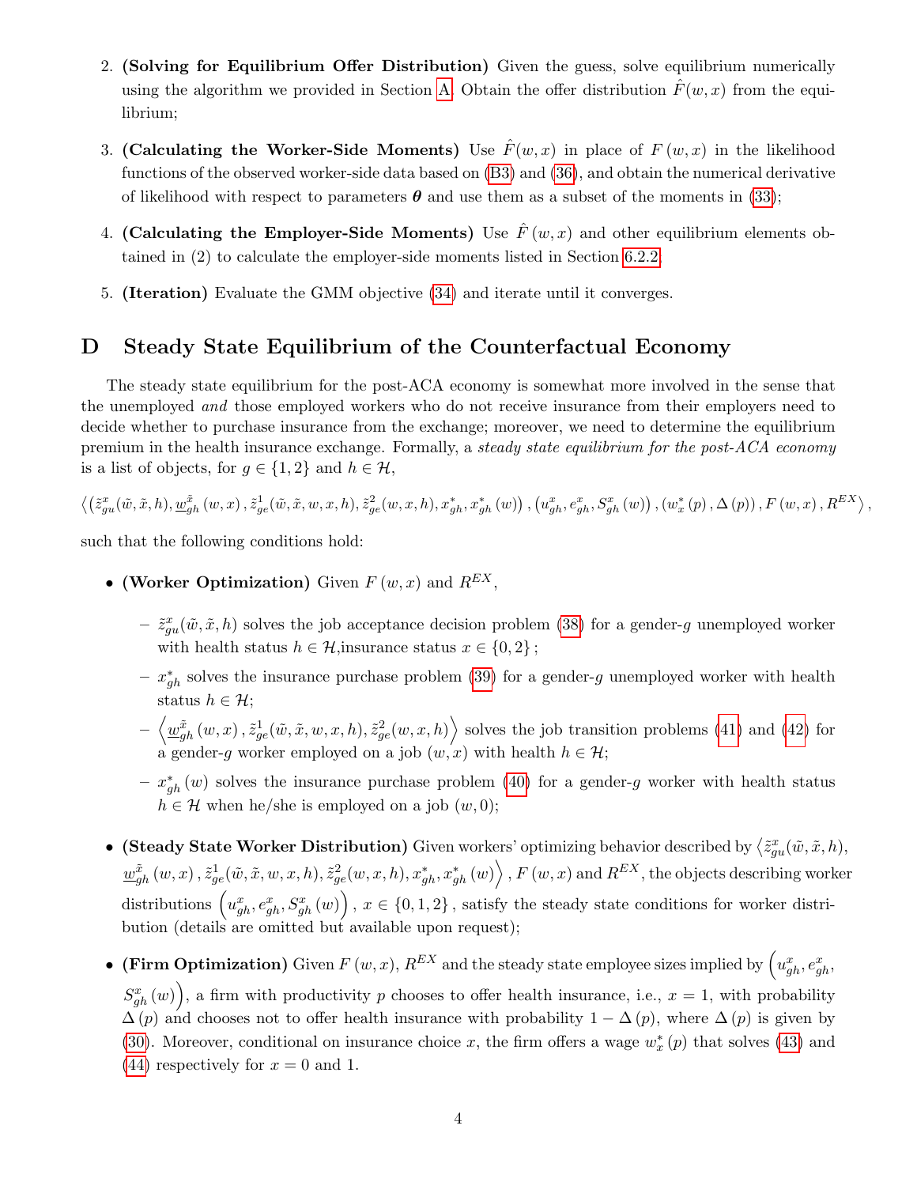2. **(Solving for Equilibrium Offer Distribution)** Given the guess, solve equilibrium numerically using the algorithm we provided in Section A. Obtain the offer distribution $\hat{F}(w,x)$ from the equilibrium;

3. **(Calculating the Worker-Side Moments)** Use $\hat{F}(w,x)$ in place of $F(w,x)$ in the likelihood functions of the observed worker-side data based on (B3) and (36), and obtain the numerical derivative of likelihood with respect to parameters $\boldsymbol{\theta}$ and use them as a subset of the moments in (33);

4. **(Calculating the Employer-Side Moments)** Use $\hat{F}(w,x)$ and other equilibrium elements obtained in (2) to calculate the employer-side moments listed in Section 6.2.2.

5. **(Iteration)** Evaluate the GMM objective (34) and iterate until it converges.

# D Steady State Equilibrium of the Counterfactual Economy

The steady state equilibrium for the post-ACA economy is somewhat more involved in the sense that the unemployed *and* those employed workers who do not receive insurance from their employers need to decide whether to purchase insurance from the exchange; moreover, we need to determine the equilibrium premium in the health insurance exchange. Formally, a *steady state equilibrium for the post-ACA economy* is a list of objects, for $g \in \{1,2\}$ and $h \in \mathcal{H}$,

$$\left\langle \left(\tilde{z}^x_{gu}(\tilde{w},\tilde{x},h), \underline{w}^{\tilde{x}}_{gh}(w,x), \tilde{z}^1_{ge}(\tilde{w},\tilde{x},w,x,h), \tilde{z}^2_{ge}(w,x,h), x^*_{gh}, x^*_{gh}(w)\right), \left(u^x_{gh}, e^x_{gh}, S^x_{gh}(w)\right), \left(w^*_x(p), \Delta(p)\right), F(w,x), R^{EX} \right\rangle,$$

such that the following conditions hold:

- **(Worker Optimization)** Given $F(w,x)$ and $R^{EX}$,
  - $\tilde{z}^x_{gu}(\tilde{w},\tilde{x},h)$ solves the job acceptance decision problem (38) for a gender-$g$ unemployed worker with health status $h \in \mathcal{H}$,insurance status $x \in \{0,2\}$;
  - $x^*_{gh}$ solves the insurance purchase problem (39) for a gender-$g$ unemployed worker with health status $h \in \mathcal{H}$;
  - $\left\langle \underline{w}^{\tilde{x}}_{gh}(w,x), \tilde{z}^1_{ge}(\tilde{w},\tilde{x},w,x,h), \tilde{z}^2_{ge}(w,x,h)\right\rangle$ solves the job transition problems (41) and (42) for a gender-$g$ worker employed on a job $(w,x)$ with health $h \in \mathcal{H}$;
  - $x^*_{gh}(w)$ solves the insurance purchase problem (40) for a gender-$g$ worker with health status $h \in \mathcal{H}$ when he/she is employed on a job $(w,0)$;

- **(Steady State Worker Distribution)** Given workers' optimizing behavior described by $\left\langle \tilde{z}^x_{gu}(\tilde{w},\tilde{x},h), \underline{w}^{\tilde{x}}_{gh}(w,x), \tilde{z}^1_{ge}(\tilde{w},\tilde{x},w,x,h), \tilde{z}^2_{ge}(w,x,h), x^*_{gh}, x^*_{gh}(w)\right\rangle$, $F(w,x)$ and $R^{EX}$, the objects describing worker distributions $\left(u^x_{gh}, e^x_{gh}, S^x_{gh}(w)\right)$, $x \in \{0,1,2\}$, satisfy the steady state conditions for worker distribution (details are omitted but available upon request);

- **(Firm Optimization)** Given $F(w,x)$, $R^{EX}$ and the steady state employee sizes implied by $\left(u^x_{gh}, e^x_{gh}, S^x_{gh}(w)\right)$, a firm with productivity $p$ chooses to offer health insurance, i.e., $x=1$, with probability $\Delta(p)$ and chooses not to offer health insurance with probability $1-\Delta(p)$, where $\Delta(p)$ is given by (30). Moreover, conditional on insurance choice $x$, the firm offers a wage $w^*_x(p)$ that solves (43) and (44) respectively for $x=0$ and 1.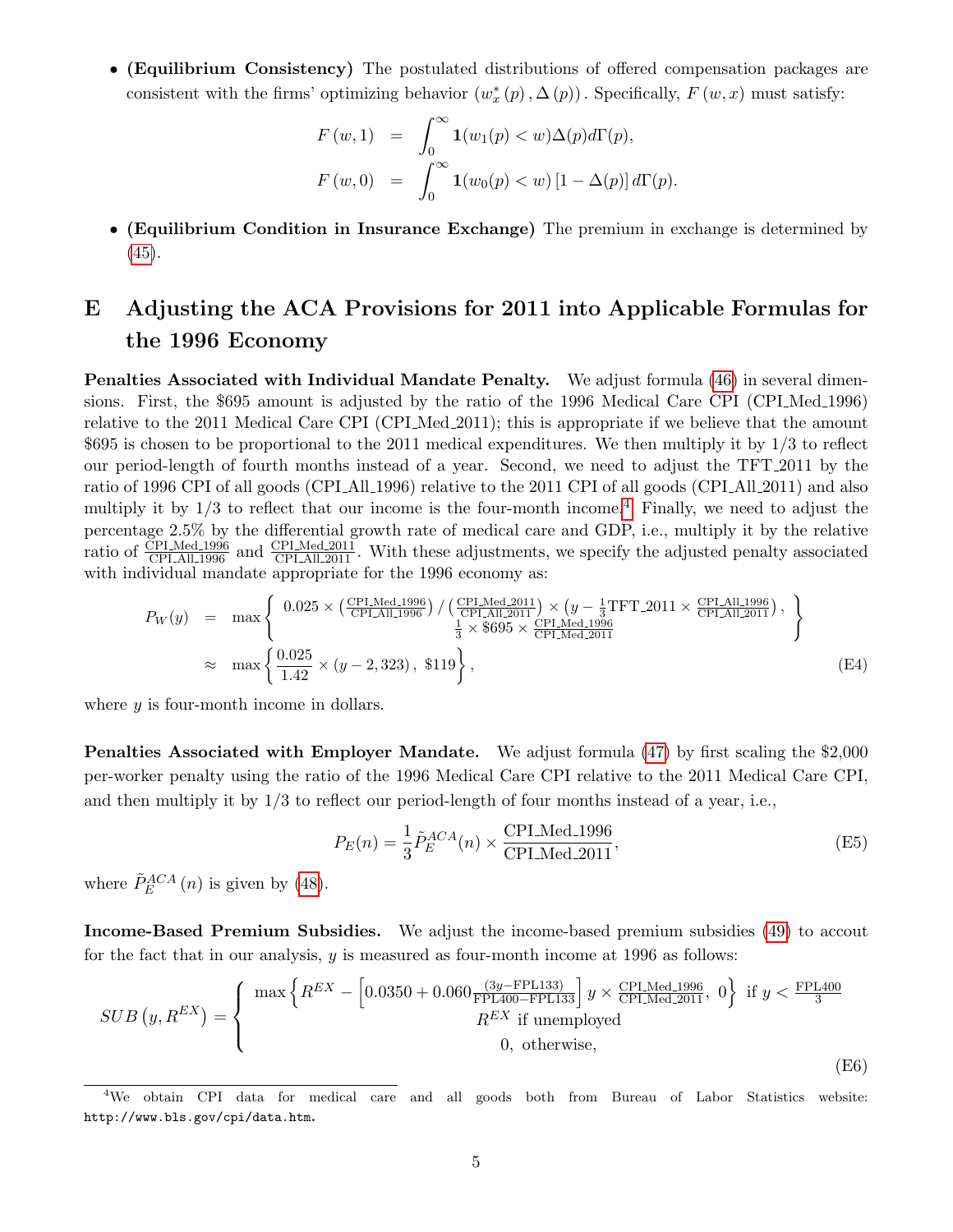- **(Equilibrium Consistency)** The postulated distributions of offered compensation packages are consistent with the firms' optimizing behavior $(w_x^*(p), \Delta(p))$. Specifically, $F(w, x)$ must satisfy:

$$
\begin{aligned}
F(w,1) &= \int_0^\infty \mathbf{1}(w_1(p) < w)\Delta(p)d\Gamma(p), \\
F(w,0) &= \int_0^\infty \mathbf{1}(w_0(p) < w)\left[1-\Delta(p)\right]d\Gamma(p).
\end{aligned}
$$

- **(Equilibrium Condition in Insurance Exchange)** The premium in exchange is determined by (45).

# E Adjusting the ACA Provisions for 2011 into Applicable Formulas for the 1996 Economy

**Penalties Associated with Individual Mandate Penalty.** We adjust formula (46) in several dimensions. First, the \$695 amount is adjusted by the ratio of the 1996 Medical Care CPI (CPI_Med_1996) relative to the 2011 Medical Care CPI (CPI_Med_2011); this is appropriate if we believe that the amount \$695 is chosen to be proportional to the 2011 medical expenditures. We then multiply it by 1/3 to reflect our period-length of fourth months instead of a year. Second, we need to adjust the TFT_2011 by the ratio of 1996 CPI of all goods (CPI_All_1996) relative to the 2011 CPI of all goods (CPI_All_2011) and also multiply it by 1/3 to reflect that our income is the four-month income.[4] Finally, we need to adjust the percentage 2.5% by the differential growth rate of medical care and GDP, i.e., multiply it by the relative ratio of $\frac{\text{CPI\_Med\_1996}}{\text{CPI\_All\_1996}}$ and $\frac{\text{CPI\_Med\_2011}}{\text{CPI\_All\_2011}}$. With these adjustments, we specify the adjusted penalty associated with individual mandate appropriate for the 1996 economy as:

$$
\begin{aligned}
P_W(y) &= \max\left\{ \begin{array}{c} 0.025 \times \left(\frac{\text{CPI\_Med\_1996}}{\text{CPI\_All\_1996}}\right) / \left(\frac{\text{CPI\_Med\_2011}}{\text{CPI\_All\_2011}}\right) \times \left(y - \frac{1}{3}\text{TFT\_2011} \times \frac{\text{CPI\_All\_1996}}{\text{CPI\_All\_2011}}\right), \\ \frac{1}{3} \times \$695 \times \frac{\text{CPI\_Med\_1996}}{\text{CPI\_Med\_2011}} \end{array} \right\} \\
&\approx \max\left\{ \frac{0.025}{1.42} \times (y - 2,323),\ \$119 \right\},
\end{aligned}
\tag{E4}
$$

where $y$ is four-month income in dollars.

**Penalties Associated with Employer Mandate.** We adjust formula (47) by first scaling the \$2,000 per-worker penalty using the ratio of the 1996 Medical Care CPI relative to the 2011 Medical Care CPI, and then multiply it by 1/3 to reflect our period-length of four months instead of a year, i.e.,

$$
P_E(n) = \frac{1}{3}\tilde{P}_E^{ACA}(n) \times \frac{\text{CPI\_Med\_1996}}{\text{CPI\_Med\_2011}},
\tag{E5}
$$

where $\tilde{P}_E^{ACA}(n)$ is given by (48).

**Income-Based Premium Subsidies.** We adjust the income-based premium subsidies (49) to accout for the fact that in our analysis, $y$ is measured as four-month income at 1996 as follows:

$$
SUB\left(y, R^{EX}\right) = \left\{ \begin{array}{c} \max\left\{ R^{EX} - \left[0.0350 + 0.060\frac{(3y - \text{FPL133})}{\text{FPL400} - \text{FPL133}}\right] y \times \frac{\text{CPI\_Med\_1996}}{\text{CPI\_Med\_2011}},\ 0 \right\} \text{ if } y < \frac{\text{FPL400}}{3} \\ R^{EX} \text{ if unemployed} \\ 0,\ \text{otherwise}, \end{array} \right.
\tag{E6}
$$

[4] We obtain CPI data for medical care and all goods both from Bureau of Labor Statistics website: http://www.bls.gov/cpi/data.htm.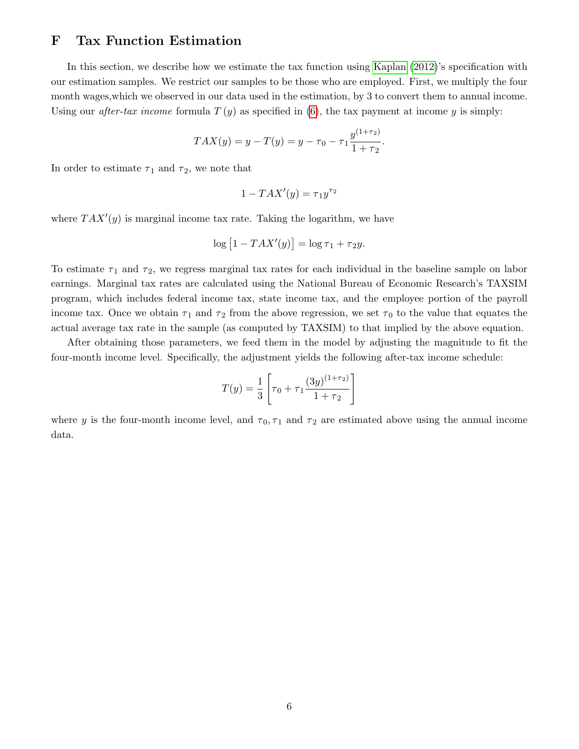# F Tax Function Estimation

In this section, we describe how we estimate the tax function using Kaplan (2012)'s specification with our estimation samples. We restrict our samples to be those who are employed. First, we multiply the four month wages,which we observed in our data used in the estimation, by 3 to convert them to annual income. Using our *after-tax income* formula $T(y)$ as specified in (6), the tax payment at income $y$ is simply:

$$TAX(y) = y - T(y) = y - \tau_0 - \tau_1 \frac{y^{(1+\tau_2)}}{1+\tau_2}.$$

In order to estimate $\tau_1$ and $\tau_2$, we note that

$$1 - TAX'(y) = \tau_1 y^{\tau_2}$$

where $TAX'(y)$ is marginal income tax rate. Taking the logarithm, we have

$$\log\left[1 - TAX'(y)\right] = \log \tau_1 + \tau_2 y.$$

To estimate $\tau_1$ and $\tau_2$, we regress marginal tax rates for each individual in the baseline sample on labor earnings. Marginal tax rates are calculated using the National Bureau of Economic Research's TAXSIM program, which includes federal income tax, state income tax, and the employee portion of the payroll income tax. Once we obtain $\tau_1$ and $\tau_2$ from the above regression, we set $\tau_0$ to the value that equates the actual average tax rate in the sample (as computed by TAXSIM) to that implied by the above equation.

After obtaining those parameters, we feed them in the model by adjusting the magnitude to fit the four-month income level. Specifically, the adjustment yields the following after-tax income schedule:

$$T(y) = \frac{1}{3}\left[\tau_0 + \tau_1 \frac{(3y)^{(1+\tau_2)}}{1+\tau_2}\right]$$

where $y$ is the four-month income level, and $\tau_0, \tau_1$ and $\tau_2$ are estimated above using the annual income data.